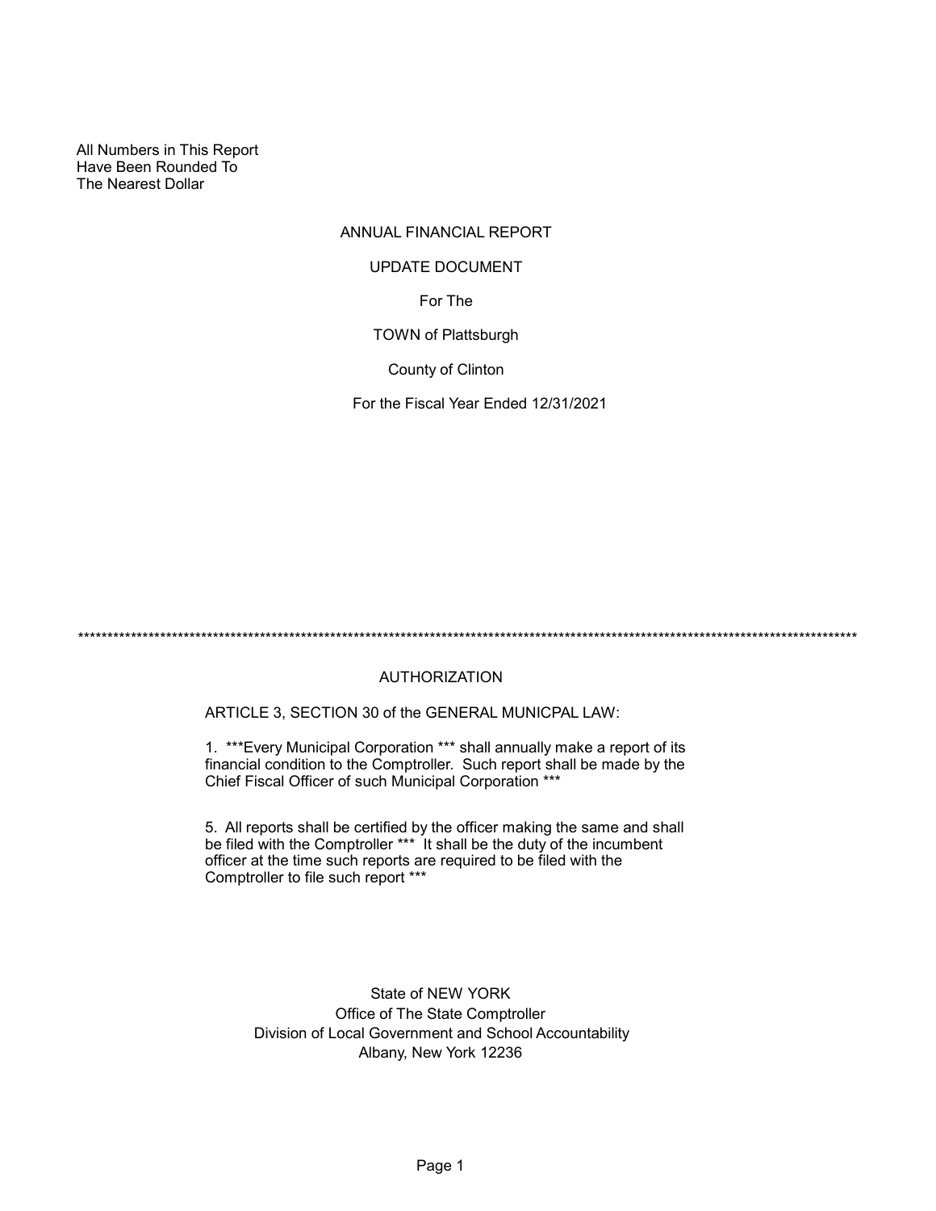All Numbers in This Report
Have Been Rounded To
The Nearest Dollar

# ANNUAL FINANCIAL REPORT

## UPDATE DOCUMENT

For The

TOWN of Plattsburgh

County of Clinton

For the Fiscal Year Ended 12/31/2021

*************************************************************************************************************************************

## AUTHORIZATION

ARTICLE 3, SECTION 30 of the GENERAL MUNICPAL LAW:

1. ***Every Municipal Corporation *** shall annually make a report of its financial condition to the Comptroller. Such report shall be made by the Chief Fiscal Officer of such Municipal Corporation ***

5. All reports shall be certified by the officer making the same and shall be filed with the Comptroller *** It shall be the duty of the incumbent officer at the time such reports are required to be filed with the Comptroller to file such report ***

State of NEW YORK
Office of The State Comptroller
Division of Local Government and School Accountability
Albany, New York 12236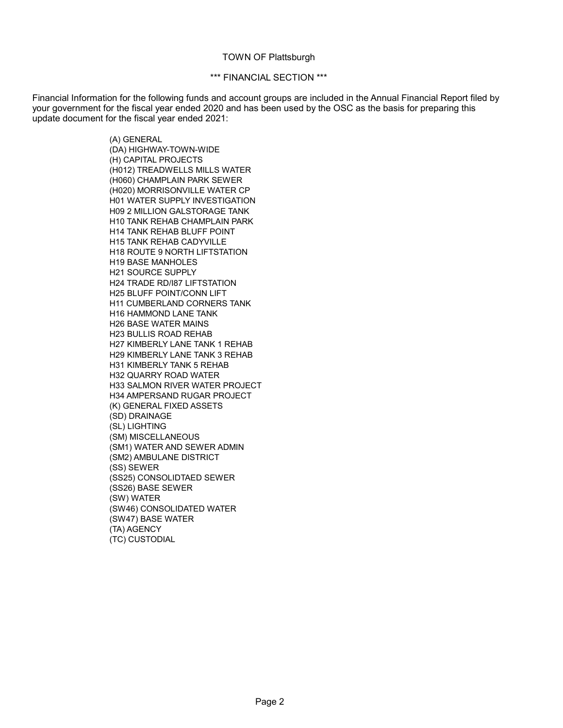TOWN OF Plattsburgh

*** FINANCIAL SECTION ***

Financial Information for the following funds and account groups are included in the Annual Financial Report filed by your government for the fiscal year ended 2020 and has been used by the OSC as the basis for preparing this update document for the fiscal year ended 2021:

(A) GENERAL
(DA) HIGHWAY-TOWN-WIDE
(H) CAPITAL PROJECTS
(H012) TREADWELLS MILLS WATER
(H060) CHAMPLAIN PARK SEWER
(H020) MORRISONVILLE WATER CP
H01 WATER SUPPLY INVESTIGATION
H09 2 MILLION GALSTORAGE TANK
H10 TANK REHAB CHAMPLAIN PARK
H14 TANK REHAB BLUFF POINT
H15 TANK REHAB CADYVILLE
H18 ROUTE 9 NORTH LIFTSTATION
H19 BASE MANHOLES
H21 SOURCE SUPPLY
H24 TRADE RD/I87 LIFTSTATION
H25 BLUFF POINT/CONN LIFT
H11 CUMBERLAND CORNERS TANK
H16 HAMMOND LANE TANK
H26 BASE WATER MAINS
H23 BULLIS ROAD REHAB
H27 KIMBERLY LANE TANK 1 REHAB
H29 KIMBERLY LANE TANK 3 REHAB
H31 KIMBERLY TANK 5 REHAB
H32 QUARRY ROAD WATER
H33 SALMON RIVER WATER PROJECT
H34 AMPERSAND RUGAR PROJECT
(K) GENERAL FIXED ASSETS
(SD) DRAINAGE
(SL) LIGHTING
(SM) MISCELLANEOUS
(SM1) WATER AND SEWER ADMIN
(SM2) AMBULANE DISTRICT
(SS) SEWER
(SS25) CONSOLIDTAED SEWER
(SS26) BASE SEWER
(SW) WATER
(SW46) CONSOLIDATED WATER
(SW47) BASE WATER
(TA) AGENCY
(TC) CUSTODIAL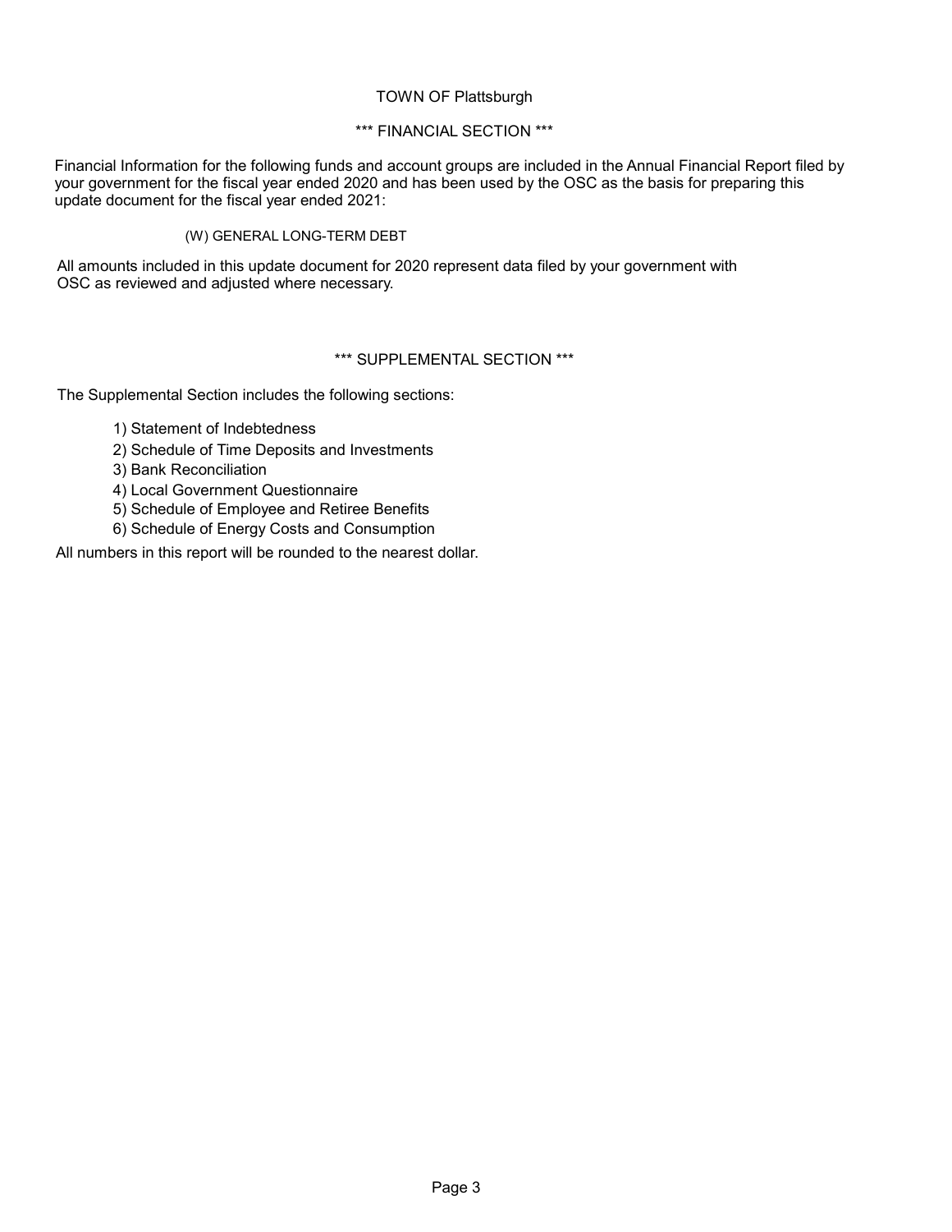TOWN OF Plattsburgh

*** FINANCIAL SECTION ***

Financial Information for the following funds and account groups are included in the Annual Financial Report filed by your government for the fiscal year ended 2020 and has been used by the OSC as the basis for preparing this update document for the fiscal year ended 2021:

(W) GENERAL LONG-TERM DEBT

All amounts included in this update document for 2020 represent data filed by your government with OSC as reviewed and adjusted where necessary.

*** SUPPLEMENTAL SECTION ***

The Supplemental Section includes the following sections:

1) Statement of Indebtedness
2) Schedule of Time Deposits and Investments
3) Bank Reconciliation
4) Local Government Questionnaire
5) Schedule of Employee and Retiree Benefits
6) Schedule of Energy Costs and Consumption

All numbers in this report will be rounded to the nearest dollar.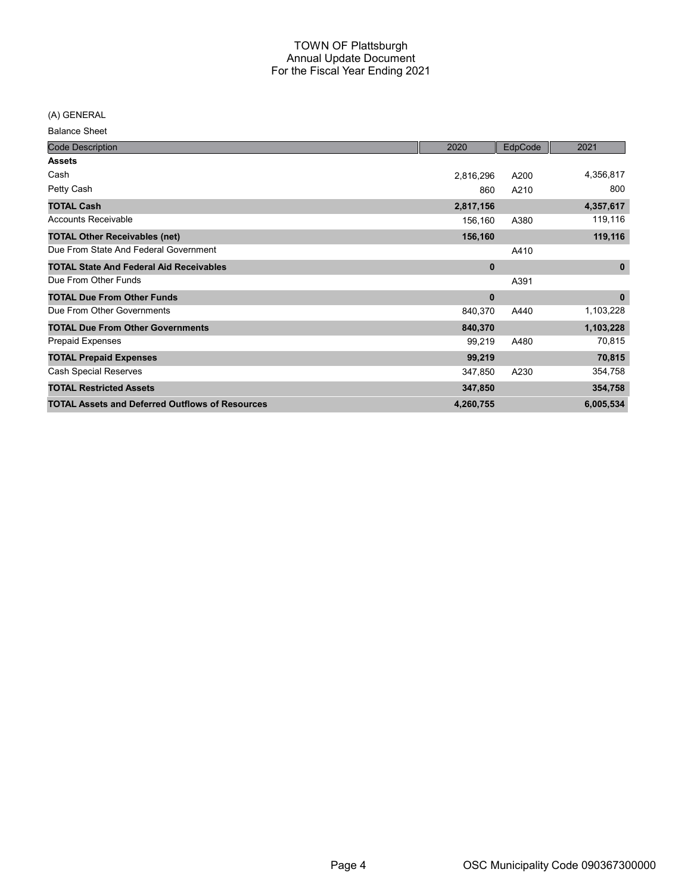# TOWN OF Plattsburgh
## Annual Update Document
## For the Fiscal Year Ending 2021

(A) GENERAL

Balance Sheet

| Code Description | 2020 | EdpCode | 2021 |
|---|---|---|---|
| **Assets** | | | |
| Cash | 2,816,296 | A200 | 4,356,817 |
| Petty Cash | 860 | A210 | 800 |
| **TOTAL Cash** | **2,817,156** | | **4,357,617** |
| Accounts Receivable | 156,160 | A380 | 119,116 |
| **TOTAL Other Receivables (net)** | **156,160** | | **119,116** |
| Due From State And Federal Government | | A410 | |
| **TOTAL State And Federal Aid Receivables** | **0** | | **0** |
| Due From Other Funds | | A391 | |
| **TOTAL Due From Other Funds** | **0** | | **0** |
| Due From Other Governments | 840,370 | A440 | 1,103,228 |
| **TOTAL Due From Other Governments** | **840,370** | | **1,103,228** |
| Prepaid Expenses | 99,219 | A480 | 70,815 |
| **TOTAL Prepaid Expenses** | **99,219** | | **70,815** |
| Cash Special Reserves | 347,850 | A230 | 354,758 |
| **TOTAL Restricted Assets** | **347,850** | | **354,758** |
| **TOTAL Assets and Deferred Outflows of Resources** | **4,260,755** | | **6,005,534** |

OSC Municipality Code 090367300000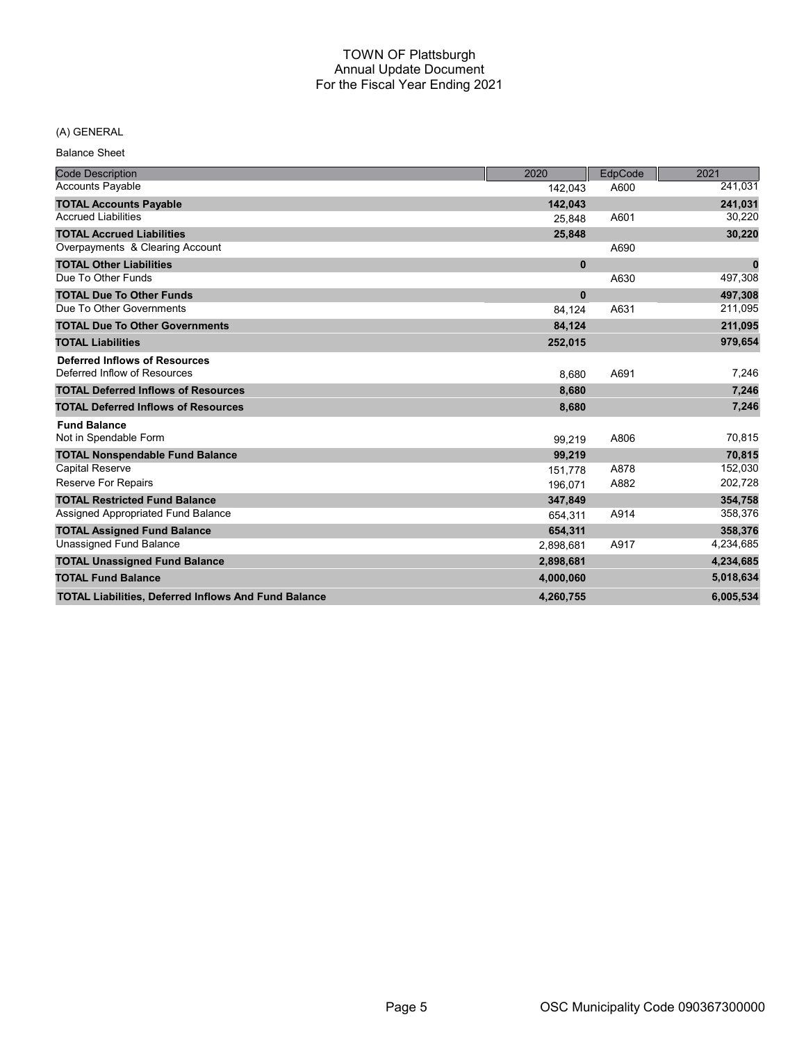# TOWN OF Plattsburgh
## Annual Update Document
## For the Fiscal Year Ending 2021

(A) GENERAL

Balance Sheet

| Code Description | 2020 | EdpCode | 2021 |
|---|---|---|---|
| Accounts Payable | 142,043 | A600 | 241,031 |
| **TOTAL Accounts Payable** | **142,043** | | **241,031** |
| Accrued Liabilities | 25,848 | A601 | 30,220 |
| **TOTAL Accrued Liabilities** | **25,848** | | **30,220** |
| Overpayments & Clearing Account | | A690 | |
| **TOTAL Other Liabilities** | **0** | | **0** |
| Due To Other Funds | | A630 | 497,308 |
| **TOTAL Due To Other Funds** | **0** | | **497,308** |
| Due To Other Governments | 84,124 | A631 | 211,095 |
| **TOTAL Due To Other Governments** | **84,124** | | **211,095** |
| **TOTAL Liabilities** | **252,015** | | **979,654** |
| **Deferred Inflows of Resources** | | | |
| Deferred Inflow of Resources | 8,680 | A691 | 7,246 |
| **TOTAL Deferred Inflows of Resources** | **8,680** | | **7,246** |
| **TOTAL Deferred Inflows of Resources** | **8,680** | | **7,246** |
| **Fund Balance** | | | |
| Not in Spendable Form | 99,219 | A806 | 70,815 |
| **TOTAL Nonspendable Fund Balance** | **99,219** | | **70,815** |
| Capital Reserve | 151,778 | A878 | 152,030 |
| Reserve For Repairs | 196,071 | A882 | 202,728 |
| **TOTAL Restricted Fund Balance** | **347,849** | | **354,758** |
| Assigned Appropriated Fund Balance | 654,311 | A914 | 358,376 |
| **TOTAL Assigned Fund Balance** | **654,311** | | **358,376** |
| Unassigned Fund Balance | 2,898,681 | A917 | 4,234,685 |
| **TOTAL Unassigned Fund Balance** | **2,898,681** | | **4,234,685** |
| **TOTAL Fund Balance** | **4,000,060** | | **5,018,634** |
| **TOTAL Liabilities, Deferred Inflows And Fund Balance** | **4,260,755** | | **6,005,534** |

OSC Municipality Code 090367300000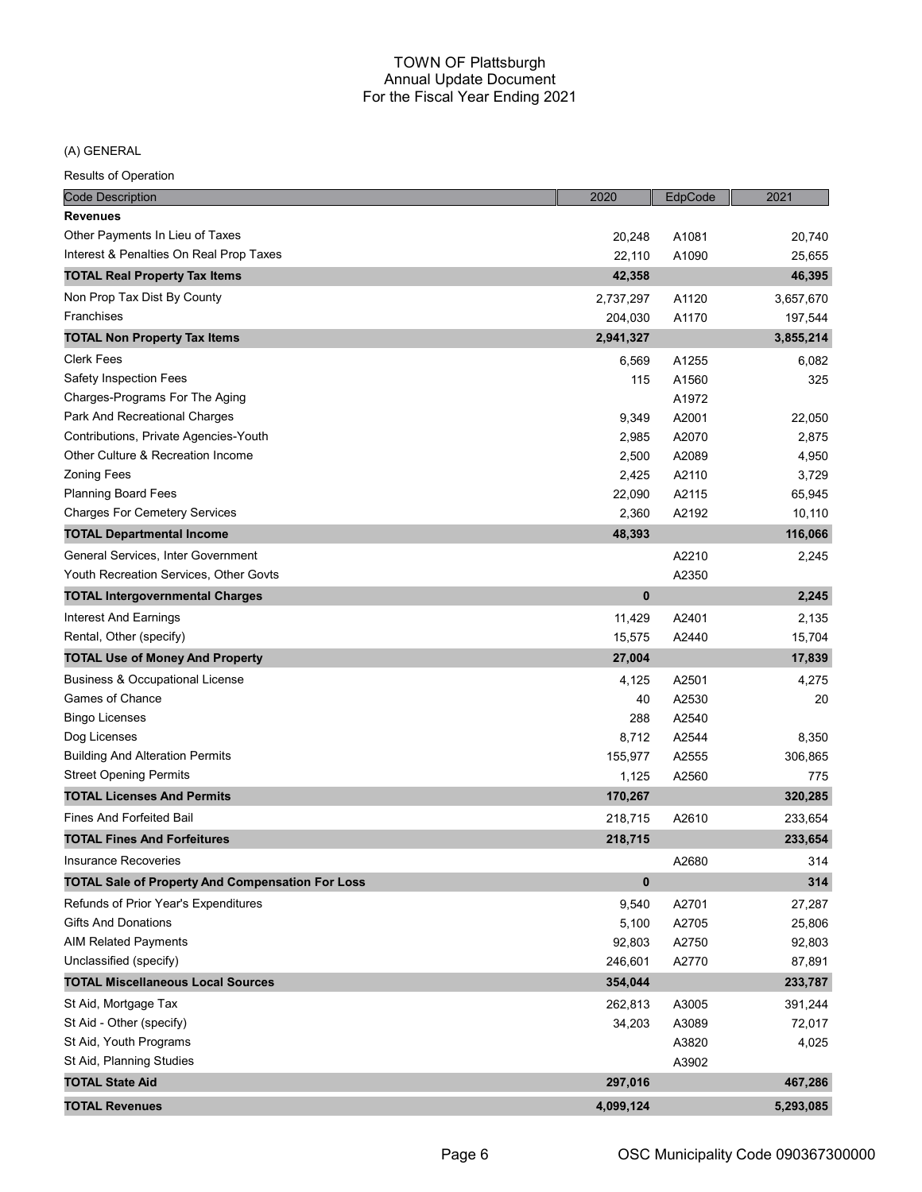# TOWN OF Plattsburgh
## Annual Update Document
## For the Fiscal Year Ending 2021

(A) GENERAL

Results of Operation

| Code Description | 2020 | EdpCode | 2021 |
|---|---|---|---|
| **Revenues** | | | |
| Other Payments In Lieu of Taxes | 20,248 | A1081 | 20,740 |
| Interest & Penalties On Real Prop Taxes | 22,110 | A1090 | 25,655 |
| **TOTAL Real Property Tax Items** | **42,358** | | **46,395** |
| Non Prop Tax Dist By County | 2,737,297 | A1120 | 3,657,670 |
| Franchises | 204,030 | A1170 | 197,544 |
| **TOTAL Non Property Tax Items** | **2,941,327** | | **3,855,214** |
| Clerk Fees | 6,569 | A1255 | 6,082 |
| Safety Inspection Fees | 115 | A1560 | 325 |
| Charges-Programs For The Aging | | A1972 | |
| Park And Recreational Charges | 9,349 | A2001 | 22,050 |
| Contributions, Private Agencies-Youth | 2,985 | A2070 | 2,875 |
| Other Culture & Recreation Income | 2,500 | A2089 | 4,950 |
| Zoning Fees | 2,425 | A2110 | 3,729 |
| Planning Board Fees | 22,090 | A2115 | 65,945 |
| Charges For Cemetery Services | 2,360 | A2192 | 10,110 |
| **TOTAL Departmental Income** | **48,393** | | **116,066** |
| General Services, Inter Government | | A2210 | 2,245 |
| Youth Recreation Services, Other Govts | | A2350 | |
| **TOTAL Intergovernmental Charges** | **0** | | **2,245** |
| Interest And Earnings | 11,429 | A2401 | 2,135 |
| Rental, Other (specify) | 15,575 | A2440 | 15,704 |
| **TOTAL Use of Money And Property** | **27,004** | | **17,839** |
| Business & Occupational License | 4,125 | A2501 | 4,275 |
| Games of Chance | 40 | A2530 | 20 |
| Bingo Licenses | 288 | A2540 | |
| Dog Licenses | 8,712 | A2544 | 8,350 |
| Building And Alteration Permits | 155,977 | A2555 | 306,865 |
| Street Opening Permits | 1,125 | A2560 | 775 |
| **TOTAL Licenses And Permits** | **170,267** | | **320,285** |
| Fines And Forfeited Bail | 218,715 | A2610 | 233,654 |
| **TOTAL Fines And Forfeitures** | **218,715** | | **233,654** |
| Insurance Recoveries | | A2680 | 314 |
| **TOTAL Sale of Property And Compensation For Loss** | **0** | | **314** |
| Refunds of Prior Year's Expenditures | 9,540 | A2701 | 27,287 |
| Gifts And Donations | 5,100 | A2705 | 25,806 |
| AIM Related Payments | 92,803 | A2750 | 92,803 |
| Unclassified (specify) | 246,601 | A2770 | 87,891 |
| **TOTAL Miscellaneous Local Sources** | **354,044** | | **233,787** |
| St Aid, Mortgage Tax | 262,813 | A3005 | 391,244 |
| St Aid - Other (specify) | 34,203 | A3089 | 72,017 |
| St Aid, Youth Programs | | A3820 | 4,025 |
| St Aid, Planning Studies | | A3902 | |
| **TOTAL State Aid** | **297,016** | | **467,286** |
| **TOTAL Revenues** | **4,099,124** | | **5,293,085** |

OSC Municipality Code 090367300000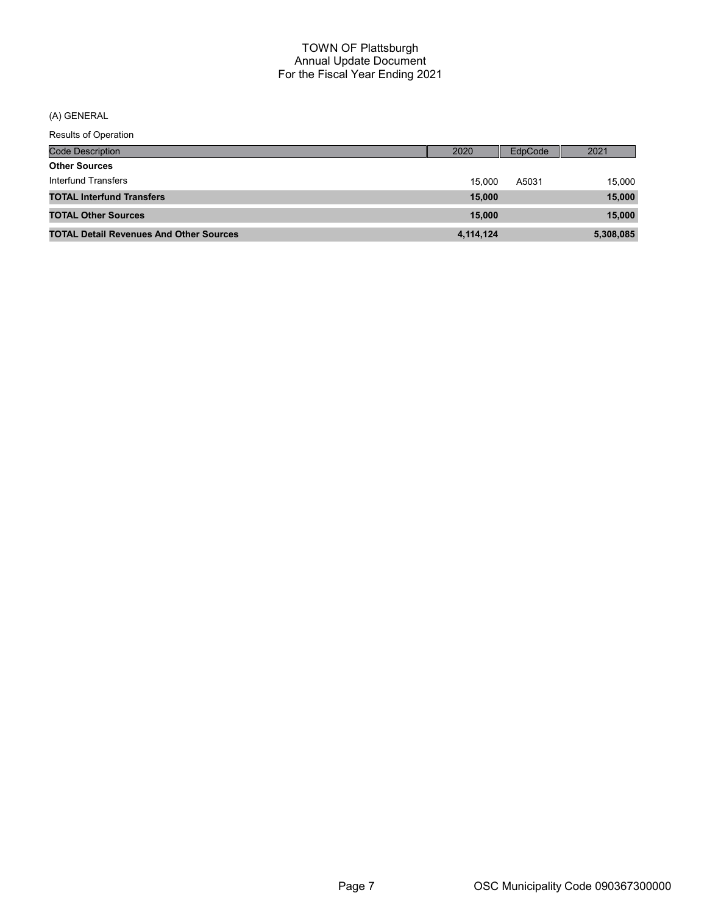# TOWN OF Plattsburgh
## Annual Update Document
## For the Fiscal Year Ending 2021

(A) GENERAL

Results of Operation

| Code Description | 2020 | EdpCode | 2021 |
|---|---|---|---|
| **Other Sources** | | | |
| Interfund Transfers | 15,000 | A5031 | 15,000 |
| **TOTAL Interfund Transfers** | **15,000** | | **15,000** |
| **TOTAL Other Sources** | **15,000** | | **15,000** |
| **TOTAL Detail Revenues And Other Sources** | **4,114,124** | | **5,308,085** |

OSC Municipality Code 090367300000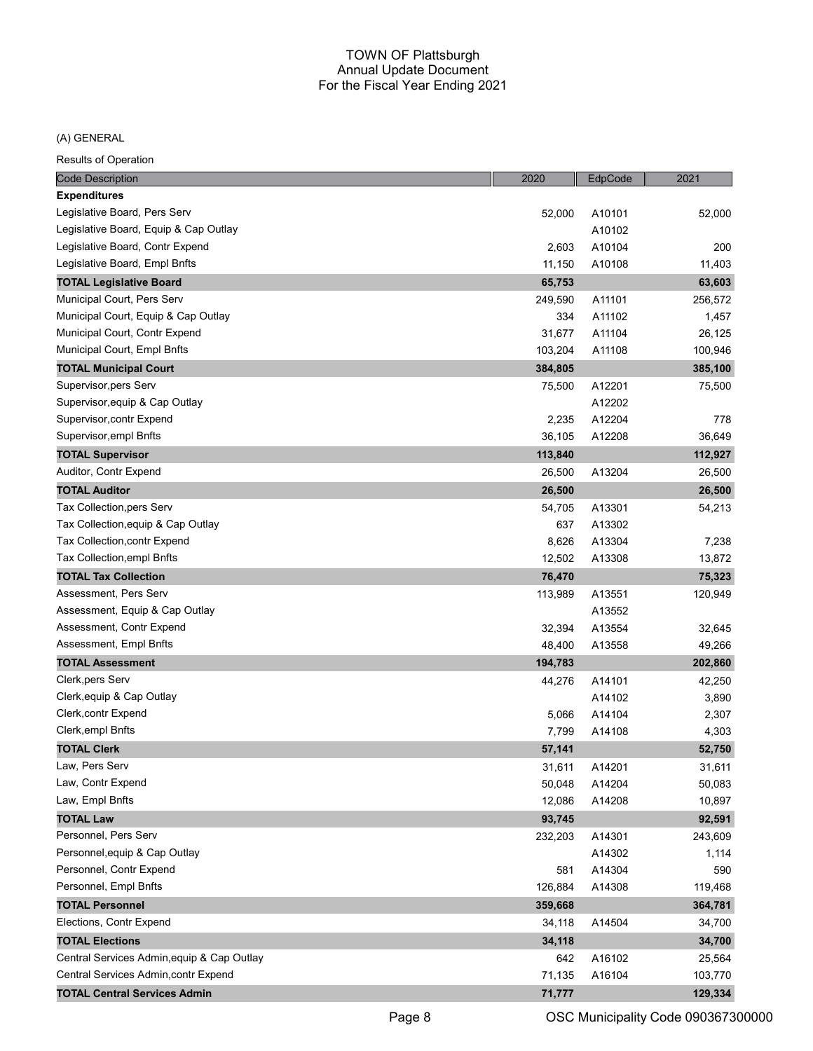# TOWN OF Plattsburgh
## Annual Update Document
## For the Fiscal Year Ending 2021

(A) GENERAL

Results of Operation

| Code Description | 2020 | EdpCode | 2021 |
|---|---|---|---|
| **Expenditures** | | | |
| Legislative Board, Pers Serv | 52,000 | A10101 | 52,000 |
| Legislative Board, Equip & Cap Outlay | | A10102 | |
| Legislative Board, Contr Expend | 2,603 | A10104 | 200 |
| Legislative Board, Empl Bnfts | 11,150 | A10108 | 11,403 |
| **TOTAL Legislative Board** | **65,753** | | **63,603** |
| Municipal Court, Pers Serv | 249,590 | A11101 | 256,572 |
| Municipal Court, Equip & Cap Outlay | 334 | A11102 | 1,457 |
| Municipal Court, Contr Expend | 31,677 | A11104 | 26,125 |
| Municipal Court, Empl Bnfts | 103,204 | A11108 | 100,946 |
| **TOTAL Municipal Court** | **384,805** | | **385,100** |
| Supervisor,pers Serv | 75,500 | A12201 | 75,500 |
| Supervisor,equip & Cap Outlay | | A12202 | |
| Supervisor,contr Expend | 2,235 | A12204 | 778 |
| Supervisor,empl Bnfts | 36,105 | A12208 | 36,649 |
| **TOTAL Supervisor** | **113,840** | | **112,927** |
| Auditor, Contr Expend | 26,500 | A13204 | 26,500 |
| **TOTAL Auditor** | **26,500** | | **26,500** |
| Tax Collection,pers Serv | 54,705 | A13301 | 54,213 |
| Tax Collection,equip & Cap Outlay | 637 | A13302 | |
| Tax Collection,contr Expend | 8,626 | A13304 | 7,238 |
| Tax Collection,empl Bnfts | 12,502 | A13308 | 13,872 |
| **TOTAL Tax Collection** | **76,470** | | **75,323** |
| Assessment, Pers Serv | 113,989 | A13551 | 120,949 |
| Assessment, Equip & Cap Outlay | | A13552 | |
| Assessment, Contr Expend | 32,394 | A13554 | 32,645 |
| Assessment, Empl Bnfts | 48,400 | A13558 | 49,266 |
| **TOTAL Assessment** | **194,783** | | **202,860** |
| Clerk,pers Serv | 44,276 | A14101 | 42,250 |
| Clerk,equip & Cap Outlay | | A14102 | 3,890 |
| Clerk,contr Expend | 5,066 | A14104 | 2,307 |
| Clerk,empl Bnfts | 7,799 | A14108 | 4,303 |
| **TOTAL Clerk** | **57,141** | | **52,750** |
| Law, Pers Serv | 31,611 | A14201 | 31,611 |
| Law, Contr Expend | 50,048 | A14204 | 50,083 |
| Law, Empl Bnfts | 12,086 | A14208 | 10,897 |
| **TOTAL Law** | **93,745** | | **92,591** |
| Personnel, Pers Serv | 232,203 | A14301 | 243,609 |
| Personnel,equip & Cap Outlay | | A14302 | 1,114 |
| Personnel, Contr Expend | 581 | A14304 | 590 |
| Personnel, Empl Bnfts | 126,884 | A14308 | 119,468 |
| **TOTAL Personnel** | **359,668** | | **364,781** |
| Elections, Contr Expend | 34,118 | A14504 | 34,700 |
| **TOTAL Elections** | **34,118** | | **34,700** |
| Central Services Admin,equip & Cap Outlay | 642 | A16102 | 25,564 |
| Central Services Admin,contr Expend | 71,135 | A16104 | 103,770 |
| **TOTAL Central Services Admin** | **71,777** | | **129,334** |

OSC Municipality Code 090367300000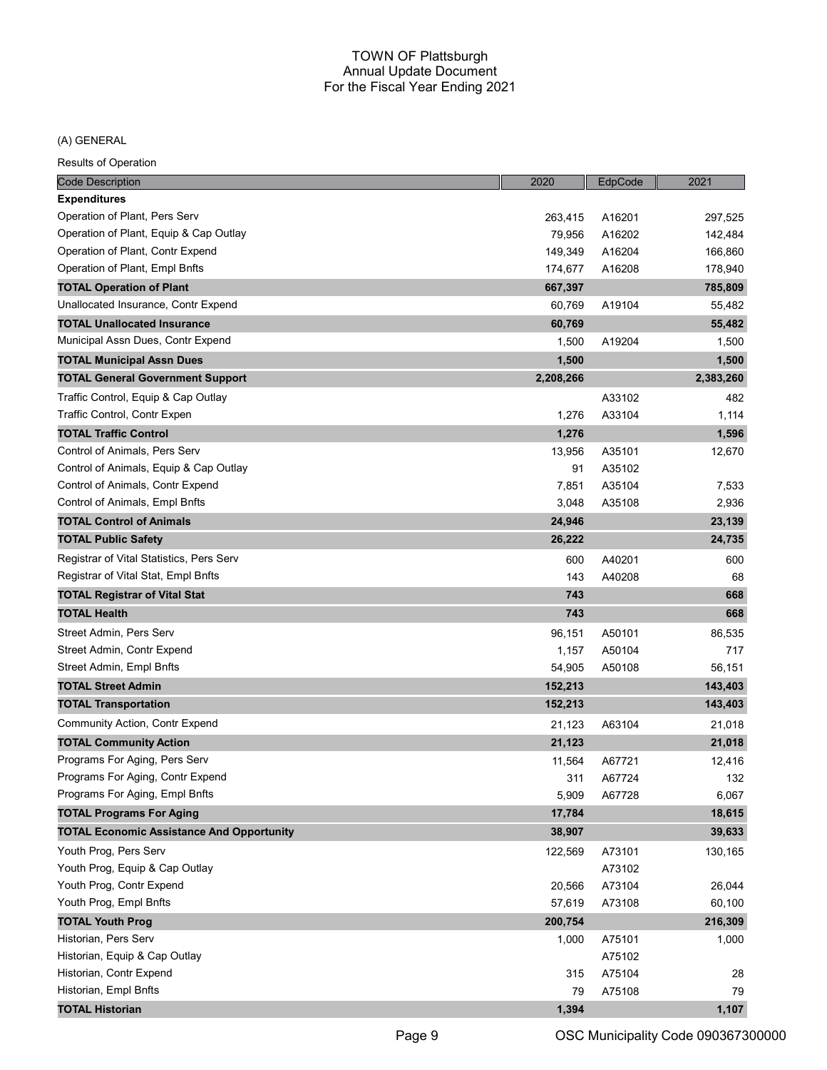TOWN OF Plattsburgh
Annual Update Document
For the Fiscal Year Ending 2021

(A) GENERAL

Results of Operation

| Code Description | 2020 | EdpCode | 2021 |
|---|---|---|---|
| **Expenditures** | | | |
| Operation of Plant, Pers Serv | 263,415 | A16201 | 297,525 |
| Operation of Plant, Equip & Cap Outlay | 79,956 | A16202 | 142,484 |
| Operation of Plant, Contr Expend | 149,349 | A16204 | 166,860 |
| Operation of Plant, Empl Bnfts | 174,677 | A16208 | 178,940 |
| **TOTAL Operation of Plant** | **667,397** | | **785,809** |
| Unallocated Insurance, Contr Expend | 60,769 | A19104 | 55,482 |
| **TOTAL Unallocated Insurance** | **60,769** | | **55,482** |
| Municipal Assn Dues, Contr Expend | 1,500 | A19204 | 1,500 |
| **TOTAL Municipal Assn Dues** | **1,500** | | **1,500** |
| **TOTAL General Government Support** | **2,208,266** | | **2,383,260** |
| Traffic Control, Equip & Cap Outlay | | A33102 | 482 |
| Traffic Control, Contr Expen | 1,276 | A33104 | 1,114 |
| **TOTAL Traffic Control** | **1,276** | | **1,596** |
| Control of Animals, Pers Serv | 13,956 | A35101 | 12,670 |
| Control of Animals, Equip & Cap Outlay | 91 | A35102 | |
| Control of Animals, Contr Expend | 7,851 | A35104 | 7,533 |
| Control of Animals, Empl Bnfts | 3,048 | A35108 | 2,936 |
| **TOTAL Control of Animals** | **24,946** | | **23,139** |
| **TOTAL Public Safety** | **26,222** | | **24,735** |
| Registrar of Vital Statistics, Pers Serv | 600 | A40201 | 600 |
| Registrar of Vital Stat, Empl Bnfts | 143 | A40208 | 68 |
| **TOTAL Registrar of Vital Stat** | **743** | | **668** |
| **TOTAL Health** | **743** | | **668** |
| Street Admin, Pers Serv | 96,151 | A50101 | 86,535 |
| Street Admin, Contr Expend | 1,157 | A50104 | 717 |
| Street Admin, Empl Bnfts | 54,905 | A50108 | 56,151 |
| **TOTAL Street Admin** | **152,213** | | **143,403** |
| **TOTAL Transportation** | **152,213** | | **143,403** |
| Community Action, Contr Expend | 21,123 | A63104 | 21,018 |
| **TOTAL Community Action** | **21,123** | | **21,018** |
| Programs For Aging, Pers Serv | 11,564 | A67721 | 12,416 |
| Programs For Aging, Contr Expend | 311 | A67724 | 132 |
| Programs For Aging, Empl Bnfts | 5,909 | A67728 | 6,067 |
| **TOTAL Programs For Aging** | **17,784** | | **18,615** |
| **TOTAL Economic Assistance And Opportunity** | **38,907** | | **39,633** |
| Youth Prog, Pers Serv | 122,569 | A73101 | 130,165 |
| Youth Prog, Equip & Cap Outlay | | A73102 | |
| Youth Prog, Contr Expend | 20,566 | A73104 | 26,044 |
| Youth Prog, Empl Bnfts | 57,619 | A73108 | 60,100 |
| **TOTAL Youth Prog** | **200,754** | | **216,309** |
| Historian, Pers Serv | 1,000 | A75101 | 1,000 |
| Historian, Equip & Cap Outlay | | A75102 | |
| Historian, Contr Expend | 315 | A75104 | 28 |
| Historian, Empl Bnfts | 79 | A75108 | 79 |
| **TOTAL Historian** | **1,394** | | **1,107** |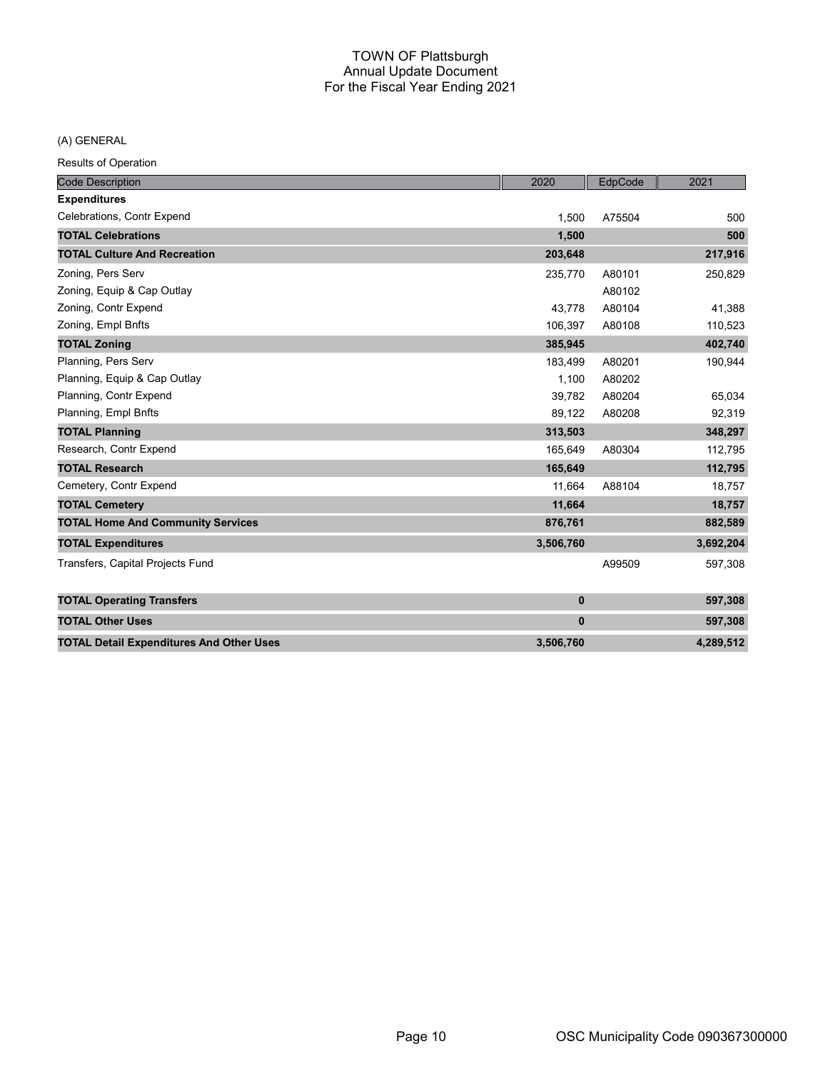# TOWN OF Plattsburgh
## Annual Update Document
## For the Fiscal Year Ending 2021

(A) GENERAL

Results of Operation

| Code Description | 2020 | EdpCode | 2021 |
|---|---|---|---|
| **Expenditures** | | | |
| Celebrations, Contr Expend | 1,500 | A75504 | 500 |
| **TOTAL Celebrations** | **1,500** | | **500** |
| **TOTAL Culture And Recreation** | **203,648** | | **217,916** |
| Zoning, Pers Serv | 235,770 | A80101 | 250,829 |
| Zoning, Equip & Cap Outlay | | A80102 | |
| Zoning, Contr Expend | 43,778 | A80104 | 41,388 |
| Zoning, Empl Bnfts | 106,397 | A80108 | 110,523 |
| **TOTAL Zoning** | **385,945** | | **402,740** |
| Planning, Pers Serv | 183,499 | A80201 | 190,944 |
| Planning, Equip & Cap Outlay | 1,100 | A80202 | |
| Planning, Contr Expend | 39,782 | A80204 | 65,034 |
| Planning, Empl Bnfts | 89,122 | A80208 | 92,319 |
| **TOTAL Planning** | **313,503** | | **348,297** |
| Research, Contr Expend | 165,649 | A80304 | 112,795 |
| **TOTAL Research** | **165,649** | | **112,795** |
| Cemetery, Contr Expend | 11,664 | A88104 | 18,757 |
| **TOTAL Cemetery** | **11,664** | | **18,757** |
| **TOTAL Home And Community Services** | **876,761** | | **882,589** |
| **TOTAL Expenditures** | **3,506,760** | | **3,692,204** |
| Transfers, Capital Projects Fund | | A99509 | 597,308 |
| **TOTAL Operating Transfers** | **0** | | **597,308** |
| **TOTAL Other Uses** | **0** | | **597,308** |
| **TOTAL Detail Expenditures And Other Uses** | **3,506,760** | | **4,289,512** |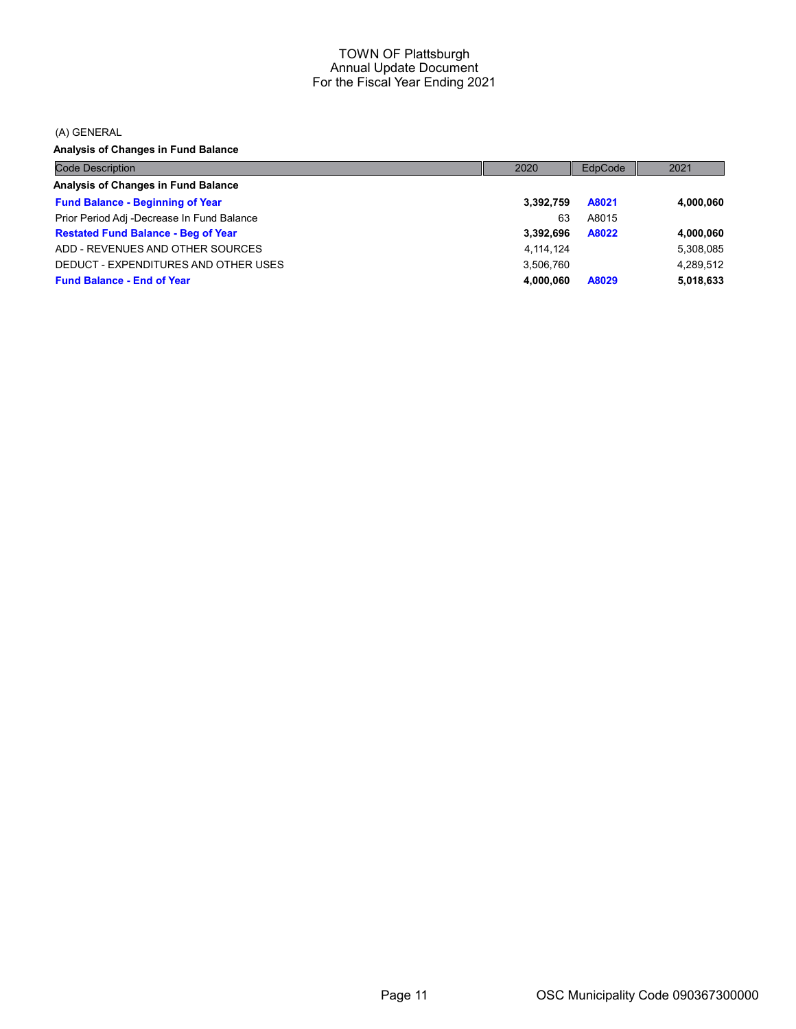# TOWN OF Plattsburgh
## Annual Update Document
## For the Fiscal Year Ending 2021

(A) GENERAL

**Analysis of Changes in Fund Balance**

| Code Description | 2020 | EdpCode | 2021 |
|---|---|---|---|
| **Analysis of Changes in Fund Balance** | | | |
| **Fund Balance - Beginning of Year** | **3,392,759** | **A8021** | **4,000,060** |
| Prior Period Adj -Decrease In Fund Balance | 63 | A8015 | |
| **Restated Fund Balance - Beg of Year** | **3,392,696** | **A8022** | **4,000,060** |
| ADD - REVENUES AND OTHER SOURCES | 4,114,124 | | 5,308,085 |
| DEDUCT - EXPENDITURES AND OTHER USES | 3,506,760 | | 4,289,512 |
| **Fund Balance - End of Year** | **4,000,060** | **A8029** | **5,018,633** |

OSC Municipality Code 090367300000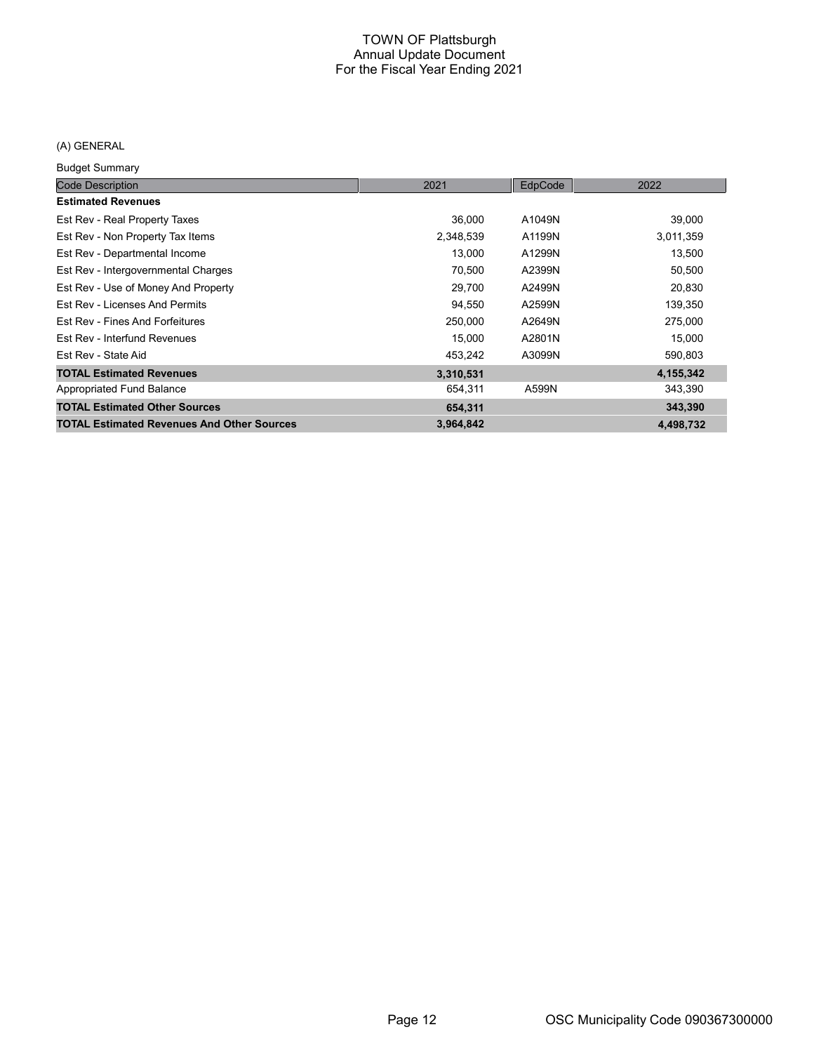# TOWN OF Plattsburgh
## Annual Update Document
## For the Fiscal Year Ending 2021

(A) GENERAL

Budget Summary

| Code Description | 2021 | EdpCode | 2022 |
|---|---|---|---|
| **Estimated Revenues** | | | |
| Est Rev - Real Property Taxes | 36,000 | A1049N | 39,000 |
| Est Rev - Non Property Tax Items | 2,348,539 | A1199N | 3,011,359 |
| Est Rev - Departmental Income | 13,000 | A1299N | 13,500 |
| Est Rev - Intergovernmental Charges | 70,500 | A2399N | 50,500 |
| Est Rev - Use of Money And Property | 29,700 | A2499N | 20,830 |
| Est Rev - Licenses And Permits | 94,550 | A2599N | 139,350 |
| Est Rev - Fines And Forfeitures | 250,000 | A2649N | 275,000 |
| Est Rev - Interfund Revenues | 15,000 | A2801N | 15,000 |
| Est Rev - State Aid | 453,242 | A3099N | 590,803 |
| **TOTAL Estimated Revenues** | **3,310,531** | | **4,155,342** |
| Appropriated Fund Balance | 654,311 | A599N | 343,390 |
| **TOTAL Estimated Other Sources** | **654,311** | | **343,390** |
| **TOTAL Estimated Revenues And Other Sources** | **3,964,842** | | **4,498,732** |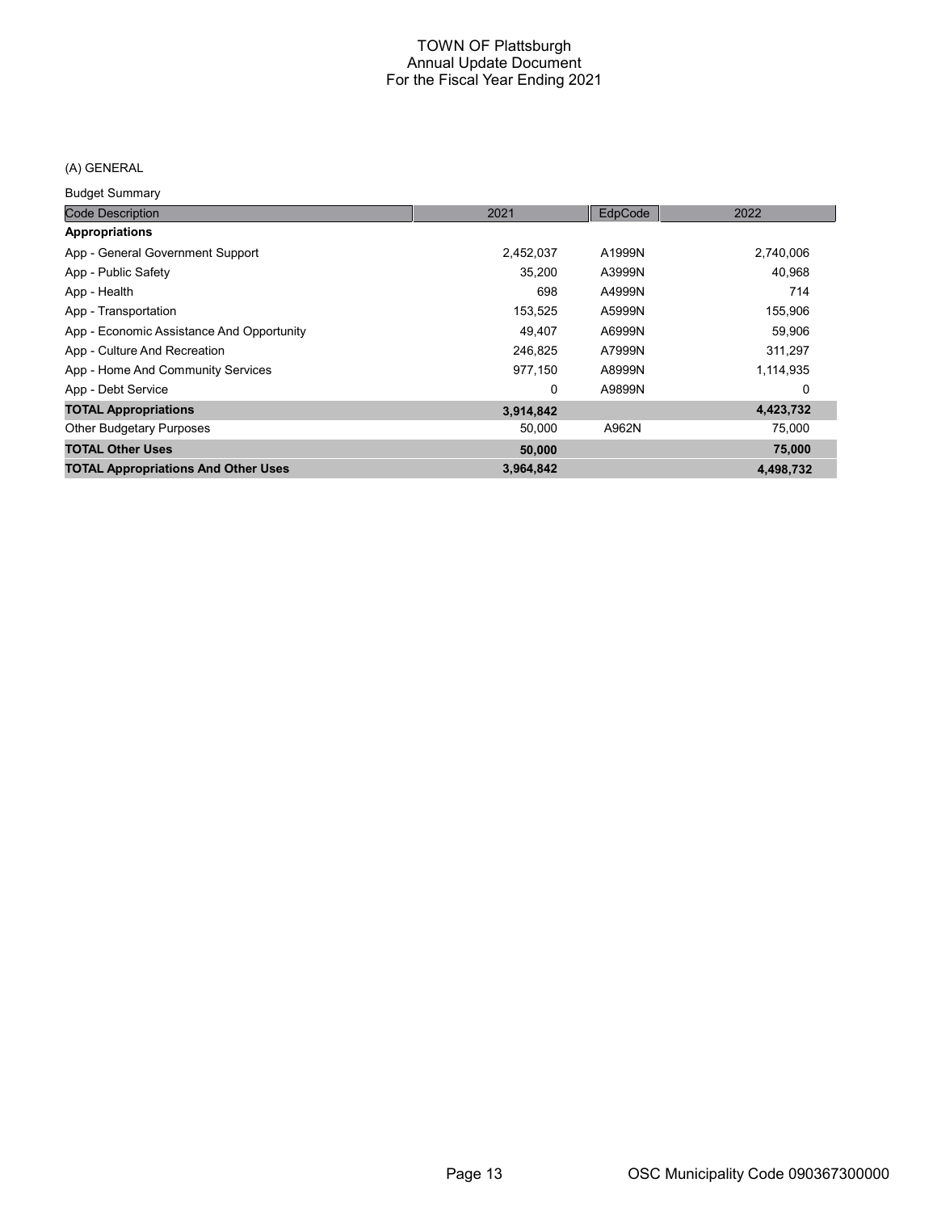# TOWN OF Plattsburgh
## Annual Update Document
## For the Fiscal Year Ending 2021

(A) GENERAL

Budget Summary

| Code Description | 2021 | EdpCode | 2022 |
|---|---|---|---|
| **Appropriations** | | | |
| App - General Government Support | 2,452,037 | A1999N | 2,740,006 |
| App - Public Safety | 35,200 | A3999N | 40,968 |
| App - Health | 698 | A4999N | 714 |
| App - Transportation | 153,525 | A5999N | 155,906 |
| App - Economic Assistance And Opportunity | 49,407 | A6999N | 59,906 |
| App - Culture And Recreation | 246,825 | A7999N | 311,297 |
| App - Home And Community Services | 977,150 | A8999N | 1,114,935 |
| App - Debt Service | 0 | A9899N | 0 |
| **TOTAL Appropriations** | **3,914,842** | | **4,423,732** |
| Other Budgetary Purposes | 50,000 | A962N | 75,000 |
| **TOTAL Other Uses** | **50,000** | | **75,000** |
| **TOTAL Appropriations And Other Uses** | **3,964,842** | | **4,498,732** |

OSC Municipality Code 090367300000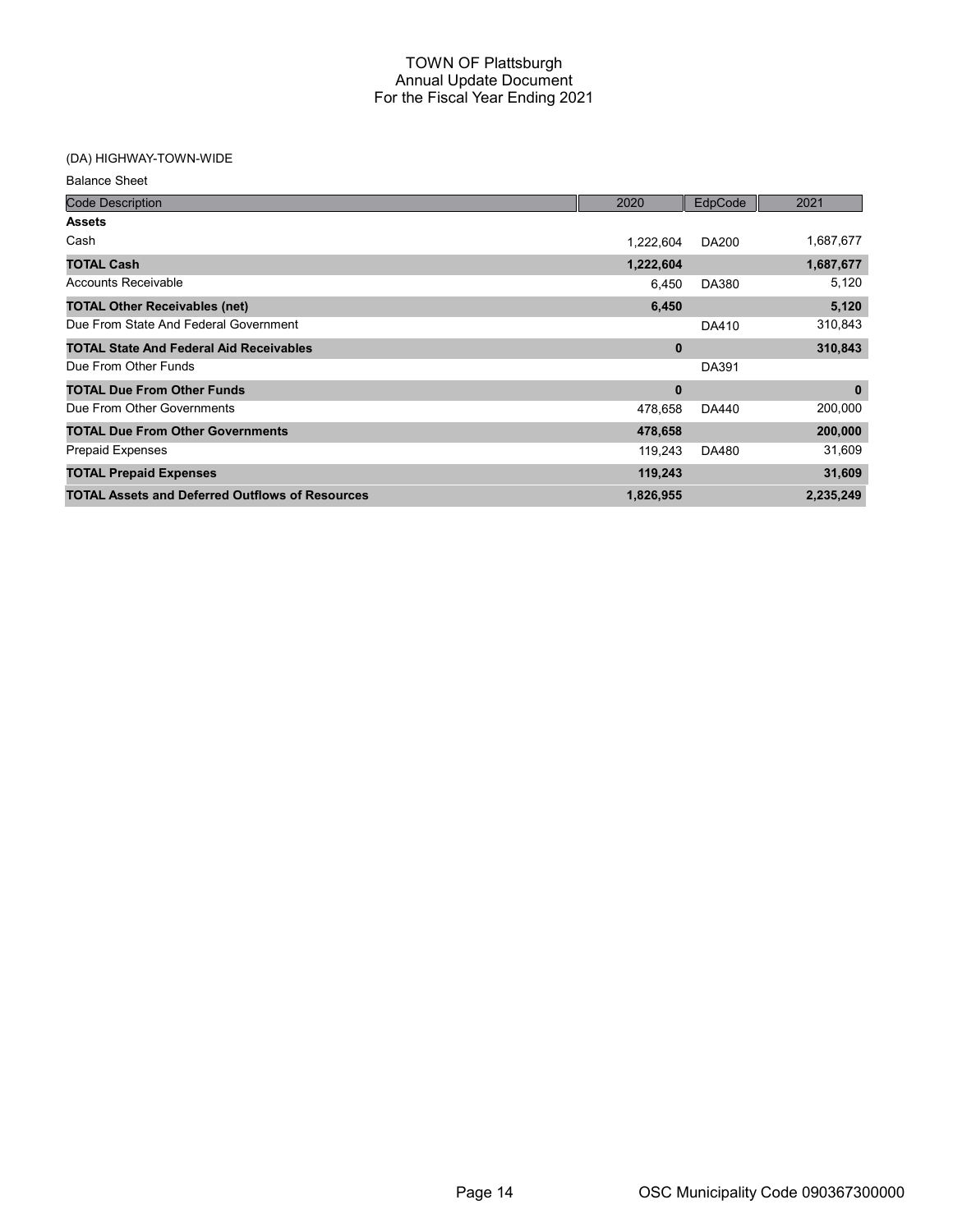# TOWN OF Plattsburgh
## Annual Update Document
## For the Fiscal Year Ending 2021

(DA) HIGHWAY-TOWN-WIDE

Balance Sheet

| Code Description | 2020 | EdpCode | 2021 |
|---|---|---|---|
| **Assets** | | | |
| Cash | 1,222,604 | DA200 | 1,687,677 |
| **TOTAL Cash** | **1,222,604** | | **1,687,677** |
| Accounts Receivable | 6,450 | DA380 | 5,120 |
| **TOTAL Other Receivables (net)** | **6,450** | | **5,120** |
| Due From State And Federal Government | | DA410 | 310,843 |
| **TOTAL State And Federal Aid Receivables** | **0** | | **310,843** |
| Due From Other Funds | | DA391 | |
| **TOTAL Due From Other Funds** | **0** | | **0** |
| Due From Other Governments | 478,658 | DA440 | 200,000 |
| **TOTAL Due From Other Governments** | **478,658** | | **200,000** |
| Prepaid Expenses | 119,243 | DA480 | 31,609 |
| **TOTAL Prepaid Expenses** | **119,243** | | **31,609** |
| **TOTAL Assets and Deferred Outflows of Resources** | **1,826,955** | | **2,235,249** |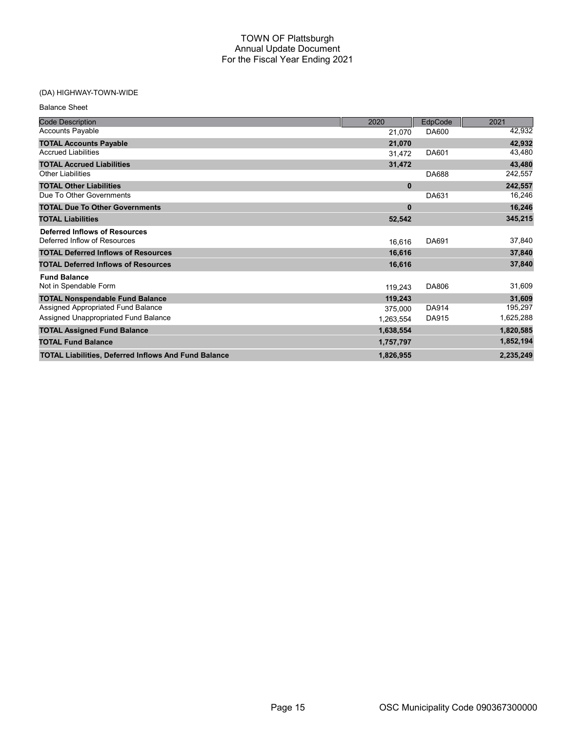# TOWN OF Plattsburgh
## Annual Update Document
## For the Fiscal Year Ending 2021

(DA) HIGHWAY-TOWN-WIDE

Balance Sheet

| Code Description | 2020 | EdpCode | 2021 |
|---|---|---|---|
| Accounts Payable | 21,070 | DA600 | 42,932 |
| **TOTAL Accounts Payable** | **21,070** | | **42,932** |
| Accrued Liabilities | 31,472 | DA601 | 43,480 |
| **TOTAL Accrued Liabilities** | **31,472** | | **43,480** |
| Other Liabilities | | DA688 | 242,557 |
| **TOTAL Other Liabilities** | **0** | | **242,557** |
| Due To Other Governments | | DA631 | 16,246 |
| **TOTAL Due To Other Governments** | **0** | | **16,246** |
| **TOTAL Liabilities** | **52,542** | | **345,215** |
| **Deferred Inflows of Resources** | | | |
| Deferred Inflow of Resources | 16,616 | DA691 | 37,840 |
| **TOTAL Deferred Inflows of Resources** | **16,616** | | **37,840** |
| **TOTAL Deferred Inflows of Resources** | **16,616** | | **37,840** |
| **Fund Balance** | | | |
| Not in Spendable Form | 119,243 | DA806 | 31,609 |
| **TOTAL Nonspendable Fund Balance** | **119,243** | | **31,609** |
| Assigned Appropriated Fund Balance | 375,000 | DA914 | 195,297 |
| Assigned Unappropriated Fund Balance | 1,263,554 | DA915 | 1,625,288 |
| **TOTAL Assigned Fund Balance** | **1,638,554** | | **1,820,585** |
| **TOTAL Fund Balance** | **1,757,797** | | **1,852,194** |
| **TOTAL Liabilities, Deferred Inflows And Fund Balance** | **1,826,955** | | **2,235,249** |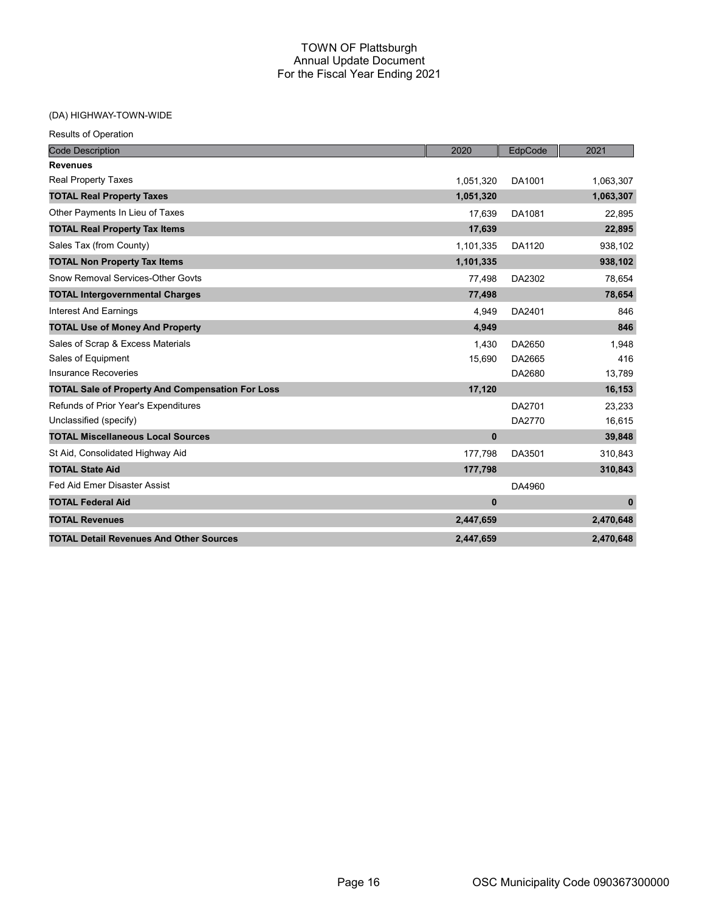# TOWN OF Plattsburgh
## Annual Update Document
## For the Fiscal Year Ending 2021

(DA) HIGHWAY-TOWN-WIDE

Results of Operation

| Code Description | 2020 | EdpCode | 2021 |
|---|---|---|---|
| **Revenues** | | | |
| Real Property Taxes | 1,051,320 | DA1001 | 1,063,307 |
| **TOTAL Real Property Taxes** | **1,051,320** | | **1,063,307** |
| Other Payments In Lieu of Taxes | 17,639 | DA1081 | 22,895 |
| **TOTAL Real Property Tax Items** | **17,639** | | **22,895** |
| Sales Tax (from County) | 1,101,335 | DA1120 | 938,102 |
| **TOTAL Non Property Tax Items** | **1,101,335** | | **938,102** |
| Snow Removal Services-Other Govts | 77,498 | DA2302 | 78,654 |
| **TOTAL Intergovernmental Charges** | **77,498** | | **78,654** |
| Interest And Earnings | 4,949 | DA2401 | 846 |
| **TOTAL Use of Money And Property** | **4,949** | | **846** |
| Sales of Scrap & Excess Materials | 1,430 | DA2650 | 1,948 |
| Sales of Equipment | 15,690 | DA2665 | 416 |
| Insurance Recoveries | | DA2680 | 13,789 |
| **TOTAL Sale of Property And Compensation For Loss** | **17,120** | | **16,153** |
| Refunds of Prior Year's Expenditures | | DA2701 | 23,233 |
| Unclassified (specify) | | DA2770 | 16,615 |
| **TOTAL Miscellaneous Local Sources** | **0** | | **39,848** |
| St Aid, Consolidated Highway Aid | 177,798 | DA3501 | 310,843 |
| **TOTAL State Aid** | **177,798** | | **310,843** |
| Fed Aid Emer Disaster Assist | | DA4960 | |
| **TOTAL Federal Aid** | **0** | | **0** |
| **TOTAL Revenues** | **2,447,659** | | **2,470,648** |
| **TOTAL Detail Revenues And Other Sources** | **2,447,659** | | **2,470,648** |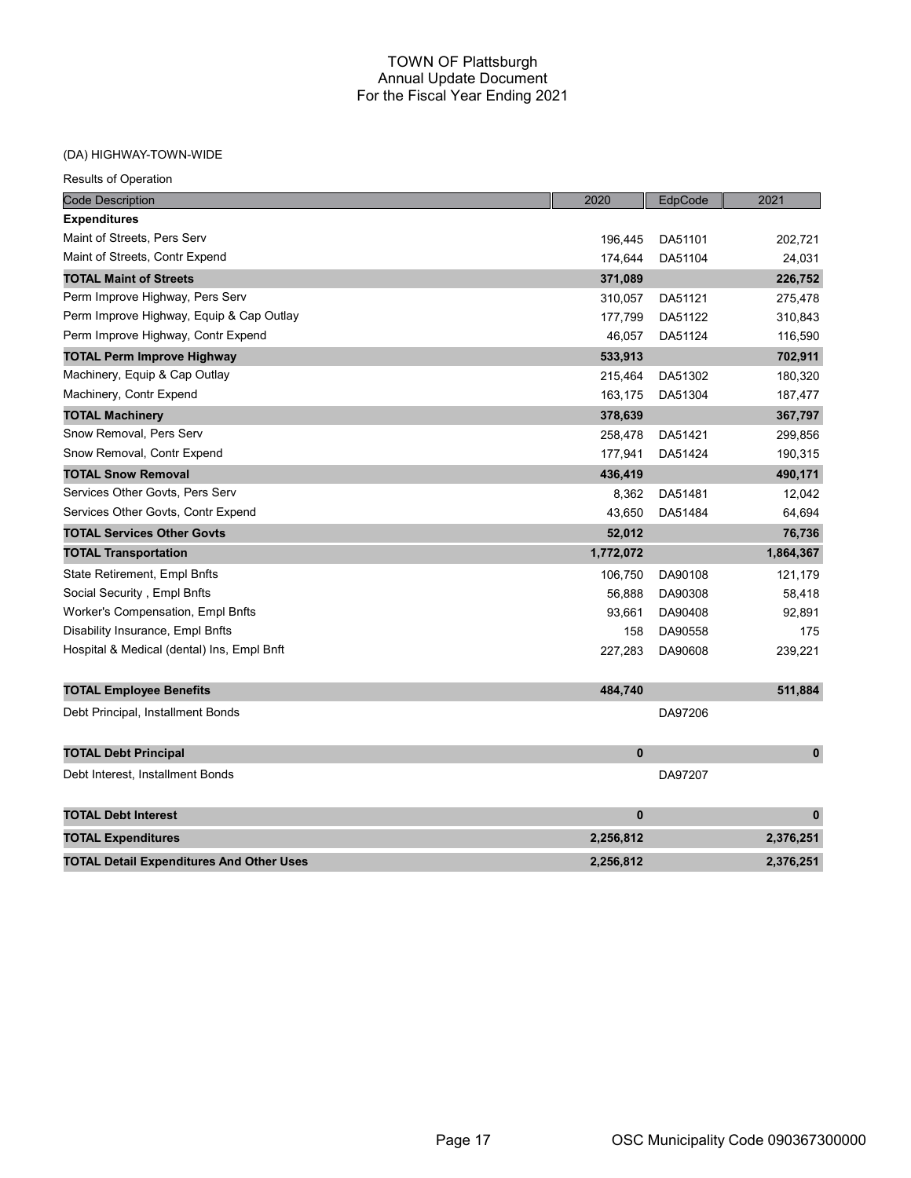# TOWN OF Plattsburgh
## Annual Update Document
## For the Fiscal Year Ending 2021

### (DA) HIGHWAY-TOWN-WIDE

Results of Operation

| Code Description | 2020 | EdpCode | 2021 |
|---|---|---|---|
| **Expenditures** | | | |
| Maint of Streets, Pers Serv | 196,445 | DA51101 | 202,721 |
| Maint of Streets, Contr Expend | 174,644 | DA51104 | 24,031 |
| **TOTAL Maint of Streets** | **371,089** | | **226,752** |
| Perm Improve Highway, Pers Serv | 310,057 | DA51121 | 275,478 |
| Perm Improve Highway, Equip & Cap Outlay | 177,799 | DA51122 | 310,843 |
| Perm Improve Highway, Contr Expend | 46,057 | DA51124 | 116,590 |
| **TOTAL Perm Improve Highway** | **533,913** | | **702,911** |
| Machinery, Equip & Cap Outlay | 215,464 | DA51302 | 180,320 |
| Machinery, Contr Expend | 163,175 | DA51304 | 187,477 |
| **TOTAL Machinery** | **378,639** | | **367,797** |
| Snow Removal, Pers Serv | 258,478 | DA51421 | 299,856 |
| Snow Removal, Contr Expend | 177,941 | DA51424 | 190,315 |
| **TOTAL Snow Removal** | **436,419** | | **490,171** |
| Services Other Govts, Pers Serv | 8,362 | DA51481 | 12,042 |
| Services Other Govts, Contr Expend | 43,650 | DA51484 | 64,694 |
| **TOTAL Services Other Govts** | **52,012** | | **76,736** |
| **TOTAL Transportation** | **1,772,072** | | **1,864,367** |
| State Retirement, Empl Bnfts | 106,750 | DA90108 | 121,179 |
| Social Security , Empl Bnfts | 56,888 | DA90308 | 58,418 |
| Worker's Compensation, Empl Bnfts | 93,661 | DA90408 | 92,891 |
| Disability Insurance, Empl Bnfts | 158 | DA90558 | 175 |
| Hospital & Medical (dental) Ins, Empl Bnft | 227,283 | DA90608 | 239,221 |
| **TOTAL Employee Benefits** | **484,740** | | **511,884** |
| Debt Principal, Installment Bonds | | DA97206 | |
| **TOTAL Debt Principal** | **0** | | **0** |
| Debt Interest, Installment Bonds | | DA97207 | |
| **TOTAL Debt Interest** | **0** | | **0** |
| **TOTAL Expenditures** | **2,256,812** | | **2,376,251** |
| **TOTAL Detail Expenditures And Other Uses** | **2,256,812** | | **2,376,251** |

OSC Municipality Code 090367300000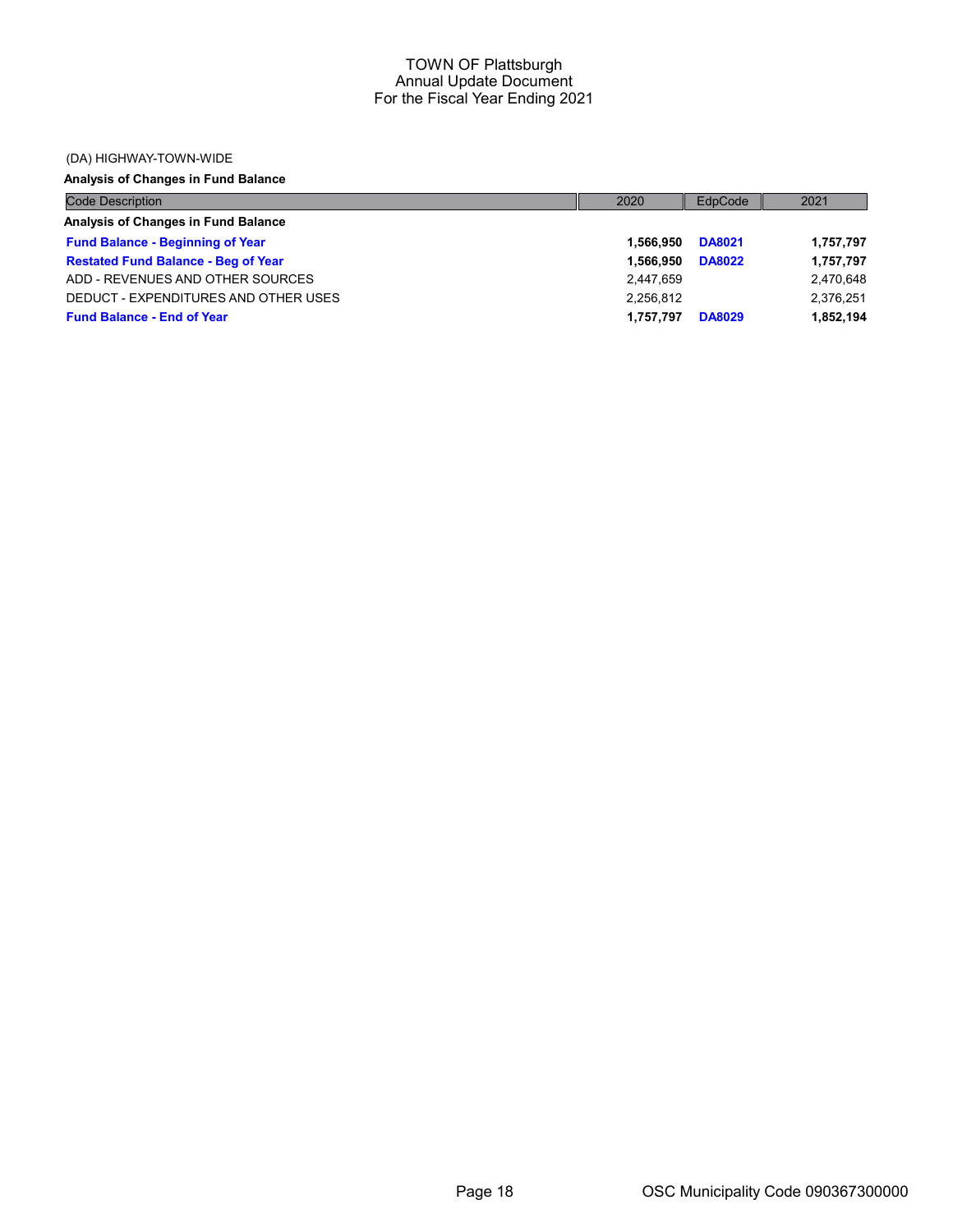TOWN OF Plattsburgh
Annual Update Document
For the Fiscal Year Ending 2021

(DA) HIGHWAY-TOWN-WIDE

**Analysis of Changes in Fund Balance**

| Code Description | 2020 | EdpCode | 2021 |
|---|---|---|---|
| **Analysis of Changes in Fund Balance** | | | |
| **Fund Balance - Beginning of Year** | **1,566,950** | **DA8021** | **1,757,797** |
| **Restated Fund Balance - Beg of Year** | **1,566,950** | **DA8022** | **1,757,797** |
| ADD - REVENUES AND OTHER SOURCES | 2,447,659 | | 2,470,648 |
| DEDUCT - EXPENDITURES AND OTHER USES | 2,256,812 | | 2,376,251 |
| **Fund Balance - End of Year** | **1,757,797** | **DA8029** | **1,852,194** |

OSC Municipality Code 090367300000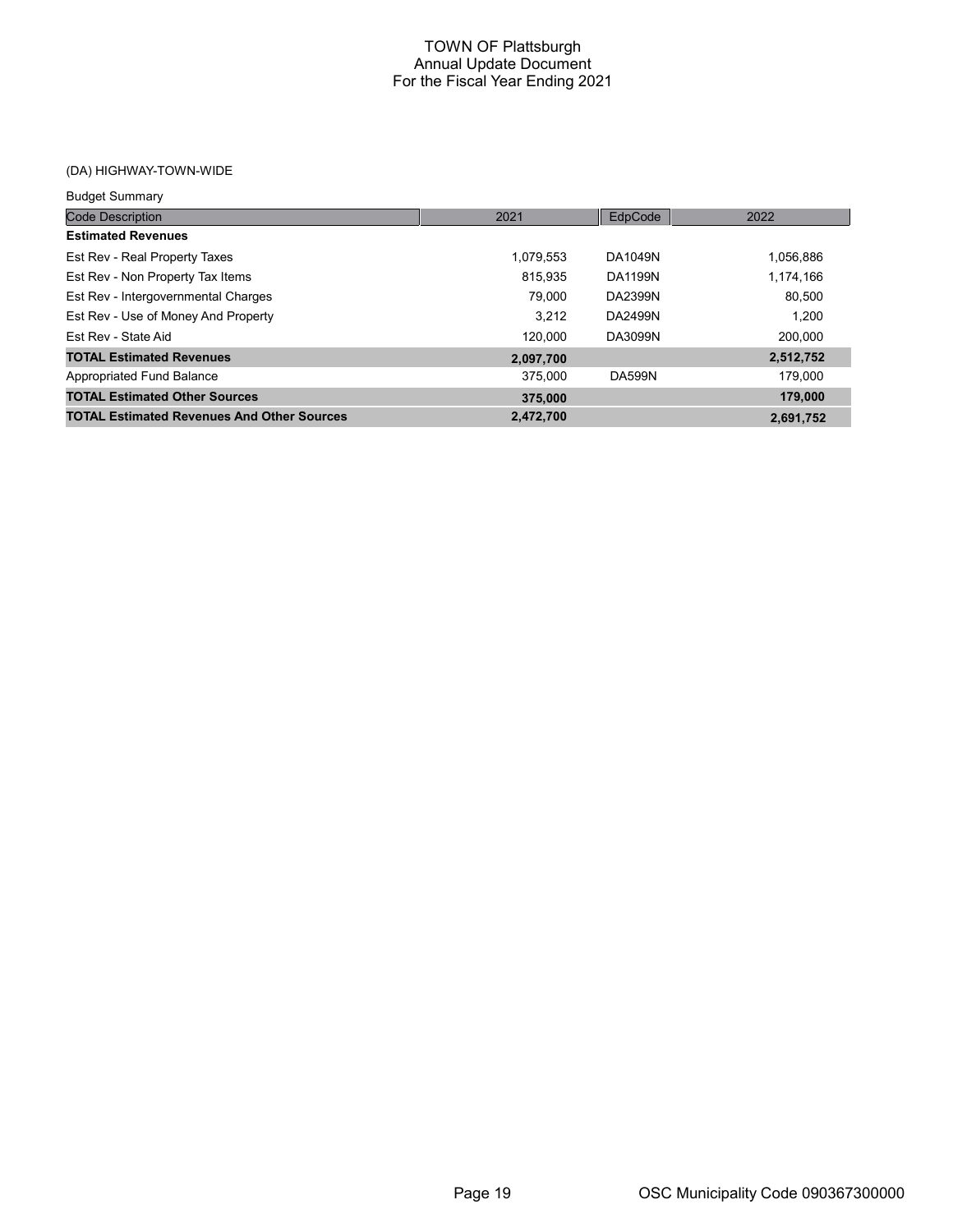# TOWN OF Plattsburgh
## Annual Update Document
## For the Fiscal Year Ending 2021

(DA) HIGHWAY-TOWN-WIDE

Budget Summary

| Code Description | 2021 | EdpCode | 2022 |
|---|---|---|---|
| **Estimated Revenues** | | | |
| Est Rev - Real Property Taxes | 1,079,553 | DA1049N | 1,056,886 |
| Est Rev - Non Property Tax Items | 815,935 | DA1199N | 1,174,166 |
| Est Rev - Intergovernmental Charges | 79,000 | DA2399N | 80,500 |
| Est Rev - Use of Money And Property | 3,212 | DA2499N | 1,200 |
| Est Rev - State Aid | 120,000 | DA3099N | 200,000 |
| **TOTAL Estimated Revenues** | **2,097,700** | | **2,512,752** |
| Appropriated Fund Balance | 375,000 | DA599N | 179,000 |
| **TOTAL Estimated Other Sources** | **375,000** | | **179,000** |
| **TOTAL Estimated Revenues And Other Sources** | **2,472,700** | | **2,691,752** |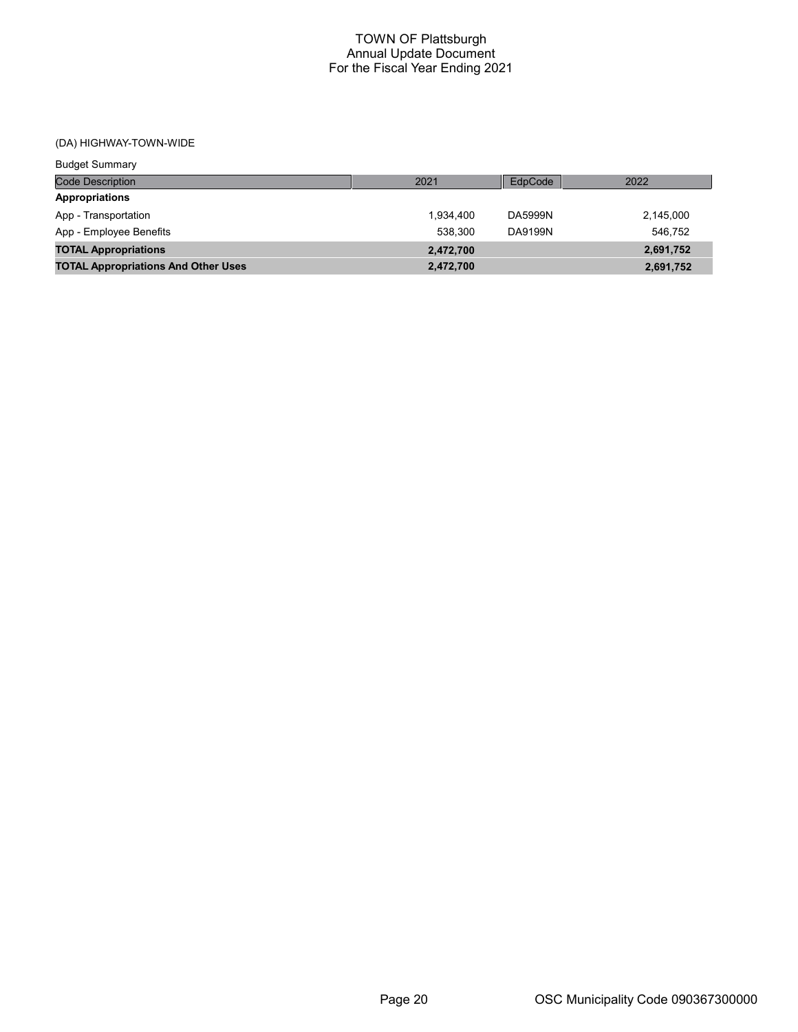# TOWN OF Plattsburgh
## Annual Update Document
## For the Fiscal Year Ending 2021

(DA) HIGHWAY-TOWN-WIDE

Budget Summary

| Code Description | 2021 | EdpCode | 2022 |
|---|---|---|---|
| **Appropriations** | | | |
| App - Transportation | 1,934,400 | DA5999N | 2,145,000 |
| App - Employee Benefits | 538,300 | DA9199N | 546,752 |
| **TOTAL Appropriations** | **2,472,700** | | **2,691,752** |
| **TOTAL Appropriations And Other Uses** | **2,472,700** | | **2,691,752** |

OSC Municipality Code 090367300000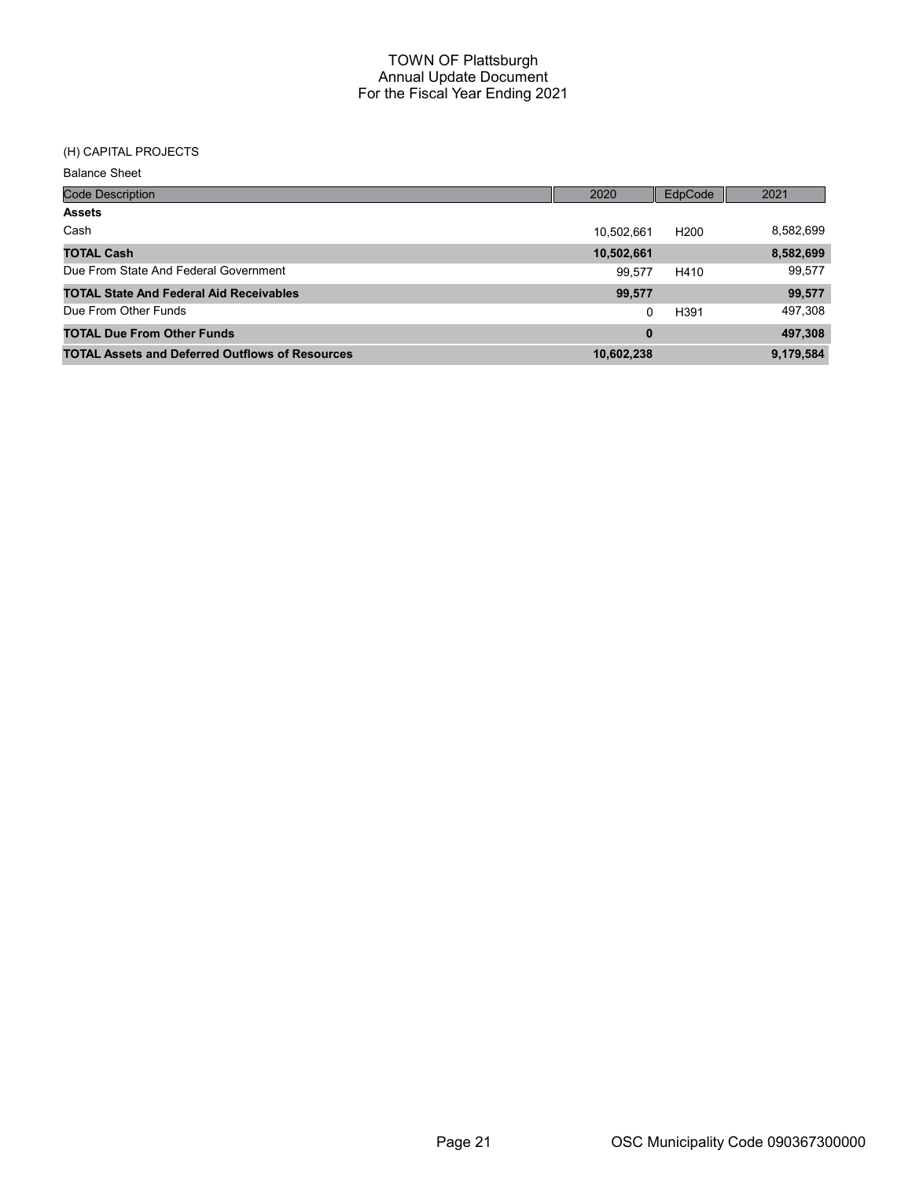# TOWN OF Plattsburgh
## Annual Update Document
## For the Fiscal Year Ending 2021

(H) CAPITAL PROJECTS

Balance Sheet

| Code Description | 2020 | EdpCode | 2021 |
|---|---|---|---|
| **Assets** | | | |
| Cash | 10,502,661 | H200 | 8,582,699 |
| **TOTAL Cash** | **10,502,661** | | **8,582,699** |
| Due From State And Federal Government | 99,577 | H410 | 99,577 |
| **TOTAL State And Federal Aid Receivables** | **99,577** | | **99,577** |
| Due From Other Funds | 0 | H391 | 497,308 |
| **TOTAL Due From Other Funds** | **0** | | **497,308** |
| **TOTAL Assets and Deferred Outflows of Resources** | **10,602,238** | | **9,179,584** |

OSC Municipality Code 090367300000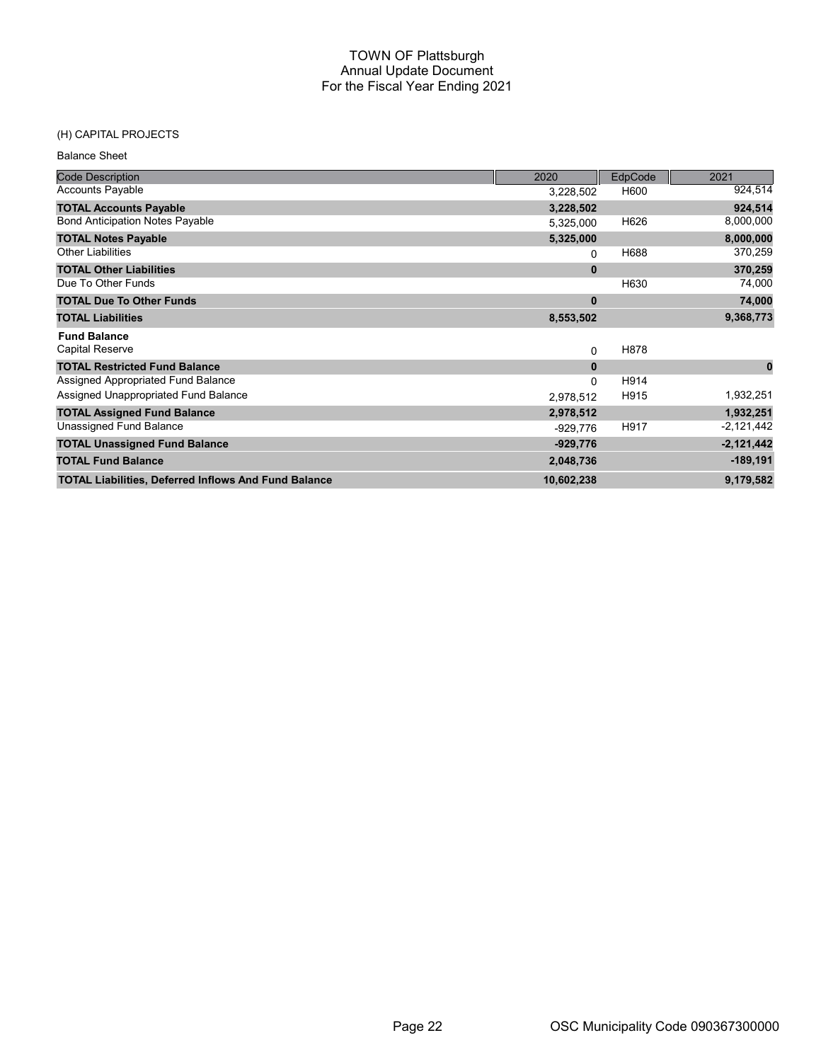# TOWN OF Plattsburgh
## Annual Update Document
## For the Fiscal Year Ending 2021

(H) CAPITAL PROJECTS

Balance Sheet

| Code Description | 2020 | EdpCode | 2021 |
|---|---|---|---|
| Accounts Payable | 3,228,502 | H600 | 924,514 |
| **TOTAL Accounts Payable** | **3,228,502** | | **924,514** |
| Bond Anticipation Notes Payable | 5,325,000 | H626 | 8,000,000 |
| **TOTAL Notes Payable** | **5,325,000** | | **8,000,000** |
| Other Liabilities | 0 | H688 | 370,259 |
| **TOTAL Other Liabilities** | **0** | | **370,259** |
| Due To Other Funds | | H630 | 74,000 |
| **TOTAL Due To Other Funds** | **0** | | **74,000** |
| **TOTAL Liabilities** | **8,553,502** | | **9,368,773** |
| **Fund Balance** | | | |
| Capital Reserve | 0 | H878 | |
| **TOTAL Restricted Fund Balance** | **0** | | **0** |
| Assigned Appropriated Fund Balance | 0 | H914 | |
| Assigned Unappropriated Fund Balance | 2,978,512 | H915 | 1,932,251 |
| **TOTAL Assigned Fund Balance** | **2,978,512** | | **1,932,251** |
| Unassigned Fund Balance | -929,776 | H917 | -2,121,442 |
| **TOTAL Unassigned Fund Balance** | **-929,776** | | **-2,121,442** |
| **TOTAL Fund Balance** | **2,048,736** | | **-189,191** |
| **TOTAL Liabilities, Deferred Inflows And Fund Balance** | **10,602,238** | | **9,179,582** |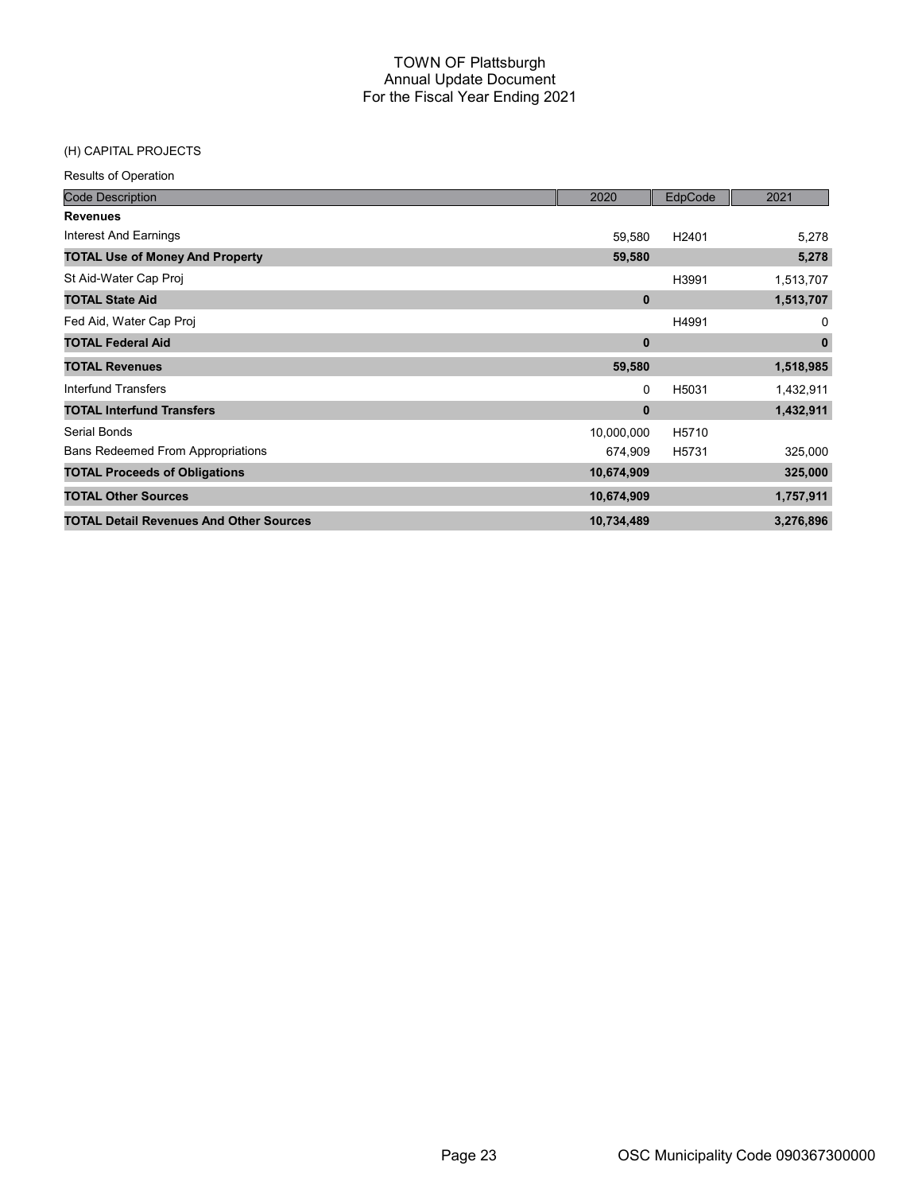# TOWN OF Plattsburgh
## Annual Update Document
## For the Fiscal Year Ending 2021

(H) CAPITAL PROJECTS

Results of Operation

| Code Description | 2020 | EdpCode | 2021 |
|---|---|---|---|
| **Revenues** | | | |
| Interest And Earnings | 59,580 | H2401 | 5,278 |
| **TOTAL Use of Money And Property** | **59,580** | | **5,278** |
| St Aid-Water Cap Proj | | H3991 | 1,513,707 |
| **TOTAL State Aid** | **0** | | **1,513,707** |
| Fed Aid, Water Cap Proj | | H4991 | 0 |
| **TOTAL Federal Aid** | **0** | | **0** |
| **TOTAL Revenues** | **59,580** | | **1,518,985** |
| Interfund Transfers | 0 | H5031 | 1,432,911 |
| **TOTAL Interfund Transfers** | **0** | | **1,432,911** |
| Serial Bonds | 10,000,000 | H5710 | |
| Bans Redeemed From Appropriations | 674,909 | H5731 | 325,000 |
| **TOTAL Proceeds of Obligations** | **10,674,909** | | **325,000** |
| **TOTAL Other Sources** | **10,674,909** | | **1,757,911** |
| **TOTAL Detail Revenues And Other Sources** | **10,734,489** | | **3,276,896** |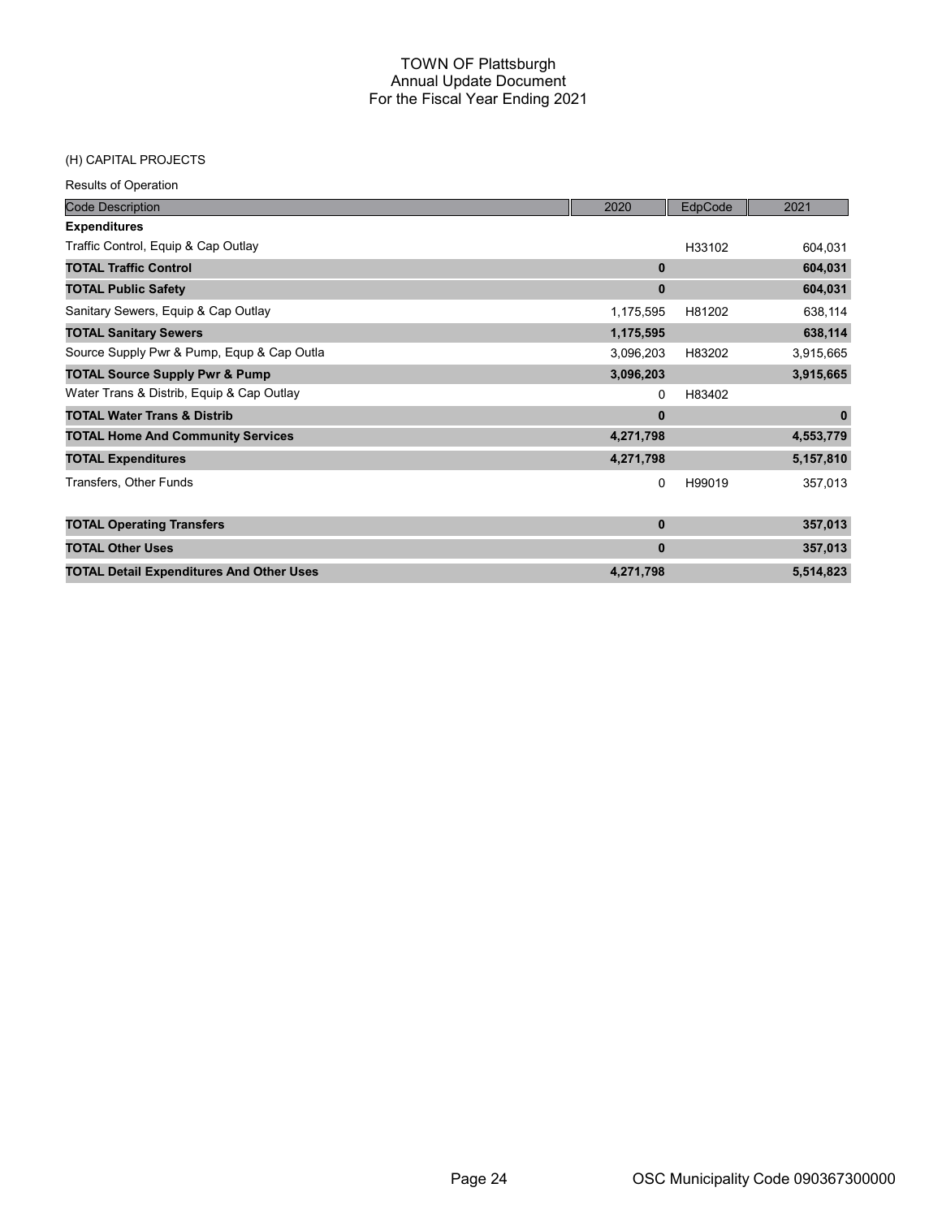# TOWN OF Plattsburgh
## Annual Update Document
## For the Fiscal Year Ending 2021

(H) CAPITAL PROJECTS

Results of Operation

| Code Description | 2020 | EdpCode | 2021 |
|---|---|---|---|
| **Expenditures** | | | |
| Traffic Control, Equip & Cap Outlay | | H33102 | 604,031 |
| **TOTAL Traffic Control** | **0** | | **604,031** |
| **TOTAL Public Safety** | **0** | | **604,031** |
| Sanitary Sewers, Equip & Cap Outlay | 1,175,595 | H81202 | 638,114 |
| **TOTAL Sanitary Sewers** | **1,175,595** | | **638,114** |
| Source Supply Pwr & Pump, Equp & Cap Outla | 3,096,203 | H83202 | 3,915,665 |
| **TOTAL Source Supply Pwr & Pump** | **3,096,203** | | **3,915,665** |
| Water Trans & Distrib, Equip & Cap Outlay | 0 | H83402 | |
| **TOTAL Water Trans & Distrib** | **0** | | **0** |
| **TOTAL Home And Community Services** | **4,271,798** | | **4,553,779** |
| **TOTAL Expenditures** | **4,271,798** | | **5,157,810** |
| Transfers, Other Funds | 0 | H99019 | 357,013 |
| **TOTAL Operating Transfers** | **0** | | **357,013** |
| **TOTAL Other Uses** | **0** | | **357,013** |
| **TOTAL Detail Expenditures And Other Uses** | **4,271,798** | | **5,514,823** |

OSC Municipality Code 090367300000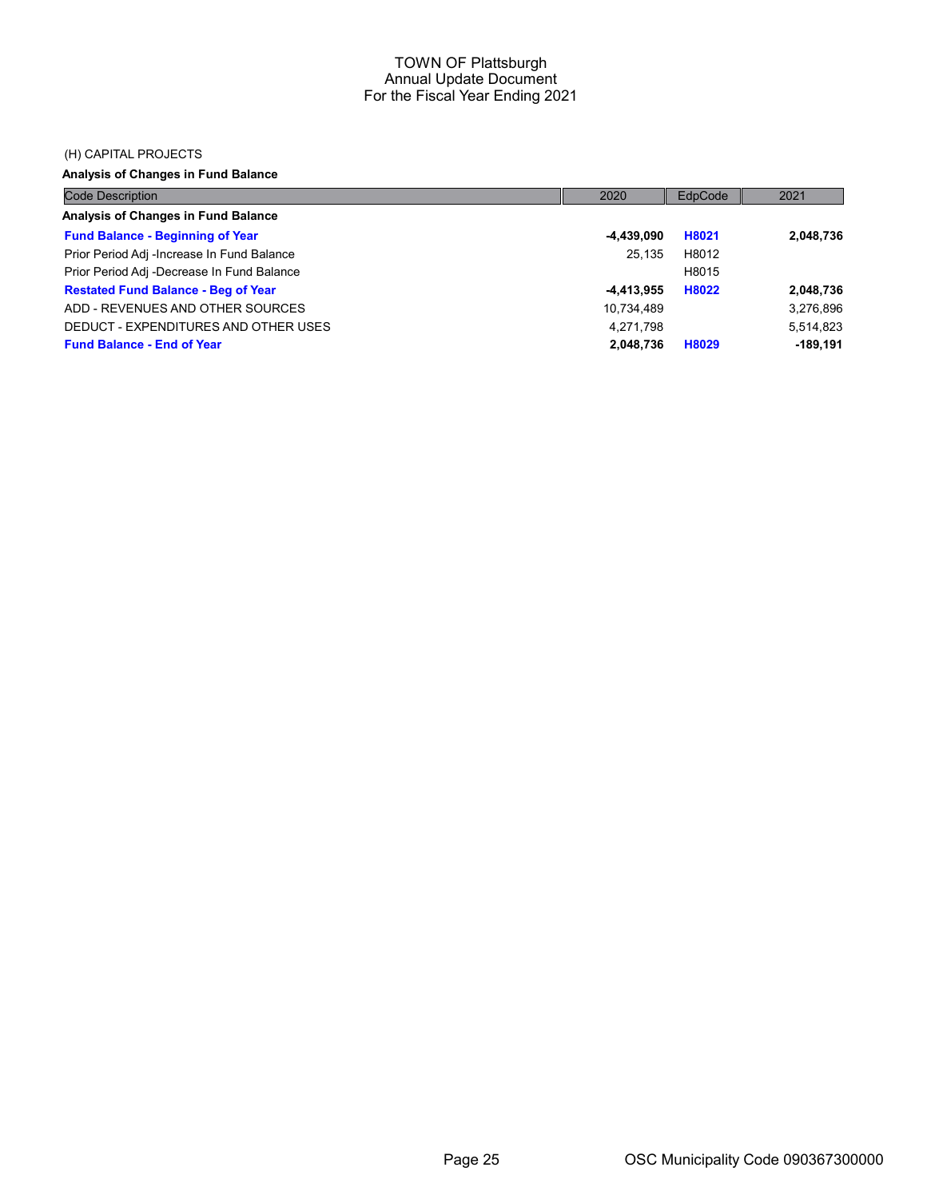TOWN OF Plattsburgh
Annual Update Document
For the Fiscal Year Ending 2021

(H) CAPITAL PROJECTS

**Analysis of Changes in Fund Balance**

| Code Description | 2020 | EdpCode | 2021 |
|---|---|---|---|
| **Analysis of Changes in Fund Balance** | | | |
| **Fund Balance - Beginning of Year** | **-4,439,090** | **H8021** | **2,048,736** |
| Prior Period Adj -Increase In Fund Balance | 25,135 | H8012 | |
| Prior Period Adj -Decrease In Fund Balance | | H8015 | |
| **Restated Fund Balance - Beg of Year** | **-4,413,955** | **H8022** | **2,048,736** |
| ADD - REVENUES AND OTHER SOURCES | 10,734,489 | | 3,276,896 |
| DEDUCT - EXPENDITURES AND OTHER USES | 4,271,798 | | 5,514,823 |
| **Fund Balance - End of Year** | **2,048,736** | **H8029** | **-189,191** |

OSC Municipality Code 090367300000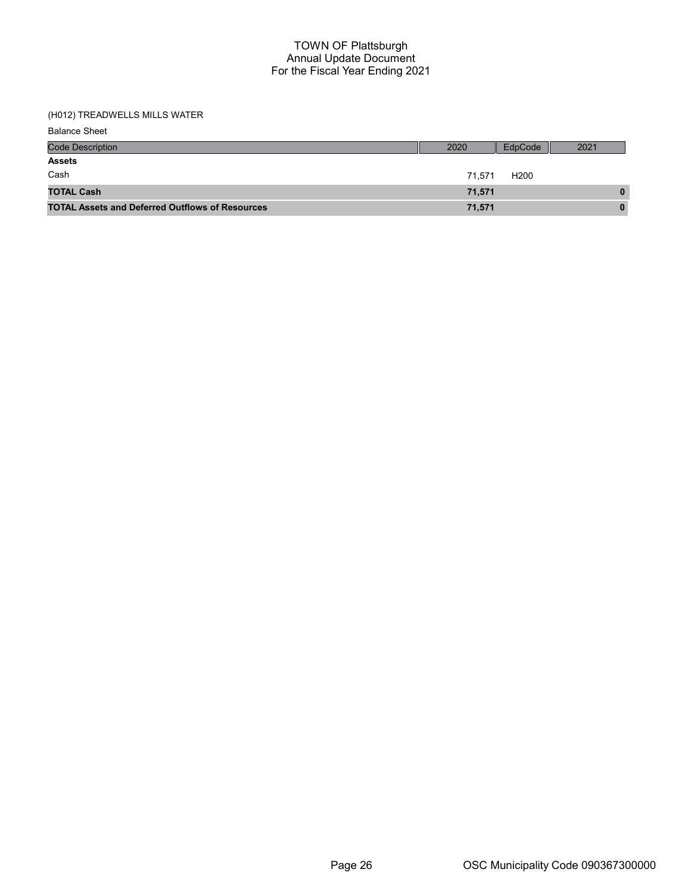# TOWN OF Plattsburgh
## Annual Update Document
## For the Fiscal Year Ending 2021

(H012) TREADWELLS MILLS WATER

Balance Sheet

| Code Description | 2020 | EdpCode | 2021 |
|---|---|---|---|
| **Assets** | | | |
| Cash | 71,571 | H200 | |
| **TOTAL Cash** | **71,571** | | **0** |
| **TOTAL Assets and Deferred Outflows of Resources** | **71,571** | | **0** |

OSC Municipality Code 090367300000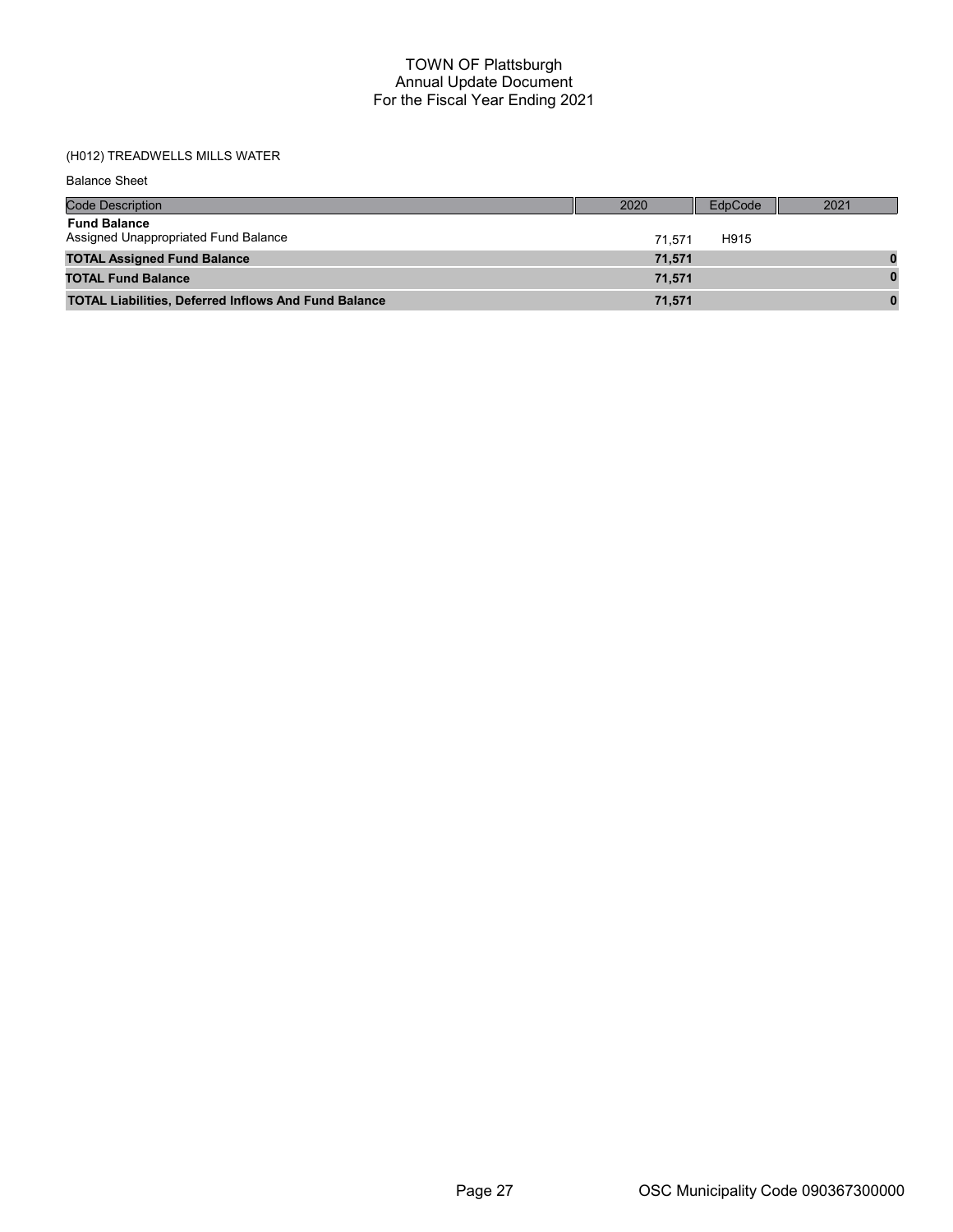# TOWN OF Plattsburgh
## Annual Update Document
## For the Fiscal Year Ending 2021

(H012) TREADWELLS MILLS WATER

Balance Sheet

| Code Description | 2020 | EdpCode | 2021 |
|---|---|---|---|
| **Fund Balance** | | | |
| Assigned Unappropriated Fund Balance | 71,571 | H915 | |
| **TOTAL Assigned Fund Balance** | **71,571** | | **0** |
| **TOTAL Fund Balance** | **71,571** | | **0** |
| **TOTAL Liabilities, Deferred Inflows And Fund Balance** | **71,571** | | **0** |

OSC Municipality Code 090367300000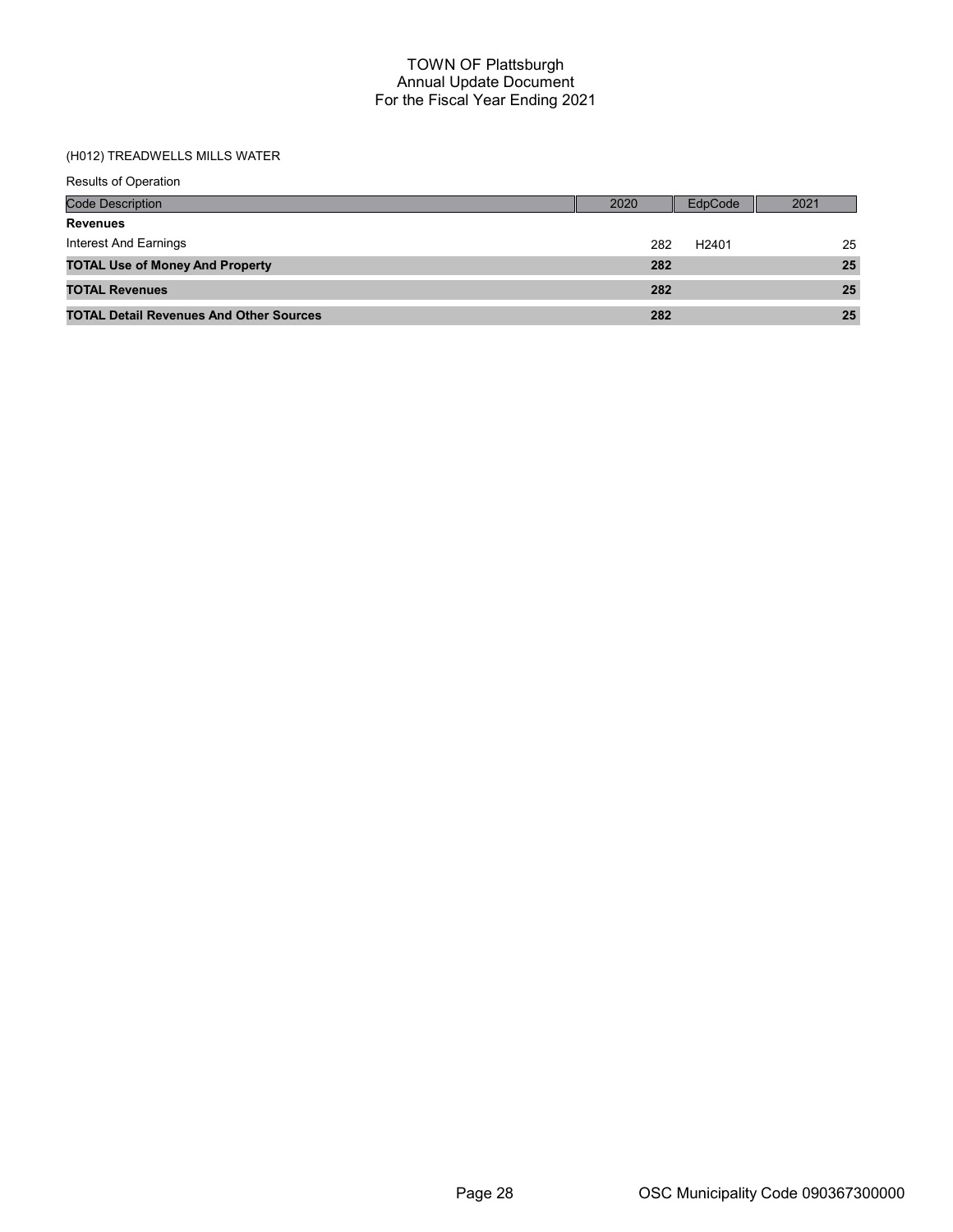# TOWN OF Plattsburgh
## Annual Update Document
## For the Fiscal Year Ending 2021

(H012) TREADWELLS MILLS WATER

Results of Operation

| Code Description | 2020 | EdpCode | 2021 |
|---|---|---|---|
| **Revenues** | | | |
| Interest And Earnings | 282 | H2401 | 25 |
| **TOTAL Use of Money And Property** | **282** | | **25** |
| **TOTAL Revenues** | **282** | | **25** |
| **TOTAL Detail Revenues And Other Sources** | **282** | | **25** |

OSC Municipality Code 090367300000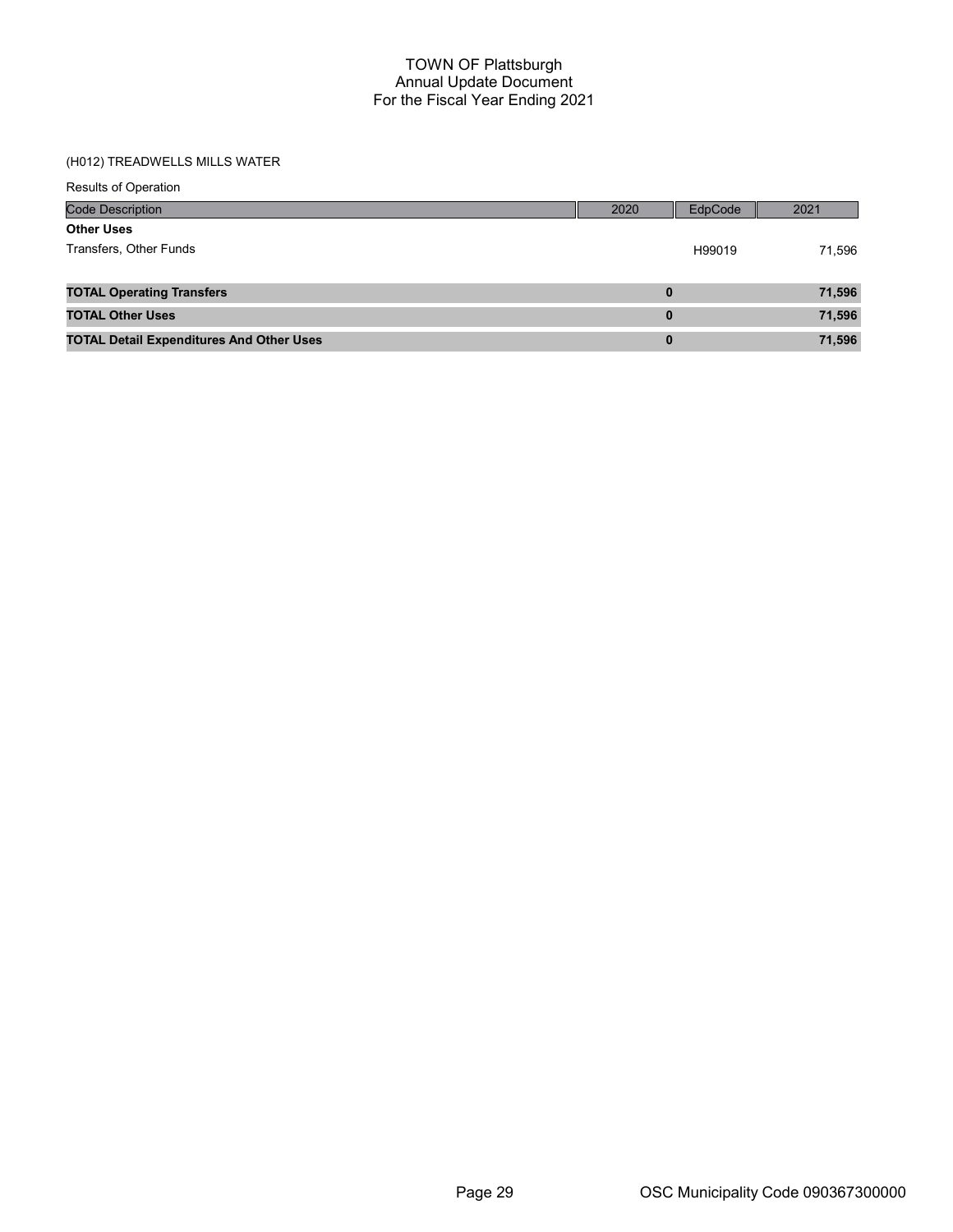# TOWN OF Plattsburgh
## Annual Update Document
## For the Fiscal Year Ending 2021

### (H012) TREADWELLS MILLS WATER

Results of Operation

| Code Description | 2020 | EdpCode | 2021 |
|---|---|---|---|
| **Other Uses** | | | |
| Transfers, Other Funds | | H99019 | 71,596 |
| **TOTAL Operating Transfers** | **0** | | **71,596** |
| **TOTAL Other Uses** | **0** | | **71,596** |
| **TOTAL Detail Expenditures And Other Uses** | **0** | | **71,596** |

OSC Municipality Code 090367300000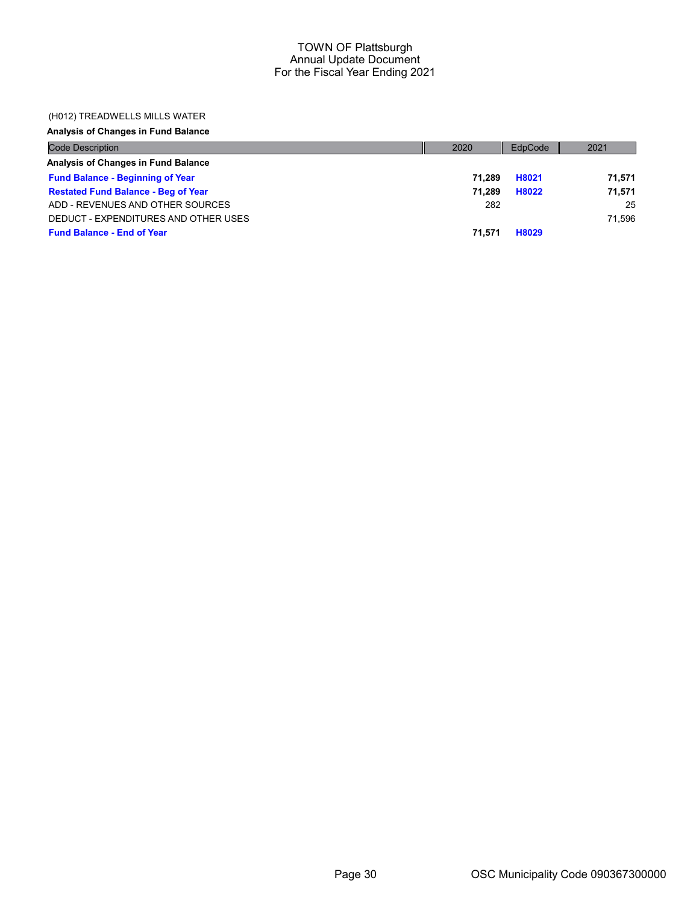TOWN OF Plattsburgh
Annual Update Document
For the Fiscal Year Ending 2021

(H012) TREADWELLS MILLS WATER

**Analysis of Changes in Fund Balance**

| Code Description | 2020 | EdpCode | 2021 |
|---|---|---|---|
| **Analysis of Changes in Fund Balance** | | | |
| **Fund Balance - Beginning of Year** | **71,289** | **H8021** | **71,571** |
| **Restated Fund Balance - Beg of Year** | **71,289** | **H8022** | **71,571** |
| ADD - REVENUES AND OTHER SOURCES | 282 | | 25 |
| DEDUCT - EXPENDITURES AND OTHER USES | | | 71,596 |
| **Fund Balance - End of Year** | **71,571** | **H8029** | |

OSC Municipality Code 090367300000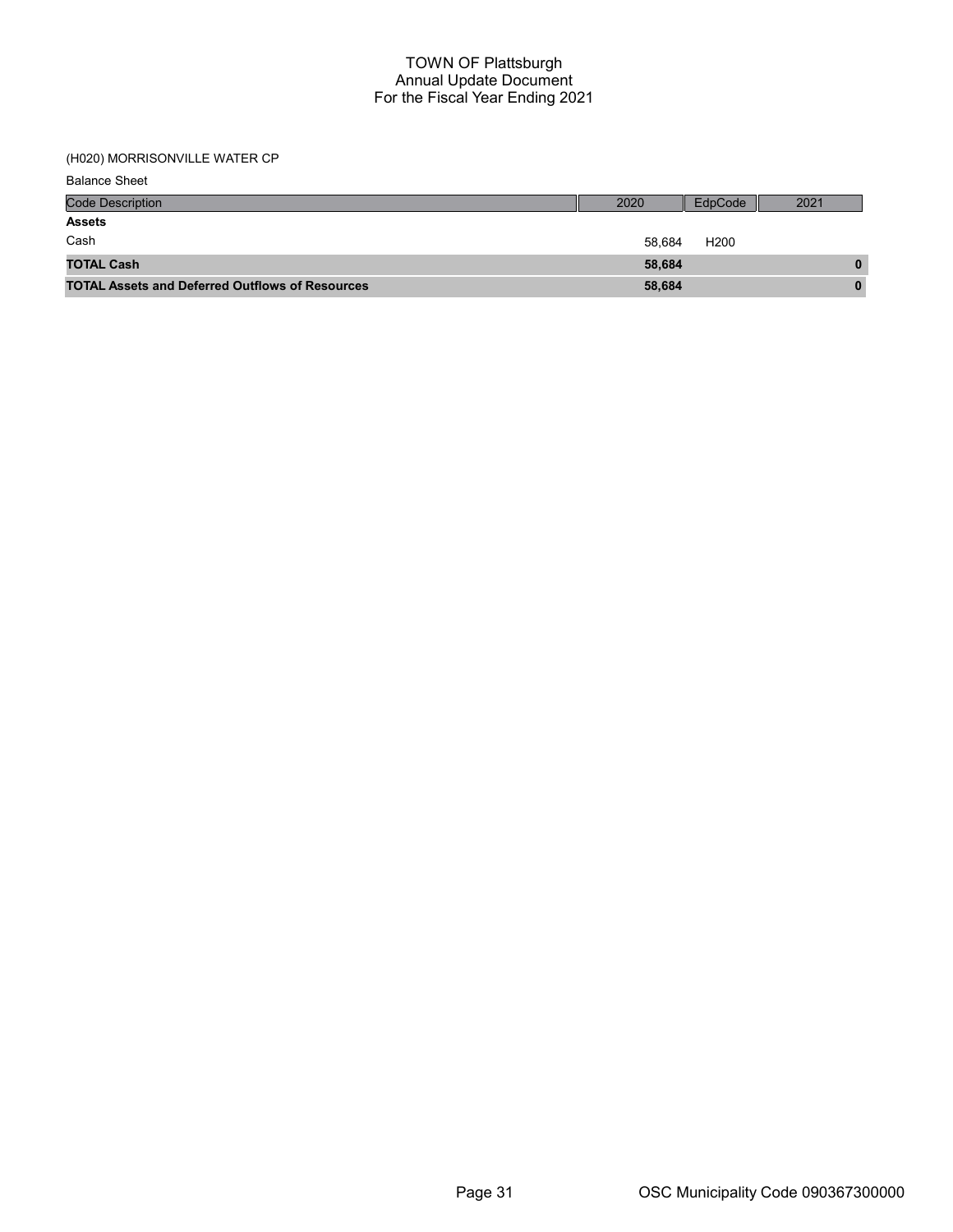# TOWN OF Plattsburgh
## Annual Update Document
## For the Fiscal Year Ending 2021

(H020) MORRISONVILLE WATER CP

Balance Sheet

| Code Description | 2020 | EdpCode | 2021 |
|---|---|---|---|
| **Assets** | | | |
| Cash | 58,684 | H200 | |
| **TOTAL Cash** | **58,684** | | **0** |
| **TOTAL Assets and Deferred Outflows of Resources** | **58,684** | | **0** |

OSC Municipality Code 090367300000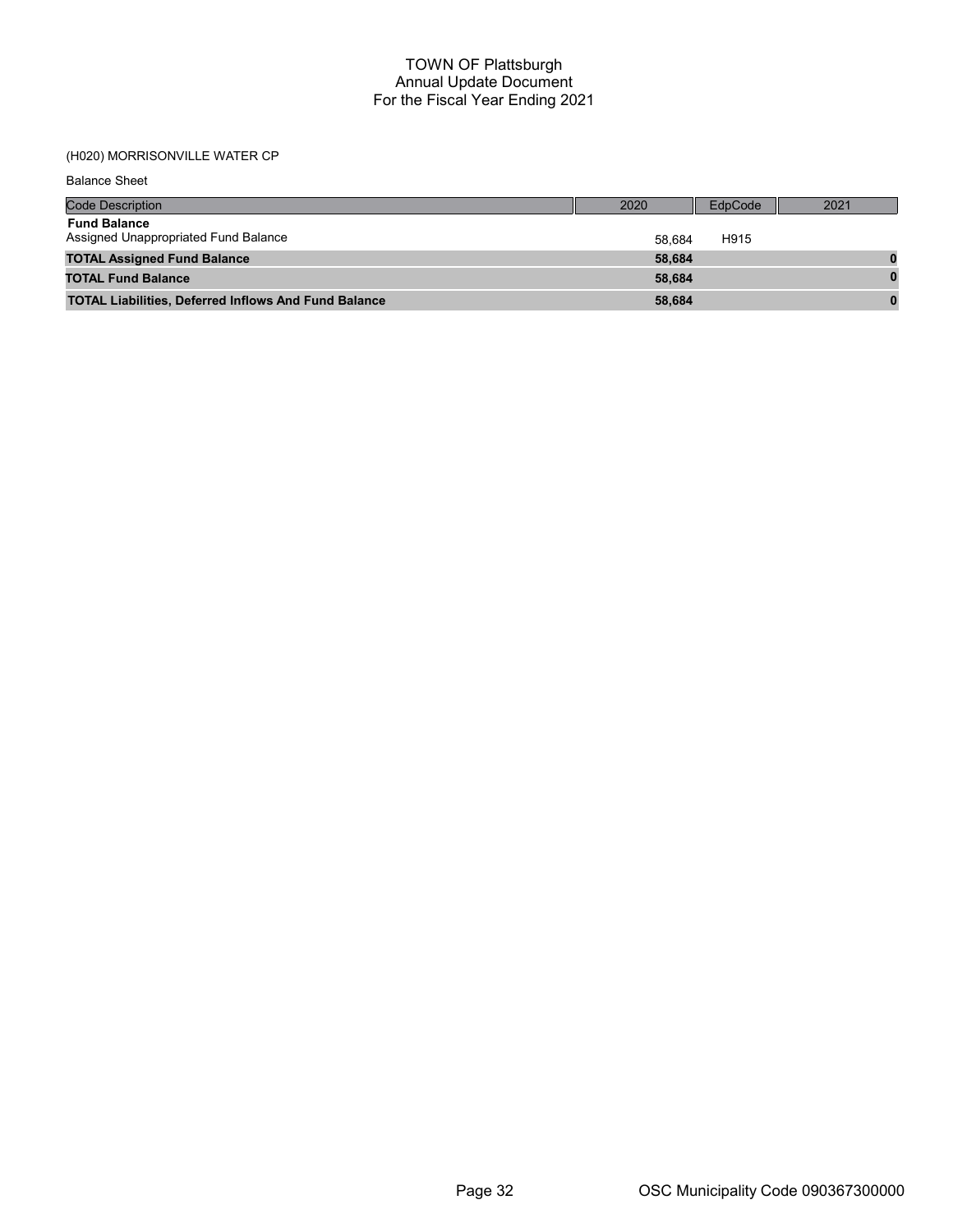# TOWN OF Plattsburgh
## Annual Update Document
## For the Fiscal Year Ending 2021

(H020) MORRISONVILLE WATER CP

Balance Sheet

| Code Description | 2020 | EdpCode | 2021 |
|---|---|---|---|
| **Fund Balance** | | | |
| Assigned Unappropriated Fund Balance | 58,684 | H915 | |
| **TOTAL Assigned Fund Balance** | **58,684** | | **0** |
| **TOTAL Fund Balance** | **58,684** | | **0** |
| **TOTAL Liabilities, Deferred Inflows And Fund Balance** | **58,684** | | **0** |

OSC Municipality Code 090367300000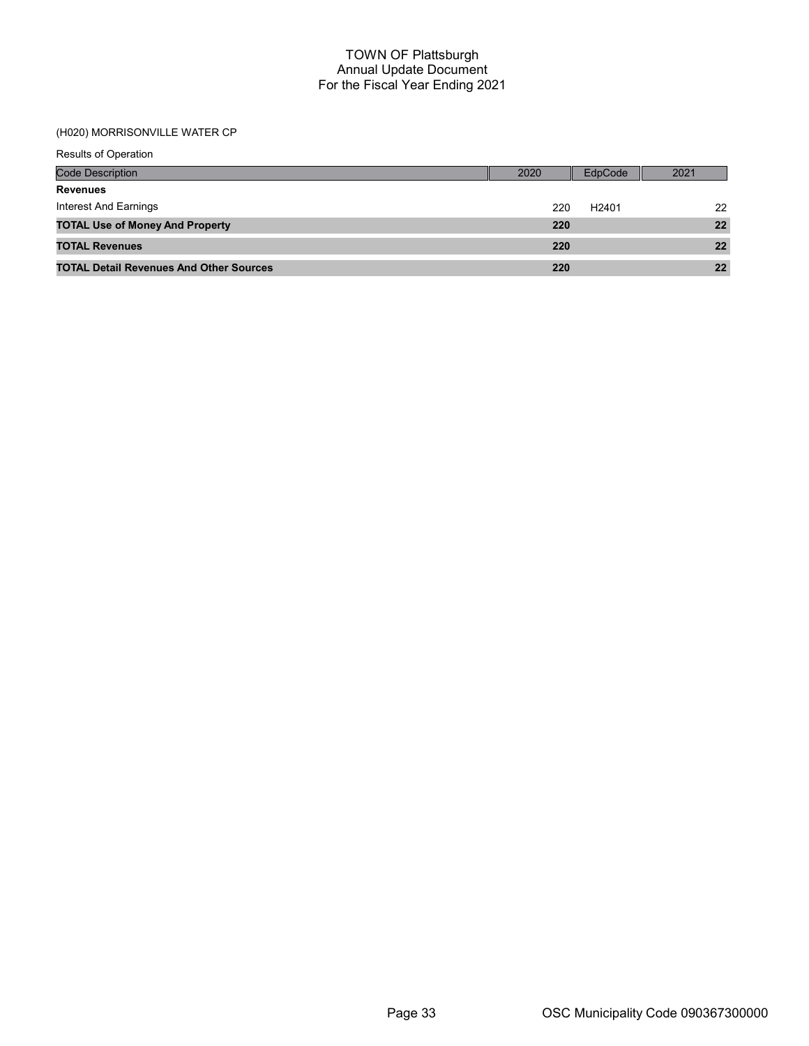# TOWN OF Plattsburgh
## Annual Update Document
## For the Fiscal Year Ending 2021

(H020) MORRISONVILLE WATER CP

Results of Operation

| Code Description | 2020 | EdpCode | 2021 |
|---|---|---|---|
| **Revenues** | | | |
| Interest And Earnings | 220 | H2401 | 22 |
| **TOTAL Use of Money And Property** | **220** | | **22** |
| **TOTAL Revenues** | **220** | | **22** |
| **TOTAL Detail Revenues And Other Sources** | **220** | | **22** |

OSC Municipality Code 090367300000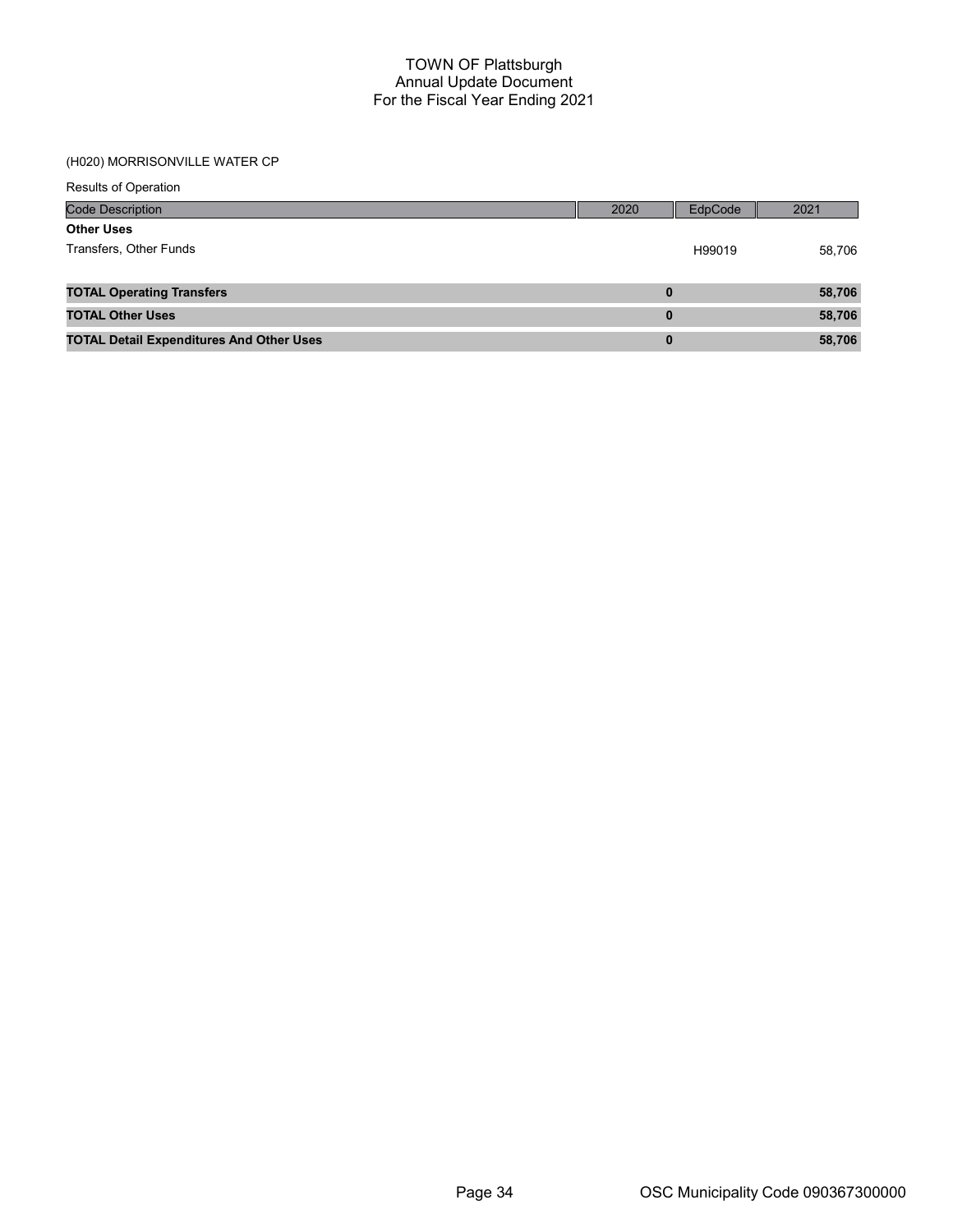# TOWN OF Plattsburgh
## Annual Update Document
## For the Fiscal Year Ending 2021

### (H020) MORRISONVILLE WATER CP

Results of Operation

| Code Description | 2020 | EdpCode | 2021 |
|---|---|---|---|
| **Other Uses** | | | |
| Transfers, Other Funds | | H99019 | 58,706 |
| **TOTAL Operating Transfers** | **0** | | **58,706** |
| **TOTAL Other Uses** | **0** | | **58,706** |
| **TOTAL Detail Expenditures And Other Uses** | **0** | | **58,706** |

OSC Municipality Code 090367300000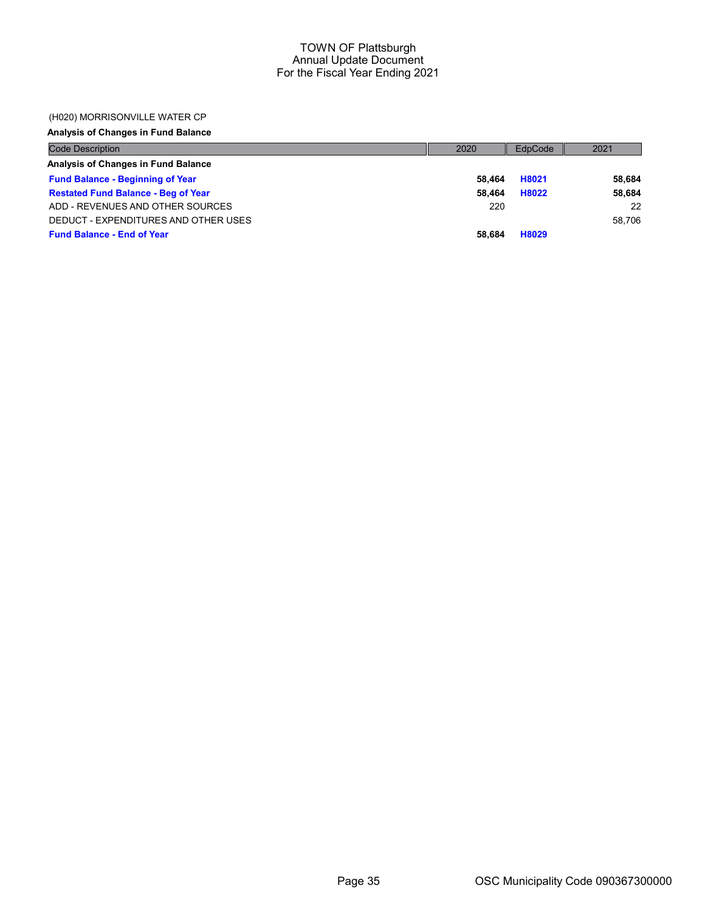# TOWN OF Plattsburgh
## Annual Update Document
## For the Fiscal Year Ending 2021

(H020) MORRISONVILLE WATER CP

**Analysis of Changes in Fund Balance**

| Code Description | 2020 | EdpCode | 2021 |
|---|---|---|---|
| **Analysis of Changes in Fund Balance** | | | |
| **Fund Balance - Beginning of Year** | **58,464** | **H8021** | **58,684** |
| **Restated Fund Balance - Beg of Year** | **58,464** | **H8022** | **58,684** |
| ADD - REVENUES AND OTHER SOURCES | 220 | | 22 |
| DEDUCT - EXPENDITURES AND OTHER USES | | | 58,706 |
| **Fund Balance - End of Year** | **58,684** | **H8029** | |

OSC Municipality Code 090367300000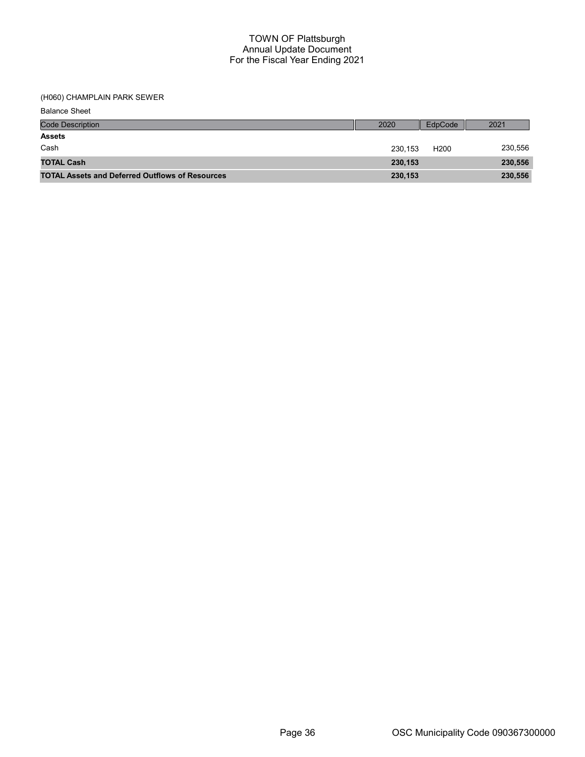# TOWN OF Plattsburgh
## Annual Update Document
### For the Fiscal Year Ending 2021

(H060) CHAMPLAIN PARK SEWER

Balance Sheet

| Code Description | 2020 | EdpCode | 2021 |
|---|---|---|---|
| **Assets** | | | |
| Cash | 230,153 | H200 | 230,556 |
| **TOTAL Cash** | **230,153** | | **230,556** |
| **TOTAL Assets and Deferred Outflows of Resources** | **230,153** | | **230,556** |

OSC Municipality Code 090367300000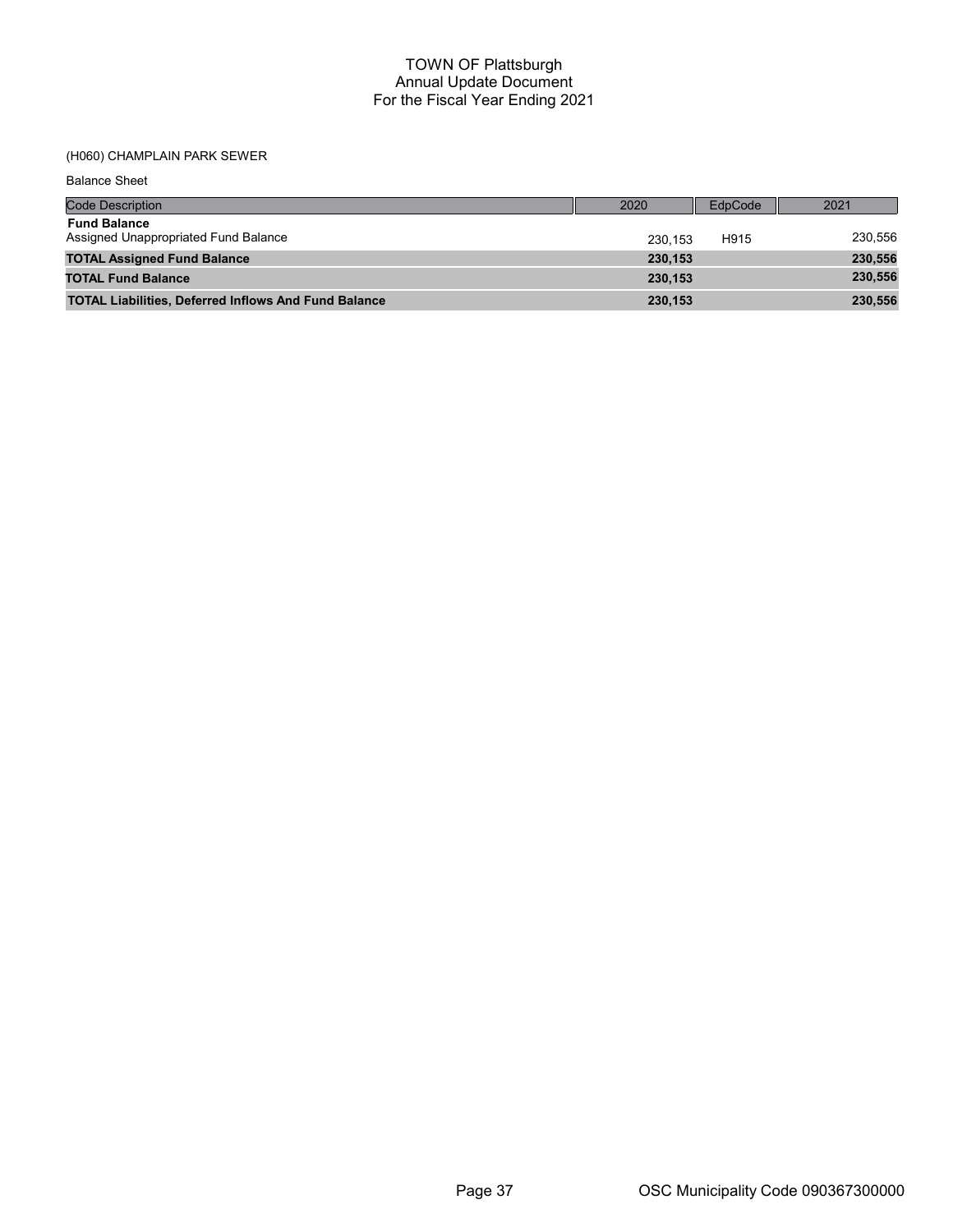# TOWN OF Plattsburgh
## Annual Update Document
## For the Fiscal Year Ending 2021

(H060) CHAMPLAIN PARK SEWER

Balance Sheet

| Code Description | 2020 | EdpCode | 2021 |
|---|---|---|---|
| **Fund Balance** | | | |
| Assigned Unappropriated Fund Balance | 230,153 | H915 | 230,556 |
| **TOTAL Assigned Fund Balance** | **230,153** | | **230,556** |
| **TOTAL Fund Balance** | **230,153** | | **230,556** |
| **TOTAL Liabilities, Deferred Inflows And Fund Balance** | **230,153** | | **230,556** |

OSC Municipality Code 090367300000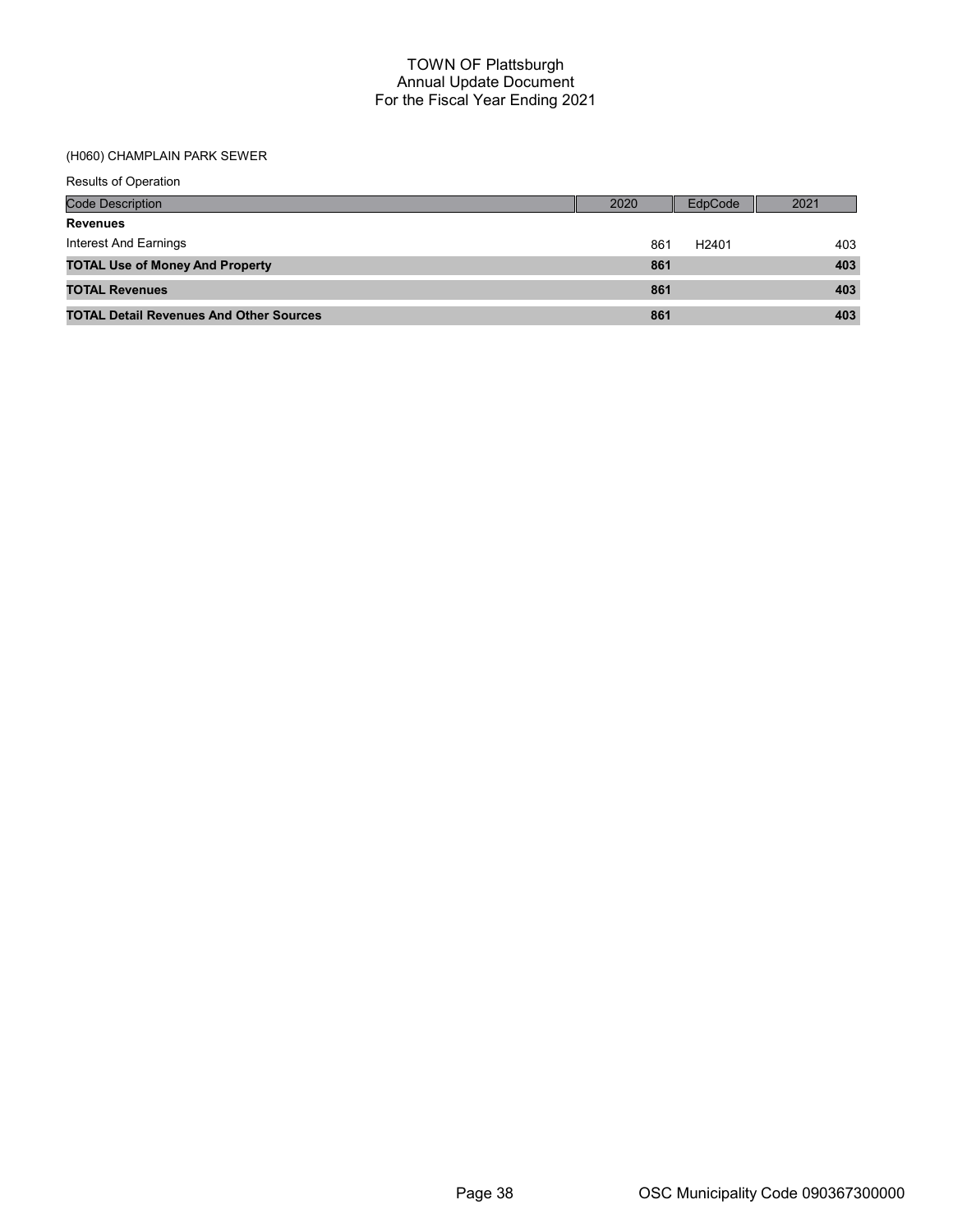# TOWN OF Plattsburgh
## Annual Update Document
## For the Fiscal Year Ending 2021

(H060) CHAMPLAIN PARK SEWER

Results of Operation

| Code Description | 2020 | EdpCode | 2021 |
|---|---|---|---|
| **Revenues** | | | |
| Interest And Earnings | 861 | H2401 | 403 |
| **TOTAL Use of Money And Property** | **861** | | **403** |
| **TOTAL Revenues** | **861** | | **403** |
| **TOTAL Detail Revenues And Other Sources** | **861** | | **403** |

OSC Municipality Code 090367300000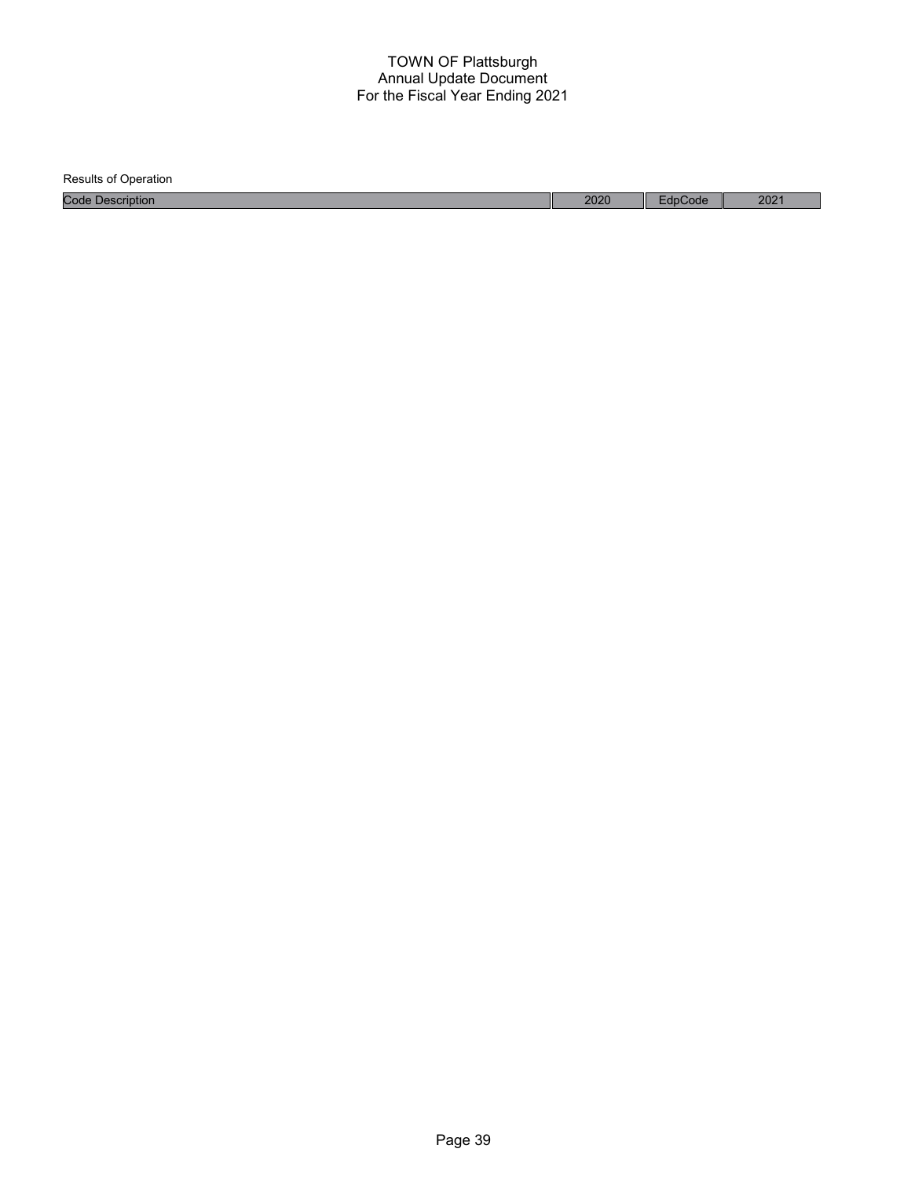Results of Operation

| Code Description | 2020 | EdpCode | 2021 |
|---|---|---|---|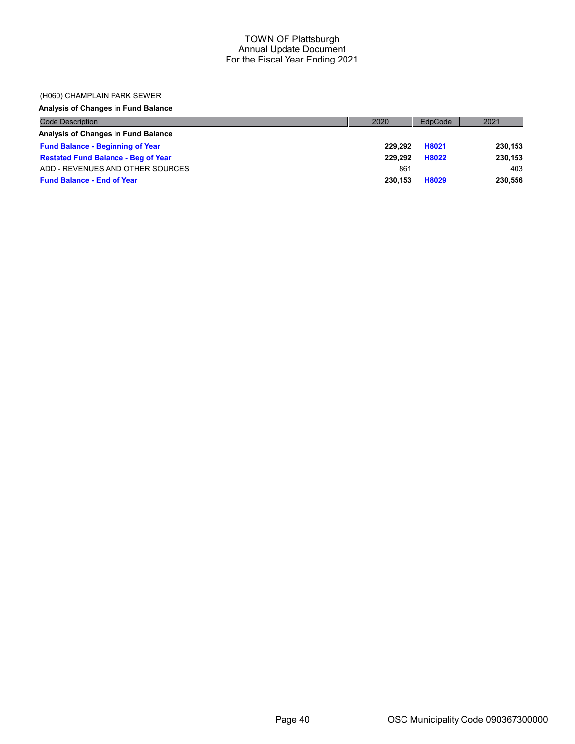TOWN OF Plattsburgh
Annual Update Document
For the Fiscal Year Ending 2021

(H060) CHAMPLAIN PARK SEWER

**Analysis of Changes in Fund Balance**

| Code Description | 2020 | EdpCode | 2021 |
|---|---|---|---|
| **Analysis of Changes in Fund Balance** | | | |
| **Fund Balance - Beginning of Year** | **229,292** | **H8021** | **230,153** |
| **Restated Fund Balance - Beg of Year** | **229,292** | **H8022** | **230,153** |
| ADD - REVENUES AND OTHER SOURCES | 861 | | 403 |
| **Fund Balance - End of Year** | **230,153** | **H8029** | **230,556** |

OSC Municipality Code 090367300000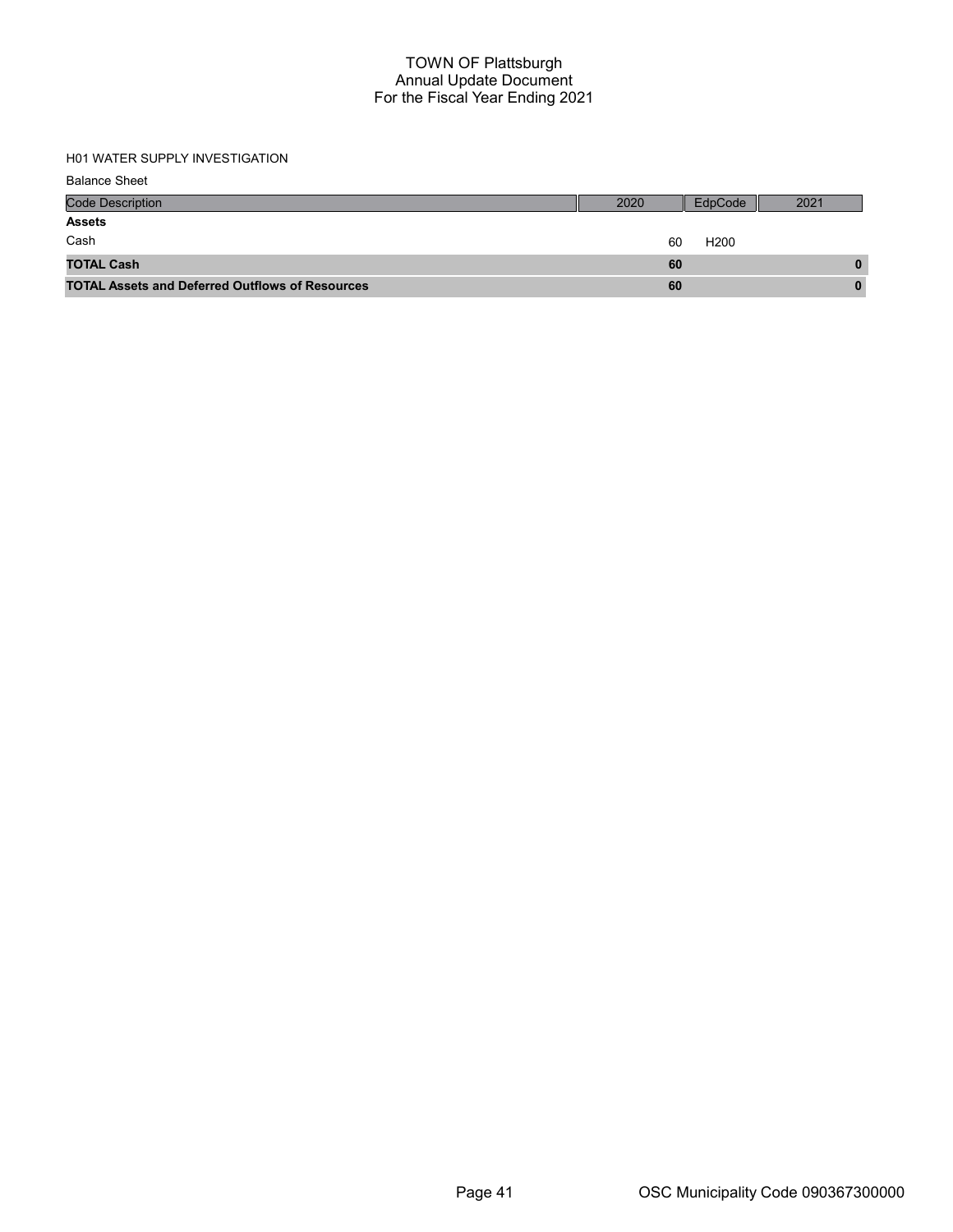# TOWN OF Plattsburgh
## Annual Update Document
## For the Fiscal Year Ending 2021

H01 WATER SUPPLY INVESTIGATION

Balance Sheet

| Code Description | 2020 | EdpCode | 2021 |
|---|---|---|---|
| **Assets** | | | |
| Cash | 60 | H200 | |
| **TOTAL Cash** | **60** | | **0** |
| **TOTAL Assets and Deferred Outflows of Resources** | **60** | | **0** |

OSC Municipality Code 090367300000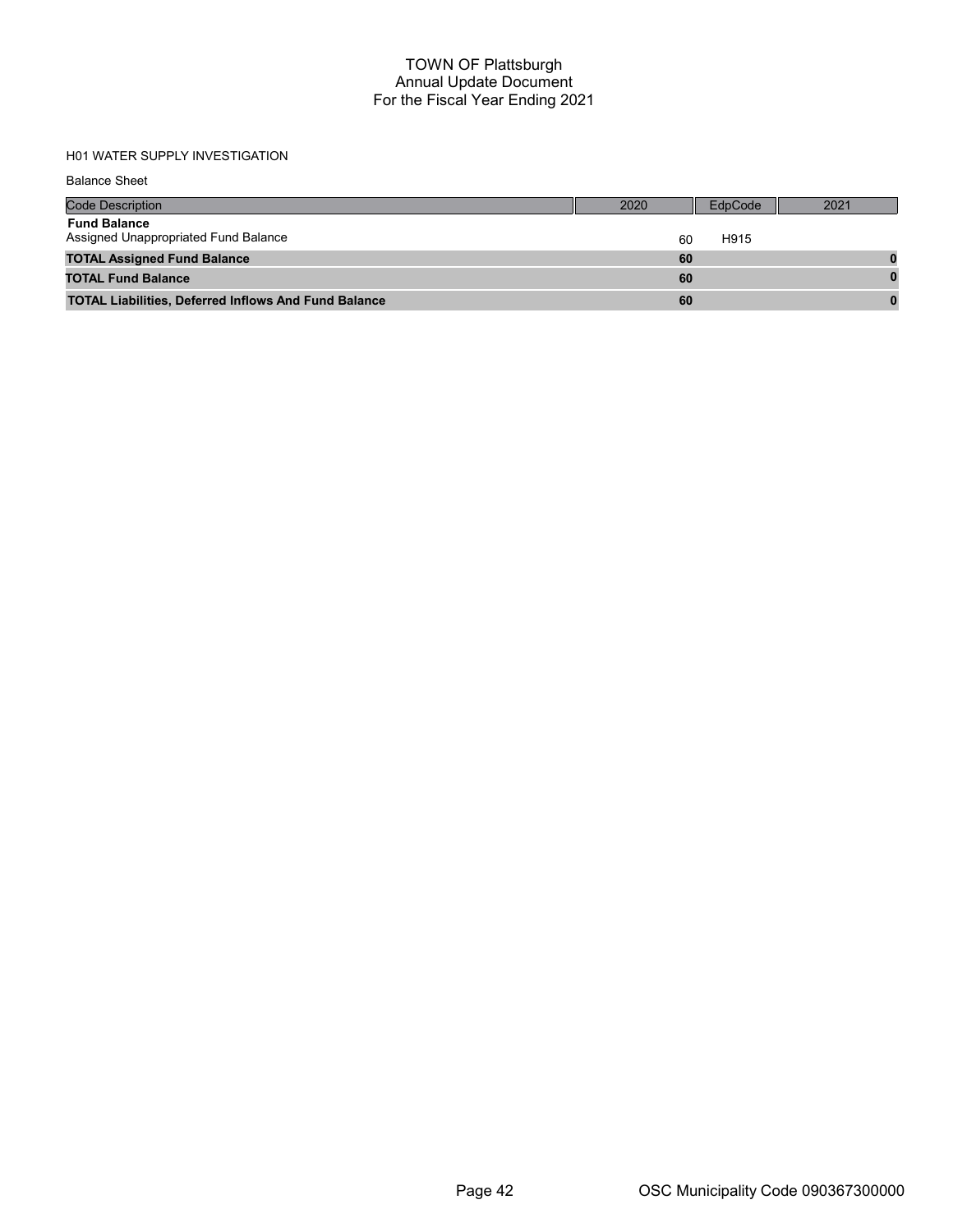# TOWN OF Plattsburgh
## Annual Update Document
## For the Fiscal Year Ending 2021

H01 WATER SUPPLY INVESTIGATION

Balance Sheet

| Code Description | 2020 | EdpCode | 2021 |
|---|---|---|---|
| **Fund Balance** | | | |
| Assigned Unappropriated Fund Balance | 60 | H915 | |
| **TOTAL Assigned Fund Balance** | **60** | | **0** |
| **TOTAL Fund Balance** | **60** | | **0** |
| **TOTAL Liabilities, Deferred Inflows And Fund Balance** | **60** | | **0** |

OSC Municipality Code 090367300000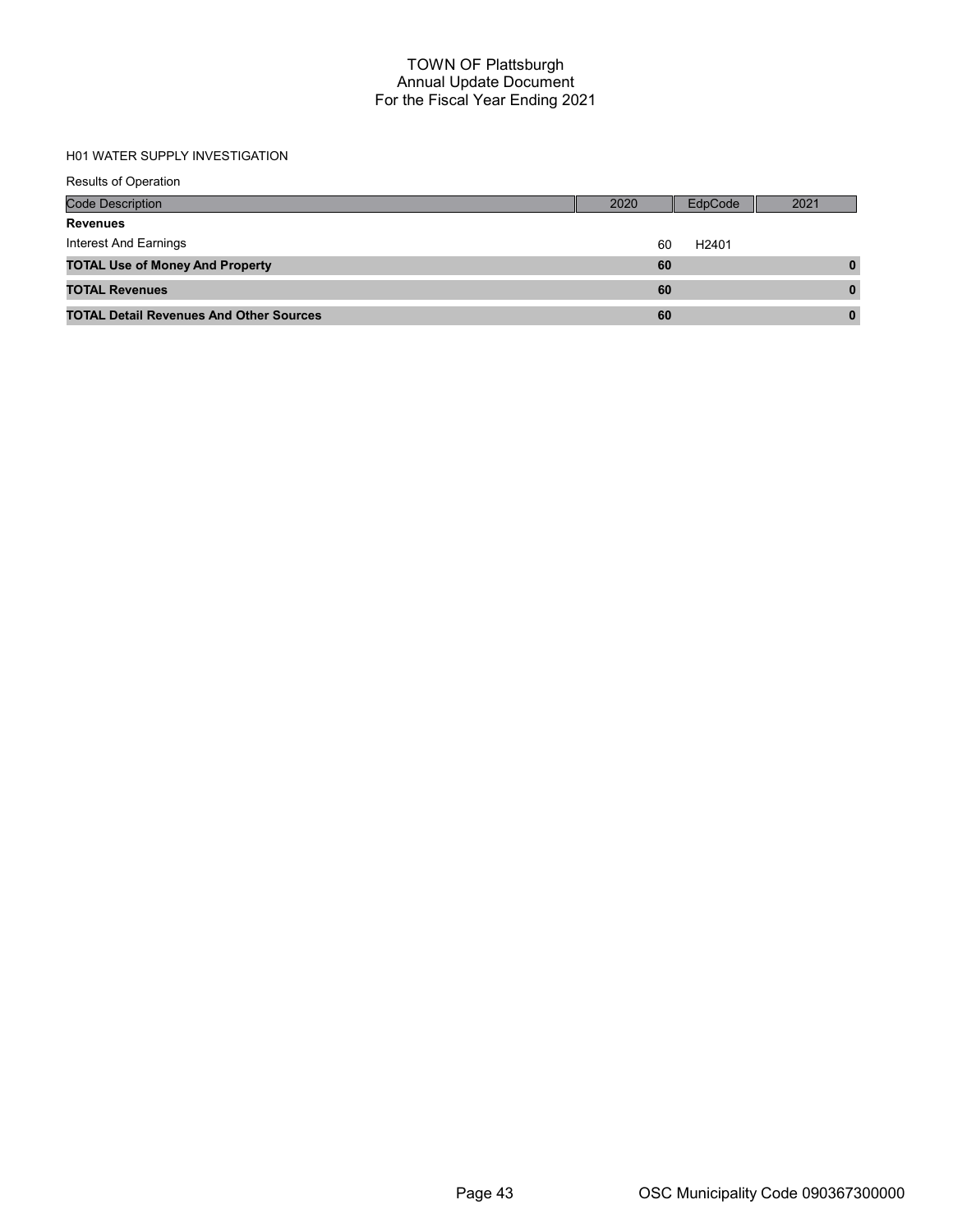# TOWN OF Plattsburgh
## Annual Update Document
## For the Fiscal Year Ending 2021

H01 WATER SUPPLY INVESTIGATION

Results of Operation

| Code Description | 2020 | EdpCode | 2021 |
|---|---|---|---|
| **Revenues** | | | |
| Interest And Earnings | 60 | H2401 | |
| **TOTAL Use of Money And Property** | **60** | | **0** |
| **TOTAL Revenues** | **60** | | **0** |
| **TOTAL Detail Revenues And Other Sources** | **60** | | **0** |

OSC Municipality Code 090367300000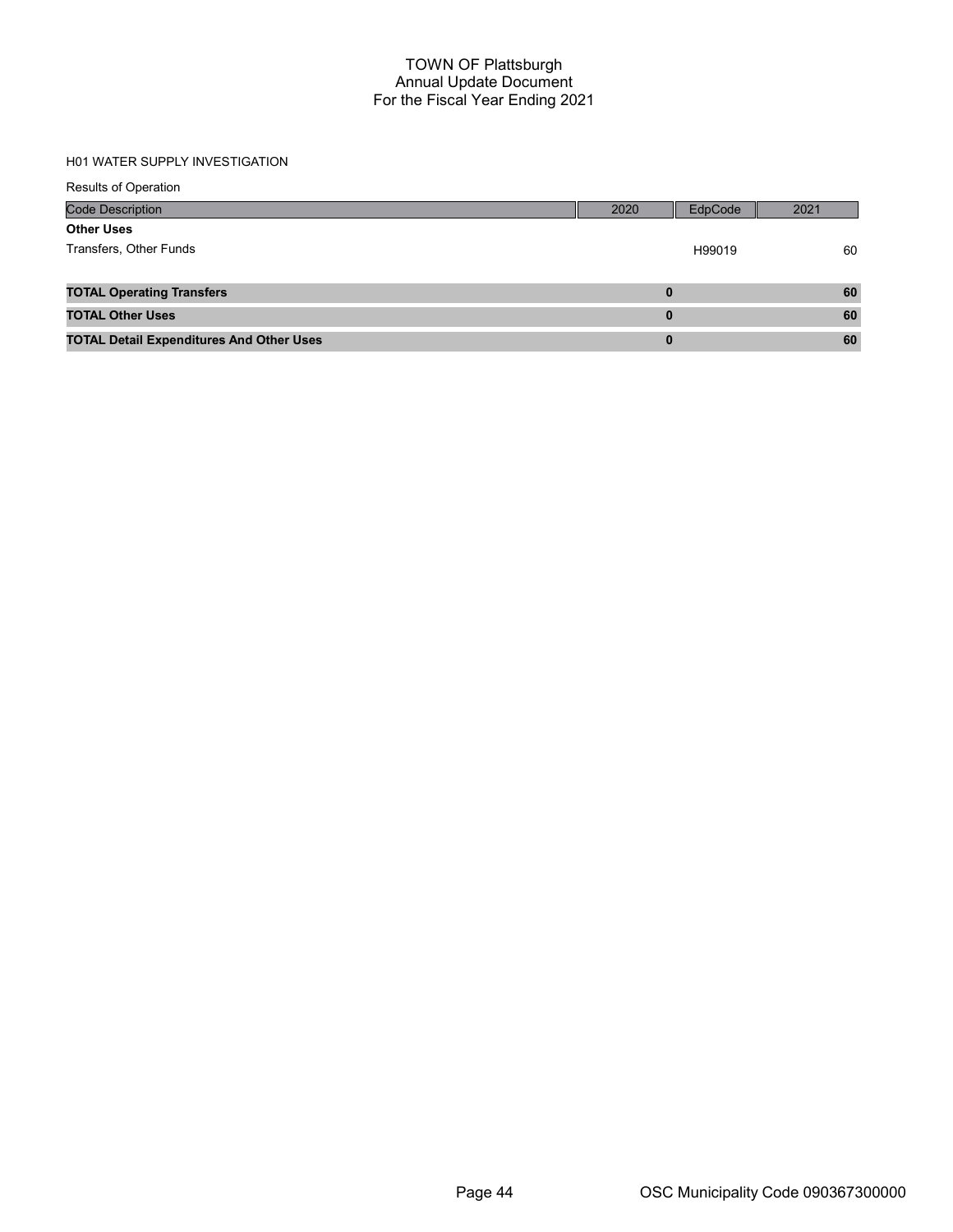# TOWN OF Plattsburgh
## Annual Update Document
## For the Fiscal Year Ending 2021

H01 WATER SUPPLY INVESTIGATION

Results of Operation

| Code Description | 2020 | EdpCode | 2021 |
|---|---|---|---|
| **Other Uses** | | | |
| Transfers, Other Funds | | H99019 | 60 |
| **TOTAL Operating Transfers** | **0** | | **60** |
| **TOTAL Other Uses** | **0** | | **60** |
| **TOTAL Detail Expenditures And Other Uses** | **0** | | **60** |

OSC Municipality Code 090367300000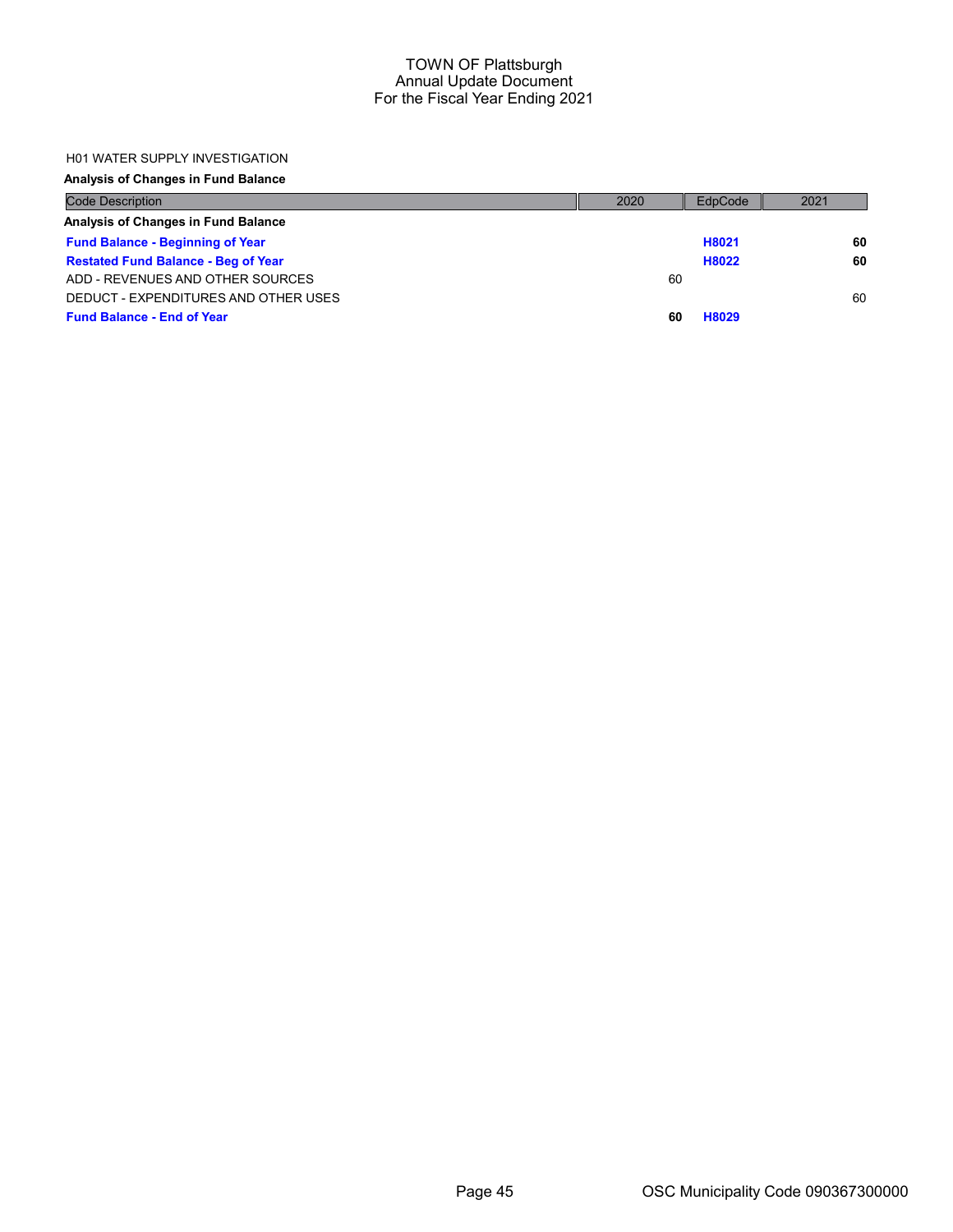TOWN OF Plattsburgh
Annual Update Document
For the Fiscal Year Ending 2021

H01 WATER SUPPLY INVESTIGATION

**Analysis of Changes in Fund Balance**

| Code Description | 2020 | EdpCode | 2021 |
|---|---|---|---|
| **Analysis of Changes in Fund Balance** | | | |
| **Fund Balance - Beginning of Year** | | **H8021** | **60** |
| **Restated Fund Balance - Beg of Year** | | **H8022** | **60** |
| ADD - REVENUES AND OTHER SOURCES | 60 | | |
| DEDUCT - EXPENDITURES AND OTHER USES | | | 60 |
| **Fund Balance - End of Year** | **60** | **H8029** | |

OSC Municipality Code 090367300000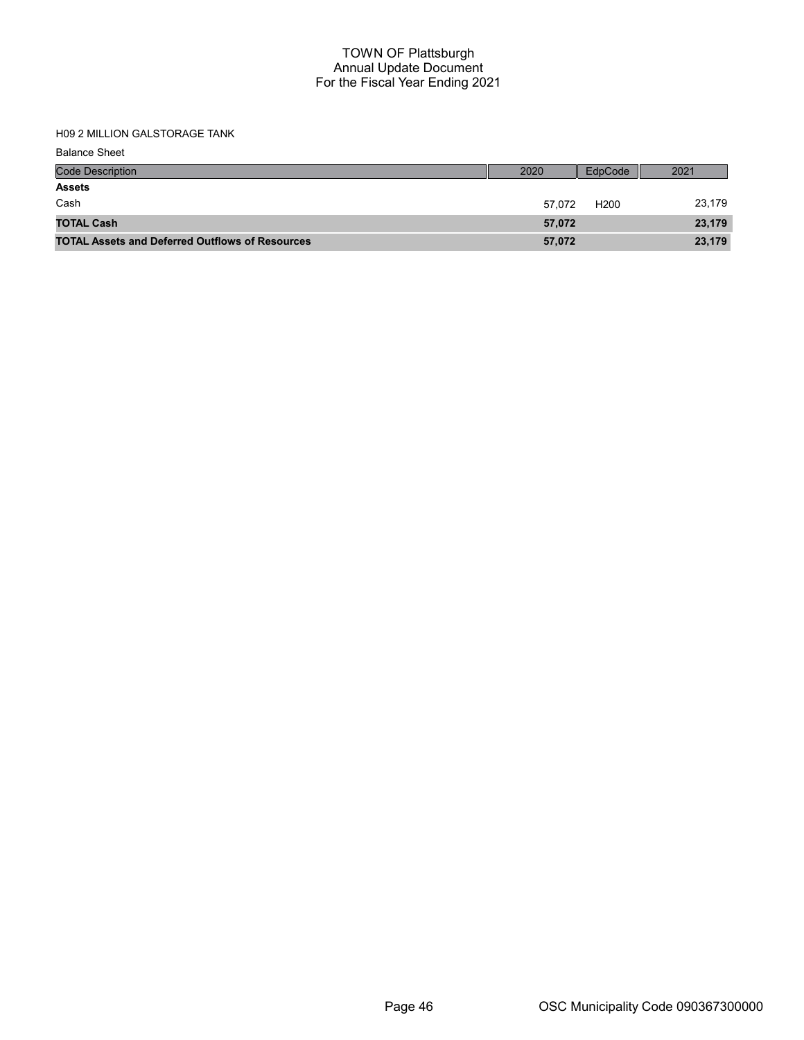# TOWN OF Plattsburgh
## Annual Update Document
## For the Fiscal Year Ending 2021

H09 2 MILLION GALSTORAGE TANK

Balance Sheet

| Code Description | 2020 | EdpCode | 2021 |
|---|---|---|---|
| **Assets** | | | |
| Cash | 57,072 | H200 | 23,179 |
| **TOTAL Cash** | **57,072** | | **23,179** |
| **TOTAL Assets and Deferred Outflows of Resources** | **57,072** | | **23,179** |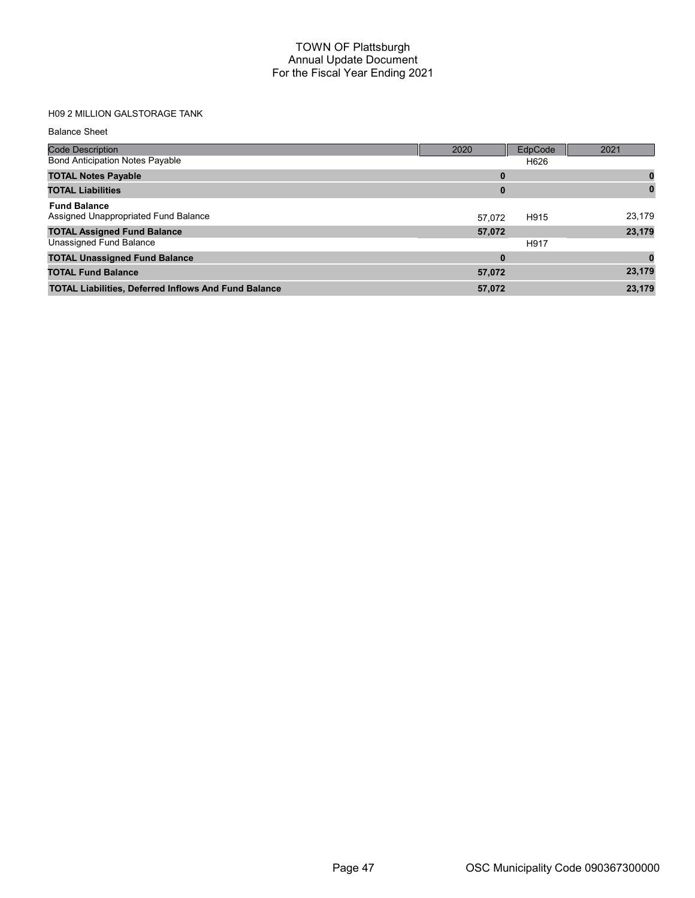# TOWN OF Plattsburgh
## Annual Update Document
## For the Fiscal Year Ending 2021

H09 2 MILLION GALSTORAGE TANK

Balance Sheet

| Code Description | 2020 | EdpCode | 2021 |
|---|---|---|---|
| Bond Anticipation Notes Payable | | H626 | |
| **TOTAL Notes Payable** | **0** | | **0** |
| **TOTAL Liabilities** | **0** | | **0** |
| **Fund Balance** | | | |
| Assigned Unappropriated Fund Balance | 57,072 | H915 | 23,179 |
| **TOTAL Assigned Fund Balance** | **57,072** | | **23,179** |
| Unassigned Fund Balance | | H917 | |
| **TOTAL Unassigned Fund Balance** | **0** | | **0** |
| **TOTAL Fund Balance** | **57,072** | | **23,179** |
| **TOTAL Liabilities, Deferred Inflows And Fund Balance** | **57,072** | | **23,179** |

OSC Municipality Code 090367300000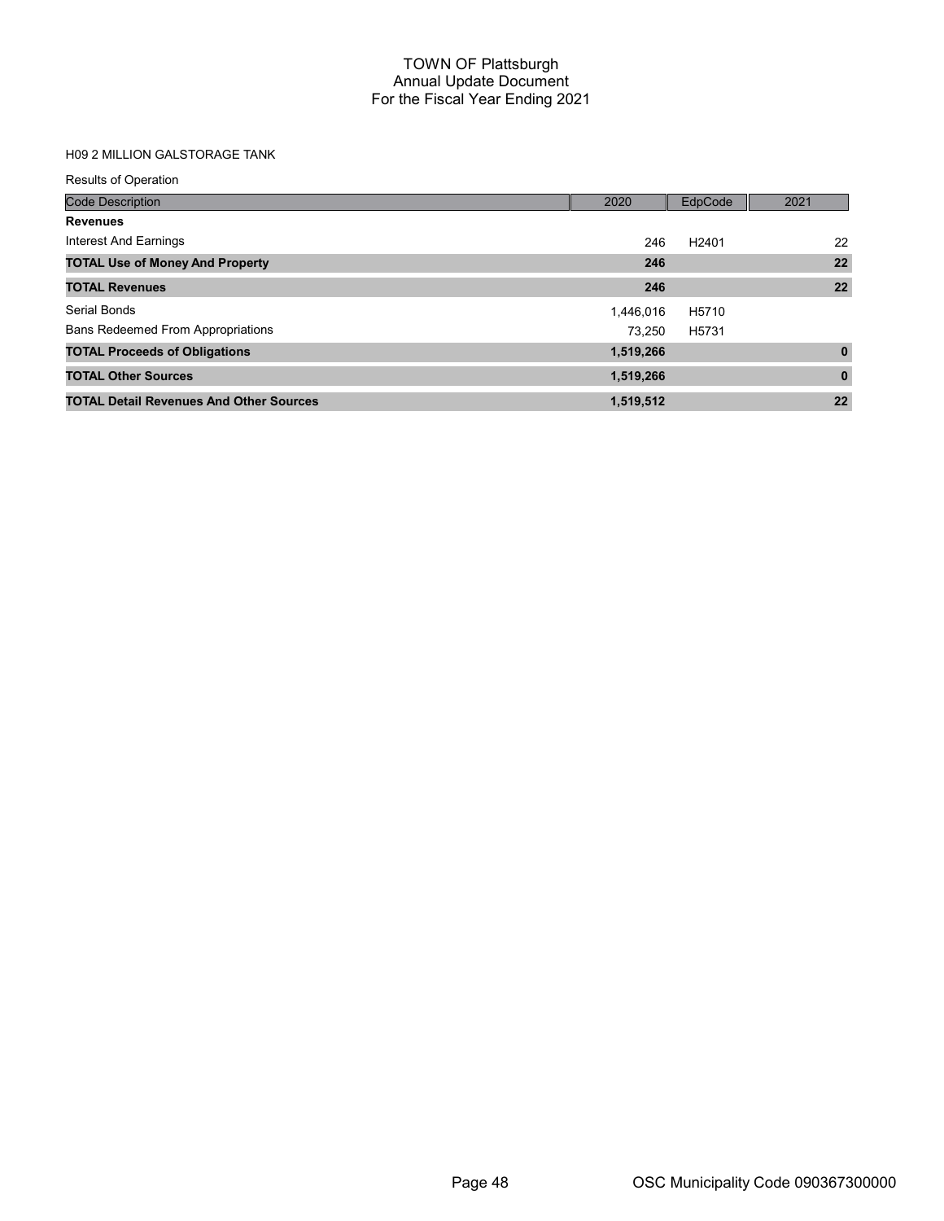# TOWN OF Plattsburgh
## Annual Update Document
## For the Fiscal Year Ending 2021

H09 2 MILLION GALSTORAGE TANK

Results of Operation

| Code Description | 2020 | EdpCode | 2021 |
|---|---|---|---|
| **Revenues** | | | |
| Interest And Earnings | 246 | H2401 | 22 |
| **TOTAL Use of Money And Property** | **246** | | **22** |
| **TOTAL Revenues** | **246** | | **22** |
| Serial Bonds | 1,446,016 | H5710 | |
| Bans Redeemed From Appropriations | 73,250 | H5731 | |
| **TOTAL Proceeds of Obligations** | **1,519,266** | | **0** |
| **TOTAL Other Sources** | **1,519,266** | | **0** |
| **TOTAL Detail Revenues And Other Sources** | **1,519,512** | | **22** |

OSC Municipality Code 090367300000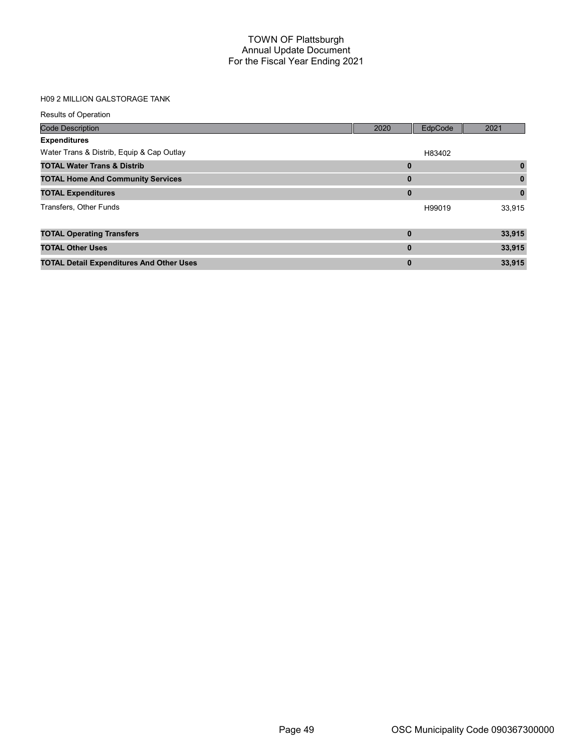# TOWN OF Plattsburgh
## Annual Update Document
## For the Fiscal Year Ending 2021

H09 2 MILLION GALSTORAGE TANK

Results of Operation

| Code Description | 2020 | EdpCode | 2021 |
|---|---|---|---|
| **Expenditures** | | | |
| Water Trans & Distrib, Equip & Cap Outlay | | H83402 | |
| **TOTAL Water Trans & Distrib** | **0** | | **0** |
| **TOTAL Home And Community Services** | **0** | | **0** |
| **TOTAL Expenditures** | **0** | | **0** |
| Transfers, Other Funds | | H99019 | 33,915 |
| **TOTAL Operating Transfers** | **0** | | **33,915** |
| **TOTAL Other Uses** | **0** | | **33,915** |
| **TOTAL Detail Expenditures And Other Uses** | **0** | | **33,915** |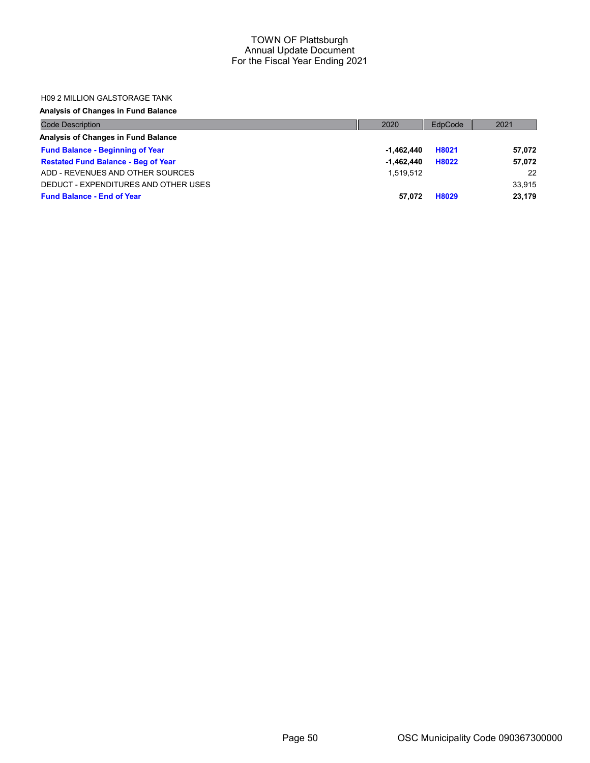H09 2 MILLION GALSTORAGE TANK

**Analysis of Changes in Fund Balance**

| Code Description | 2020 | EdpCode | 2021 |
|---|---|---|---|
| **Analysis of Changes in Fund Balance** | | | |
| **Fund Balance - Beginning of Year** | **-1,462,440** | **H8021** | **57,072** |
| **Restated Fund Balance - Beg of Year** | **-1,462,440** | **H8022** | **57,072** |
| ADD - REVENUES AND OTHER SOURCES | 1,519,512 | | 22 |
| DEDUCT - EXPENDITURES AND OTHER USES | | | 33,915 |
| **Fund Balance - End of Year** | **57,072** | **H8029** | **23,179** |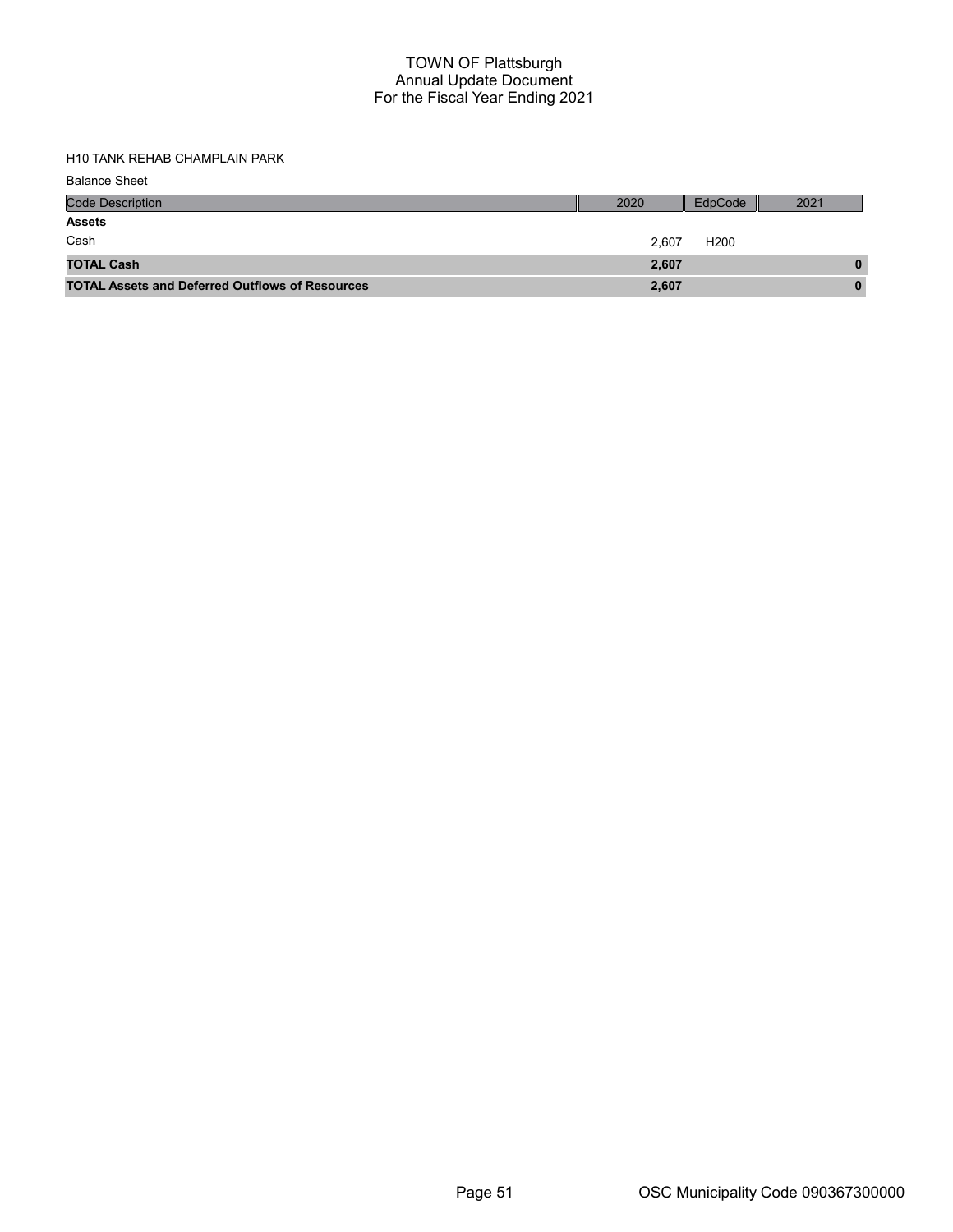# TOWN OF Plattsburgh
## Annual Update Document
## For the Fiscal Year Ending 2021

H10 TANK REHAB CHAMPLAIN PARK

Balance Sheet

| Code Description | 2020 | EdpCode | 2021 |
|---|---|---|---|
| **Assets** | | | |
| Cash | 2,607 | H200 | |
| **TOTAL Cash** | **2,607** | | **0** |
| **TOTAL Assets and Deferred Outflows of Resources** | **2,607** | | **0** |

OSC Municipality Code 090367300000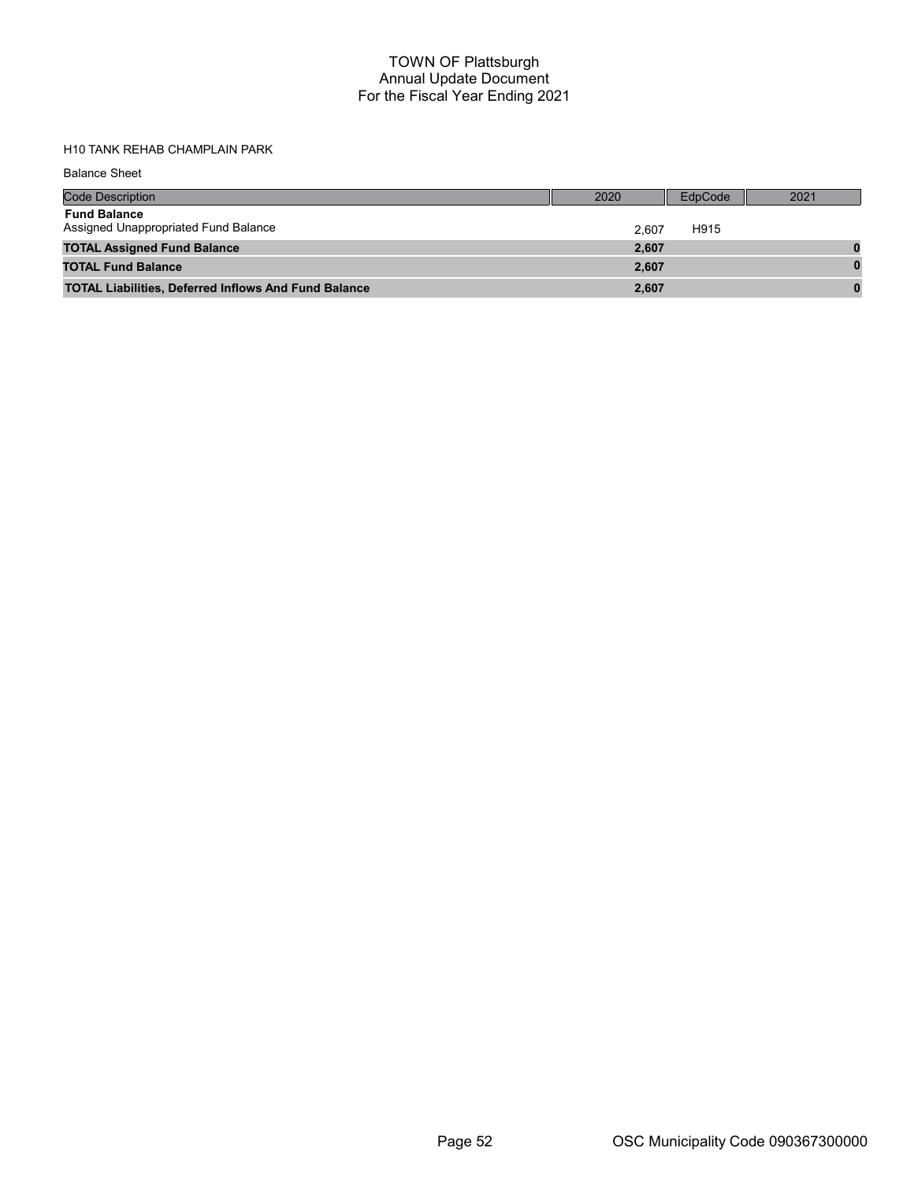# TOWN OF Plattsburgh
## Annual Update Document
## For the Fiscal Year Ending 2021

H10 TANK REHAB CHAMPLAIN PARK

Balance Sheet

| Code Description | 2020 | EdpCode | 2021 |
|---|---|---|---|
| **Fund Balance** | | | |
| Assigned Unappropriated Fund Balance | 2,607 | H915 | |
| **TOTAL Assigned Fund Balance** | **2,607** | | **0** |
| **TOTAL Fund Balance** | **2,607** | | **0** |
| **TOTAL Liabilities, Deferred Inflows And Fund Balance** | **2,607** | | **0** |

OSC Municipality Code 090367300000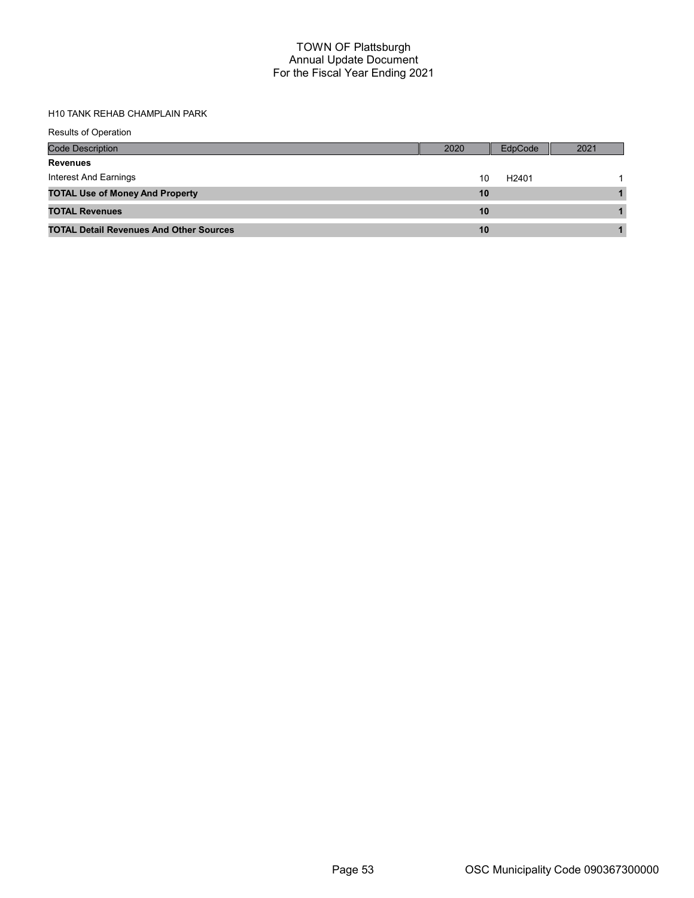# TOWN OF Plattsburgh
## Annual Update Document
## For the Fiscal Year Ending 2021

H10 TANK REHAB CHAMPLAIN PARK

Results of Operation

| Code Description | 2020 | EdpCode | 2021 |
|---|---|---|---|
| **Revenues** | | | |
| Interest And Earnings | 10 | H2401 | 1 |
| **TOTAL Use of Money And Property** | **10** | | **1** |
| **TOTAL Revenues** | **10** | | **1** |
| **TOTAL Detail Revenues And Other Sources** | **10** | | **1** |

OSC Municipality Code 090367300000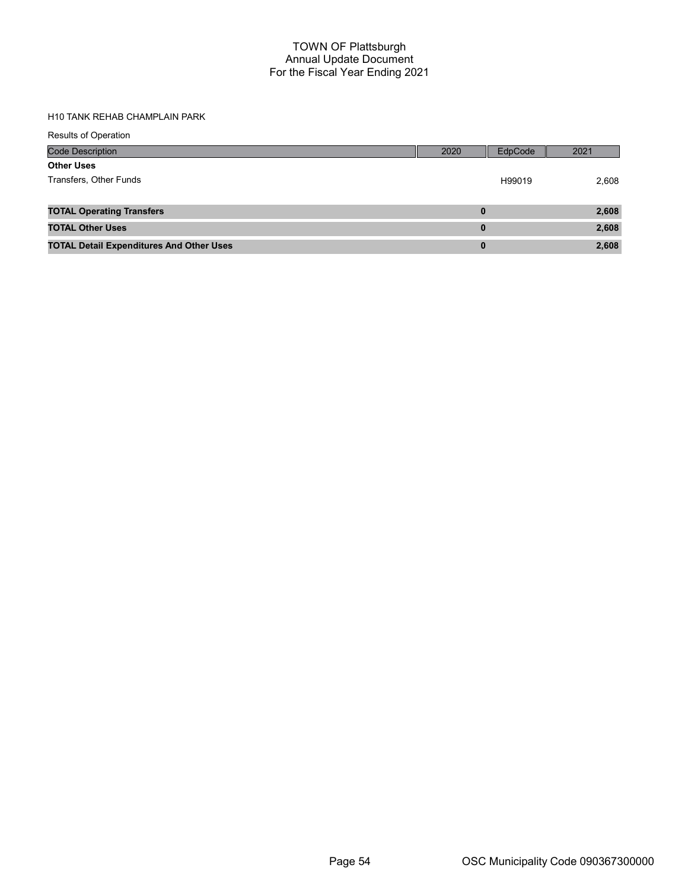# TOWN OF Plattsburgh
## Annual Update Document
## For the Fiscal Year Ending 2021

H10 TANK REHAB CHAMPLAIN PARK

Results of Operation

| Code Description | 2020 | EdpCode | 2021 |
|---|---|---|---|
| **Other Uses** | | | |
| Transfers, Other Funds | | H99019 | 2,608 |
| **TOTAL Operating Transfers** | **0** | | **2,608** |
| **TOTAL Other Uses** | **0** | | **2,608** |
| **TOTAL Detail Expenditures And Other Uses** | **0** | | **2,608** |

OSC Municipality Code 090367300000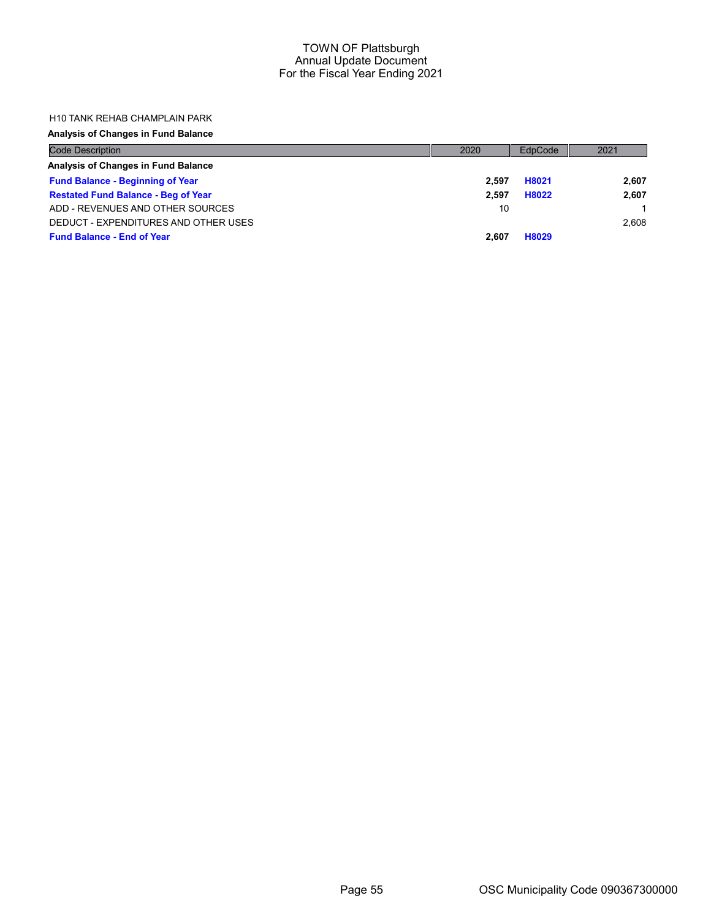TOWN OF Plattsburgh
Annual Update Document
For the Fiscal Year Ending 2021

H10 TANK REHAB CHAMPLAIN PARK

**Analysis of Changes in Fund Balance**

| Code Description | 2020 | EdpCode | 2021 |
|---|---|---|---|
| **Analysis of Changes in Fund Balance** | | | |
| **Fund Balance - Beginning of Year** | **2,597** | **H8021** | **2,607** |
| **Restated Fund Balance - Beg of Year** | **2,597** | **H8022** | **2,607** |
| ADD - REVENUES AND OTHER SOURCES | 10 | | 1 |
| DEDUCT - EXPENDITURES AND OTHER USES | | | 2,608 |
| **Fund Balance - End of Year** | **2,607** | **H8029** | |

OSC Municipality Code 090367300000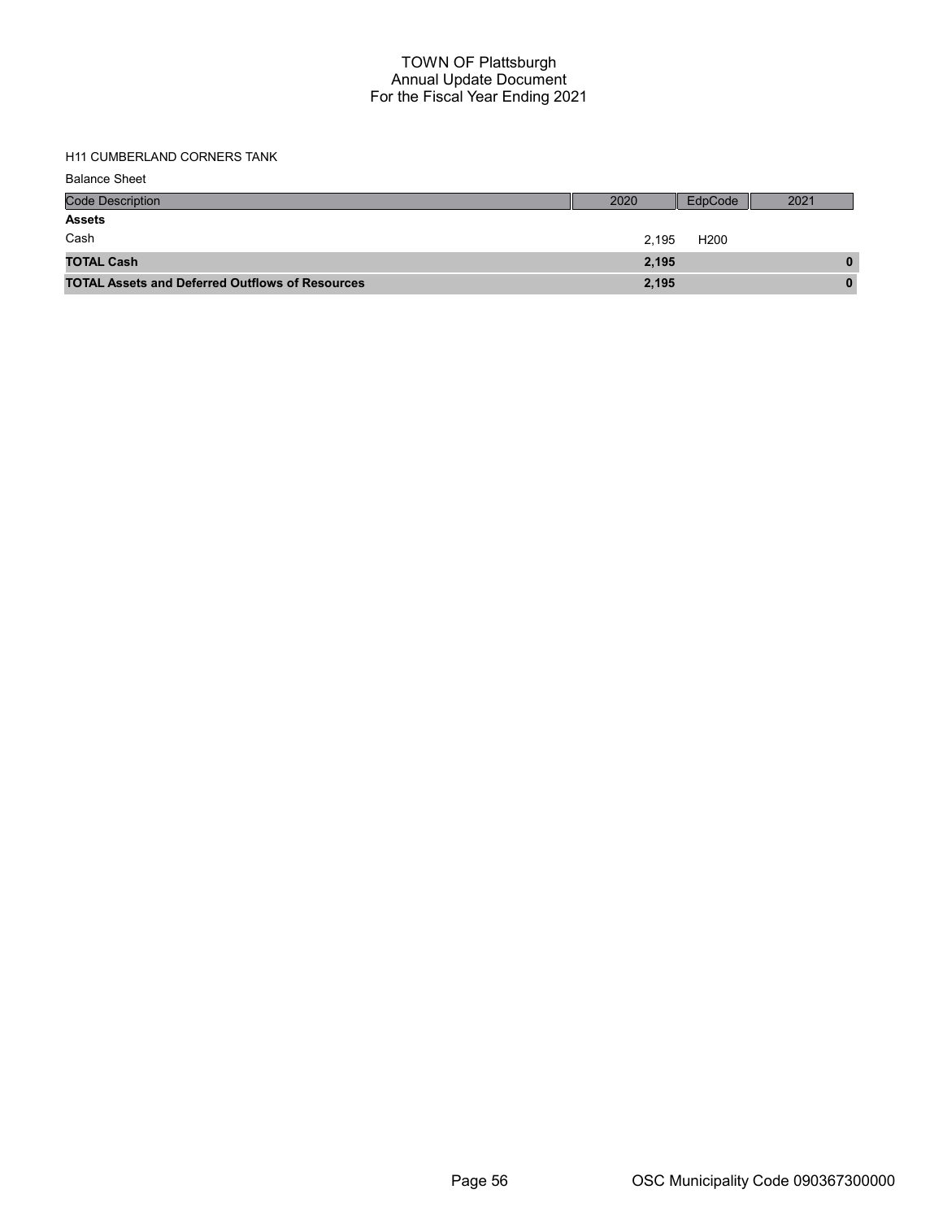# TOWN OF Plattsburgh
## Annual Update Document
## For the Fiscal Year Ending 2021

H11 CUMBERLAND CORNERS TANK

Balance Sheet

| Code Description | 2020 | EdpCode | 2021 |
|---|---|---|---|
| **Assets** | | | |
| Cash | 2,195 | H200 | |
| **TOTAL Cash** | **2,195** | | **0** |
| **TOTAL Assets and Deferred Outflows of Resources** | **2,195** | | **0** |

OSC Municipality Code 090367300000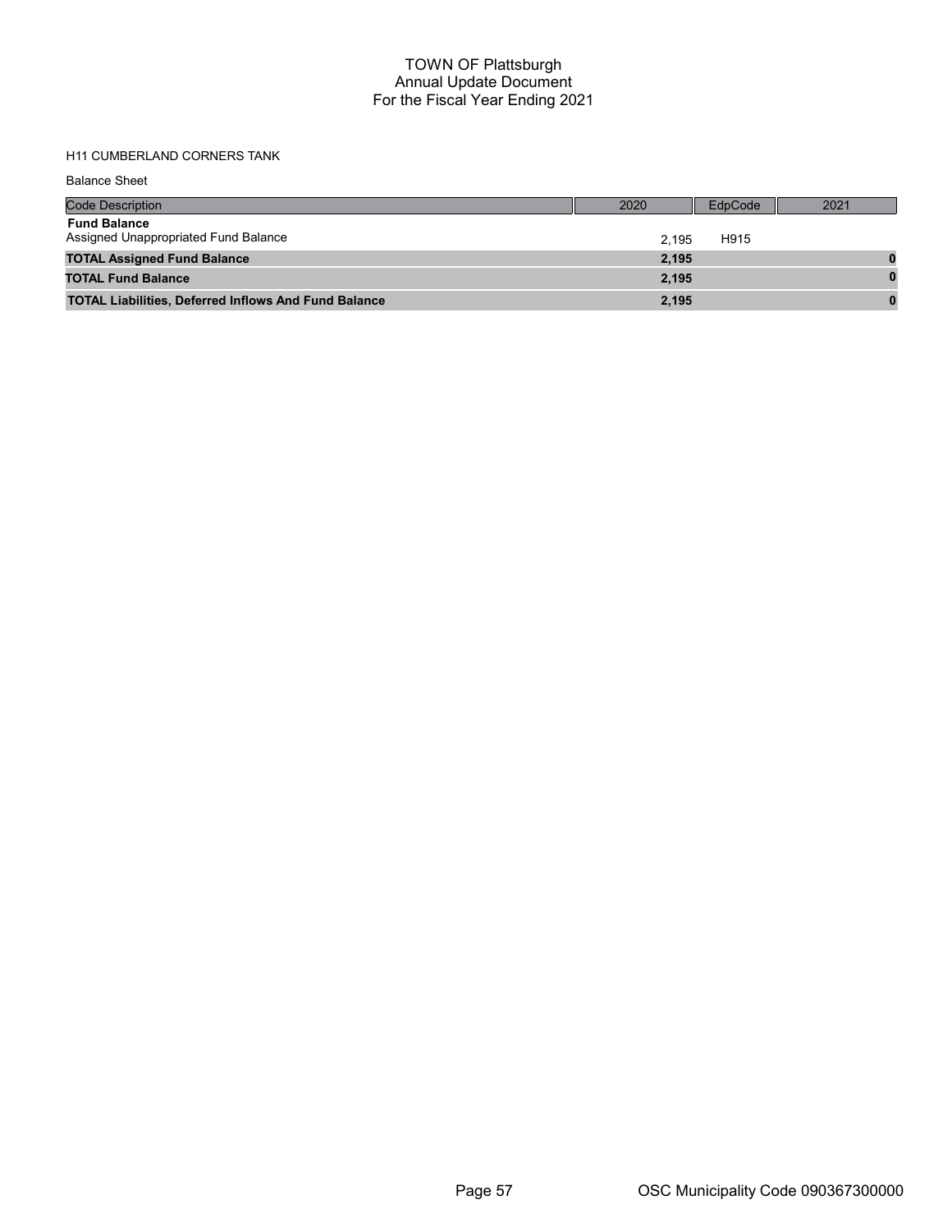# TOWN OF Plattsburgh
## Annual Update Document
## For the Fiscal Year Ending 2021

H11 CUMBERLAND CORNERS TANK

Balance Sheet

| Code Description | 2020 | EdpCode | 2021 |
|---|---|---|---|
| **Fund Balance** | | | |
| Assigned Unappropriated Fund Balance | 2,195 | H915 | |
| **TOTAL Assigned Fund Balance** | **2,195** | | **0** |
| **TOTAL Fund Balance** | **2,195** | | **0** |
| **TOTAL Liabilities, Deferred Inflows And Fund Balance** | **2,195** | | **0** |

OSC Municipality Code 090367300000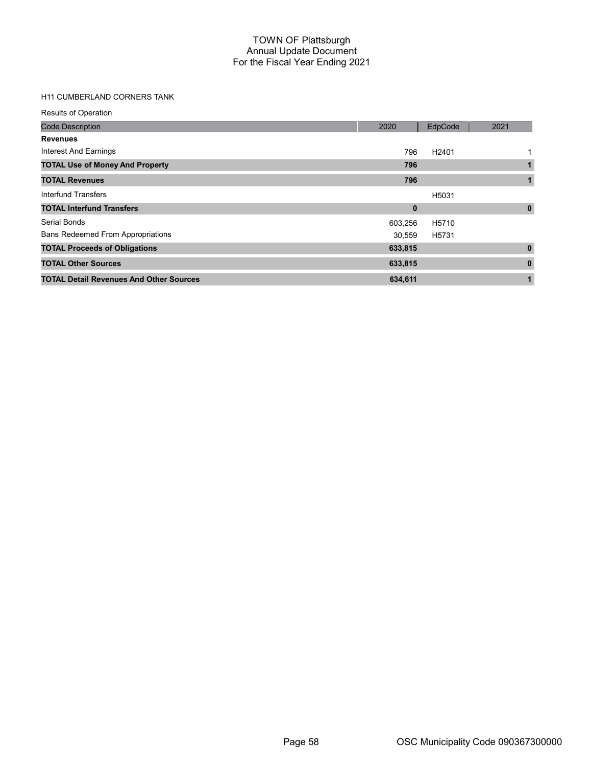# TOWN OF Plattsburgh
## Annual Update Document
## For the Fiscal Year Ending 2021

H11 CUMBERLAND CORNERS TANK

Results of Operation

| Code Description | 2020 | EdpCode | 2021 |
|---|---|---|---|
| **Revenues** | | | |
| Interest And Earnings | 796 | H2401 | 1 |
| **TOTAL Use of Money And Property** | **796** | | **1** |
| **TOTAL Revenues** | **796** | | **1** |
| Interfund Transfers | | H5031 | |
| **TOTAL Interfund Transfers** | **0** | | **0** |
| Serial Bonds | 603,256 | H5710 | |
| Bans Redeemed From Appropriations | 30,559 | H5731 | |
| **TOTAL Proceeds of Obligations** | **633,815** | | **0** |
| **TOTAL Other Sources** | **633,815** | | **0** |
| **TOTAL Detail Revenues And Other Sources** | **634,611** | | **1** |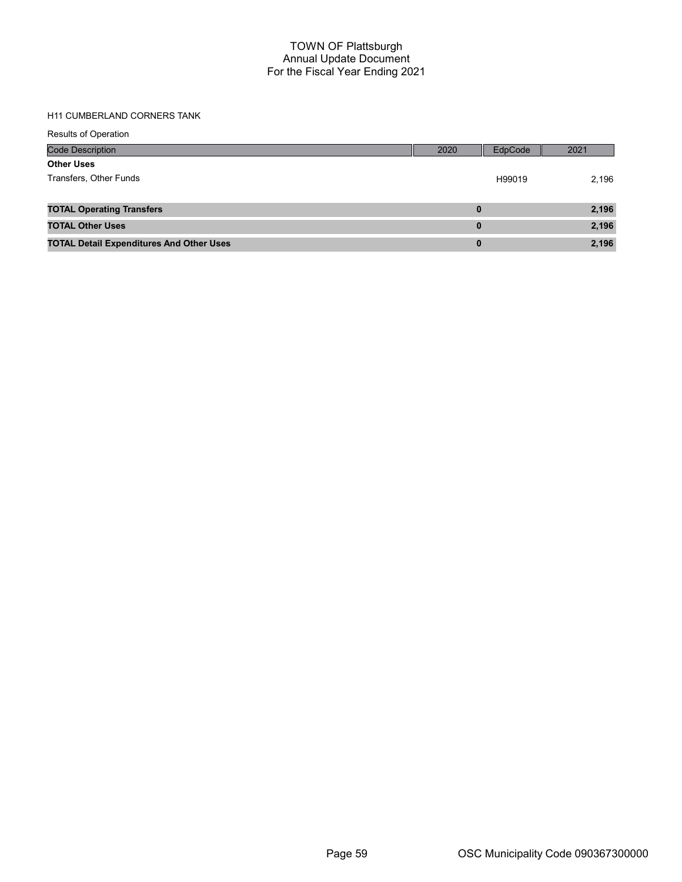# TOWN OF Plattsburgh
## Annual Update Document
## For the Fiscal Year Ending 2021

H11 CUMBERLAND CORNERS TANK

Results of Operation

| Code Description | 2020 | EdpCode | 2021 |
|---|---|---|---|
| **Other Uses** | | | |
| Transfers, Other Funds | | H99019 | 2,196 |
| **TOTAL Operating Transfers** | **0** | | **2,196** |
| **TOTAL Other Uses** | **0** | | **2,196** |
| **TOTAL Detail Expenditures And Other Uses** | **0** | | **2,196** |

OSC Municipality Code 090367300000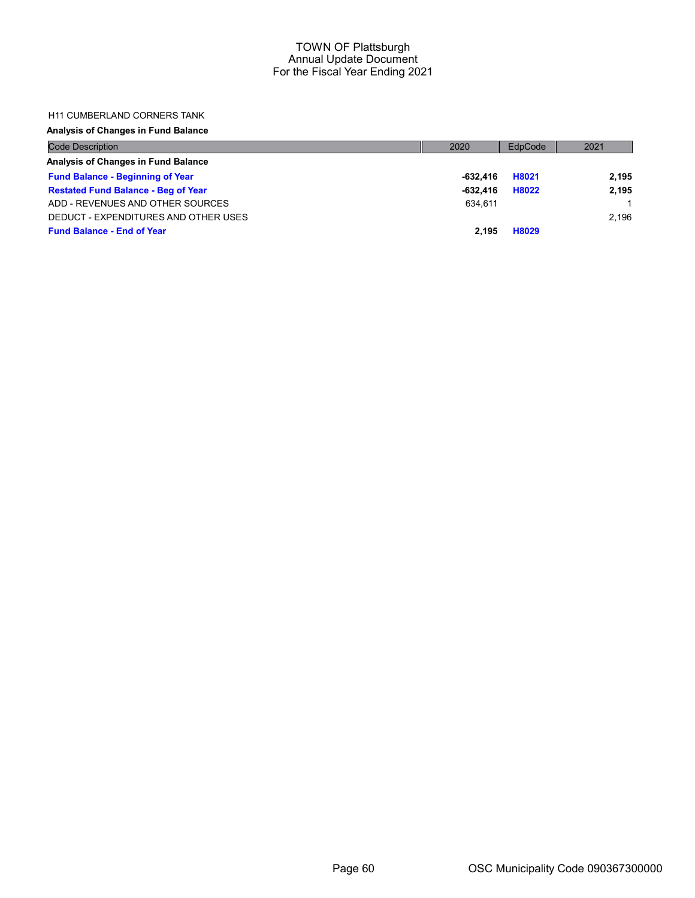TOWN OF Plattsburgh
Annual Update Document
For the Fiscal Year Ending 2021

H11 CUMBERLAND CORNERS TANK

**Analysis of Changes in Fund Balance**

| Code Description | 2020 | EdpCode | 2021 |
|---|---|---|---|
| **Analysis of Changes in Fund Balance** | | | |
| **Fund Balance - Beginning of Year** | **-632,416** | **H8021** | **2,195** |
| **Restated Fund Balance - Beg of Year** | **-632,416** | **H8022** | **2,195** |
| ADD - REVENUES AND OTHER SOURCES | 634,611 | | 1 |
| DEDUCT - EXPENDITURES AND OTHER USES | | | 2,196 |
| **Fund Balance - End of Year** | **2,195** | **H8029** | |

OSC Municipality Code 090367300000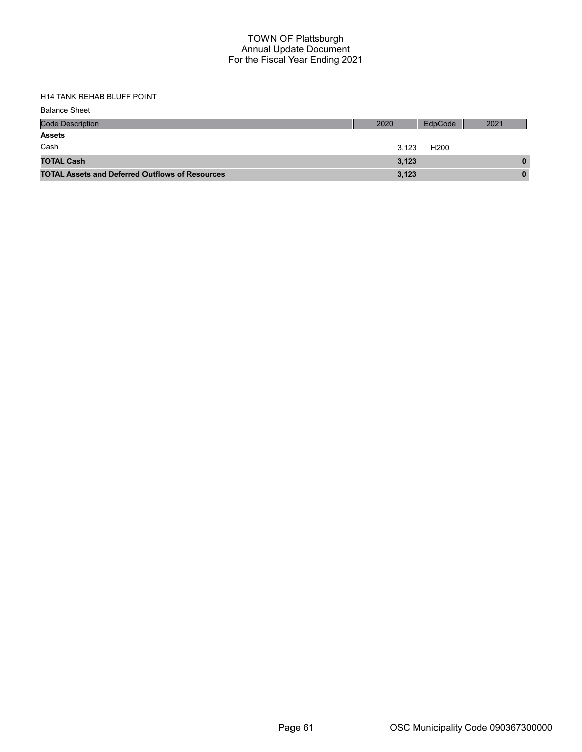# TOWN OF Plattsburgh
## Annual Update Document
## For the Fiscal Year Ending 2021

H14 TANK REHAB BLUFF POINT

Balance Sheet

| Code Description | 2020 | EdpCode | 2021 |
|---|---|---|---|
| **Assets** | | | |
| Cash | 3,123 | H200 | |
| **TOTAL Cash** | **3,123** | | **0** |
| **TOTAL Assets and Deferred Outflows of Resources** | **3,123** | | **0** |

OSC Municipality Code 090367300000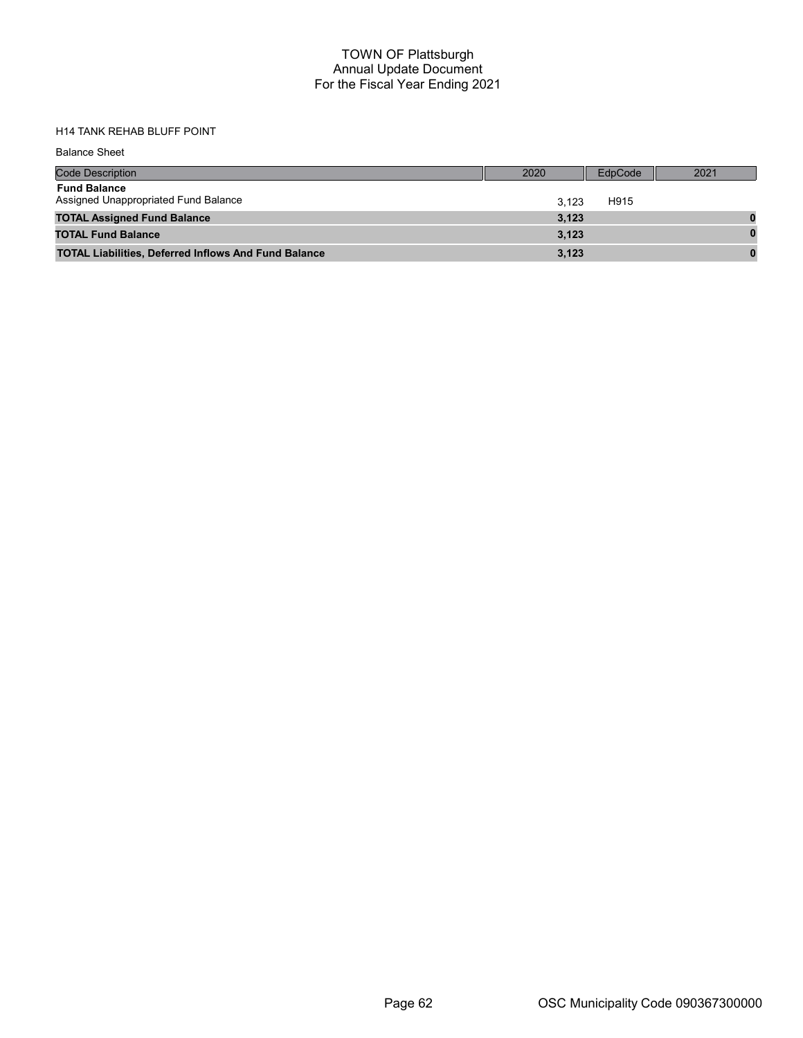# TOWN OF Plattsburgh
## Annual Update Document
## For the Fiscal Year Ending 2021

H14 TANK REHAB BLUFF POINT

Balance Sheet

| Code Description | 2020 | EdpCode | 2021 |
|---|---|---|---|
| **Fund Balance** | | | |
| Assigned Unappropriated Fund Balance | 3,123 | H915 | |
| **TOTAL Assigned Fund Balance** | **3,123** | | **0** |
| **TOTAL Fund Balance** | **3,123** | | **0** |
| **TOTAL Liabilities, Deferred Inflows And Fund Balance** | **3,123** | | **0** |

OSC Municipality Code 090367300000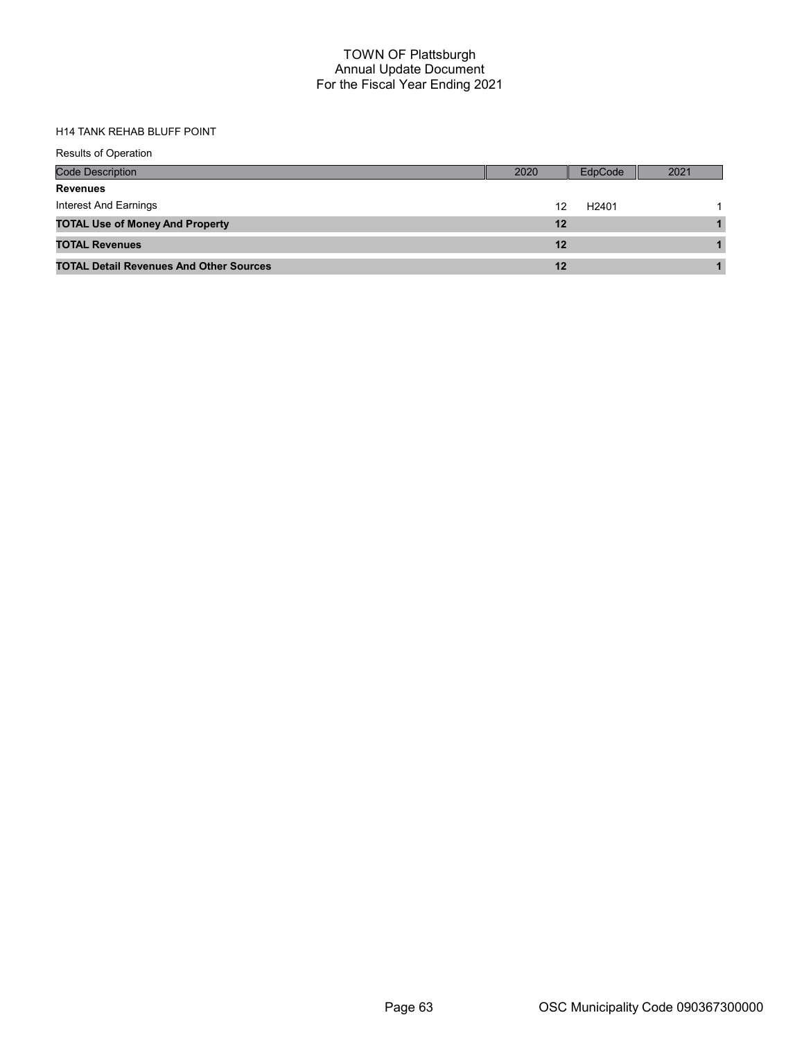H14 TANK REHAB BLUFF POINT

Results of Operation

| Code Description | 2020 | EdpCode | 2021 |
|---|---|---|---|
| **Revenues** | | | |
| Interest And Earnings | 12 | H2401 | 1 |
| **TOTAL Use of Money And Property** | **12** | | **1** |
| **TOTAL Revenues** | **12** | | **1** |
| **TOTAL Detail Revenues And Other Sources** | **12** | | **1** |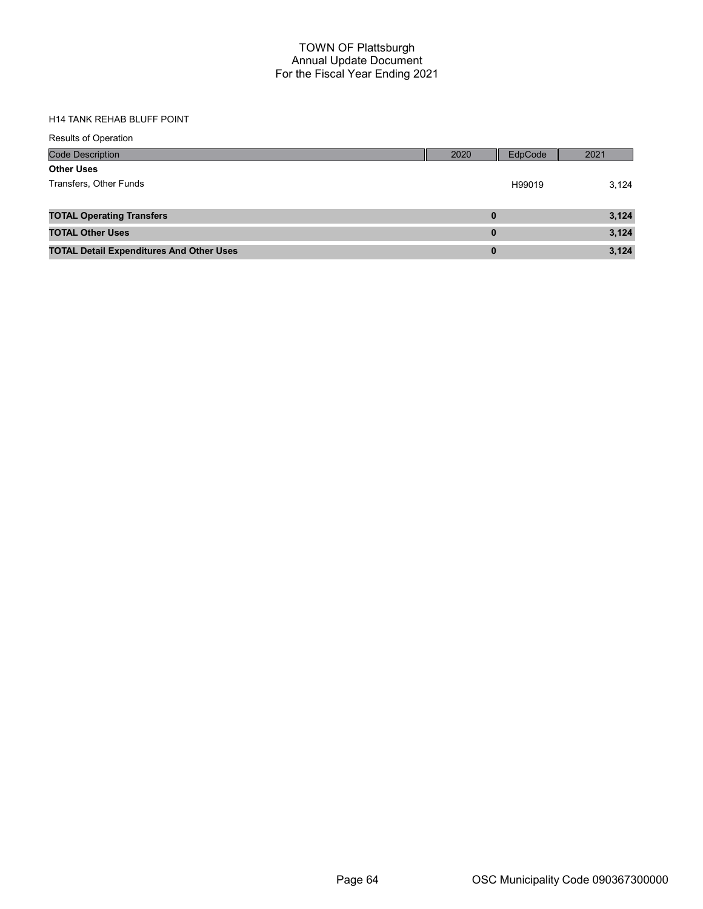# TOWN OF Plattsburgh
## Annual Update Document
## For the Fiscal Year Ending 2021

H14 TANK REHAB BLUFF POINT

Results of Operation

| Code Description | 2020 | EdpCode | 2021 |
|---|---|---|---|
| **Other Uses** | | | |
| Transfers, Other Funds | | H99019 | 3,124 |
| **TOTAL Operating Transfers** | **0** | | **3,124** |
| **TOTAL Other Uses** | **0** | | **3,124** |
| **TOTAL Detail Expenditures And Other Uses** | **0** | | **3,124** |

OSC Municipality Code 090367300000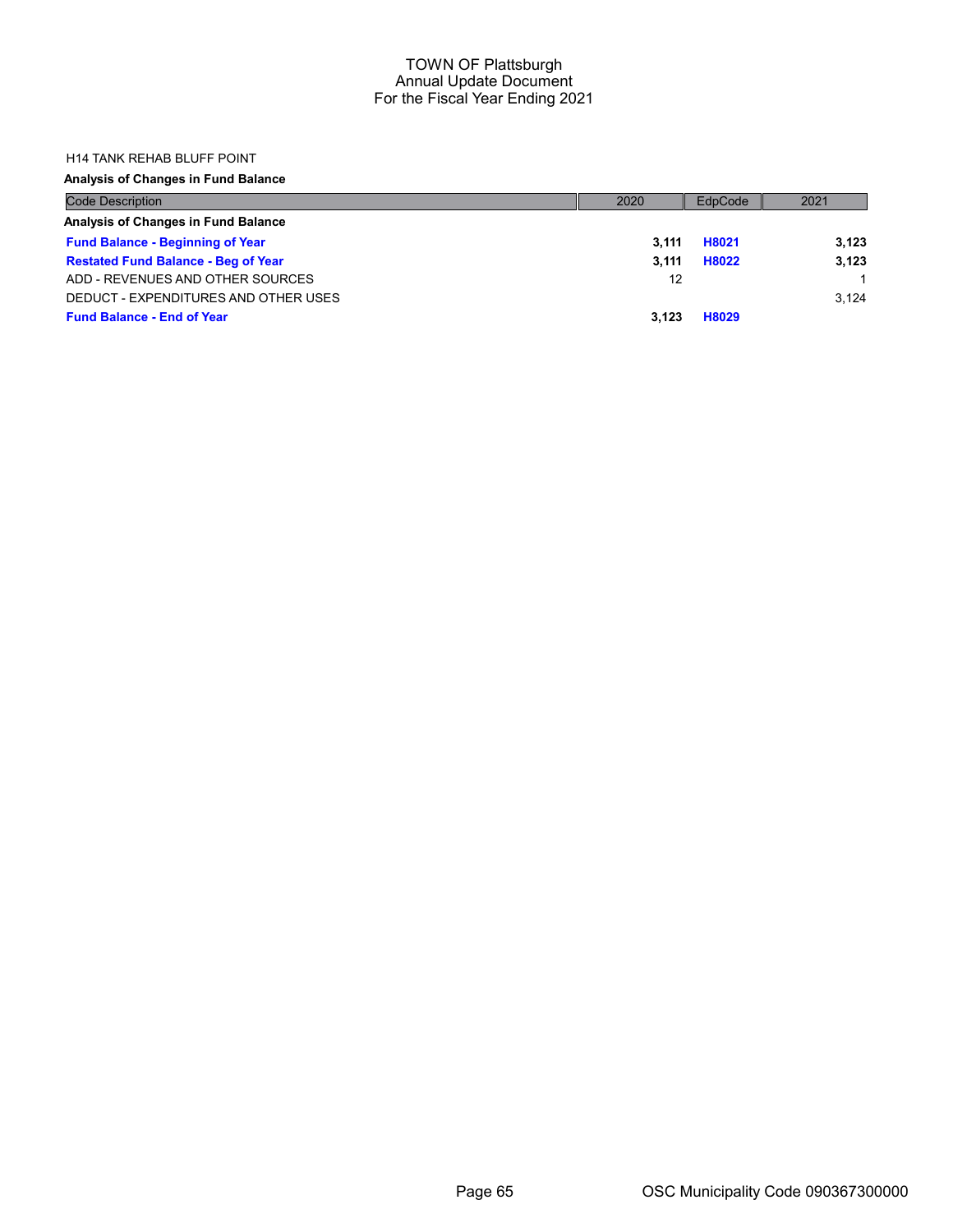# TOWN OF Plattsburgh
## Annual Update Document
## For the Fiscal Year Ending 2021

H14 TANK REHAB BLUFF POINT

**Analysis of Changes in Fund Balance**

| Code Description | 2020 | EdpCode | 2021 |
|---|---|---|---|
| **Analysis of Changes in Fund Balance** | | | |
| **Fund Balance - Beginning of Year** | **3,111** | **H8021** | **3,123** |
| **Restated Fund Balance - Beg of Year** | **3,111** | **H8022** | **3,123** |
| ADD - REVENUES AND OTHER SOURCES | 12 | | 1 |
| DEDUCT - EXPENDITURES AND OTHER USES | | | 3,124 |
| **Fund Balance - End of Year** | **3,123** | **H8029** | |

OSC Municipality Code 090367300000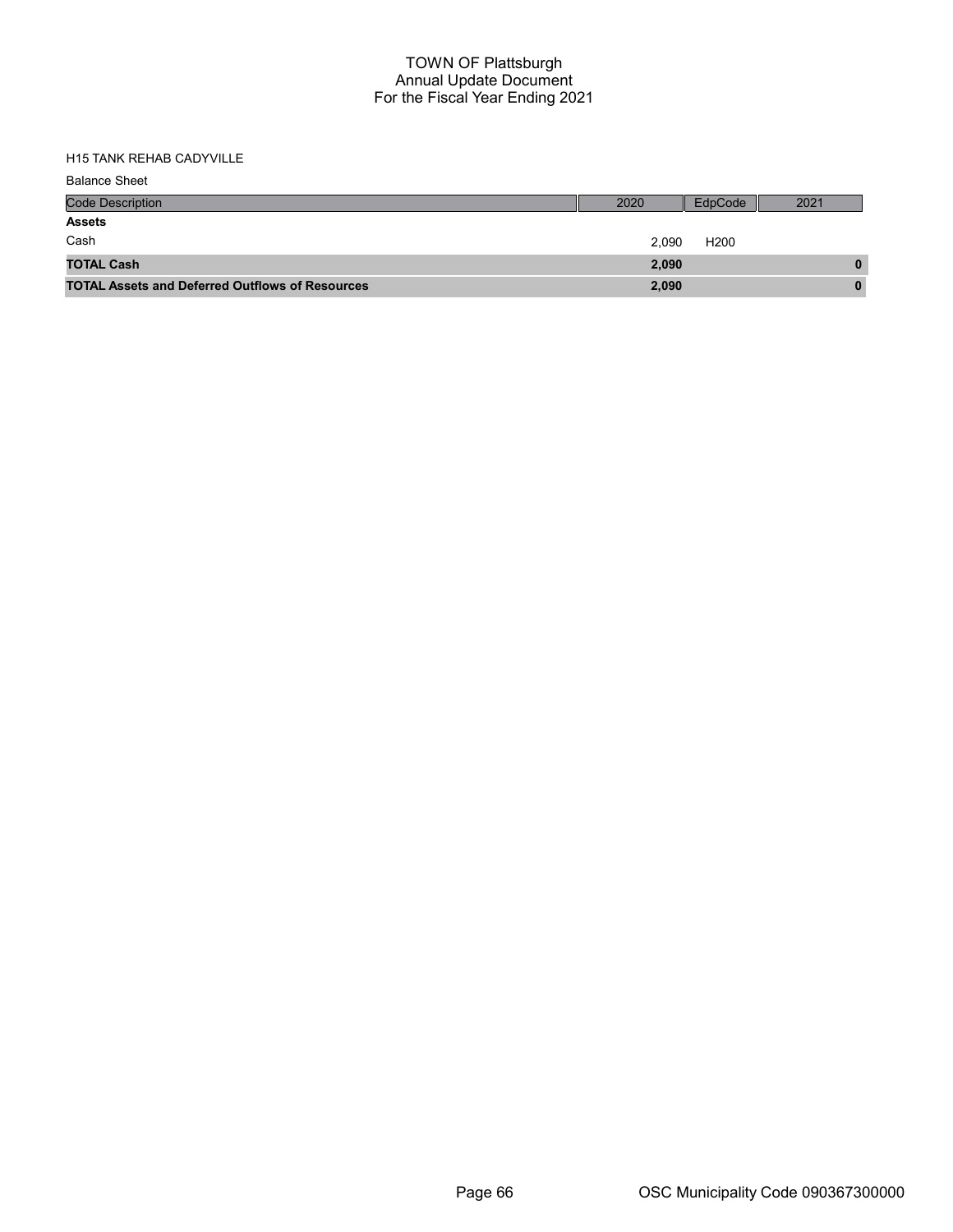# TOWN OF Plattsburgh
## Annual Update Document
## For the Fiscal Year Ending 2021

H15 TANK REHAB CADYVILLE

Balance Sheet

| Code Description | 2020 | EdpCode | 2021 |
|---|---|---|---|
| **Assets** | | | |
| Cash | 2,090 | H200 | |
| **TOTAL Cash** | **2,090** | | **0** |
| **TOTAL Assets and Deferred Outflows of Resources** | **2,090** | | **0** |

OSC Municipality Code 090367300000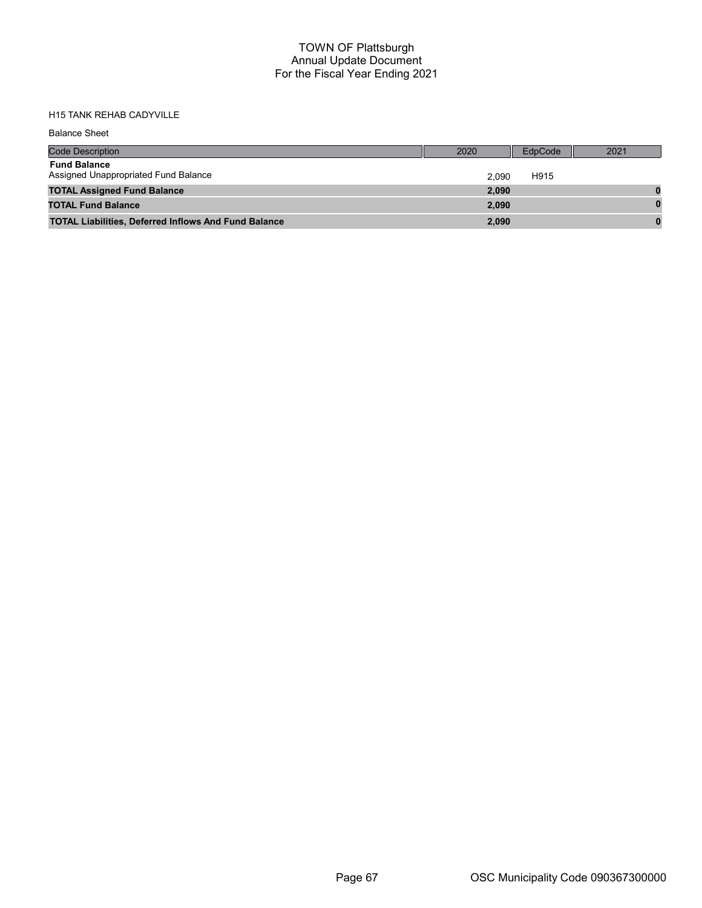# TOWN OF Plattsburgh
## Annual Update Document
## For the Fiscal Year Ending 2021

H15 TANK REHAB CADYVILLE

Balance Sheet

| Code Description | 2020 | EdpCode | 2021 |
|---|---|---|---|
| **Fund Balance** | | | |
| Assigned Unappropriated Fund Balance | 2,090 | H915 | |
| **TOTAL Assigned Fund Balance** | **2,090** | | **0** |
| **TOTAL Fund Balance** | **2,090** | | **0** |
| **TOTAL Liabilities, Deferred Inflows And Fund Balance** | **2,090** | | **0** |

OSC Municipality Code 090367300000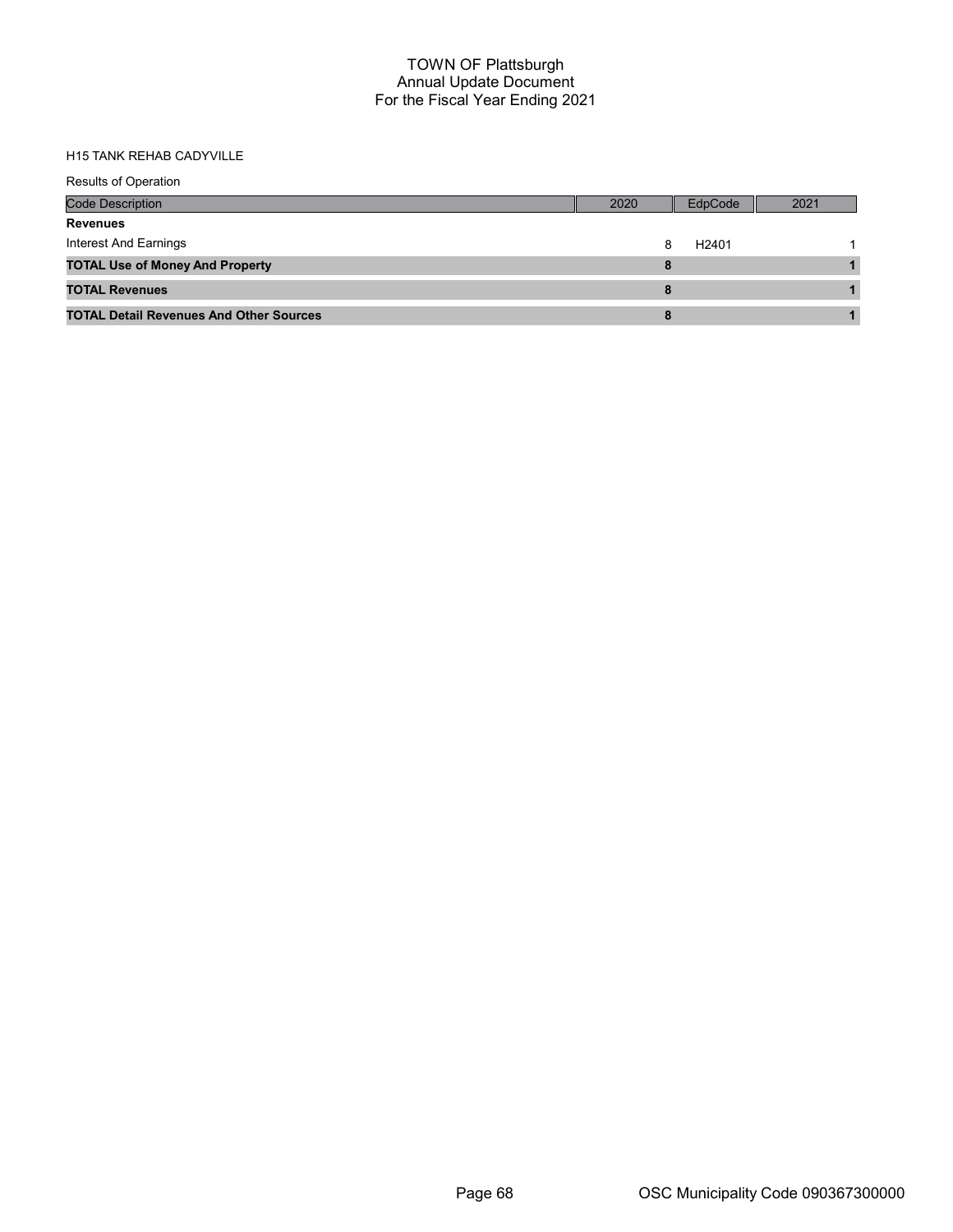# TOWN OF Plattsburgh
## Annual Update Document
## For the Fiscal Year Ending 2021

H15 TANK REHAB CADYVILLE

Results of Operation

| Code Description | 2020 | EdpCode | 2021 |
|---|---|---|---|
| **Revenues** | | | |
| Interest And Earnings | 8 | H2401 | 1 |
| **TOTAL Use of Money And Property** | **8** | | **1** |
| **TOTAL Revenues** | **8** | | **1** |
| **TOTAL Detail Revenues And Other Sources** | **8** | | **1** |

OSC Municipality Code 090367300000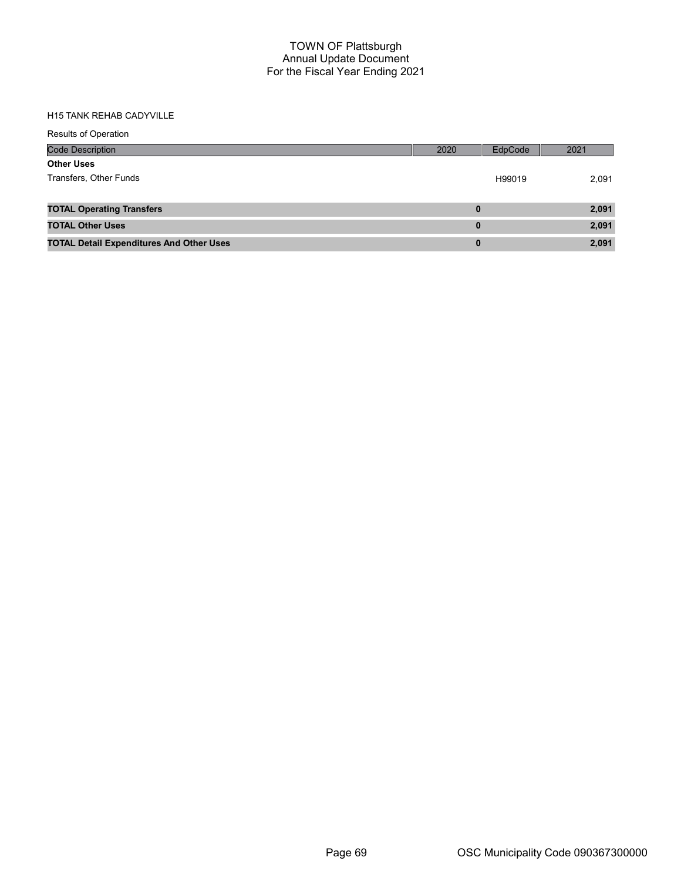# TOWN OF Plattsburgh
## Annual Update Document
## For the Fiscal Year Ending 2021

H15 TANK REHAB CADYVILLE

Results of Operation

| Code Description | 2020 | EdpCode | 2021 |
|---|---|---|---|
| **Other Uses** | | | |
| Transfers, Other Funds | | H99019 | 2,091 |
| **TOTAL Operating Transfers** | **0** | | **2,091** |
| **TOTAL Other Uses** | **0** | | **2,091** |
| **TOTAL Detail Expenditures And Other Uses** | **0** | | **2,091** |

OSC Municipality Code 090367300000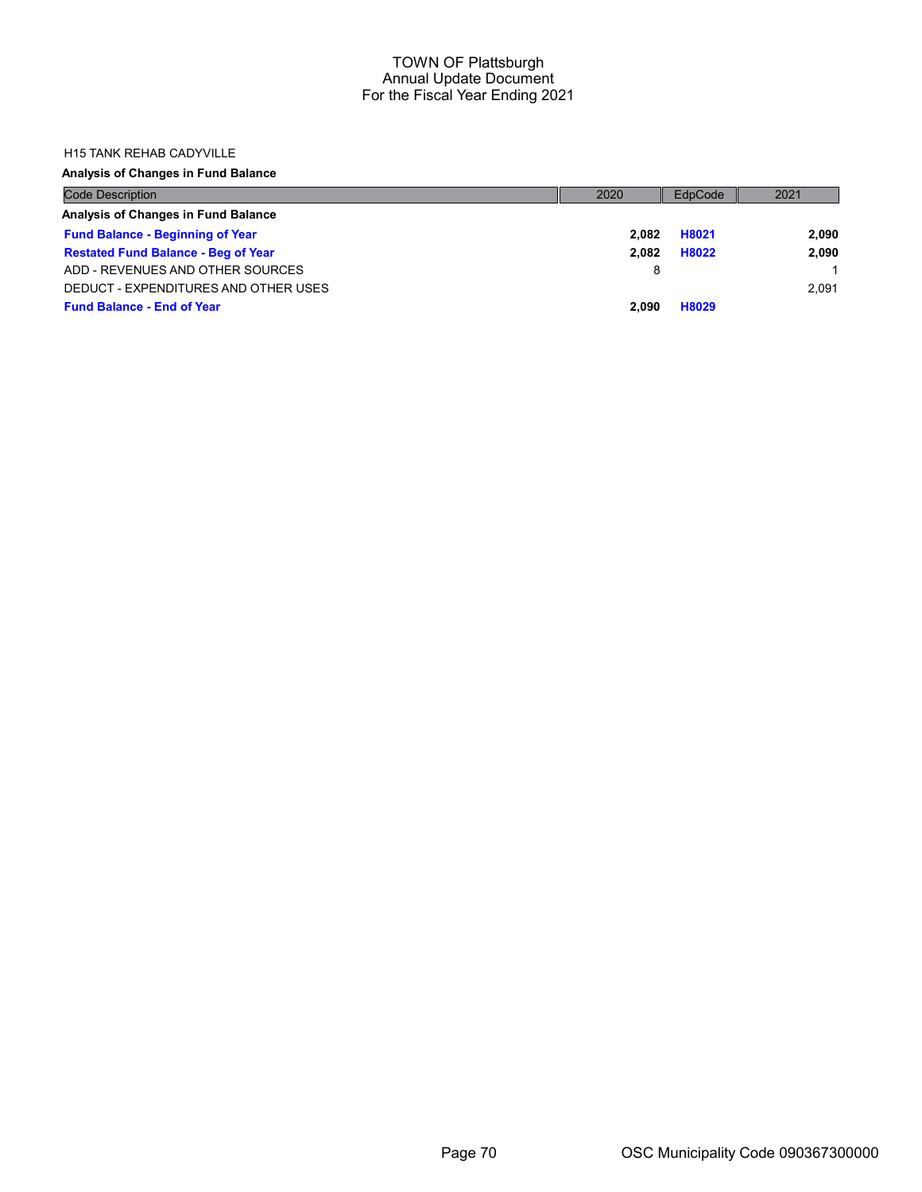# TOWN OF Plattsburgh
## Annual Update Document
## For the Fiscal Year Ending 2021

H15 TANK REHAB CADYVILLE

**Analysis of Changes in Fund Balance**

| Code Description | 2020 | EdpCode | 2021 |
|---|---|---|---|
| **Analysis of Changes in Fund Balance** | | | |
| **Fund Balance - Beginning of Year** | **2,082** | **H8021** | **2,090** |
| **Restated Fund Balance - Beg of Year** | **2,082** | **H8022** | **2,090** |
| ADD - REVENUES AND OTHER SOURCES | 8 | | 1 |
| DEDUCT - EXPENDITURES AND OTHER USES | | | 2,091 |
| **Fund Balance - End of Year** | **2,090** | **H8029** | |

OSC Municipality Code 090367300000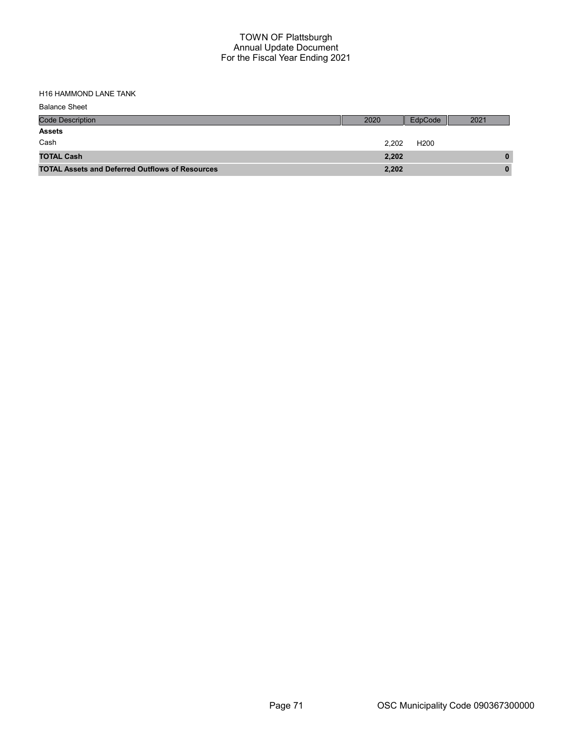# TOWN OF Plattsburgh
## Annual Update Document
## For the Fiscal Year Ending 2021

H16 HAMMOND LANE TANK

Balance Sheet

| Code Description | 2020 | EdpCode | 2021 |
|---|---|---|---|
| **Assets** | | | |
| Cash | 2,202 | H200 | |
| **TOTAL Cash** | **2,202** | | **0** |
| **TOTAL Assets and Deferred Outflows of Resources** | **2,202** | | **0** |

OSC Municipality Code 090367300000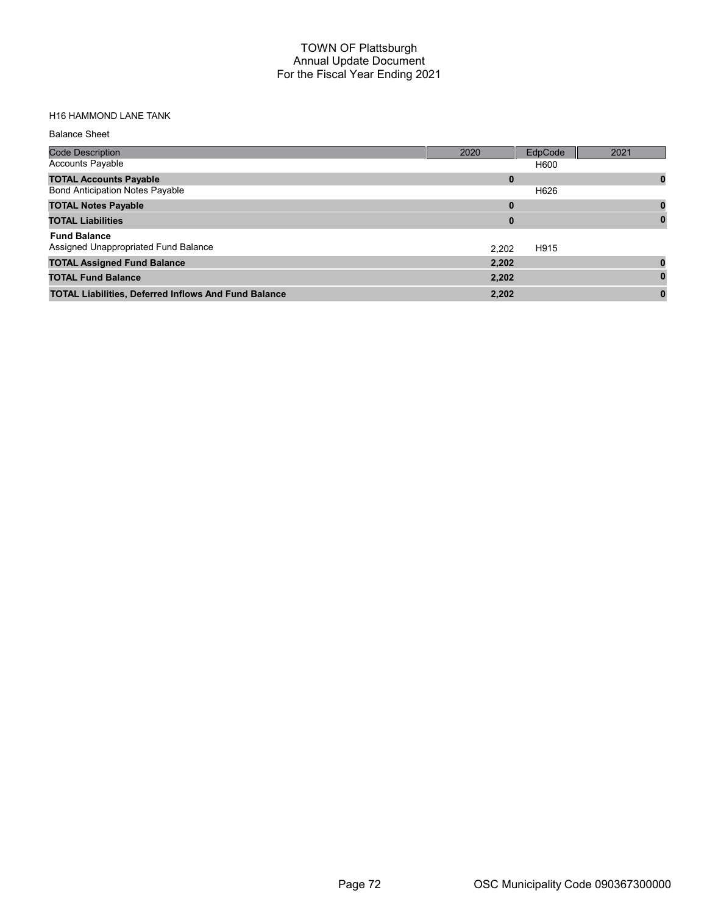# TOWN OF Plattsburgh
## Annual Update Document
## For the Fiscal Year Ending 2021

H16 HAMMOND LANE TANK

Balance Sheet

| Code Description | 2020 | EdpCode | 2021 |
|---|---|---|---|
| Accounts Payable | | H600 | |
| **TOTAL Accounts Payable** | **0** | | **0** |
| Bond Anticipation Notes Payable | | H626 | |
| **TOTAL Notes Payable** | **0** | | **0** |
| **TOTAL Liabilities** | **0** | | **0** |
| **Fund Balance** | | | |
| Assigned Unappropriated Fund Balance | 2,202 | H915 | |
| **TOTAL Assigned Fund Balance** | **2,202** | | **0** |
| **TOTAL Fund Balance** | **2,202** | | **0** |
| **TOTAL Liabilities, Deferred Inflows And Fund Balance** | **2,202** | | **0** |

OSC Municipality Code 090367300000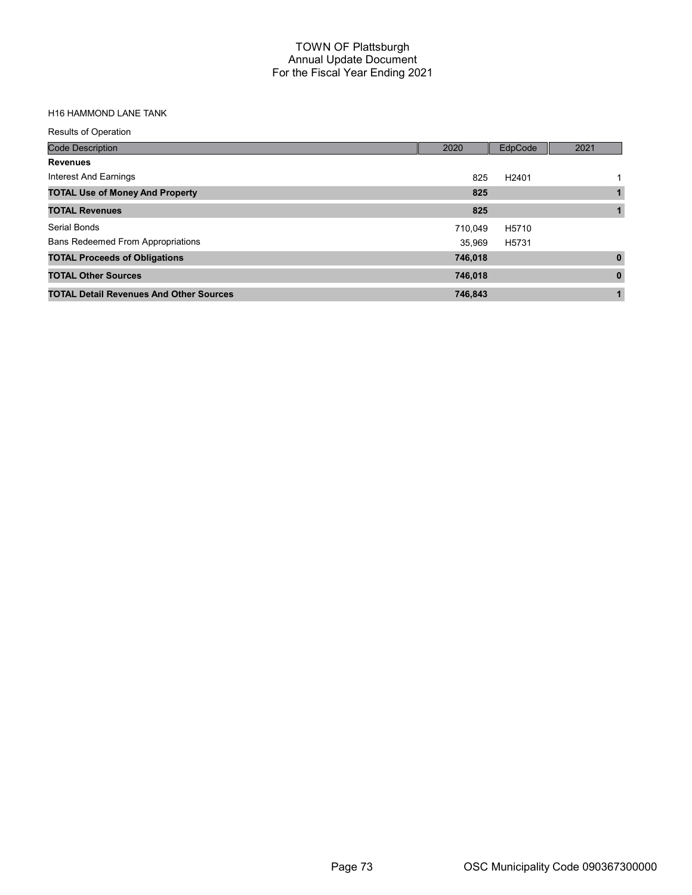# TOWN OF Plattsburgh
## Annual Update Document
## For the Fiscal Year Ending 2021

H16 HAMMOND LANE TANK

Results of Operation

| Code Description | 2020 | EdpCode | 2021 |
|---|---|---|---|
| **Revenues** | | | |
| Interest And Earnings | 825 | H2401 | 1 |
| **TOTAL Use of Money And Property** | **825** | | **1** |
| **TOTAL Revenues** | **825** | | **1** |
| Serial Bonds | 710,049 | H5710 | |
| Bans Redeemed From Appropriations | 35,969 | H5731 | |
| **TOTAL Proceeds of Obligations** | **746,018** | | **0** |
| **TOTAL Other Sources** | **746,018** | | **0** |
| **TOTAL Detail Revenues And Other Sources** | **746,843** | | **1** |

OSC Municipality Code 090367300000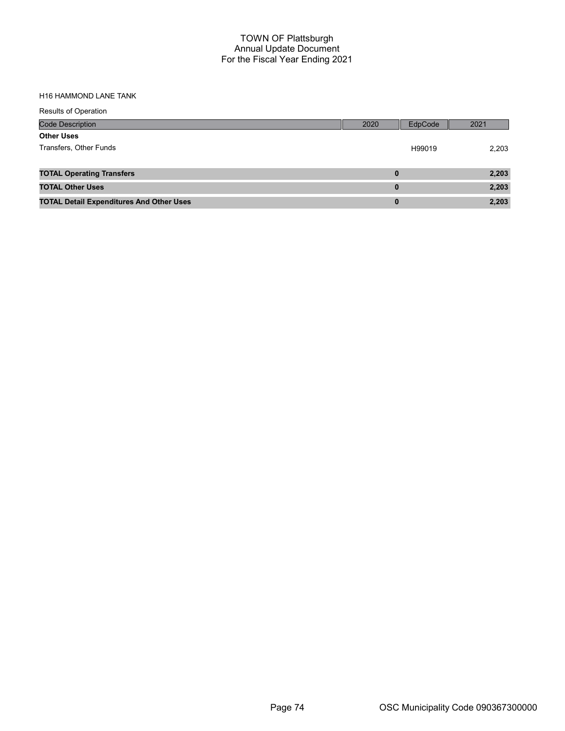# TOWN OF Plattsburgh
## Annual Update Document
## For the Fiscal Year Ending 2021

H16 HAMMOND LANE TANK

Results of Operation

| Code Description | 2020 | EdpCode | 2021 |
|---|---|---|---|
| **Other Uses** | | | |
| Transfers, Other Funds | | H99019 | 2,203 |
| **TOTAL Operating Transfers** | **0** | | **2,203** |
| **TOTAL Other Uses** | **0** | | **2,203** |
| **TOTAL Detail Expenditures And Other Uses** | **0** | | **2,203** |

OSC Municipality Code 090367300000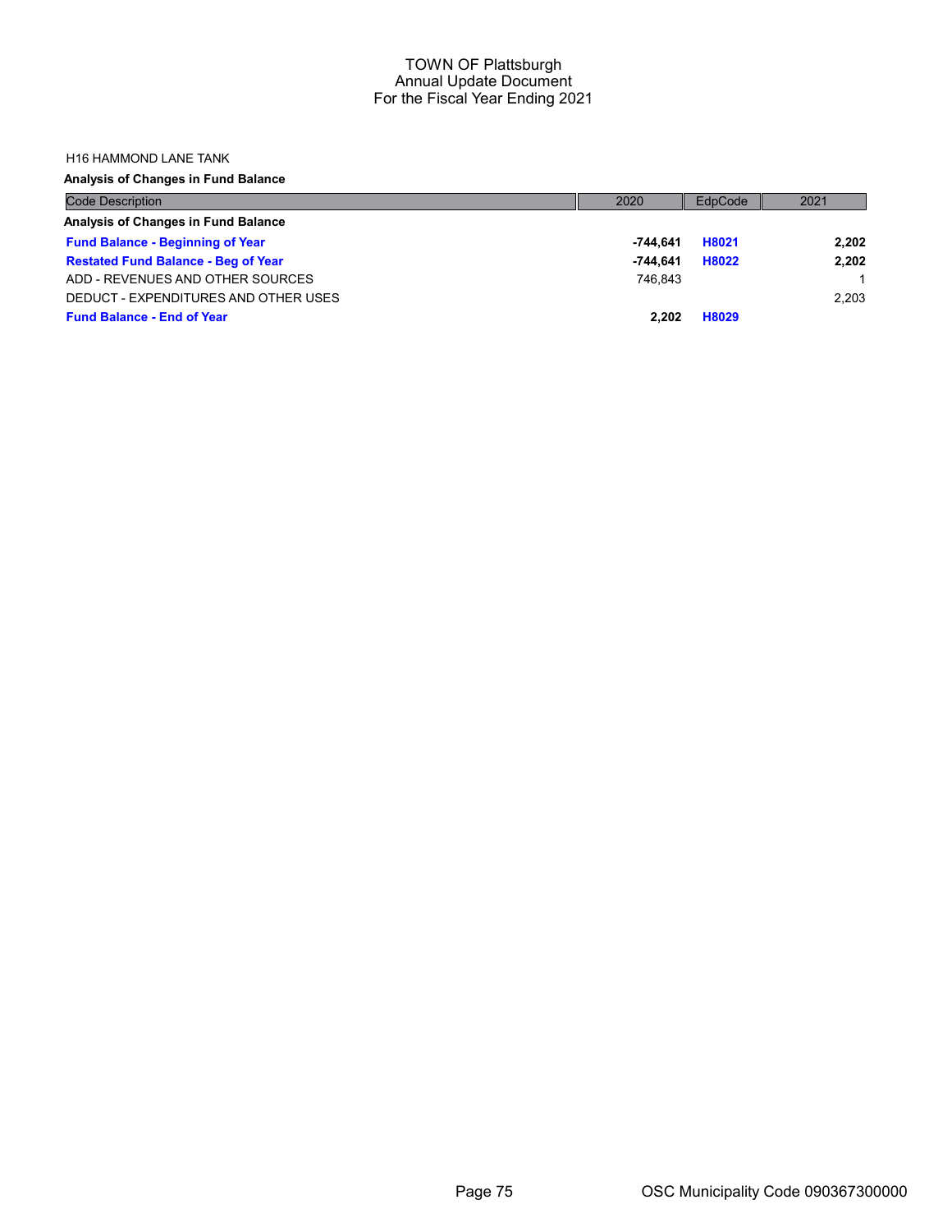H16 HAMMOND LANE TANK

**Analysis of Changes in Fund Balance**

| Code Description | 2020 | EdpCode | 2021 |
|---|---|---|---|
| **Analysis of Changes in Fund Balance** | | | |
| **Fund Balance - Beginning of Year** | **-744,641** | **H8021** | **2,202** |
| **Restated Fund Balance - Beg of Year** | **-744,641** | **H8022** | **2,202** |
| ADD - REVENUES AND OTHER SOURCES | 746,843 | | 1 |
| DEDUCT - EXPENDITURES AND OTHER USES | | | 2,203 |
| **Fund Balance - End of Year** | **2,202** | **H8029** | |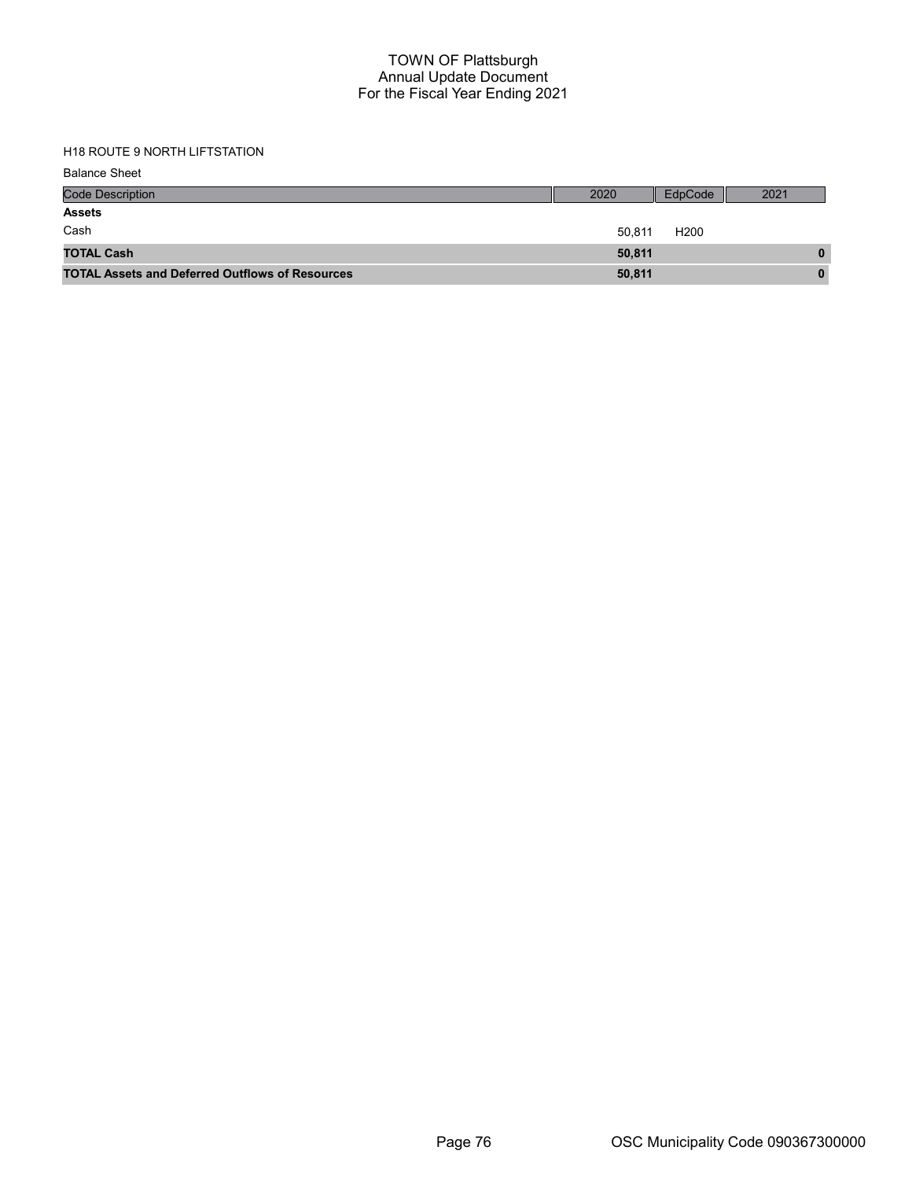# TOWN OF Plattsburgh
## Annual Update Document
## For the Fiscal Year Ending 2021

H18 ROUTE 9 NORTH LIFTSTATION

Balance Sheet

| Code Description | 2020 | EdpCode | 2021 |
|---|---|---|---|
| **Assets** | | | |
| Cash | 50,811 | H200 | |
| **TOTAL Cash** | **50,811** | | **0** |
| **TOTAL Assets and Deferred Outflows of Resources** | **50,811** | | **0** |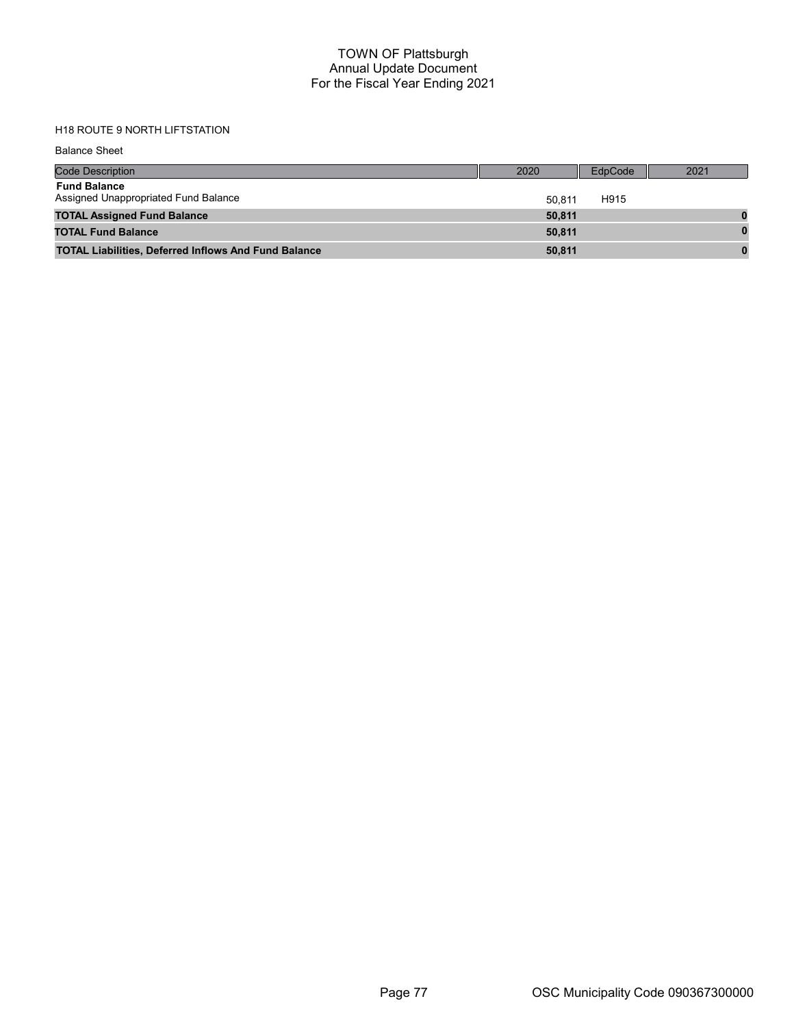# TOWN OF Plattsburgh
## Annual Update Document
## For the Fiscal Year Ending 2021

H18 ROUTE 9 NORTH LIFTSTATION

Balance Sheet

| Code Description | 2020 | EdpCode | 2021 |
|---|---|---|---|
| **Fund Balance** | | | |
| Assigned Unappropriated Fund Balance | 50,811 | H915 | |
| **TOTAL Assigned Fund Balance** | **50,811** | | **0** |
| **TOTAL Fund Balance** | **50,811** | | **0** |
| **TOTAL Liabilities, Deferred Inflows And Fund Balance** | **50,811** | | **0** |

OSC Municipality Code 090367300000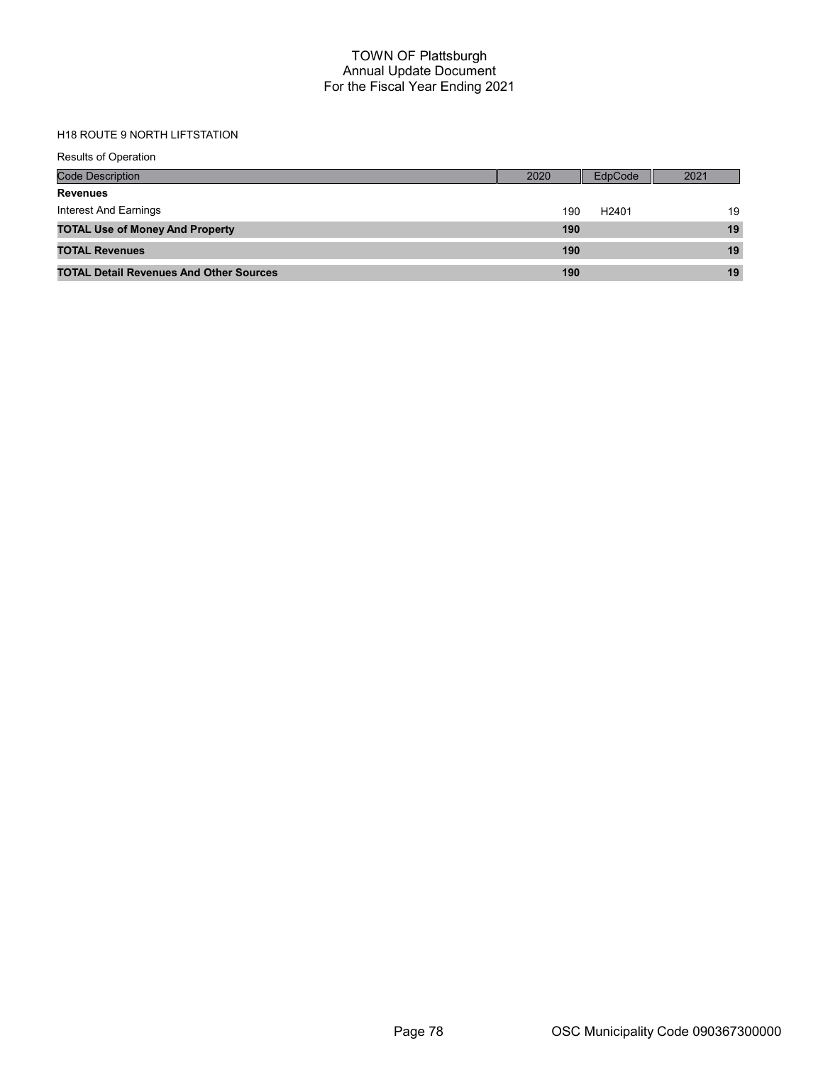H18 ROUTE 9 NORTH LIFTSTATION

Results of Operation

| Code Description | 2020 | EdpCode | 2021 |
|---|---|---|---|
| **Revenues** | | | |
| Interest And Earnings | 190 | H2401 | 19 |
| **TOTAL Use of Money And Property** | **190** | | **19** |
| **TOTAL Revenues** | **190** | | **19** |
| **TOTAL Detail Revenues And Other Sources** | **190** | | **19** |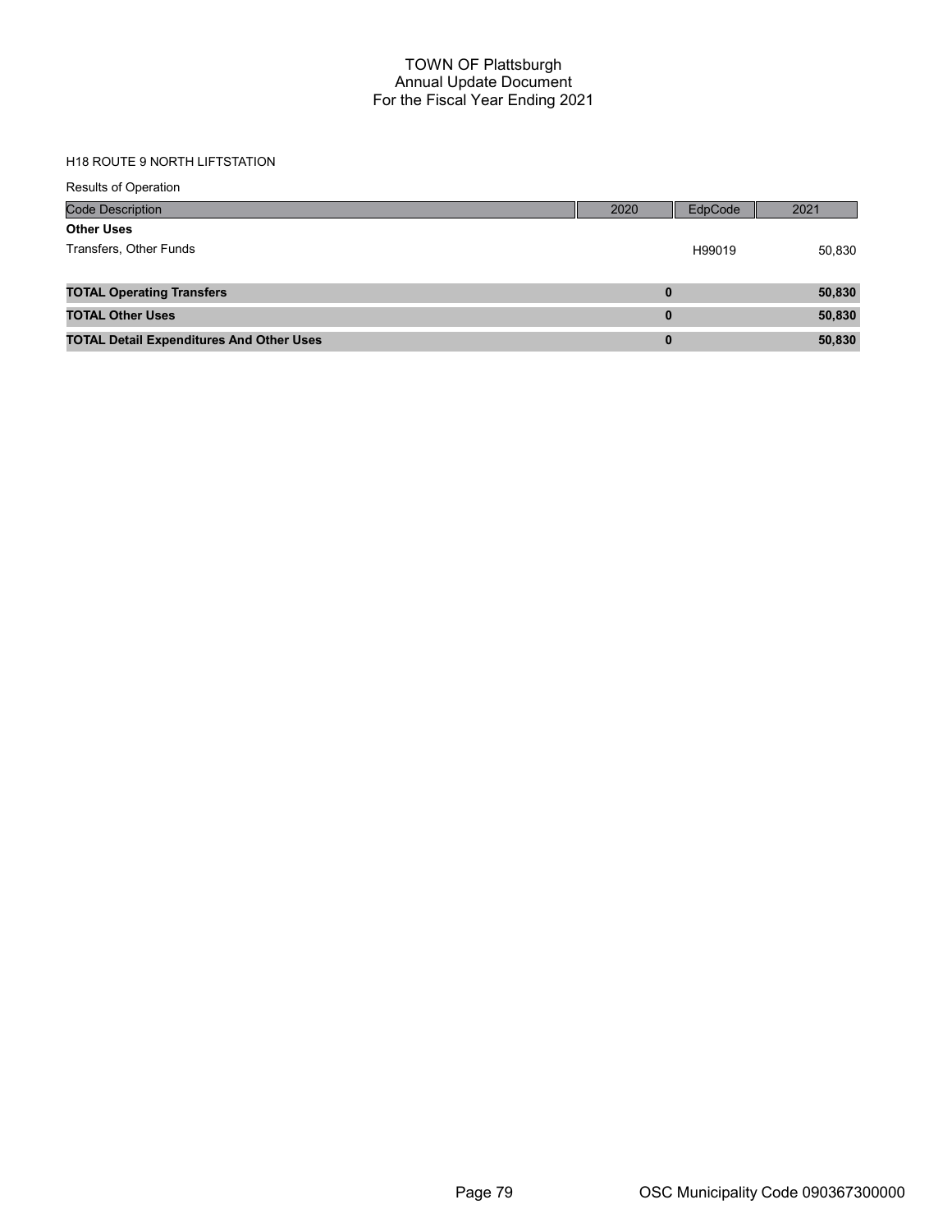# TOWN OF Plattsburgh
## Annual Update Document
## For the Fiscal Year Ending 2021

H18 ROUTE 9 NORTH LIFTSTATION

Results of Operation

| Code Description | 2020 | EdpCode | 2021 |
|---|---|---|---|
| **Other Uses** | | | |
| Transfers, Other Funds | | H99019 | 50,830 |
| **TOTAL Operating Transfers** | **0** | | **50,830** |
| **TOTAL Other Uses** | **0** | | **50,830** |
| **TOTAL Detail Expenditures And Other Uses** | **0** | | **50,830** |

OSC Municipality Code 090367300000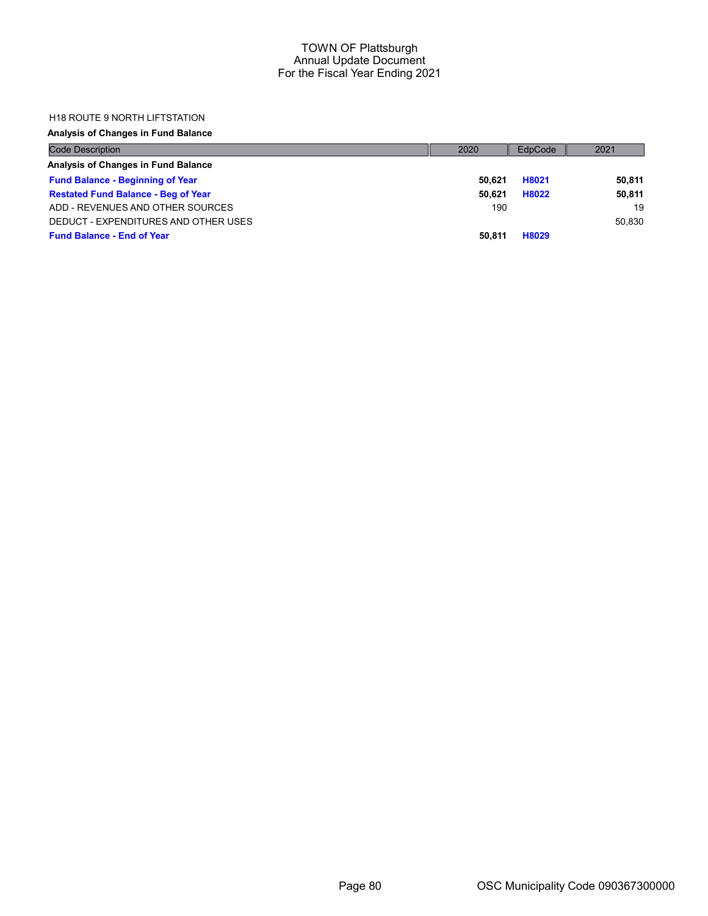# TOWN OF Plattsburgh
## Annual Update Document
### For the Fiscal Year Ending 2021

H18 ROUTE 9 NORTH LIFTSTATION

**Analysis of Changes in Fund Balance**

| Code Description | 2020 | EdpCode | 2021 |
|---|---|---|---|
| **Analysis of Changes in Fund Balance** | | | |
| **Fund Balance - Beginning of Year** | **50,621** | **H8021** | **50,811** |
| **Restated Fund Balance - Beg of Year** | **50,621** | **H8022** | **50,811** |
| ADD - REVENUES AND OTHER SOURCES | 190 | | 19 |
| DEDUCT - EXPENDITURES AND OTHER USES | | | 50,830 |
| **Fund Balance - End of Year** | **50,811** | **H8029** | |

OSC Municipality Code 090367300000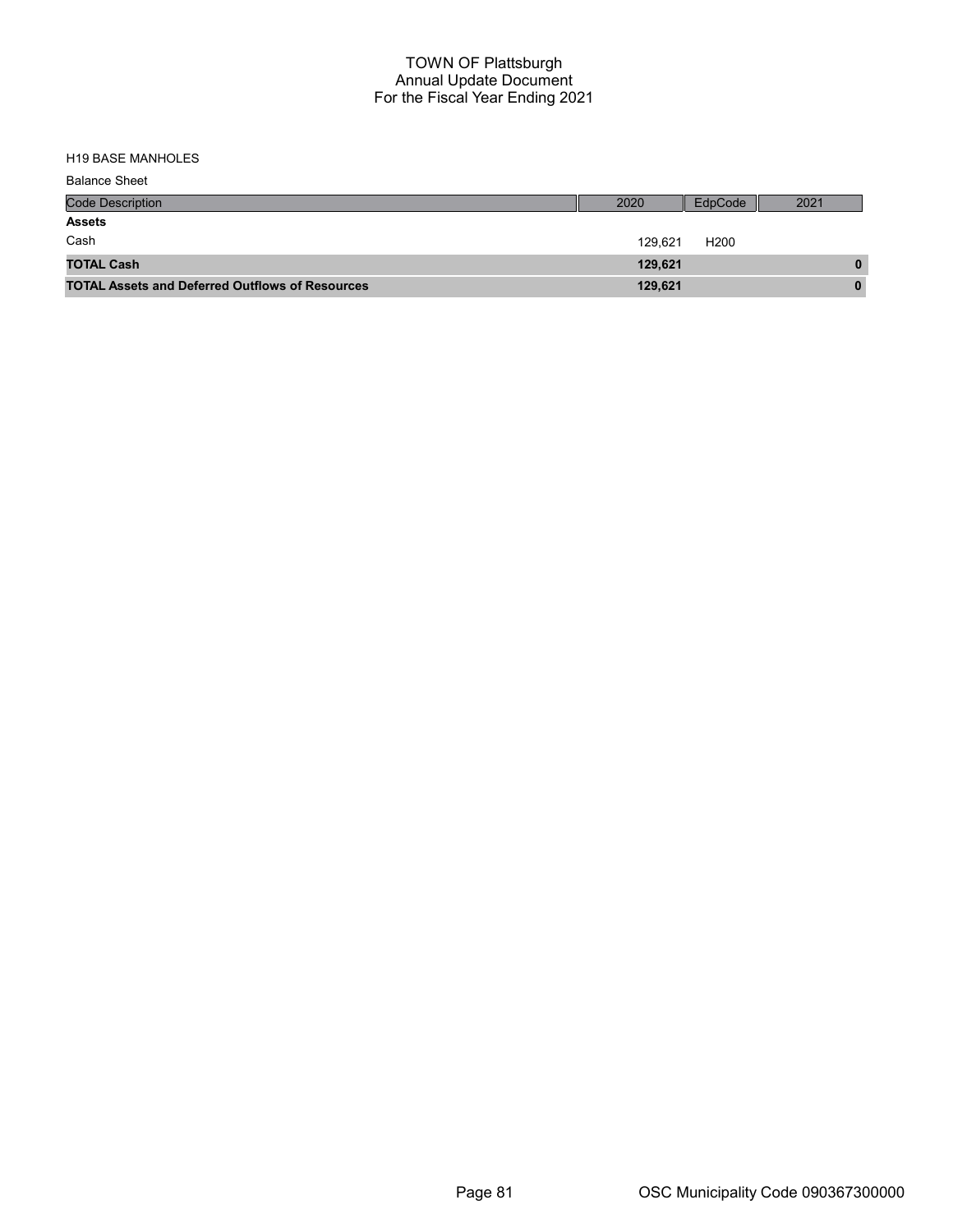# TOWN OF Plattsburgh
## Annual Update Document
## For the Fiscal Year Ending 2021

H19 BASE MANHOLES

Balance Sheet

| Code Description | 2020 | EdpCode | 2021 |
|---|---|---|---|
| **Assets** | | | |
| Cash | 129,621 | H200 | |
| **TOTAL Cash** | **129,621** | | **0** |
| **TOTAL Assets and Deferred Outflows of Resources** | **129,621** | | **0** |

OSC Municipality Code 090367300000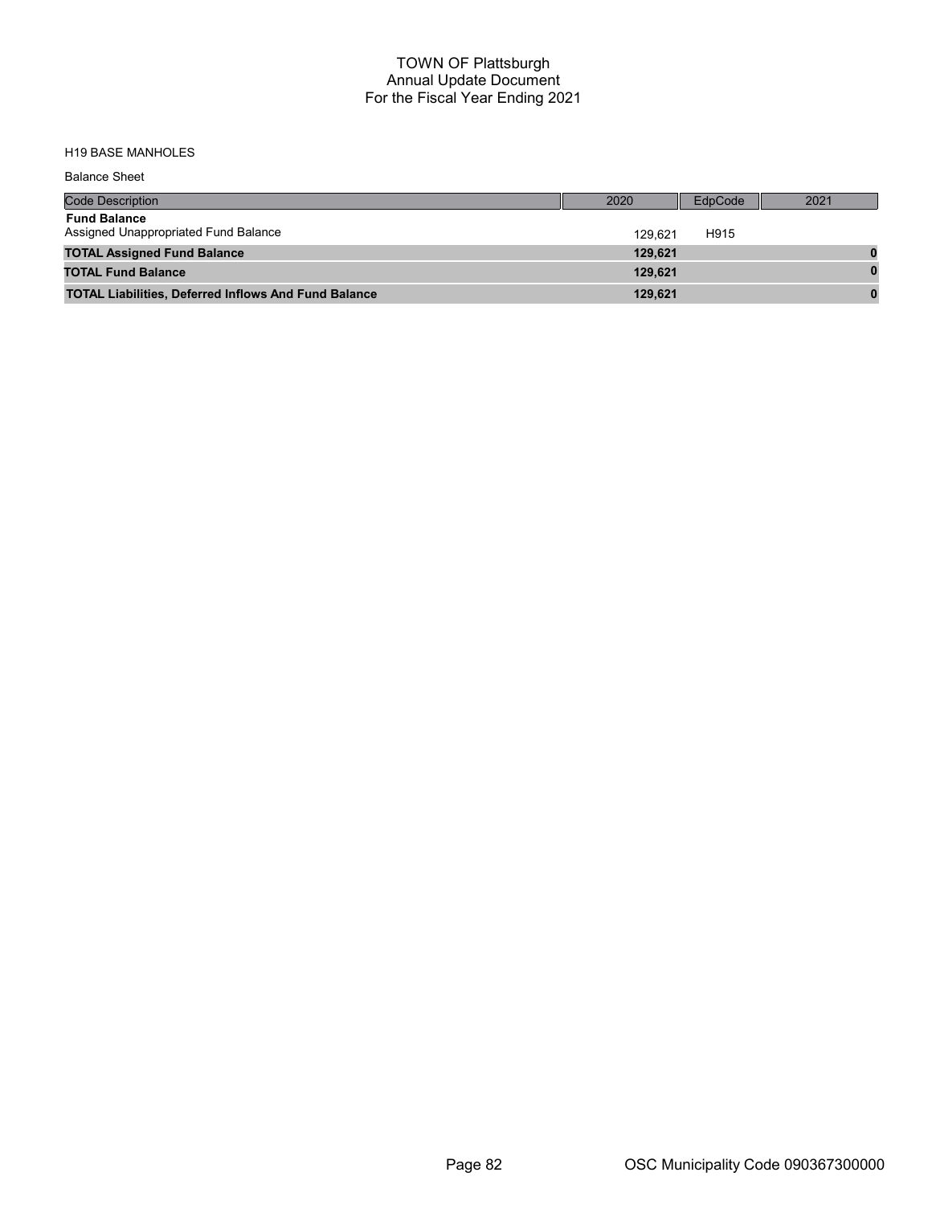# TOWN OF Plattsburgh
## Annual Update Document
## For the Fiscal Year Ending 2021

H19 BASE MANHOLES

Balance Sheet

| Code Description | 2020 | EdpCode | 2021 |
| --- | --- | --- | --- |
| **Fund Balance** | | | |
| Assigned Unappropriated Fund Balance | 129,621 | H915 | |
| **TOTAL Assigned Fund Balance** | **129,621** | | **0** |
| **TOTAL Fund Balance** | **129,621** | | **0** |
| **TOTAL Liabilities, Deferred Inflows And Fund Balance** | **129,621** | | **0** |

OSC Municipality Code 090367300000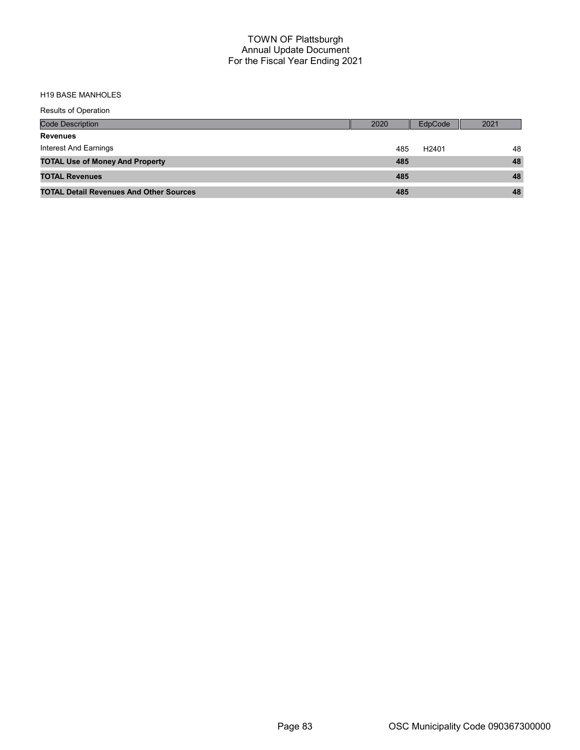# TOWN OF Plattsburgh
## Annual Update Document
## For the Fiscal Year Ending 2021

H19 BASE MANHOLES

Results of Operation

| Code Description | 2020 | EdpCode | 2021 |
|---|---|---|---|
| **Revenues** | | | |
| Interest And Earnings | 485 | H2401 | 48 |
| **TOTAL Use of Money And Property** | **485** | | **48** |
| **TOTAL Revenues** | **485** | | **48** |
| **TOTAL Detail Revenues And Other Sources** | **485** | | **48** |

OSC Municipality Code 090367300000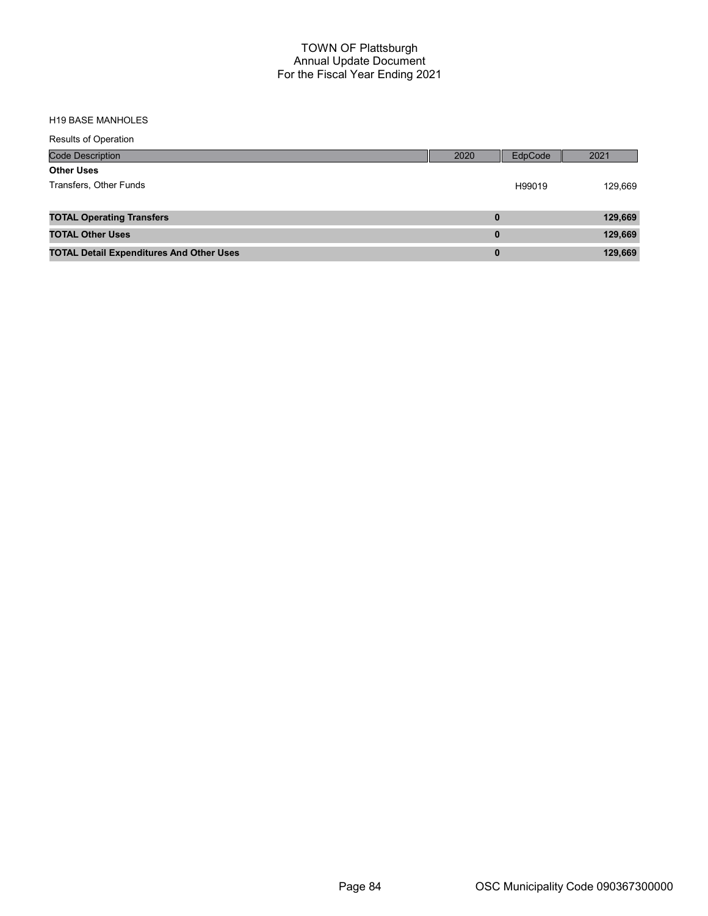# TOWN OF Plattsburgh
## Annual Update Document
## For the Fiscal Year Ending 2021

H19 BASE MANHOLES

Results of Operation

| Code Description | 2020 | EdpCode | 2021 |
|---|---|---|---|
| **Other Uses** | | | |
| Transfers, Other Funds | | H99019 | 129,669 |
| **TOTAL Operating Transfers** | **0** | | **129,669** |
| **TOTAL Other Uses** | **0** | | **129,669** |
| **TOTAL Detail Expenditures And Other Uses** | **0** | | **129,669** |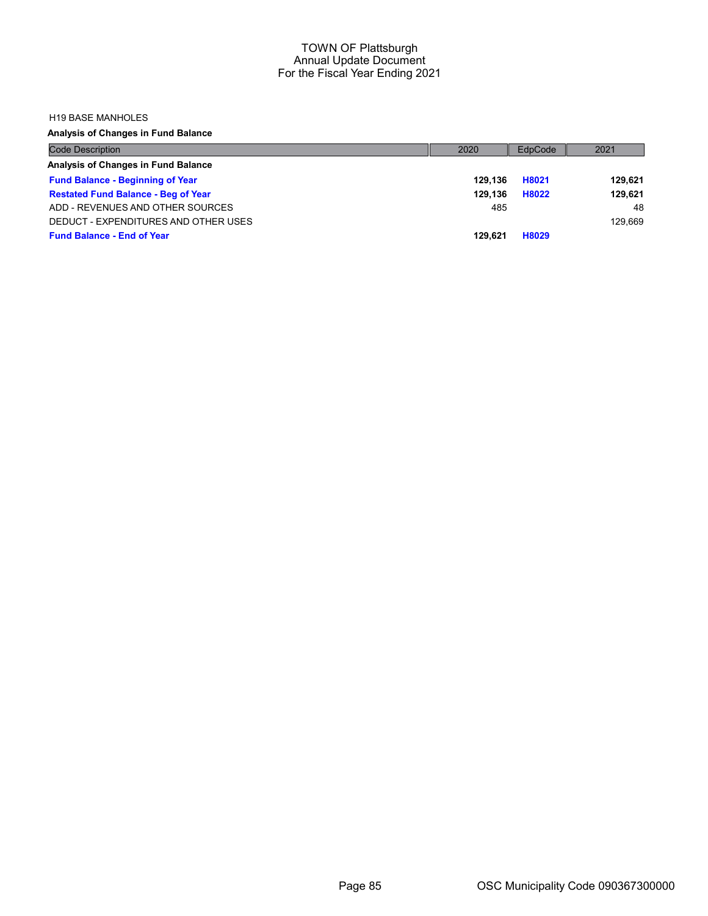H19 BASE MANHOLES

**Analysis of Changes in Fund Balance**

| Code Description | 2020 | EdpCode | 2021 |
|---|---|---|---|
| **Analysis of Changes in Fund Balance** | | | |
| **Fund Balance - Beginning of Year** | **129,136** | **H8021** | **129,621** |
| **Restated Fund Balance - Beg of Year** | **129,136** | **H8022** | **129,621** |
| ADD - REVENUES AND OTHER SOURCES | 485 | | 48 |
| DEDUCT - EXPENDITURES AND OTHER USES | | | 129,669 |
| **Fund Balance - End of Year** | **129,621** | **H8029** | |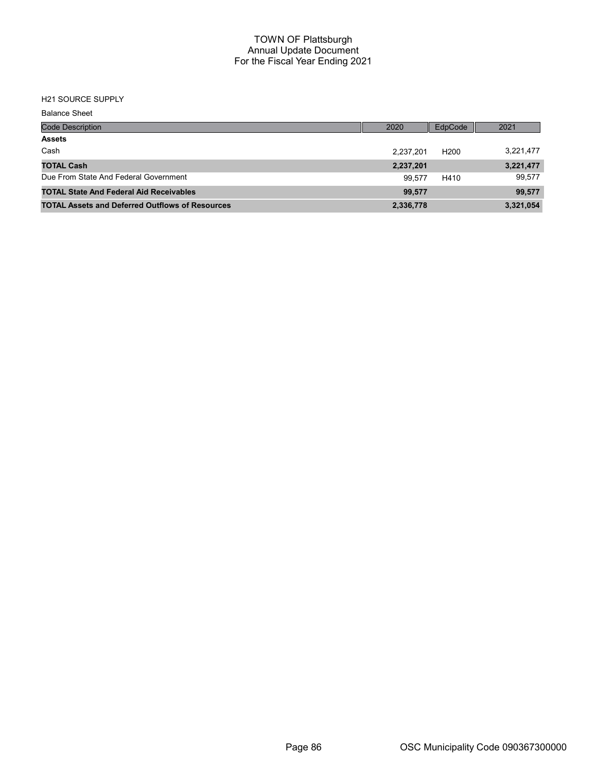# TOWN OF Plattsburgh
## Annual Update Document
## For the Fiscal Year Ending 2021

H21 SOURCE SUPPLY

Balance Sheet

| Code Description | 2020 | EdpCode | 2021 |
|---|---|---|---|
| **Assets** | | | |
| Cash | 2,237,201 | H200 | 3,221,477 |
| **TOTAL Cash** | **2,237,201** | | **3,221,477** |
| Due From State And Federal Government | 99,577 | H410 | 99,577 |
| **TOTAL State And Federal Aid Receivables** | **99,577** | | **99,577** |
| **TOTAL Assets and Deferred Outflows of Resources** | **2,336,778** | | **3,321,054** |

OSC Municipality Code 090367300000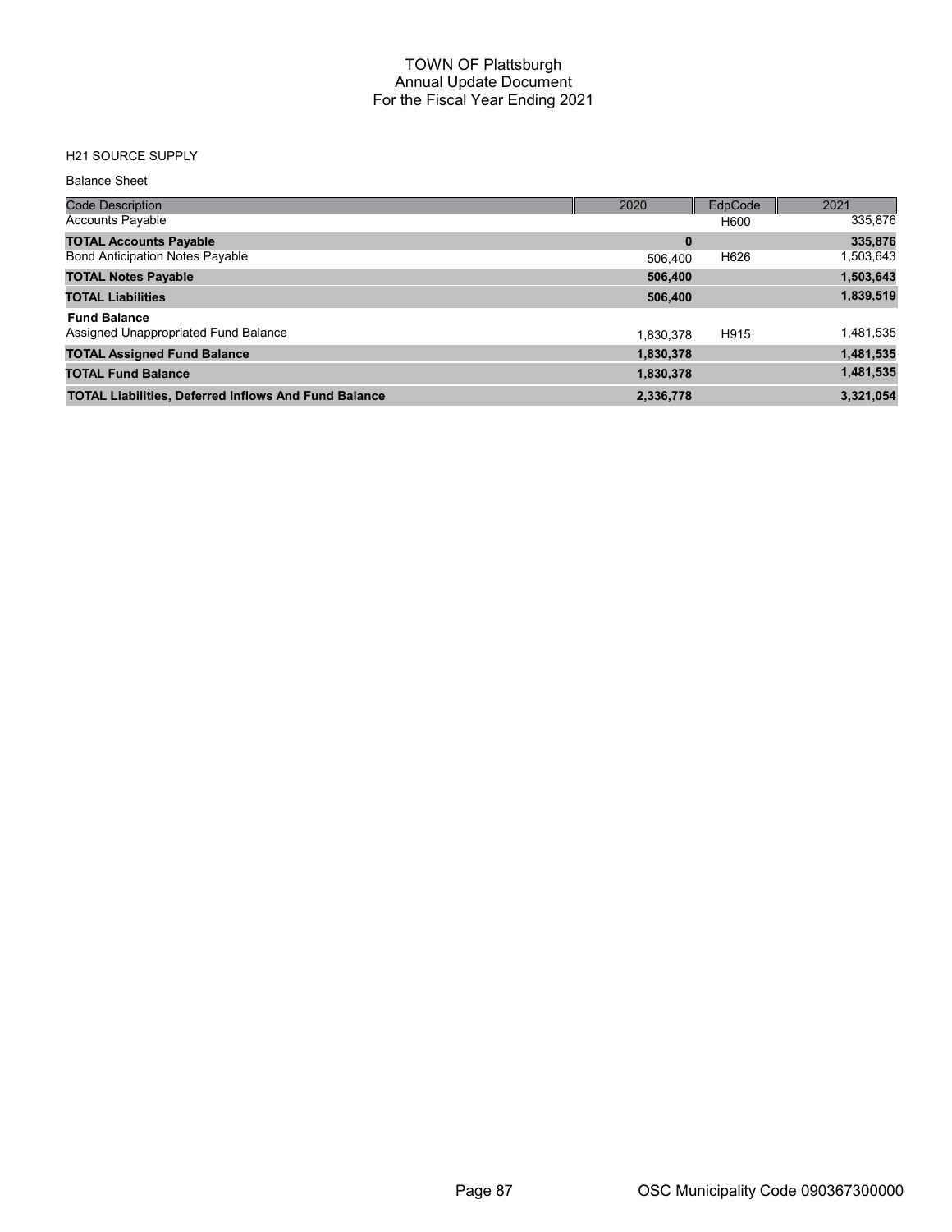# TOWN OF Plattsburgh
## Annual Update Document
## For the Fiscal Year Ending 2021

H21 SOURCE SUPPLY

Balance Sheet

| Code Description | 2020 | EdpCode | 2021 |
|---|---|---|---|
| Accounts Payable | | H600 | 335,876 |
| **TOTAL Accounts Payable** | **0** | | **335,876** |
| Bond Anticipation Notes Payable | 506,400 | H626 | 1,503,643 |
| **TOTAL Notes Payable** | **506,400** | | **1,503,643** |
| **TOTAL Liabilities** | **506,400** | | **1,839,519** |
| **Fund Balance** | | | |
| Assigned Unappropriated Fund Balance | 1,830,378 | H915 | 1,481,535 |
| **TOTAL Assigned Fund Balance** | **1,830,378** | | **1,481,535** |
| **TOTAL Fund Balance** | **1,830,378** | | **1,481,535** |
| **TOTAL Liabilities, Deferred Inflows And Fund Balance** | **2,336,778** | | **3,321,054** |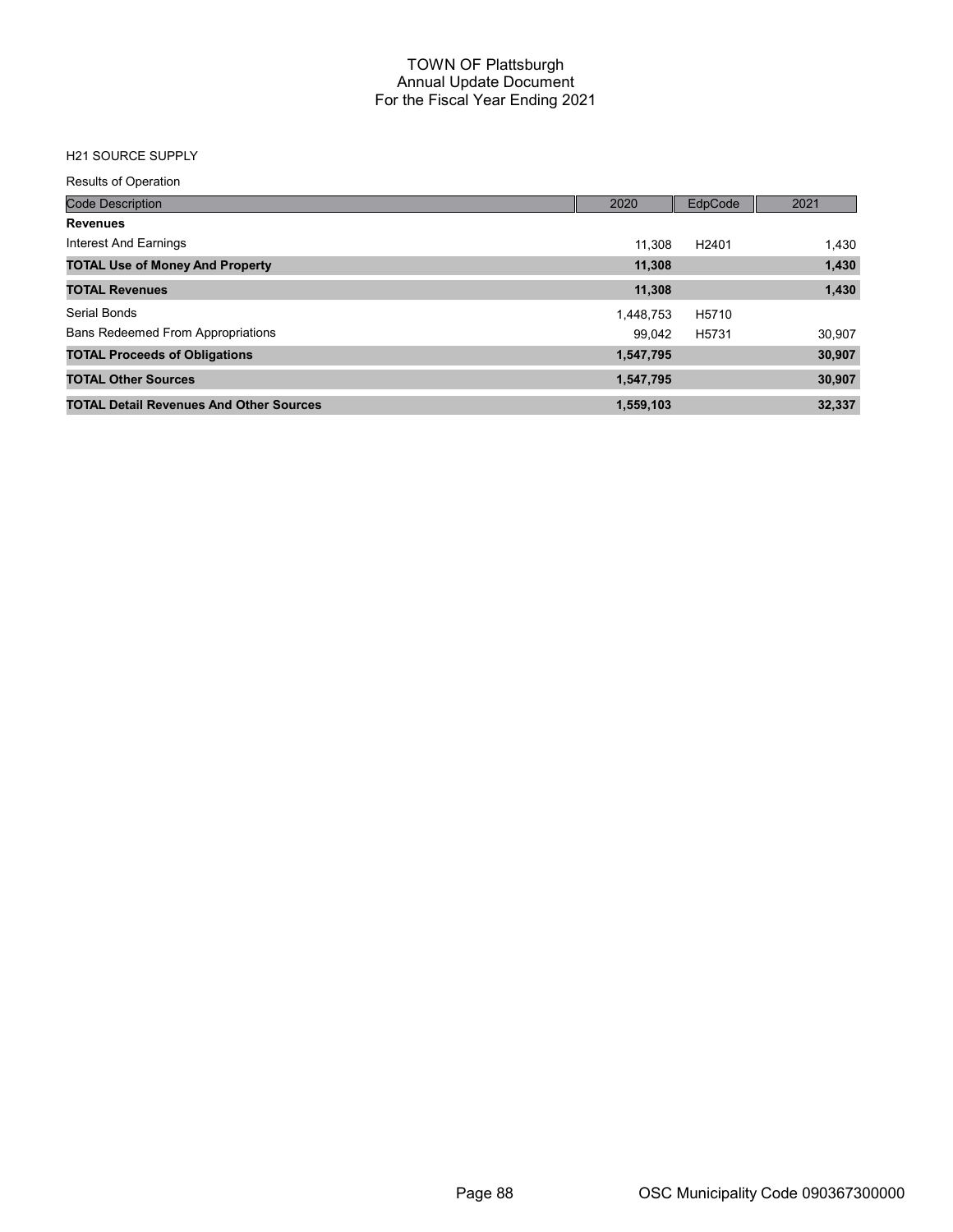# TOWN OF Plattsburgh
## Annual Update Document
## For the Fiscal Year Ending 2021

H21 SOURCE SUPPLY

Results of Operation

| Code Description | 2020 | EdpCode | 2021 |
|---|---|---|---|
| **Revenues** | | | |
| Interest And Earnings | 11,308 | H2401 | 1,430 |
| **TOTAL Use of Money And Property** | **11,308** | | **1,430** |
| **TOTAL Revenues** | **11,308** | | **1,430** |
| Serial Bonds | 1,448,753 | H5710 | |
| Bans Redeemed From Appropriations | 99,042 | H5731 | 30,907 |
| **TOTAL Proceeds of Obligations** | **1,547,795** | | **30,907** |
| **TOTAL Other Sources** | **1,547,795** | | **30,907** |
| **TOTAL Detail Revenues And Other Sources** | **1,559,103** | | **32,337** |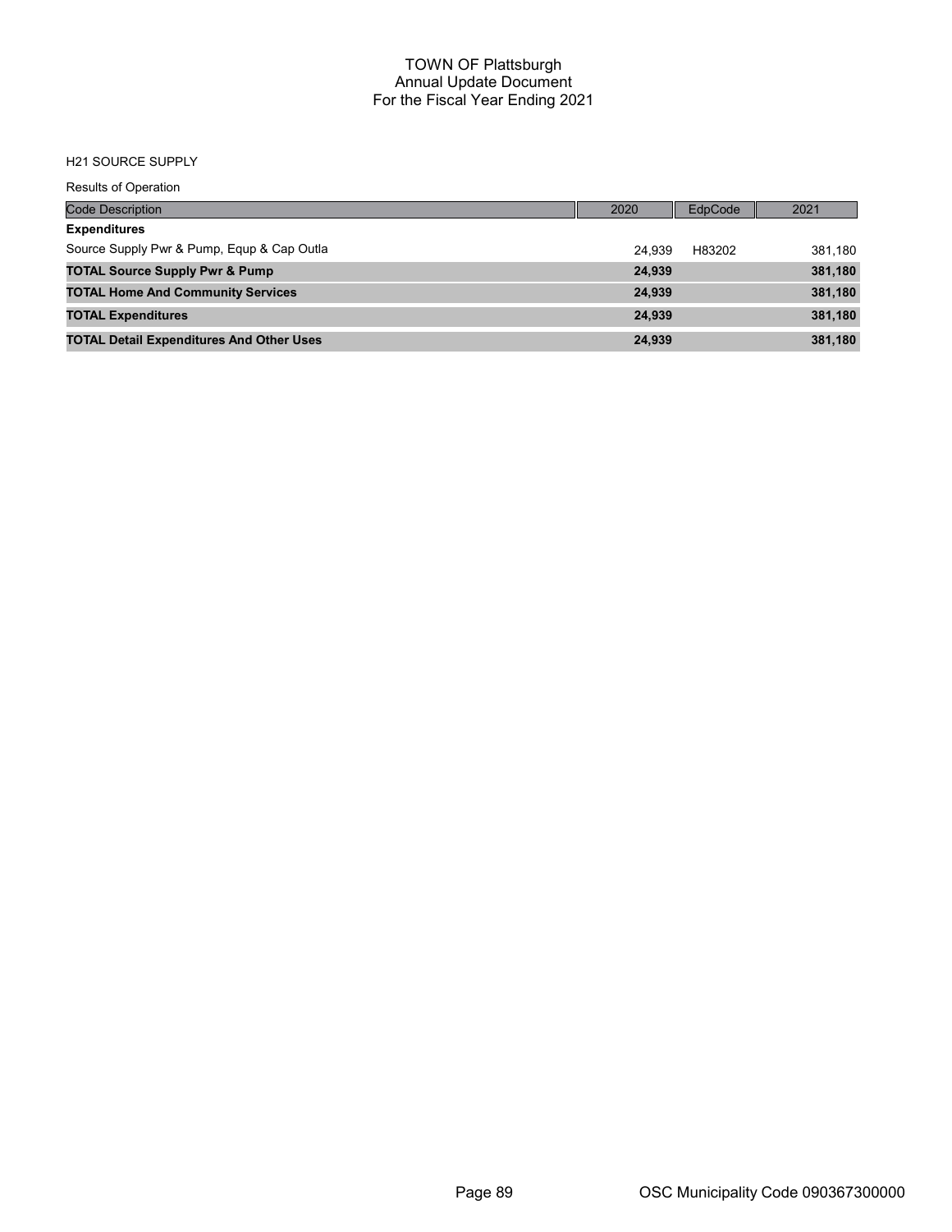# TOWN OF Plattsburgh
## Annual Update Document
## For the Fiscal Year Ending 2021

H21 SOURCE SUPPLY

Results of Operation

| Code Description | 2020 | EdpCode | 2021 |
|---|---|---|---|
| **Expenditures** | | | |
| Source Supply Pwr & Pump, Equp & Cap Outla | 24,939 | H83202 | 381,180 |
| **TOTAL Source Supply Pwr & Pump** | **24,939** | | **381,180** |
| **TOTAL Home And Community Services** | **24,939** | | **381,180** |
| **TOTAL Expenditures** | **24,939** | | **381,180** |
| **TOTAL Detail Expenditures And Other Uses** | **24,939** | | **381,180** |

OSC Municipality Code 090367300000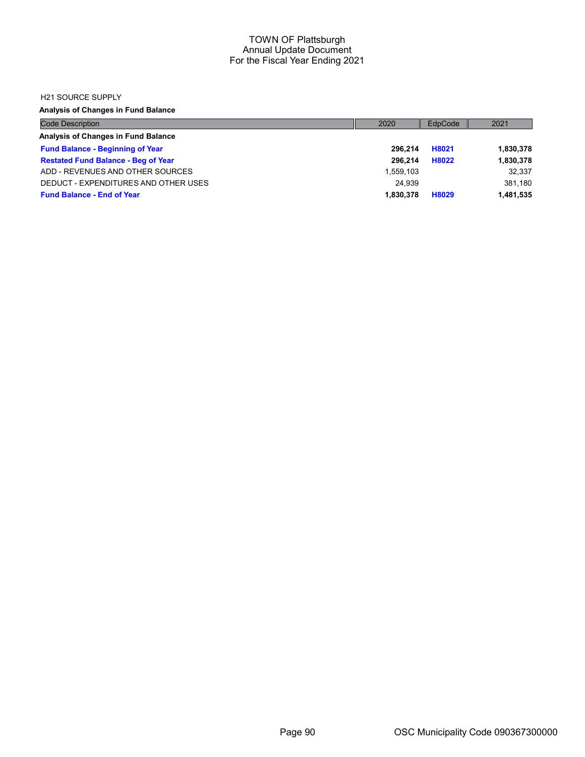TOWN OF Plattsburgh
Annual Update Document
For the Fiscal Year Ending 2021

H21 SOURCE SUPPLY

**Analysis of Changes in Fund Balance**

| Code Description | 2020 | EdpCode | 2021 |
|---|---|---|---|
| **Analysis of Changes in Fund Balance** | | | |
| **Fund Balance - Beginning of Year** | **296,214** | **H8021** | **1,830,378** |
| **Restated Fund Balance - Beg of Year** | **296,214** | **H8022** | **1,830,378** |
| ADD - REVENUES AND OTHER SOURCES | 1,559,103 | | 32,337 |
| DEDUCT - EXPENDITURES AND OTHER USES | 24,939 | | 381,180 |
| **Fund Balance - End of Year** | **1,830,378** | **H8029** | **1,481,535** |

OSC Municipality Code 090367300000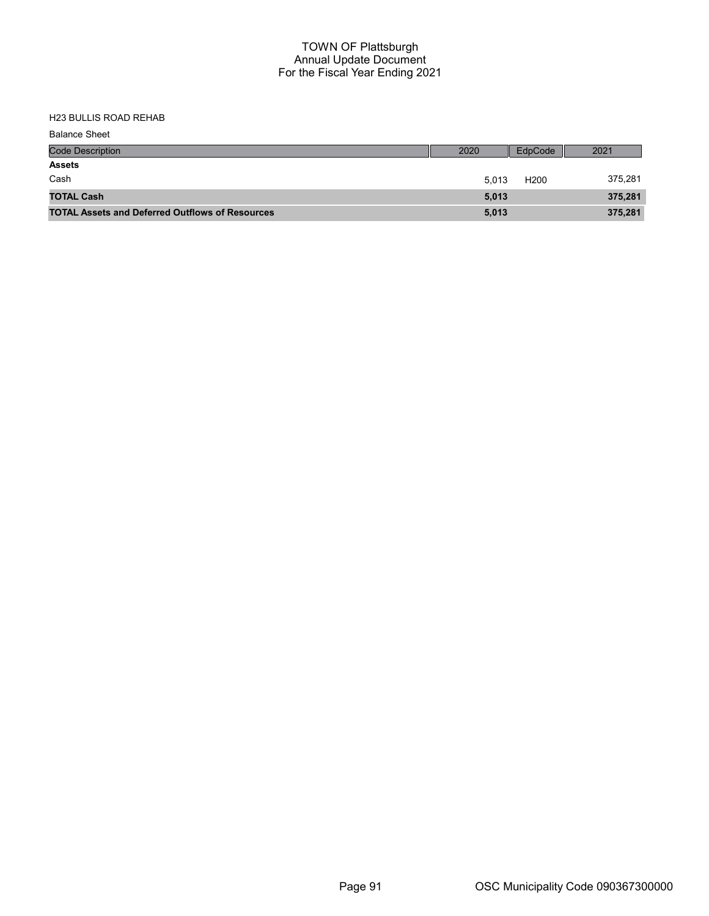H23 BULLIS ROAD REHAB

Balance Sheet

| Code Description | 2020 | EdpCode | 2021 |
| --- | --- | --- | --- |
| **Assets** | | | |
| Cash | 5,013 | H200 | 375,281 |
| **TOTAL Cash** | **5,013** | | **375,281** |
| **TOTAL Assets and Deferred Outflows of Resources** | **5,013** | | **375,281** |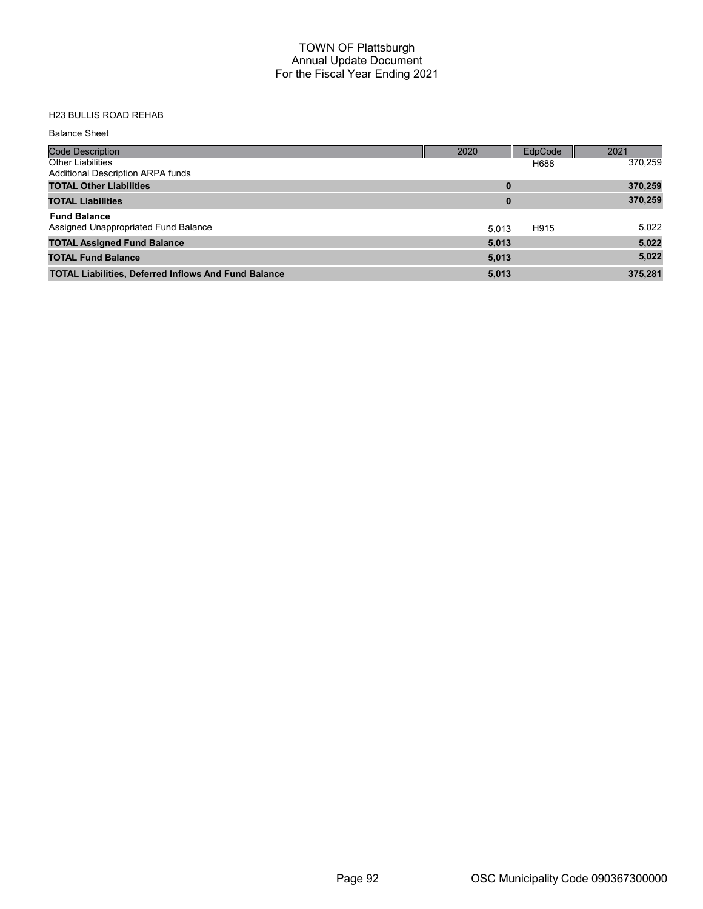# TOWN OF Plattsburgh
## Annual Update Document
## For the Fiscal Year Ending 2021

H23 BULLIS ROAD REHAB

Balance Sheet

| Code Description | 2020 | EdpCode | 2021 |
|---|---|---|---|
| Other Liabilities<br>Additional Description ARPA funds | | H688 | 370,259 |
| **TOTAL Other Liabilities** | **0** | | **370,259** |
| **TOTAL Liabilities** | **0** | | **370,259** |
| **Fund Balance** | | | |
| Assigned Unappropriated Fund Balance | 5,013 | H915 | 5,022 |
| **TOTAL Assigned Fund Balance** | **5,013** | | **5,022** |
| **TOTAL Fund Balance** | **5,013** | | **5,022** |
| **TOTAL Liabilities, Deferred Inflows And Fund Balance** | **5,013** | | **375,281** |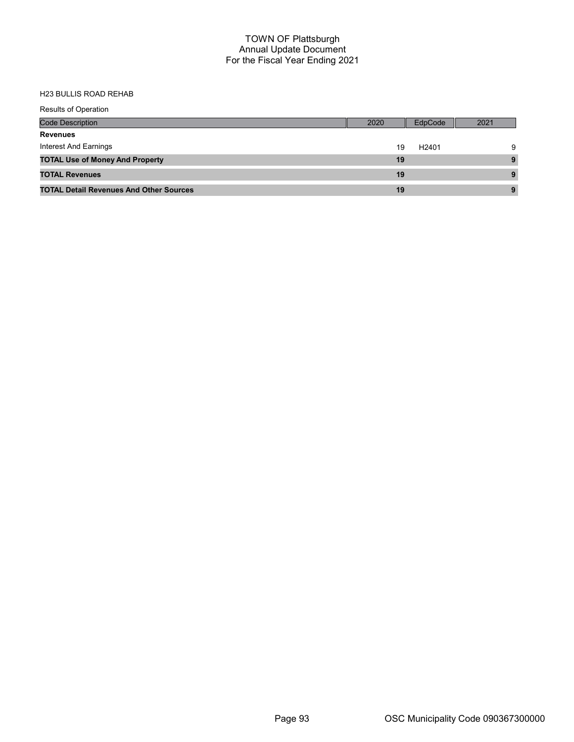# TOWN OF Plattsburgh
## Annual Update Document
## For the Fiscal Year Ending 2021

H23 BULLIS ROAD REHAB

Results of Operation

| Code Description | 2020 | EdpCode | 2021 |
|---|---|---|---|
| **Revenues** | | | |
| Interest And Earnings | 19 | H2401 | 9 |
| **TOTAL Use of Money And Property** | **19** | | **9** |
| **TOTAL Revenues** | **19** | | **9** |
| **TOTAL Detail Revenues And Other Sources** | **19** | | **9** |

OSC Municipality Code 090367300000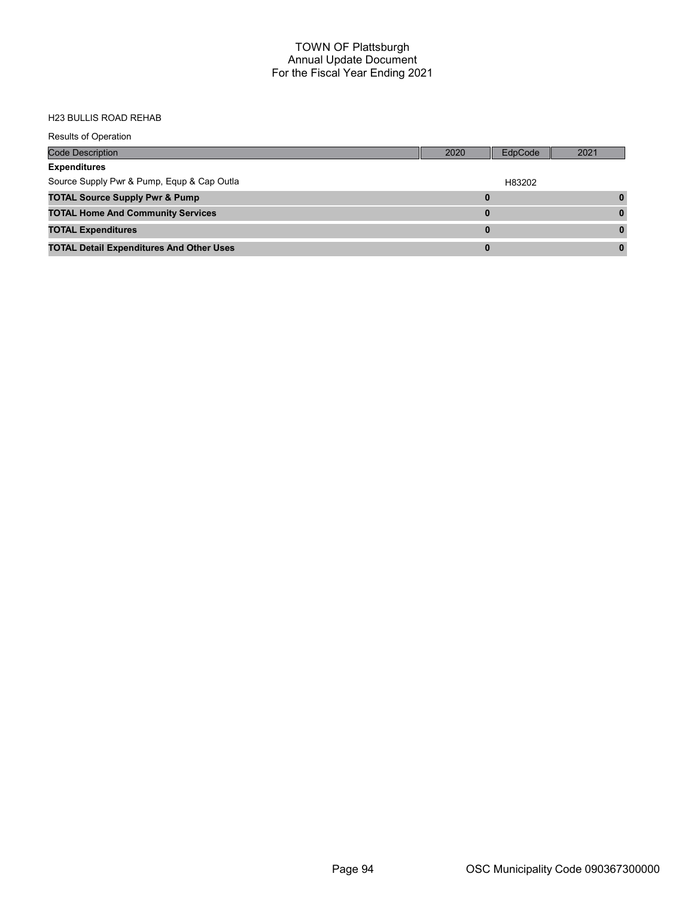# TOWN OF Plattsburgh
## Annual Update Document
## For the Fiscal Year Ending 2021

H23 BULLIS ROAD REHAB

Results of Operation

| Code Description | 2020 | EdpCode | 2021 |
|---|---|---|---|
| **Expenditures** | | | |
| Source Supply Pwr & Pump, Equp & Cap Outla | | H83202 | |
| **TOTAL Source Supply Pwr & Pump** | **0** | | **0** |
| **TOTAL Home And Community Services** | **0** | | **0** |
| **TOTAL Expenditures** | **0** | | **0** |
| **TOTAL Detail Expenditures And Other Uses** | **0** | | **0** |

OSC Municipality Code 090367300000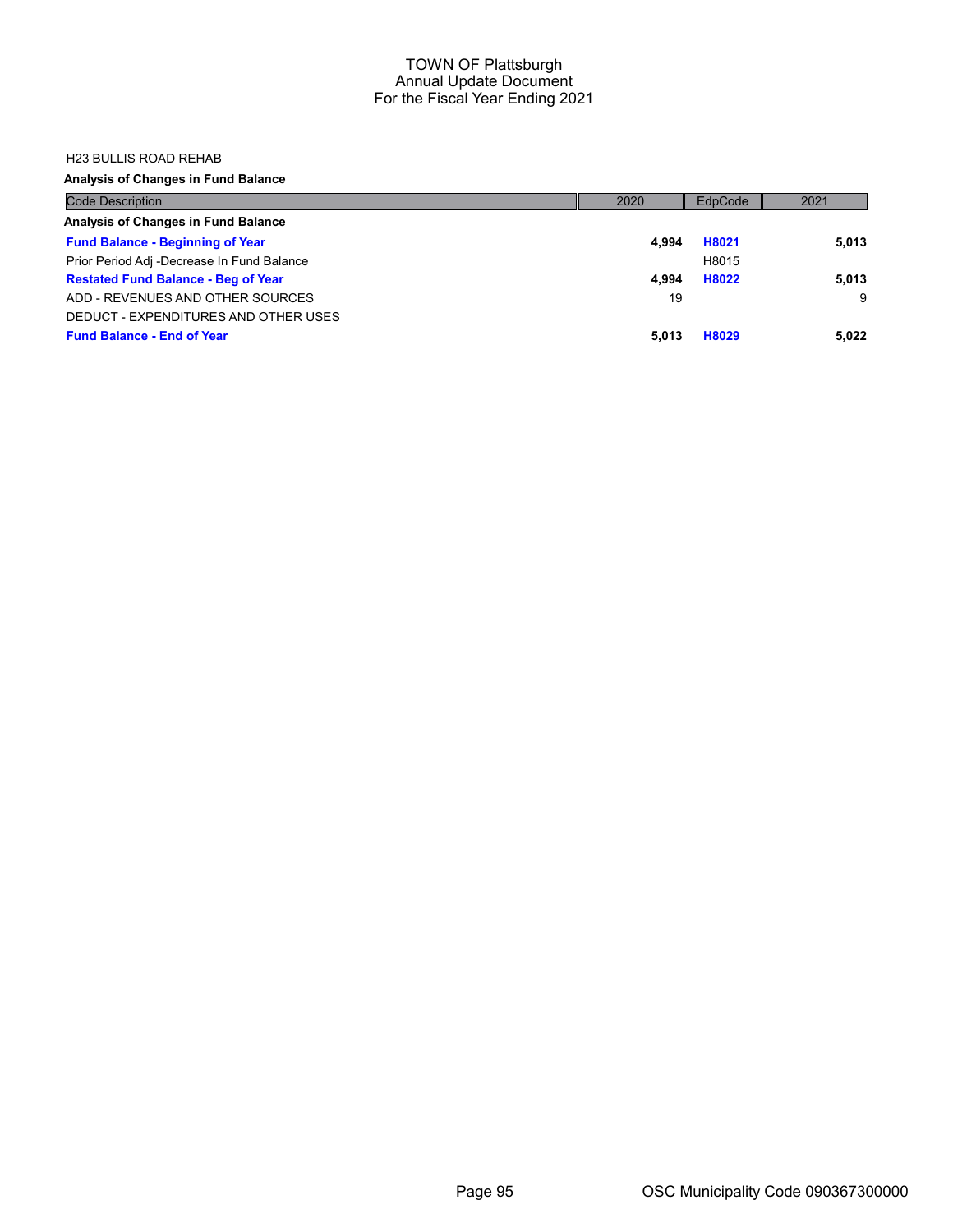# TOWN OF Plattsburgh
## Annual Update Document
## For the Fiscal Year Ending 2021

H23 BULLIS ROAD REHAB

**Analysis of Changes in Fund Balance**

| Code Description | 2020 | EdpCode | 2021 |
|---|---|---|---|
| **Analysis of Changes in Fund Balance** | | | |
| **Fund Balance - Beginning of Year** | **4,994** | **H8021** | **5,013** |
| Prior Period Adj -Decrease In Fund Balance | | H8015 | |
| **Restated Fund Balance - Beg of Year** | **4,994** | **H8022** | **5,013** |
| ADD - REVENUES AND OTHER SOURCES | 19 | | 9 |
| DEDUCT - EXPENDITURES AND OTHER USES | | | |
| **Fund Balance - End of Year** | **5,013** | **H8029** | **5,022** |

OSC Municipality Code 090367300000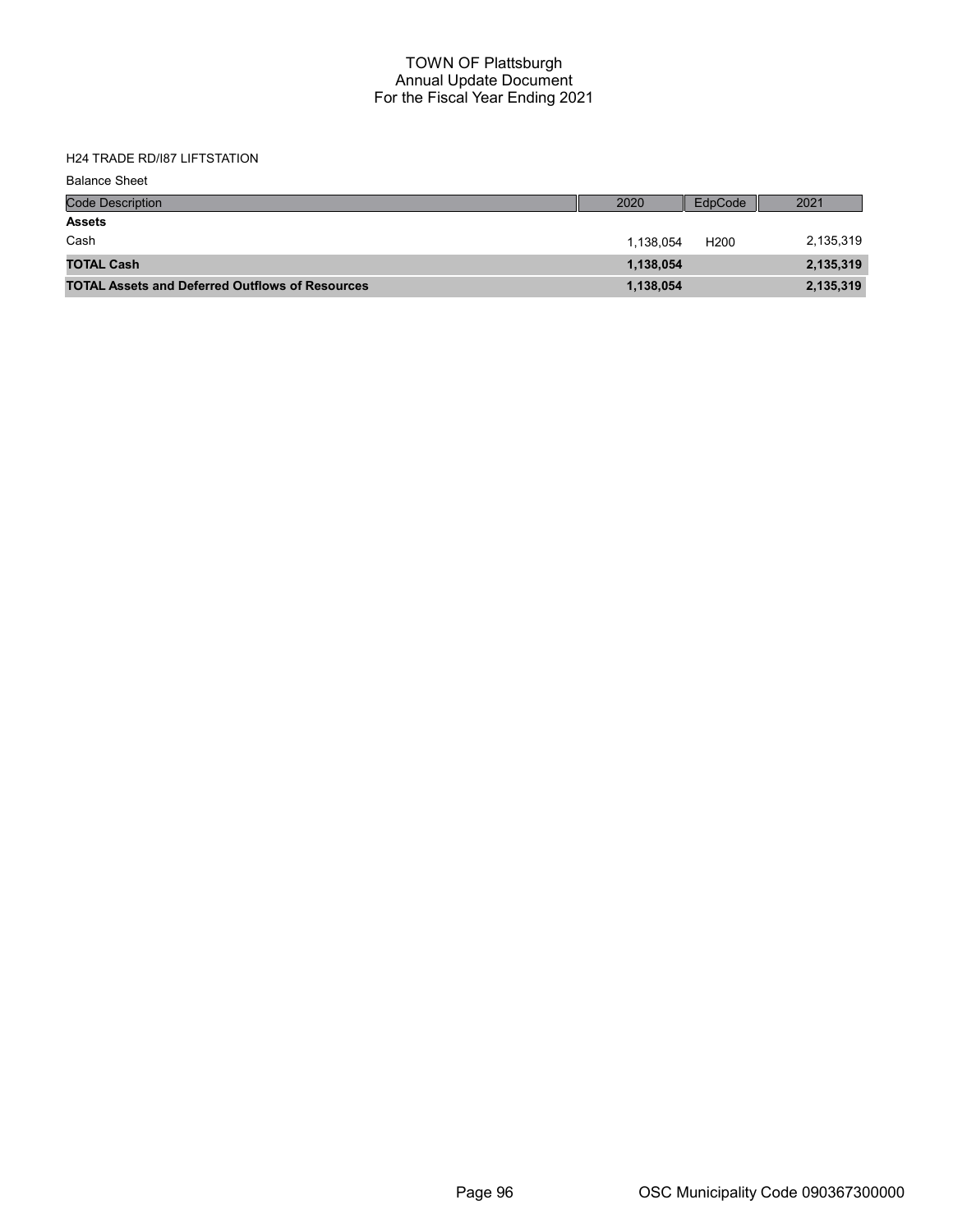# TOWN OF Plattsburgh
## Annual Update Document
## For the Fiscal Year Ending 2021

H24 TRADE RD/I87 LIFTSTATION

Balance Sheet

| Code Description | 2020 | EdpCode | 2021 |
|---|---|---|---|
| **Assets** | | | |
| Cash | 1,138,054 | H200 | 2,135,319 |
| **TOTAL Cash** | **1,138,054** | | **2,135,319** |
| **TOTAL Assets and Deferred Outflows of Resources** | **1,138,054** | | **2,135,319** |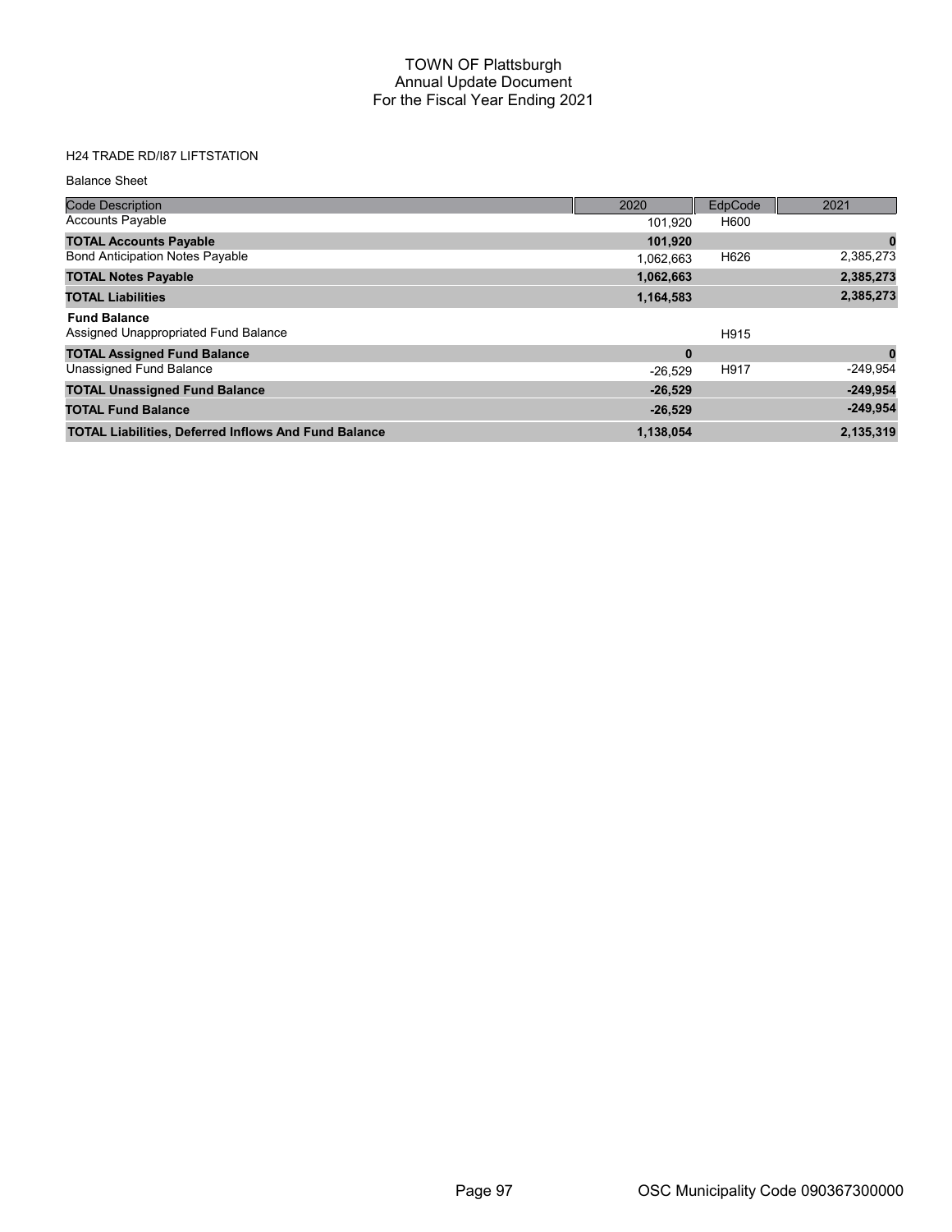# TOWN OF Plattsburgh
## Annual Update Document
## For the Fiscal Year Ending 2021

H24 TRADE RD/I87 LIFTSTATION

Balance Sheet

| Code Description | 2020 | EdpCode | 2021 |
|---|---|---|---|
| Accounts Payable | 101,920 | H600 | |
| **TOTAL Accounts Payable** | **101,920** | | **0** |
| Bond Anticipation Notes Payable | 1,062,663 | H626 | 2,385,273 |
| **TOTAL Notes Payable** | **1,062,663** | | **2,385,273** |
| **TOTAL Liabilities** | **1,164,583** | | **2,385,273** |
| **Fund Balance** | | | |
| Assigned Unappropriated Fund Balance | | H915 | |
| **TOTAL Assigned Fund Balance** | **0** | | **0** |
| Unassigned Fund Balance | -26,529 | H917 | -249,954 |
| **TOTAL Unassigned Fund Balance** | **-26,529** | | **-249,954** |
| **TOTAL Fund Balance** | **-26,529** | | **-249,954** |
| **TOTAL Liabilities, Deferred Inflows And Fund Balance** | **1,138,054** | | **2,135,319** |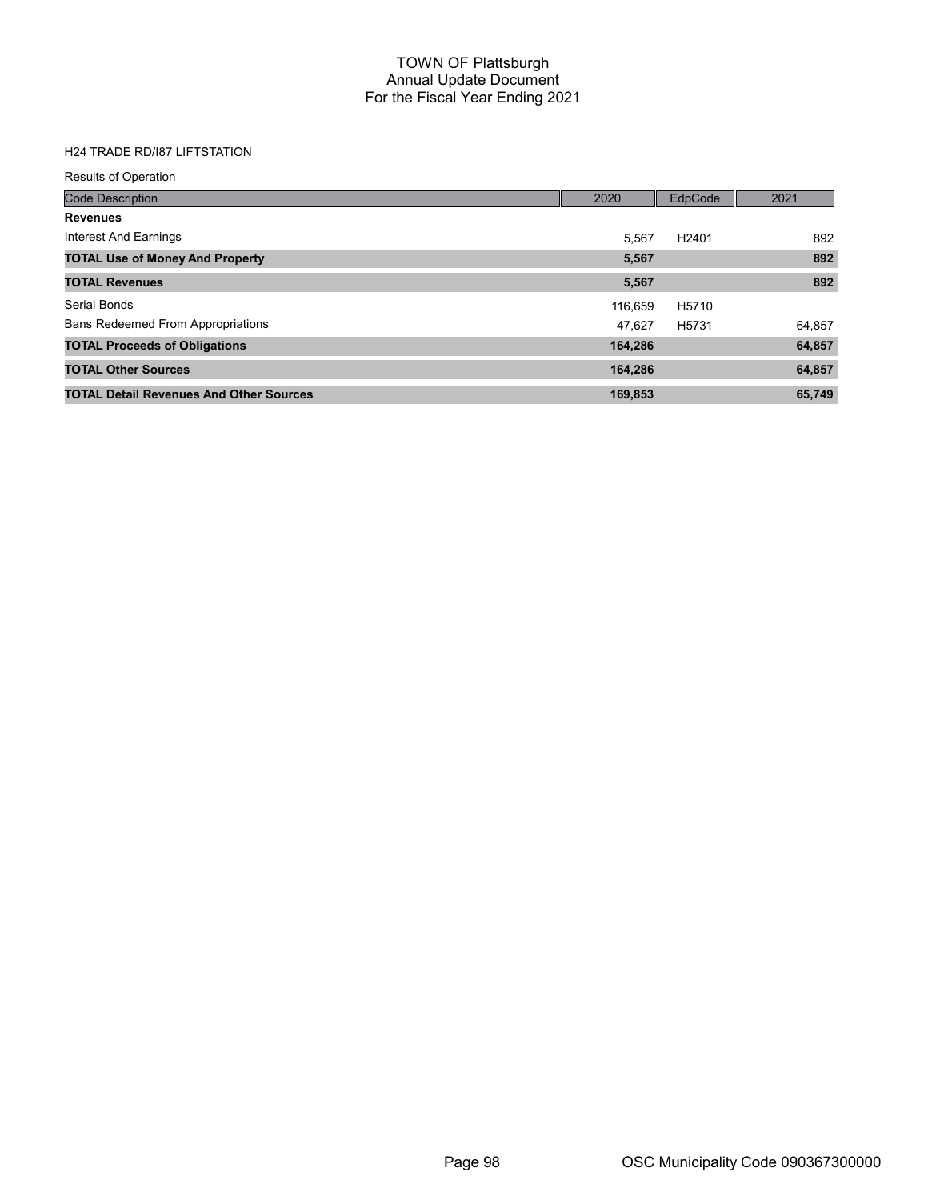# TOWN OF Plattsburgh
## Annual Update Document
## For the Fiscal Year Ending 2021

H24 TRADE RD/I87 LIFTSTATION

Results of Operation

| Code Description | 2020 | EdpCode | 2021 |
|---|---|---|---|
| **Revenues** | | | |
| Interest And Earnings | 5,567 | H2401 | 892 |
| **TOTAL Use of Money And Property** | **5,567** | | **892** |
| **TOTAL Revenues** | **5,567** | | **892** |
| Serial Bonds | 116,659 | H5710 | |
| Bans Redeemed From Appropriations | 47,627 | H5731 | 64,857 |
| **TOTAL Proceeds of Obligations** | **164,286** | | **64,857** |
| **TOTAL Other Sources** | **164,286** | | **64,857** |
| **TOTAL Detail Revenues And Other Sources** | **169,853** | | **65,749** |

OSC Municipality Code 090367300000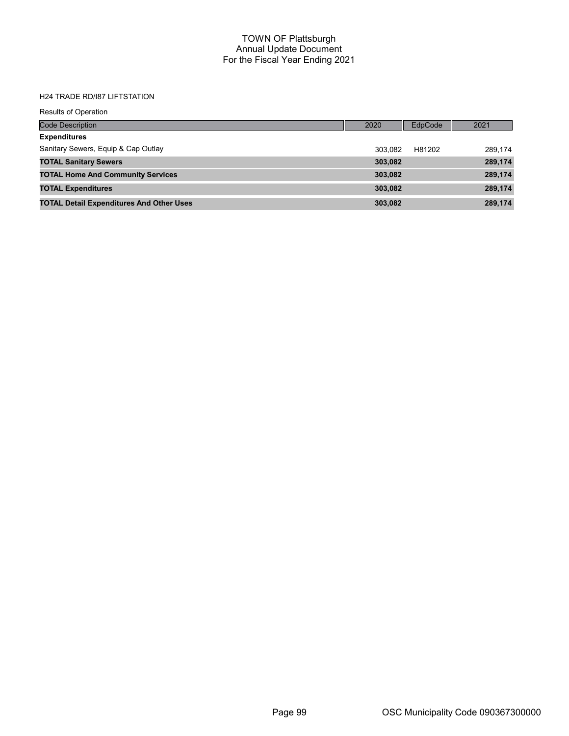# TOWN OF Plattsburgh
## Annual Update Document
## For the Fiscal Year Ending 2021

H24 TRADE RD/I87 LIFTSTATION

Results of Operation

| Code Description | 2020 | EdpCode | 2021 |
|---|---|---|---|
| **Expenditures** | | | |
| Sanitary Sewers, Equip & Cap Outlay | 303,082 | H81202 | 289,174 |
| **TOTAL Sanitary Sewers** | **303,082** | | **289,174** |
| **TOTAL Home And Community Services** | **303,082** | | **289,174** |
| **TOTAL Expenditures** | **303,082** | | **289,174** |
| **TOTAL Detail Expenditures And Other Uses** | **303,082** | | **289,174** |

OSC Municipality Code 090367300000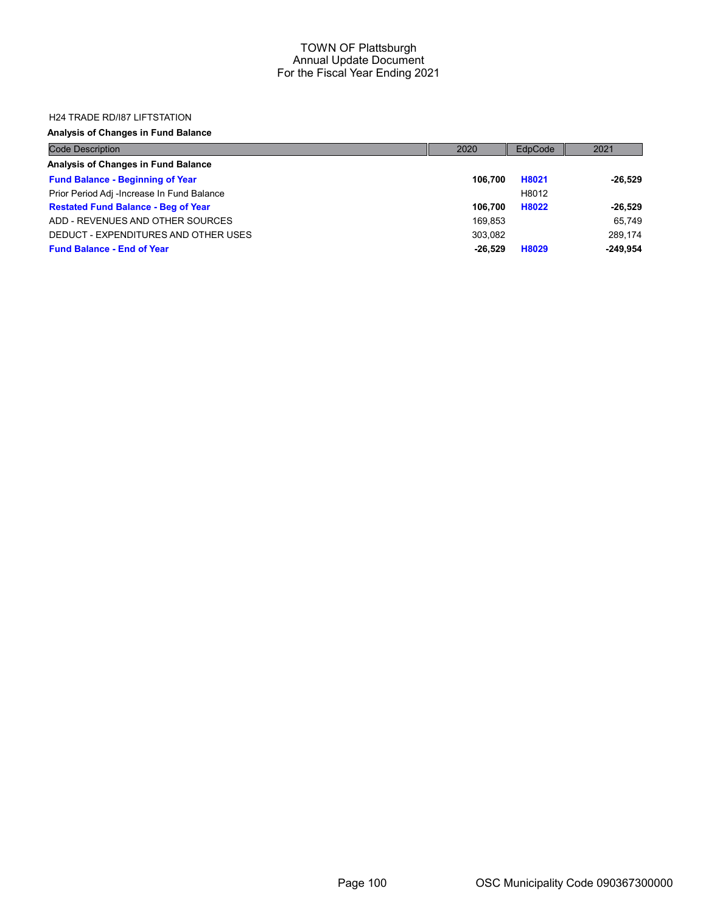TOWN OF Plattsburgh
Annual Update Document
For the Fiscal Year Ending 2021

H24 TRADE RD/I87 LIFTSTATION

**Analysis of Changes in Fund Balance**

| Code Description | 2020 | EdpCode | 2021 |
|---|---|---|---|
| **Analysis of Changes in Fund Balance** | | | |
| **Fund Balance - Beginning of Year** | **106,700** | **H8021** | **-26,529** |
| Prior Period Adj -Increase In Fund Balance | | H8012 | |
| **Restated Fund Balance - Beg of Year** | **106,700** | **H8022** | **-26,529** |
| ADD - REVENUES AND OTHER SOURCES | 169,853 | | 65,749 |
| DEDUCT - EXPENDITURES AND OTHER USES | 303,082 | | 289,174 |
| **Fund Balance - End of Year** | **-26,529** | **H8029** | **-249,954** |

OSC Municipality Code 090367300000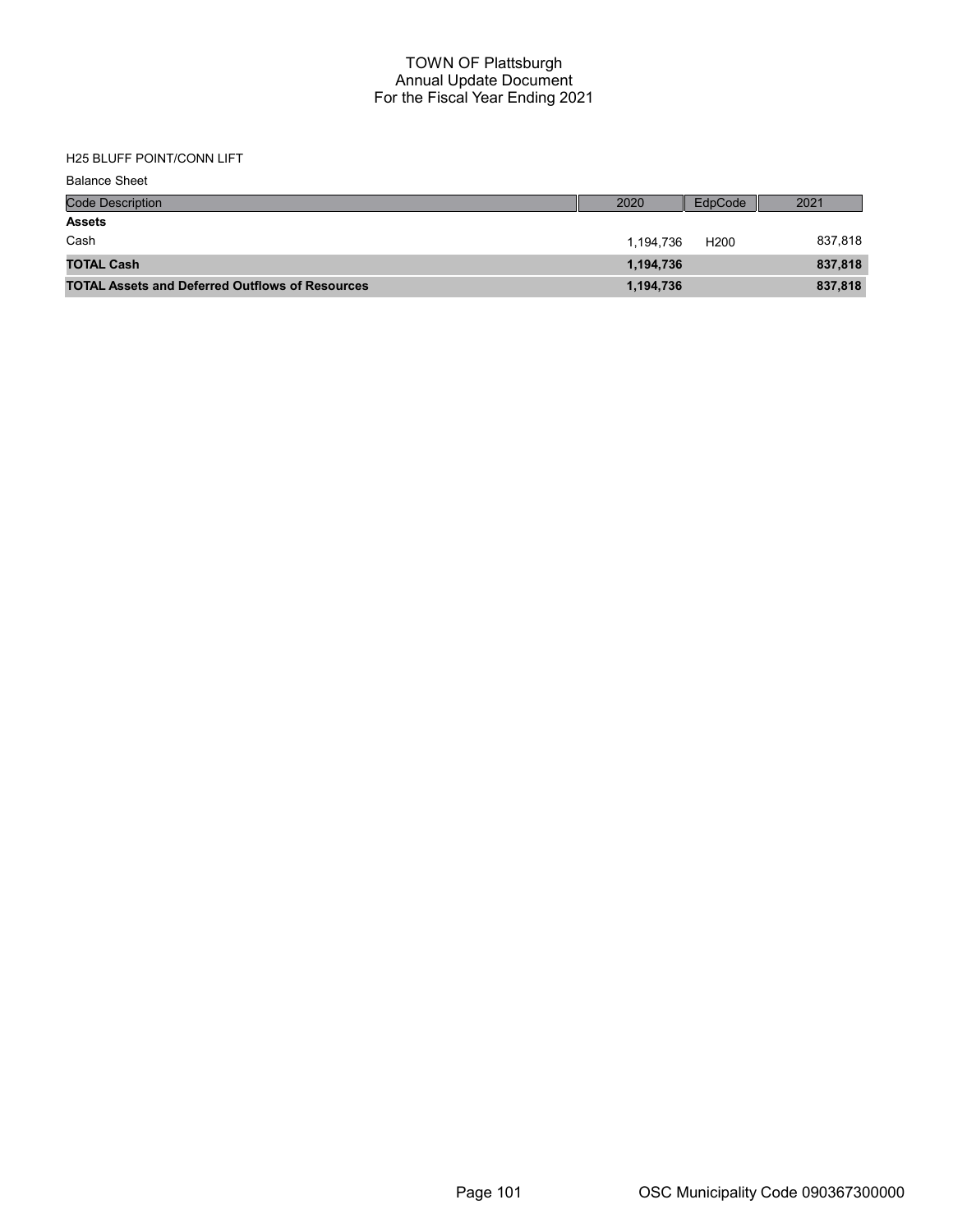# TOWN OF Plattsburgh
## Annual Update Document
## For the Fiscal Year Ending 2021

H25 BLUFF POINT/CONN LIFT

Balance Sheet

| Code Description | 2020 | EdpCode | 2021 |
|---|---|---|---|
| **Assets** | | | |
| Cash | 1,194,736 | H200 | 837,818 |
| **TOTAL Cash** | **1,194,736** | | **837,818** |
| **TOTAL Assets and Deferred Outflows of Resources** | **1,194,736** | | **837,818** |

OSC Municipality Code 090367300000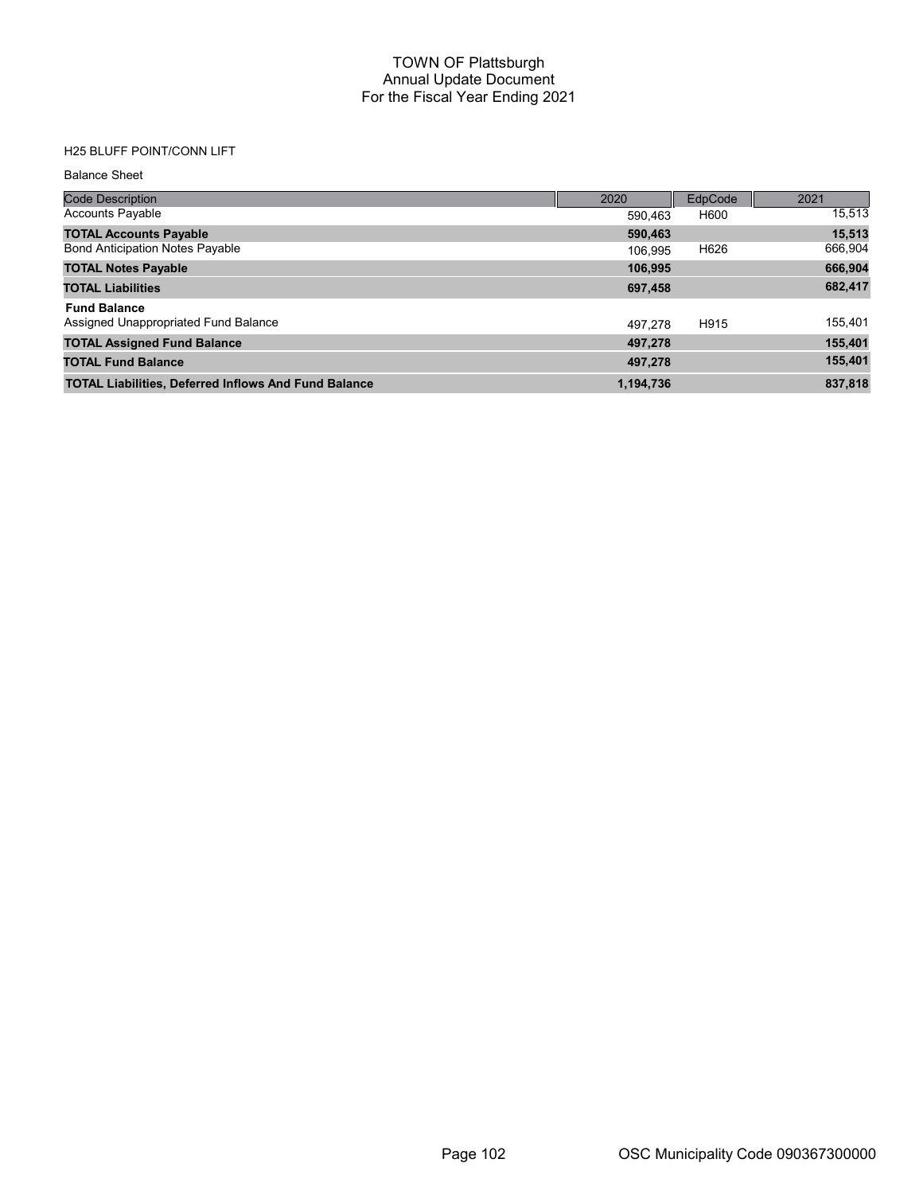# TOWN OF Plattsburgh
## Annual Update Document
## For the Fiscal Year Ending 2021

H25 BLUFF POINT/CONN LIFT

Balance Sheet

| Code Description | 2020 | EdpCode | 2021 |
|---|---|---|---|
| Accounts Payable | 590,463 | H600 | 15,513 |
| **TOTAL Accounts Payable** | **590,463** | | **15,513** |
| Bond Anticipation Notes Payable | 106,995 | H626 | 666,904 |
| **TOTAL Notes Payable** | **106,995** | | **666,904** |
| **TOTAL Liabilities** | **697,458** | | **682,417** |
| **Fund Balance** | | | |
| Assigned Unappropriated Fund Balance | 497,278 | H915 | 155,401 |
| **TOTAL Assigned Fund Balance** | **497,278** | | **155,401** |
| **TOTAL Fund Balance** | **497,278** | | **155,401** |
| **TOTAL Liabilities, Deferred Inflows And Fund Balance** | **1,194,736** | | **837,818** |

OSC Municipality Code 090367300000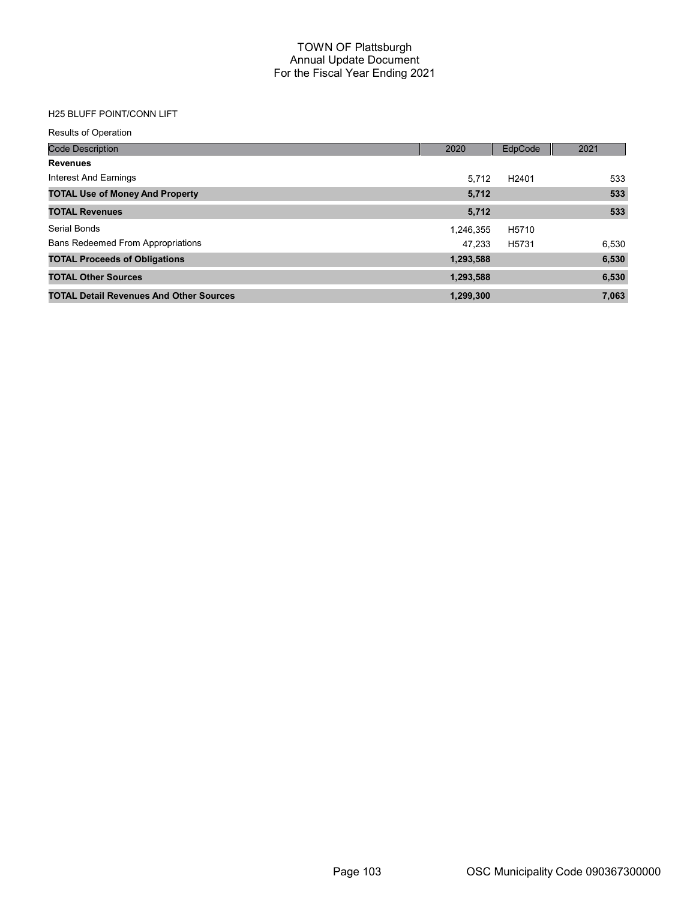# TOWN OF Plattsburgh
## Annual Update Document
## For the Fiscal Year Ending 2021

H25 BLUFF POINT/CONN LIFT

Results of Operation

| Code Description | 2020 | EdpCode | 2021 |
|---|---|---|---|
| **Revenues** | | | |
| Interest And Earnings | 5,712 | H2401 | 533 |
| **TOTAL Use of Money And Property** | **5,712** | | **533** |
| **TOTAL Revenues** | **5,712** | | **533** |
| Serial Bonds | 1,246,355 | H5710 | |
| Bans Redeemed From Appropriations | 47,233 | H5731 | 6,530 |
| **TOTAL Proceeds of Obligations** | **1,293,588** | | **6,530** |
| **TOTAL Other Sources** | **1,293,588** | | **6,530** |
| **TOTAL Detail Revenues And Other Sources** | **1,299,300** | | **7,063** |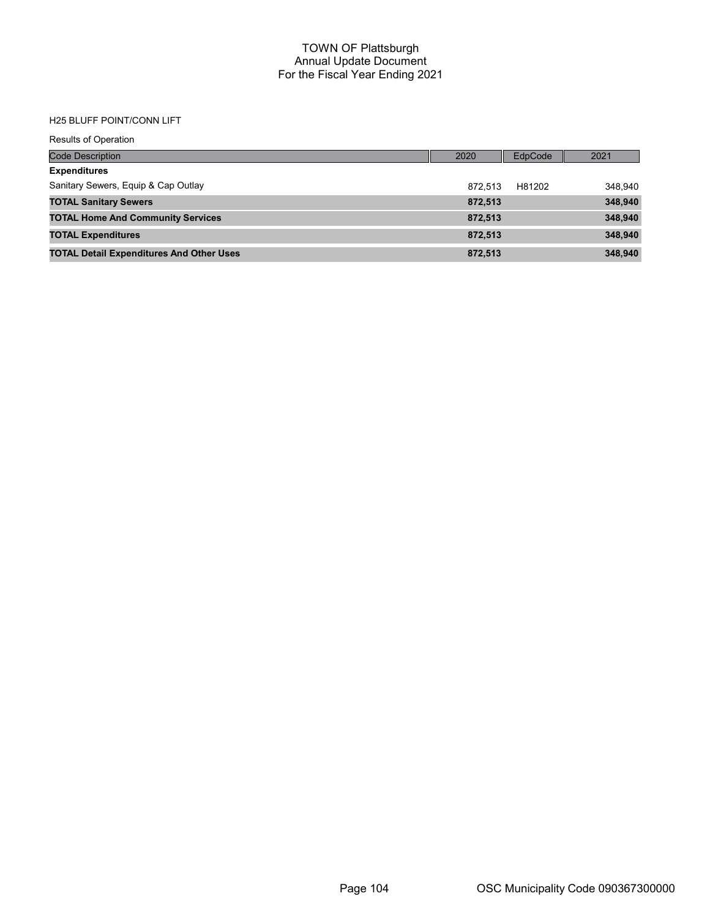# TOWN OF Plattsburgh
## Annual Update Document
## For the Fiscal Year Ending 2021

H25 BLUFF POINT/CONN LIFT

Results of Operation

| Code Description | 2020 | EdpCode | 2021 |
|---|---|---|---|
| **Expenditures** | | | |
| Sanitary Sewers, Equip & Cap Outlay | 872,513 | H81202 | 348,940 |
| **TOTAL Sanitary Sewers** | **872,513** | | **348,940** |
| **TOTAL Home And Community Services** | **872,513** | | **348,940** |
| **TOTAL Expenditures** | **872,513** | | **348,940** |
| **TOTAL Detail Expenditures And Other Uses** | **872,513** | | **348,940** |

OSC Municipality Code 090367300000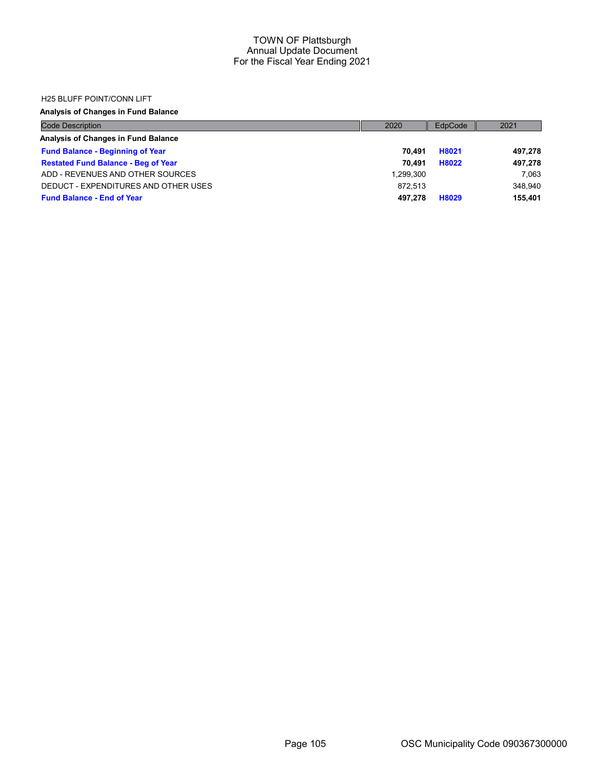TOWN OF Plattsburgh
Annual Update Document
For the Fiscal Year Ending 2021

H25 BLUFF POINT/CONN LIFT

**Analysis of Changes in Fund Balance**

| Code Description | 2020 | EdpCode | 2021 |
|---|---|---|---|
| **Analysis of Changes in Fund Balance** | | | |
| **Fund Balance - Beginning of Year** | **70,491** | **H8021** | **497,278** |
| **Restated Fund Balance - Beg of Year** | **70,491** | **H8022** | **497,278** |
| ADD - REVENUES AND OTHER SOURCES | 1,299,300 | | 7,063 |
| DEDUCT - EXPENDITURES AND OTHER USES | 872,513 | | 348,940 |
| **Fund Balance - End of Year** | **497,278** | **H8029** | **155,401** |

OSC Municipality Code 090367300000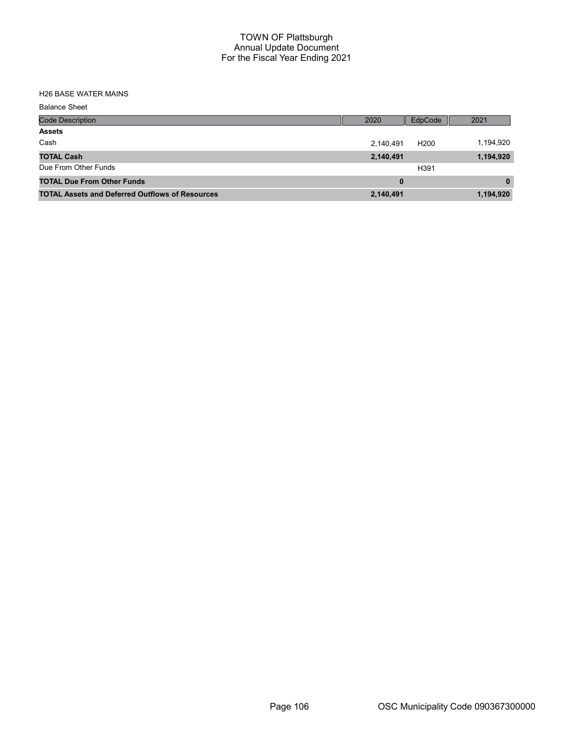# TOWN OF Plattsburgh
## Annual Update Document
## For the Fiscal Year Ending 2021

H26 BASE WATER MAINS

Balance Sheet

| Code Description | 2020 | EdpCode | 2021 |
|---|---|---|---|
| **Assets** | | | |
| Cash | 2,140,491 | H200 | 1,194,920 |
| **TOTAL Cash** | **2,140,491** | | **1,194,920** |
| Due From Other Funds | | H391 | |
| **TOTAL Due From Other Funds** | **0** | | **0** |
| **TOTAL Assets and Deferred Outflows of Resources** | **2,140,491** | | **1,194,920** |

OSC Municipality Code 090367300000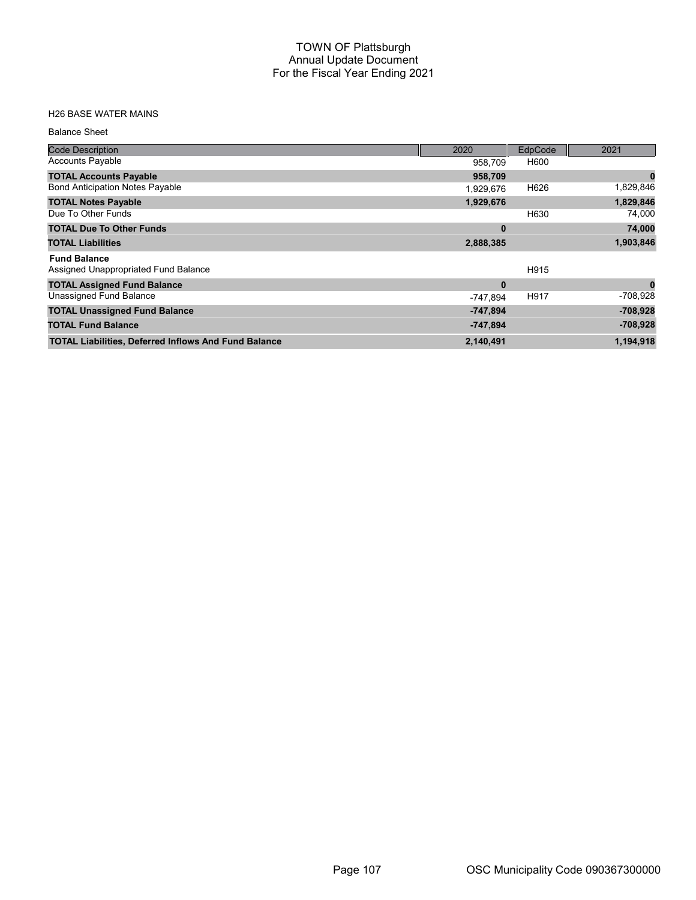# TOWN OF Plattsburgh
## Annual Update Document
### For the Fiscal Year Ending 2021

H26 BASE WATER MAINS

Balance Sheet

| Code Description | 2020 | EdpCode | 2021 |
|---|---|---|---|
| Accounts Payable | 958,709 | H600 | |
| **TOTAL Accounts Payable** | **958,709** | | **0** |
| Bond Anticipation Notes Payable | 1,929,676 | H626 | 1,829,846 |
| **TOTAL Notes Payable** | **1,929,676** | | **1,829,846** |
| Due To Other Funds | | H630 | 74,000 |
| **TOTAL Due To Other Funds** | **0** | | **74,000** |
| **TOTAL Liabilities** | **2,888,385** | | **1,903,846** |
| **Fund Balance** | | | |
| Assigned Unappropriated Fund Balance | | H915 | |
| **TOTAL Assigned Fund Balance** | **0** | | **0** |
| Unassigned Fund Balance | -747,894 | H917 | -708,928 |
| **TOTAL Unassigned Fund Balance** | **-747,894** | | **-708,928** |
| **TOTAL Fund Balance** | **-747,894** | | **-708,928** |
| **TOTAL Liabilities, Deferred Inflows And Fund Balance** | **2,140,491** | | **1,194,918** |

OSC Municipality Code 090367300000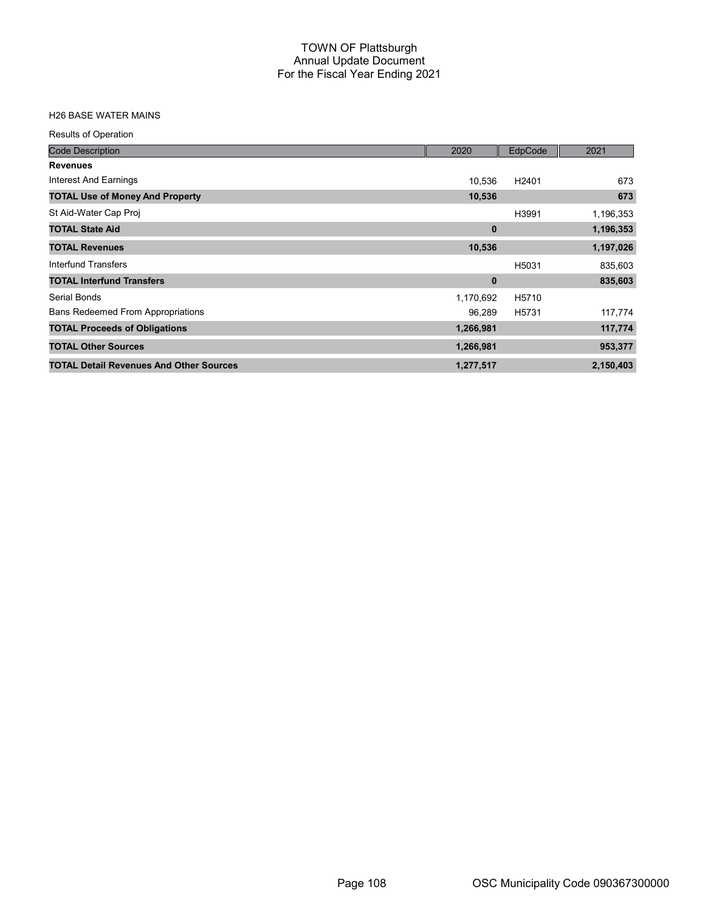# TOWN OF Plattsburgh
## Annual Update Document
## For the Fiscal Year Ending 2021

H26 BASE WATER MAINS

Results of Operation

| Code Description | 2020 | EdpCode | 2021 |
|---|---|---|---|
| **Revenues** | | | |
| Interest And Earnings | 10,536 | H2401 | 673 |
| **TOTAL Use of Money And Property** | **10,536** | | **673** |
| St Aid-Water Cap Proj | | H3991 | 1,196,353 |
| **TOTAL State Aid** | **0** | | **1,196,353** |
| **TOTAL Revenues** | **10,536** | | **1,197,026** |
| Interfund Transfers | | H5031 | 835,603 |
| **TOTAL Interfund Transfers** | **0** | | **835,603** |
| Serial Bonds | 1,170,692 | H5710 | |
| Bans Redeemed From Appropriations | 96,289 | H5731 | 117,774 |
| **TOTAL Proceeds of Obligations** | **1,266,981** | | **117,774** |
| **TOTAL Other Sources** | **1,266,981** | | **953,377** |
| **TOTAL Detail Revenues And Other Sources** | **1,277,517** | | **2,150,403** |

OSC Municipality Code 090367300000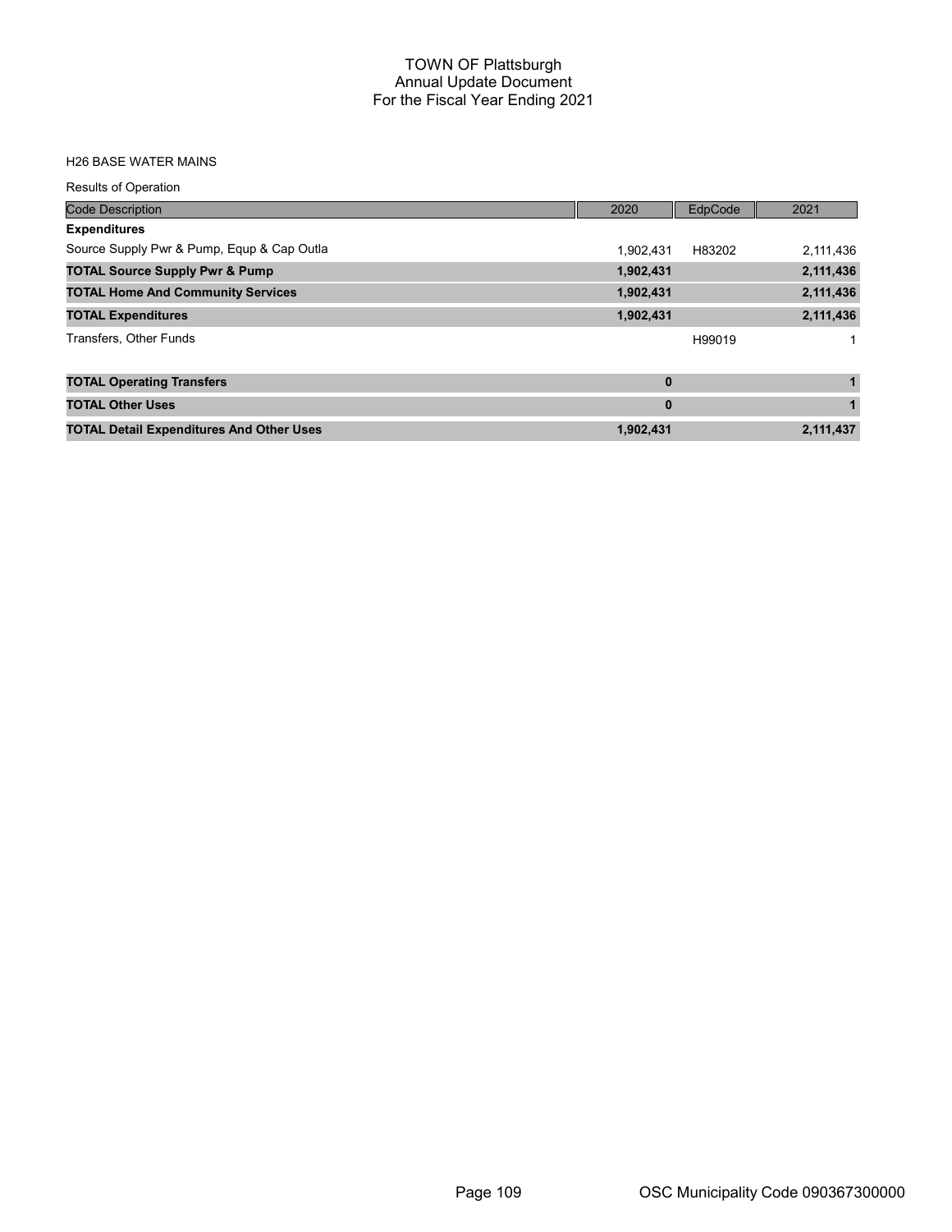# TOWN OF Plattsburgh
## Annual Update Document
## For the Fiscal Year Ending 2021

H26 BASE WATER MAINS

Results of Operation

| Code Description | 2020 | EdpCode | 2021 |
|---|---|---|---|
| **Expenditures** | | | |
| Source Supply Pwr & Pump, Equp & Cap Outla | 1,902,431 | H83202 | 2,111,436 |
| **TOTAL Source Supply Pwr & Pump** | **1,902,431** | | **2,111,436** |
| **TOTAL Home And Community Services** | **1,902,431** | | **2,111,436** |
| **TOTAL Expenditures** | **1,902,431** | | **2,111,436** |
| Transfers, Other Funds | | H99019 | 1 |
| **TOTAL Operating Transfers** | **0** | | **1** |
| **TOTAL Other Uses** | **0** | | **1** |
| **TOTAL Detail Expenditures And Other Uses** | **1,902,431** | | **2,111,437** |

OSC Municipality Code 090367300000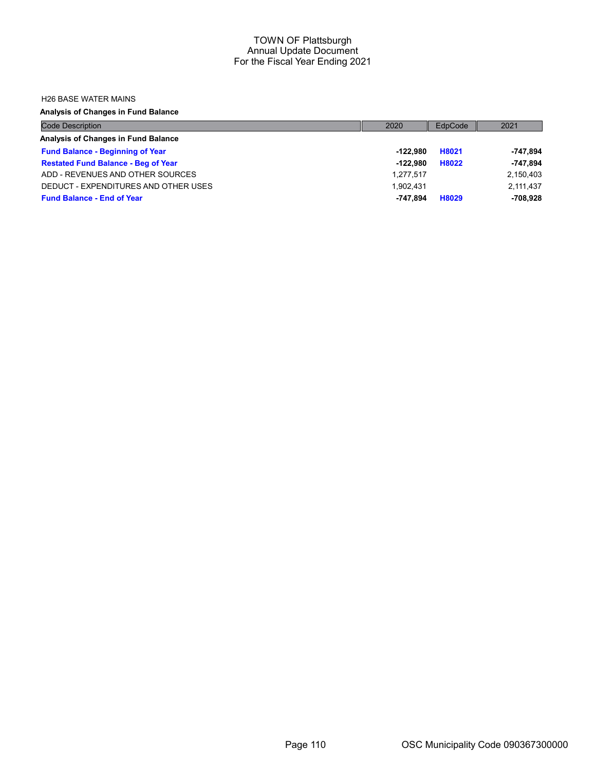# TOWN OF Plattsburgh
## Annual Update Document
## For the Fiscal Year Ending 2021

H26 BASE WATER MAINS

**Analysis of Changes in Fund Balance**

| Code Description | 2020 | EdpCode | 2021 |
|---|---|---|---|
| **Analysis of Changes in Fund Balance** | | | |
| **Fund Balance - Beginning of Year** | **-122,980** | **H8021** | **-747,894** |
| **Restated Fund Balance - Beg of Year** | **-122,980** | **H8022** | **-747,894** |
| ADD - REVENUES AND OTHER SOURCES | 1,277,517 | | 2,150,403 |
| DEDUCT - EXPENDITURES AND OTHER USES | 1,902,431 | | 2,111,437 |
| **Fund Balance - End of Year** | **-747,894** | **H8029** | **-708,928** |

OSC Municipality Code 090367300000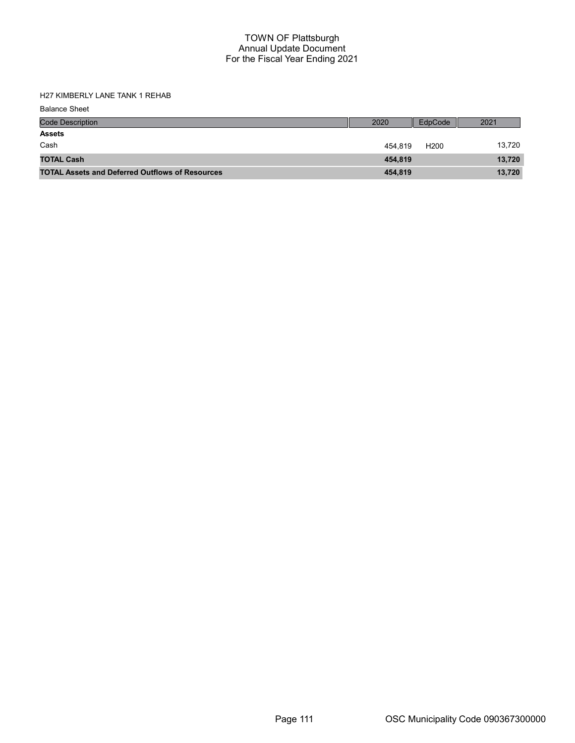# TOWN OF Plattsburgh
## Annual Update Document
## For the Fiscal Year Ending 2021

H27 KIMBERLY LANE TANK 1 REHAB

Balance Sheet

| Code Description | 2020 | EdpCode | 2021 |
|---|---|---|---|
| **Assets** | | | |
| Cash | 454,819 | H200 | 13,720 |
| **TOTAL Cash** | **454,819** | | **13,720** |
| **TOTAL Assets and Deferred Outflows of Resources** | **454,819** | | **13,720** |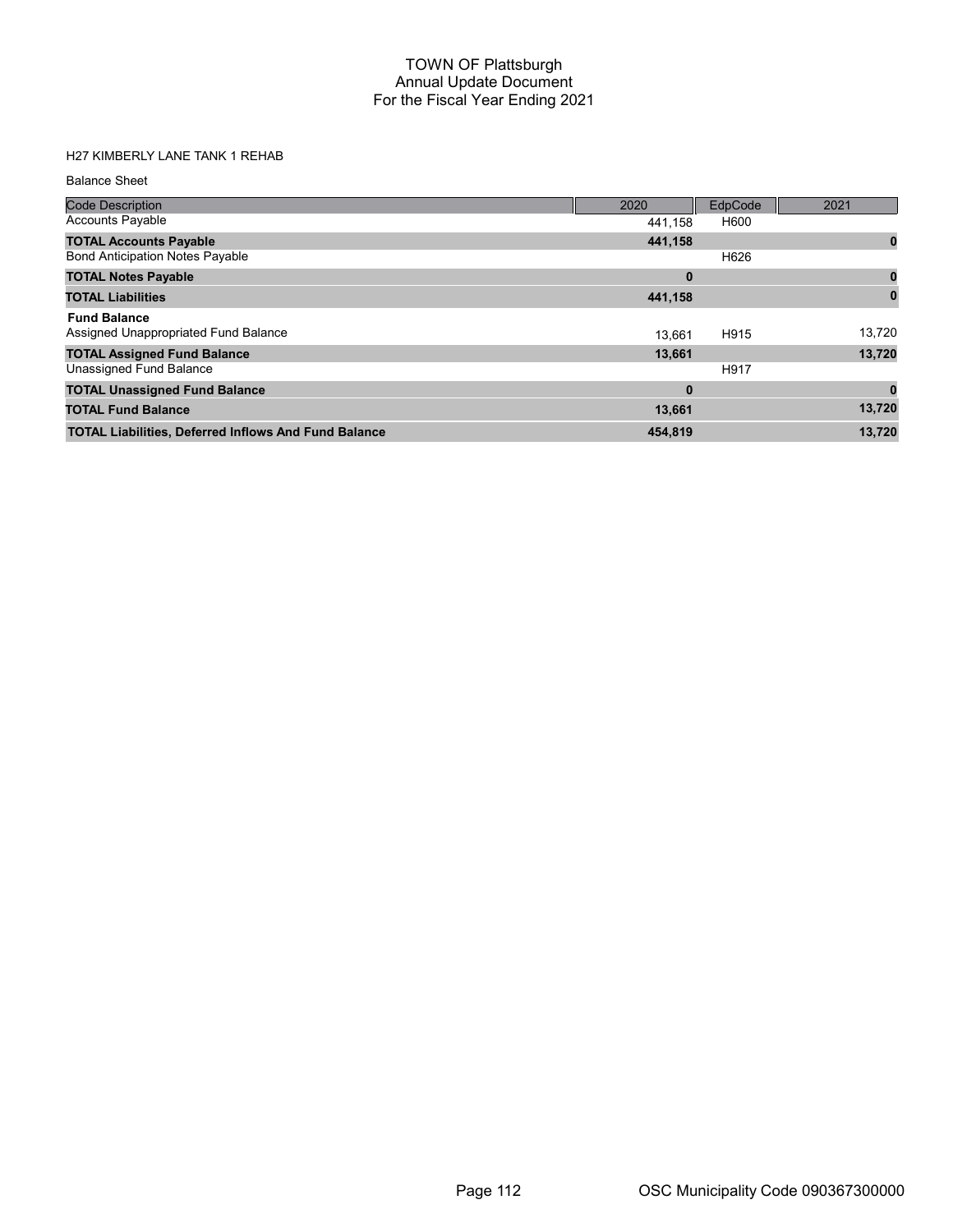# TOWN OF Plattsburgh
## Annual Update Document
## For the Fiscal Year Ending 2021

### H27 KIMBERLY LANE TANK 1 REHAB

Balance Sheet

| Code Description | 2020 | EdpCode | 2021 |
|---|---|---|---|
| Accounts Payable | 441,158 | H600 | |
| **TOTAL Accounts Payable** | **441,158** | | **0** |
| Bond Anticipation Notes Payable | | H626 | |
| **TOTAL Notes Payable** | **0** | | **0** |
| **TOTAL Liabilities** | **441,158** | | **0** |
| **Fund Balance** | | | |
| Assigned Unappropriated Fund Balance | 13,661 | H915 | 13,720 |
| **TOTAL Assigned Fund Balance** | **13,661** | | **13,720** |
| Unassigned Fund Balance | | H917 | |
| **TOTAL Unassigned Fund Balance** | **0** | | **0** |
| **TOTAL Fund Balance** | **13,661** | | **13,720** |
| **TOTAL Liabilities, Deferred Inflows And Fund Balance** | **454,819** | | **13,720** |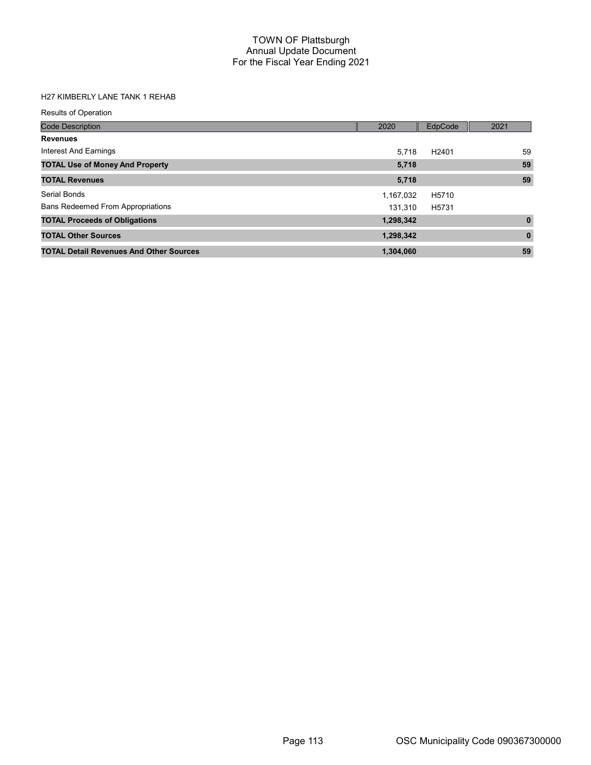# TOWN OF Plattsburgh
## Annual Update Document
## For the Fiscal Year Ending 2021

H27 KIMBERLY LANE TANK 1 REHAB

Results of Operation

| Code Description | 2020 | EdpCode | 2021 |
|---|---|---|---|
| **Revenues** | | | |
| Interest And Earnings | 5,718 | H2401 | 59 |
| **TOTAL Use of Money And Property** | **5,718** | | **59** |
| **TOTAL Revenues** | **5,718** | | **59** |
| Serial Bonds | 1,167,032 | H5710 | |
| Bans Redeemed From Appropriations | 131,310 | H5731 | |
| **TOTAL Proceeds of Obligations** | **1,298,342** | | **0** |
| **TOTAL Other Sources** | **1,298,342** | | **0** |
| **TOTAL Detail Revenues And Other Sources** | **1,304,060** | | **59** |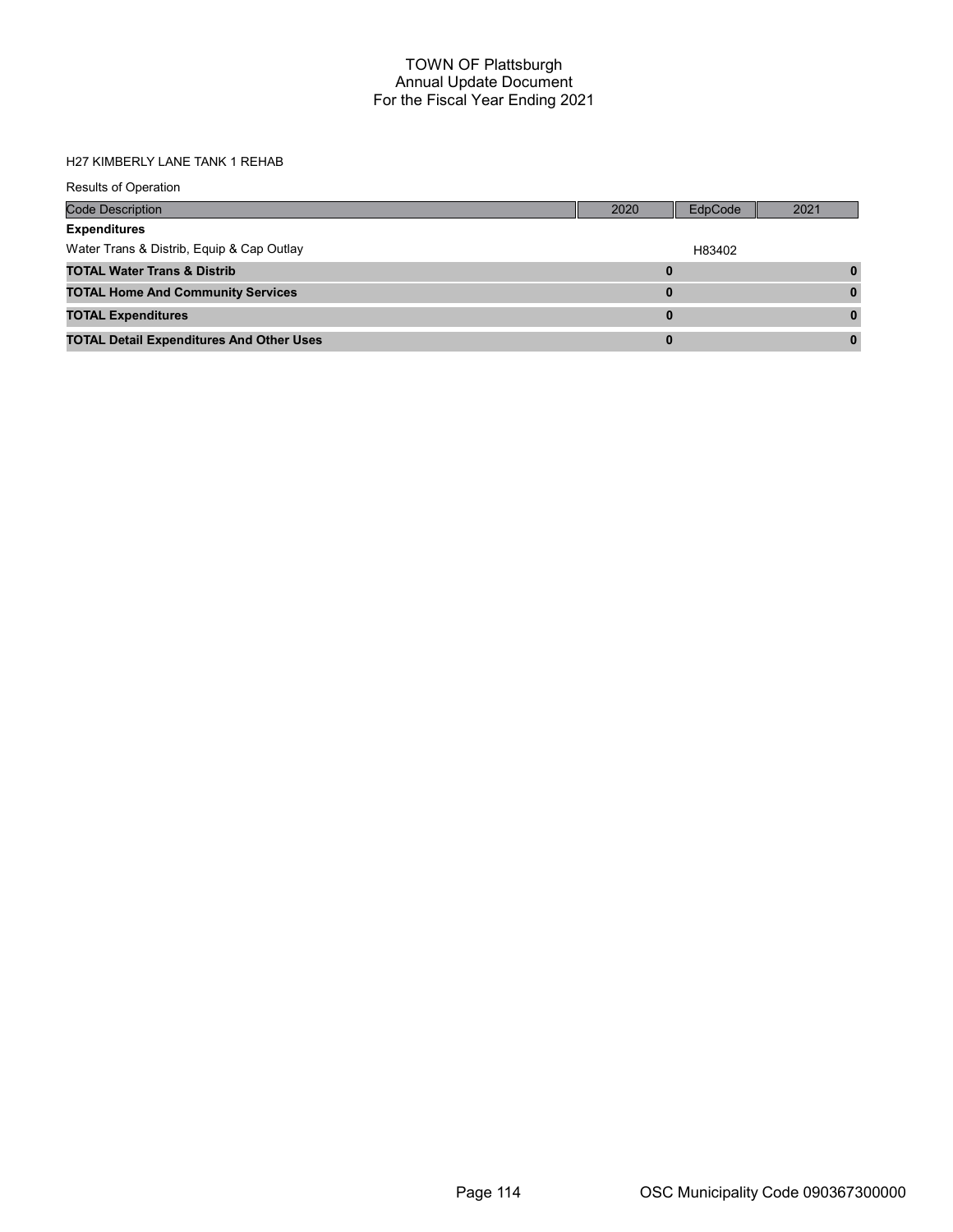# TOWN OF Plattsburgh
## Annual Update Document
## For the Fiscal Year Ending 2021

H27 KIMBERLY LANE TANK 1 REHAB

Results of Operation

| Code Description | 2020 | EdpCode | 2021 |
|---|---|---|---|
| **Expenditures** | | | |
| Water Trans & Distrib, Equip & Cap Outlay | | H83402 | |
| **TOTAL Water Trans & Distrib** | **0** | | **0** |
| **TOTAL Home And Community Services** | **0** | | **0** |
| **TOTAL Expenditures** | **0** | | **0** |
| **TOTAL Detail Expenditures And Other Uses** | **0** | | **0** |

OSC Municipality Code 090367300000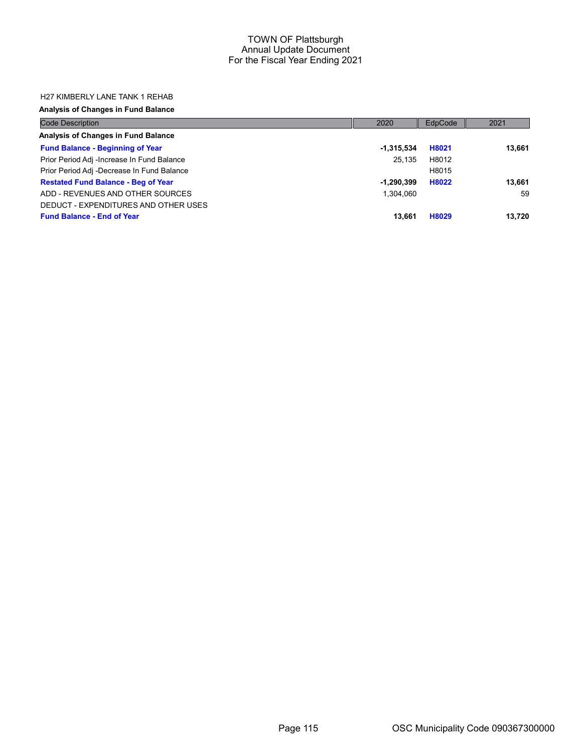H27 KIMBERLY LANE TANK 1 REHAB

**Analysis of Changes in Fund Balance**

| Code Description | 2020 | EdpCode | 2021 |
|---|---|---|---|
| **Analysis of Changes in Fund Balance** | | | |
| **Fund Balance - Beginning of Year** | **-1,315,534** | **H8021** | **13,661** |
| Prior Period Adj -Increase In Fund Balance | 25,135 | H8012 | |
| Prior Period Adj -Decrease In Fund Balance | | H8015 | |
| **Restated Fund Balance - Beg of Year** | **-1,290,399** | **H8022** | **13,661** |
| ADD - REVENUES AND OTHER SOURCES | 1,304,060 | | 59 |
| DEDUCT - EXPENDITURES AND OTHER USES | | | |
| **Fund Balance - End of Year** | **13,661** | **H8029** | **13,720** |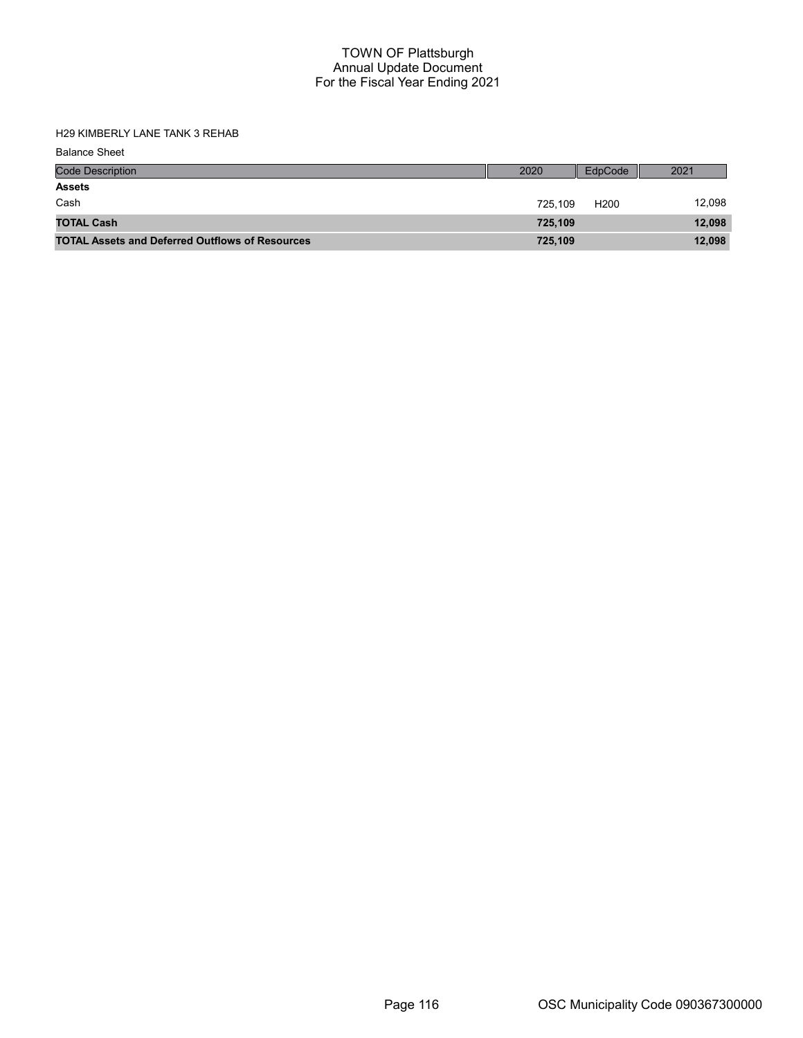# TOWN OF Plattsburgh
## Annual Update Document
## For the Fiscal Year Ending 2021

H29 KIMBERLY LANE TANK 3 REHAB

Balance Sheet

| Code Description | 2020 | EdpCode | 2021 |
|---|---|---|---|
| **Assets** | | | |
| Cash | 725,109 | H200 | 12,098 |
| **TOTAL Cash** | **725,109** | | **12,098** |
| **TOTAL Assets and Deferred Outflows of Resources** | **725,109** | | **12,098** |

OSC Municipality Code 090367300000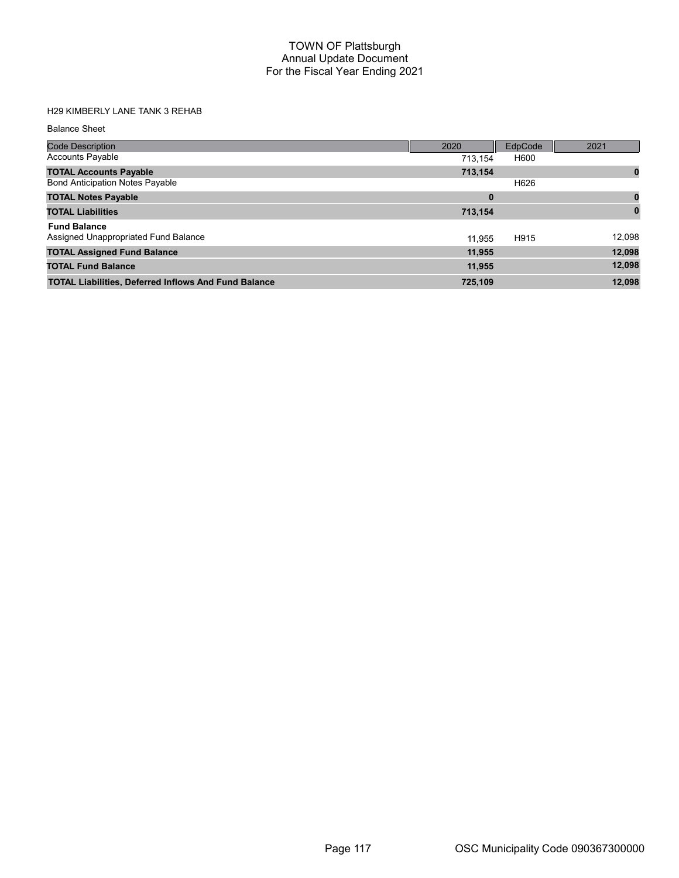# TOWN OF Plattsburgh
## Annual Update Document
## For the Fiscal Year Ending 2021

H29 KIMBERLY LANE TANK 3 REHAB

Balance Sheet

| Code Description | 2020 | EdpCode | 2021 |
|---|---|---|---|
| Accounts Payable | 713,154 | H600 | |
| **TOTAL Accounts Payable** | **713,154** | | **0** |
| Bond Anticipation Notes Payable | | H626 | |
| **TOTAL Notes Payable** | **0** | | **0** |
| **TOTAL Liabilities** | **713,154** | | **0** |
| **Fund Balance** | | | |
| Assigned Unappropriated Fund Balance | 11,955 | H915 | 12,098 |
| **TOTAL Assigned Fund Balance** | **11,955** | | **12,098** |
| **TOTAL Fund Balance** | **11,955** | | **12,098** |
| **TOTAL Liabilities, Deferred Inflows And Fund Balance** | **725,109** | | **12,098** |

OSC Municipality Code 090367300000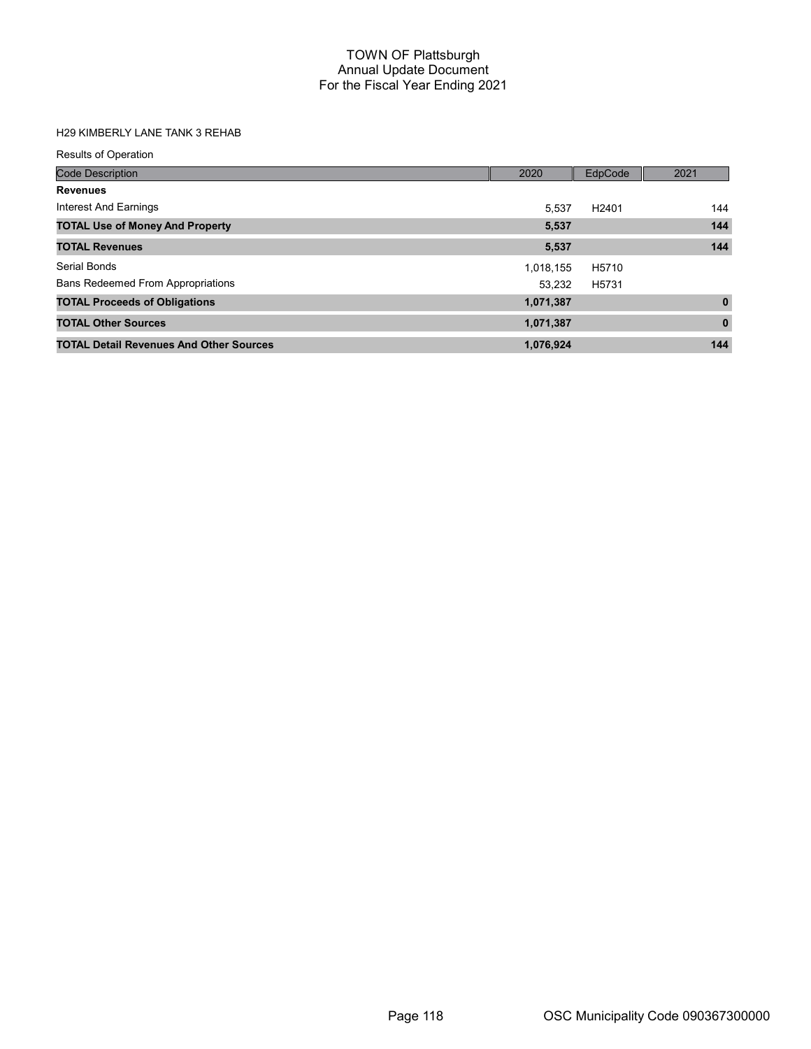# TOWN OF Plattsburgh
## Annual Update Document
## For the Fiscal Year Ending 2021

H29 KIMBERLY LANE TANK 3 REHAB

Results of Operation

| Code Description | 2020 | EdpCode | 2021 |
|---|---|---|---|
| **Revenues** | | | |
| Interest And Earnings | 5,537 | H2401 | 144 |
| **TOTAL Use of Money And Property** | **5,537** | | **144** |
| **TOTAL Revenues** | **5,537** | | **144** |
| Serial Bonds | 1,018,155 | H5710 | |
| Bans Redeemed From Appropriations | 53,232 | H5731 | |
| **TOTAL Proceeds of Obligations** | **1,071,387** | | **0** |
| **TOTAL Other Sources** | **1,071,387** | | **0** |
| **TOTAL Detail Revenues And Other Sources** | **1,076,924** | | **144** |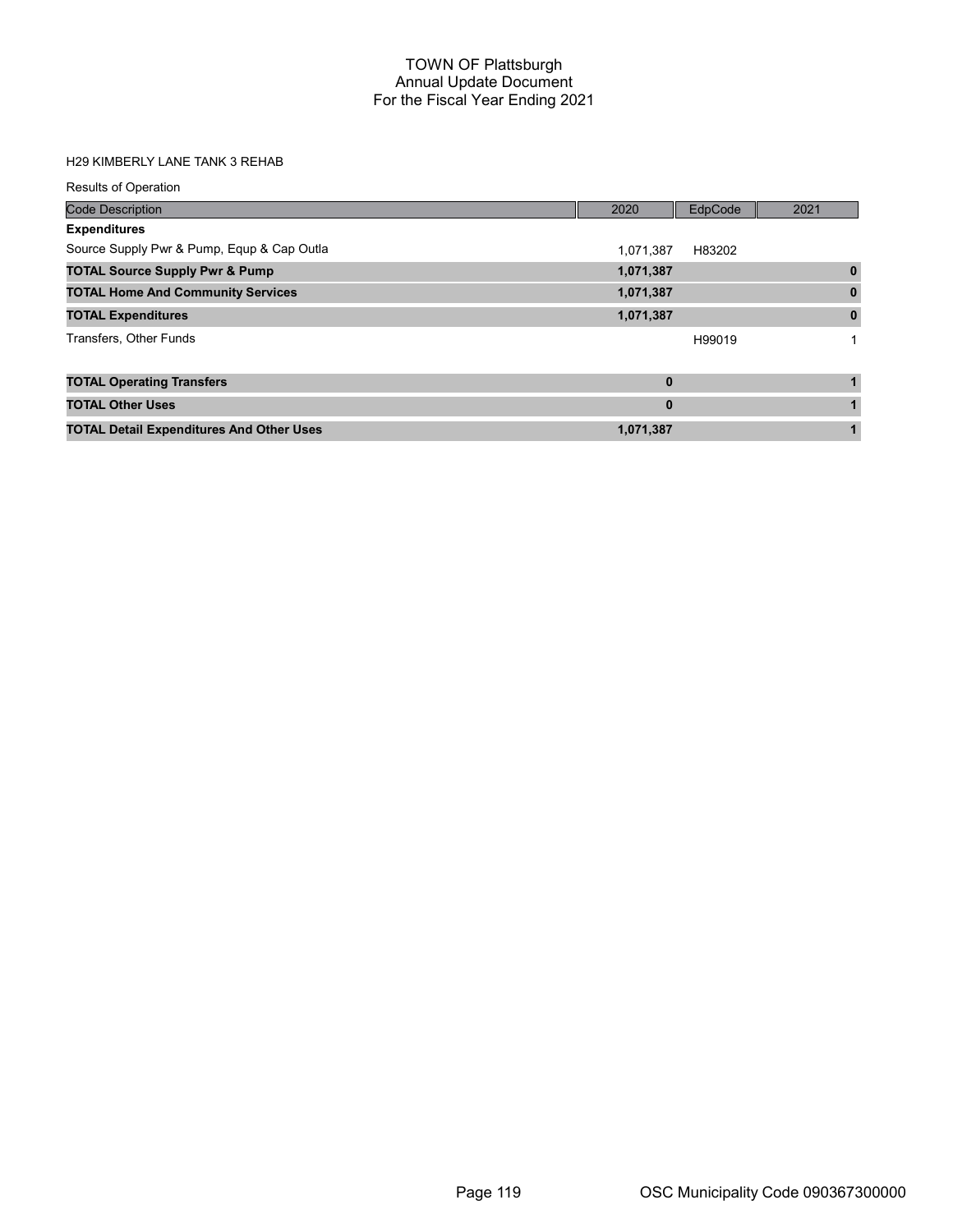# TOWN OF Plattsburgh
## Annual Update Document
## For the Fiscal Year Ending 2021

H29 KIMBERLY LANE TANK 3 REHAB

Results of Operation

| Code Description | 2020 | EdpCode | 2021 |
|---|---|---|---|
| **Expenditures** | | | |
| Source Supply Pwr & Pump, Equp & Cap Outla | 1,071,387 | H83202 | |
| **TOTAL Source Supply Pwr & Pump** | **1,071,387** | | **0** |
| **TOTAL Home And Community Services** | **1,071,387** | | **0** |
| **TOTAL Expenditures** | **1,071,387** | | **0** |
| Transfers, Other Funds | | H99019 | 1 |
| **TOTAL Operating Transfers** | **0** | | **1** |
| **TOTAL Other Uses** | **0** | | **1** |
| **TOTAL Detail Expenditures And Other Uses** | **1,071,387** | | **1** |

OSC Municipality Code 090367300000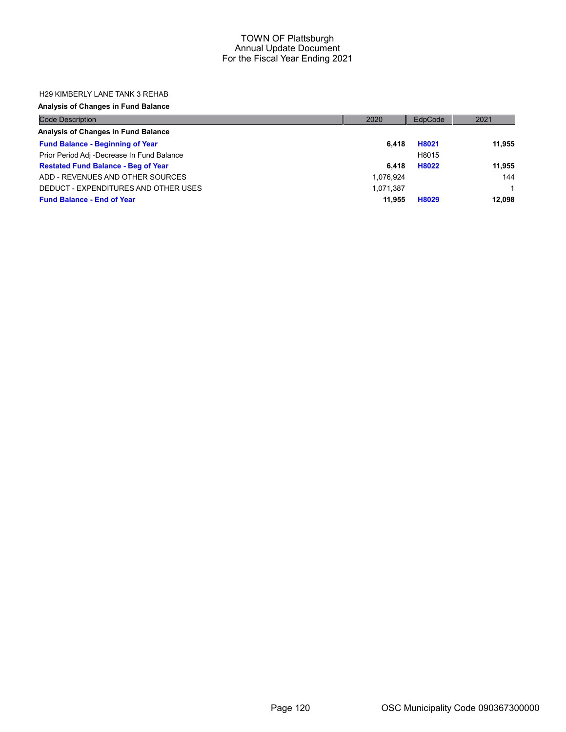H29 KIMBERLY LANE TANK 3 REHAB

**Analysis of Changes in Fund Balance**

| Code Description | 2020 | EdpCode | 2021 |
|---|---|---|---|
| **Analysis of Changes in Fund Balance** | | | |
| **Fund Balance - Beginning of Year** | **6,418** | **H8021** | **11,955** |
| Prior Period Adj -Decrease In Fund Balance | | H8015 | |
| **Restated Fund Balance - Beg of Year** | **6,418** | **H8022** | **11,955** |
| ADD - REVENUES AND OTHER SOURCES | 1,076,924 | | 144 |
| DEDUCT - EXPENDITURES AND OTHER USES | 1,071,387 | | 1 |
| **Fund Balance - End of Year** | **11,955** | **H8029** | **12,098** |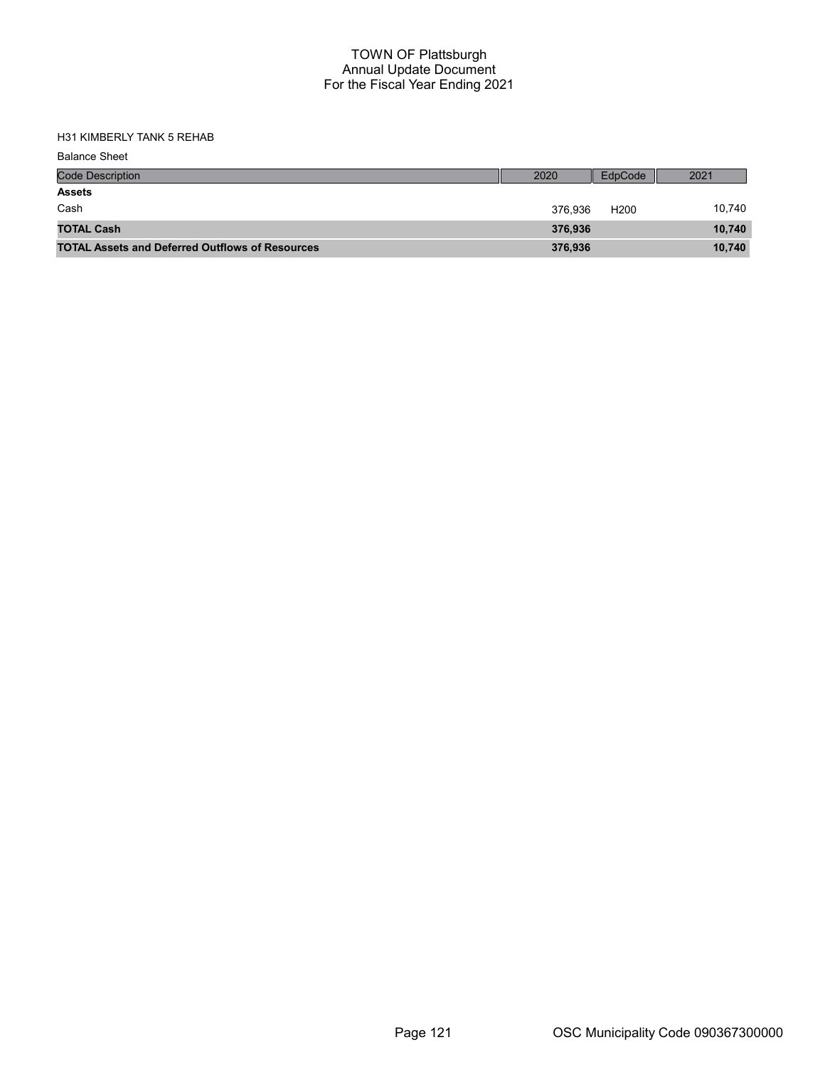# TOWN OF Plattsburgh
## Annual Update Document
## For the Fiscal Year Ending 2021

H31 KIMBERLY TANK 5 REHAB

Balance Sheet

| Code Description | 2020 | EdpCode | 2021 |
|---|---|---|---|
| **Assets** | | | |
| Cash | 376,936 | H200 | 10,740 |
| **TOTAL Cash** | **376,936** | | **10,740** |
| **TOTAL Assets and Deferred Outflows of Resources** | **376,936** | | **10,740** |

OSC Municipality Code 090367300000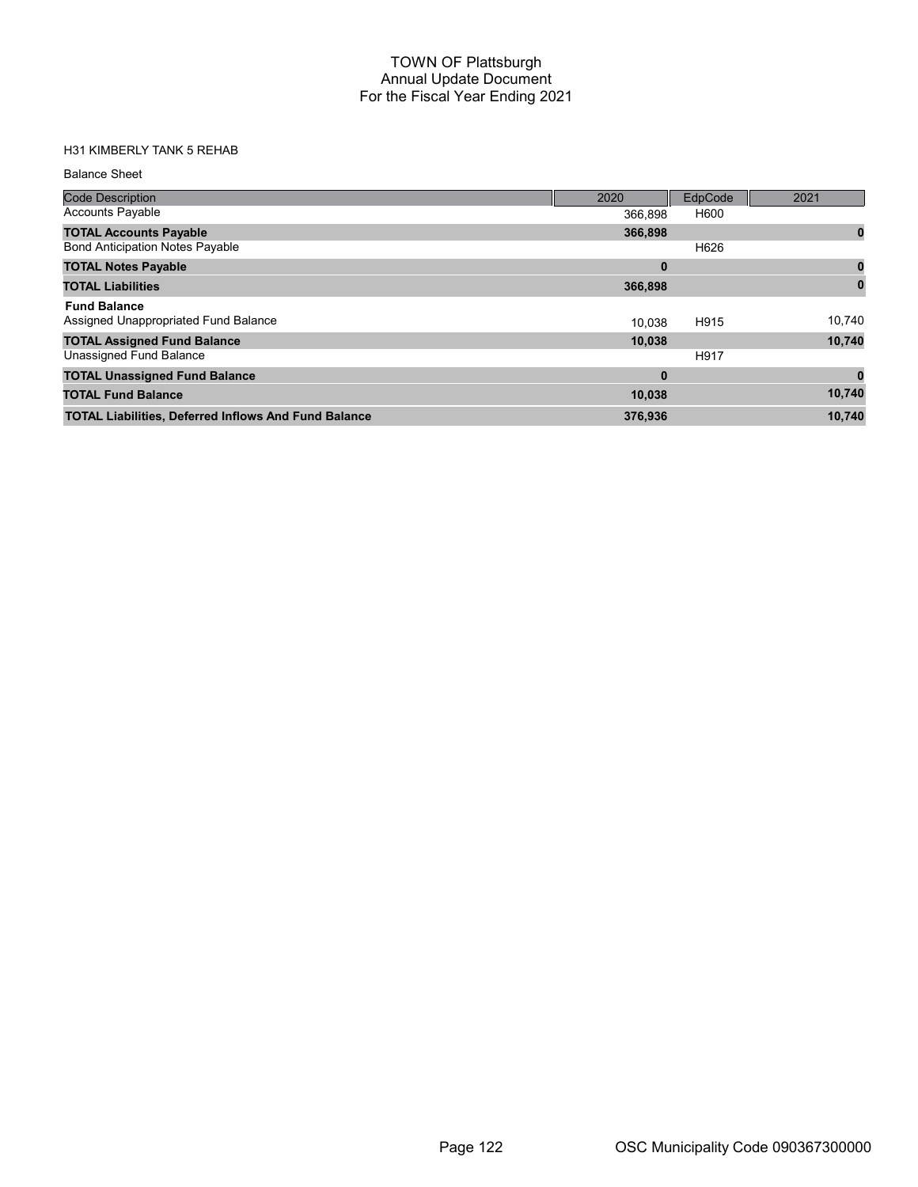# TOWN OF Plattsburgh
## Annual Update Document
## For the Fiscal Year Ending 2021

H31 KIMBERLY TANK 5 REHAB

Balance Sheet

| Code Description | 2020 | EdpCode | 2021 |
|---|---|---|---|
| Accounts Payable | 366,898 | H600 | |
| **TOTAL Accounts Payable** | **366,898** | | **0** |
| Bond Anticipation Notes Payable | | H626 | |
| **TOTAL Notes Payable** | **0** | | **0** |
| **TOTAL Liabilities** | **366,898** | | **0** |
| **Fund Balance** | | | |
| Assigned Unappropriated Fund Balance | 10,038 | H915 | 10,740 |
| **TOTAL Assigned Fund Balance** | **10,038** | | **10,740** |
| Unassigned Fund Balance | | H917 | |
| **TOTAL Unassigned Fund Balance** | **0** | | **0** |
| **TOTAL Fund Balance** | **10,038** | | **10,740** |
| **TOTAL Liabilities, Deferred Inflows And Fund Balance** | **376,936** | | **10,740** |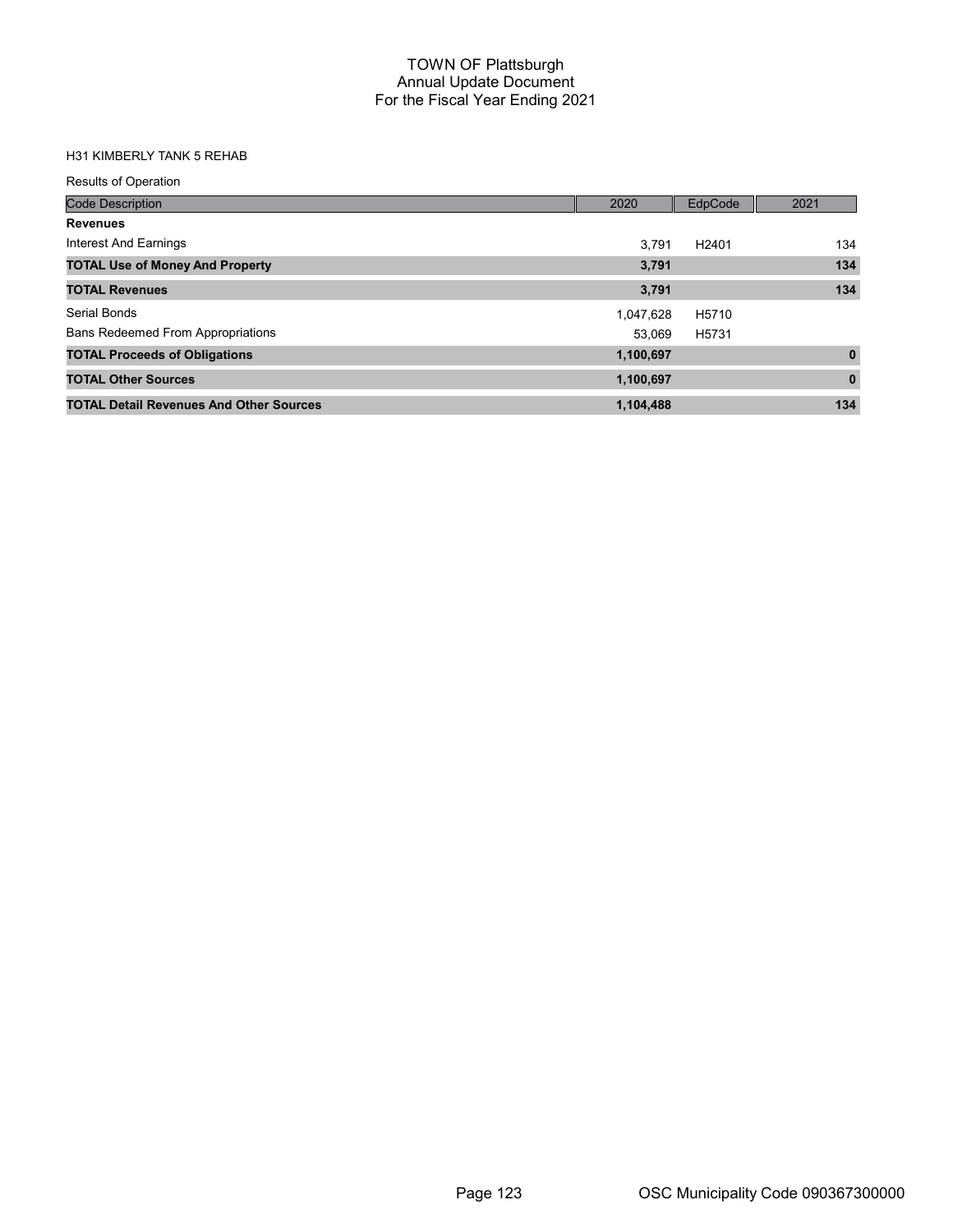# TOWN OF Plattsburgh
## Annual Update Document
## For the Fiscal Year Ending 2021

H31 KIMBERLY TANK 5 REHAB

Results of Operation

| Code Description | 2020 | EdpCode | 2021 |
|---|---|---|---|
| **Revenues** | | | |
| Interest And Earnings | 3,791 | H2401 | 134 |
| **TOTAL Use of Money And Property** | **3,791** | | **134** |
| **TOTAL Revenues** | **3,791** | | **134** |
| Serial Bonds | 1,047,628 | H5710 | |
| Bans Redeemed From Appropriations | 53,069 | H5731 | |
| **TOTAL Proceeds of Obligations** | **1,100,697** | | **0** |
| **TOTAL Other Sources** | **1,100,697** | | **0** |
| **TOTAL Detail Revenues And Other Sources** | **1,104,488** | | **134** |

OSC Municipality Code 090367300000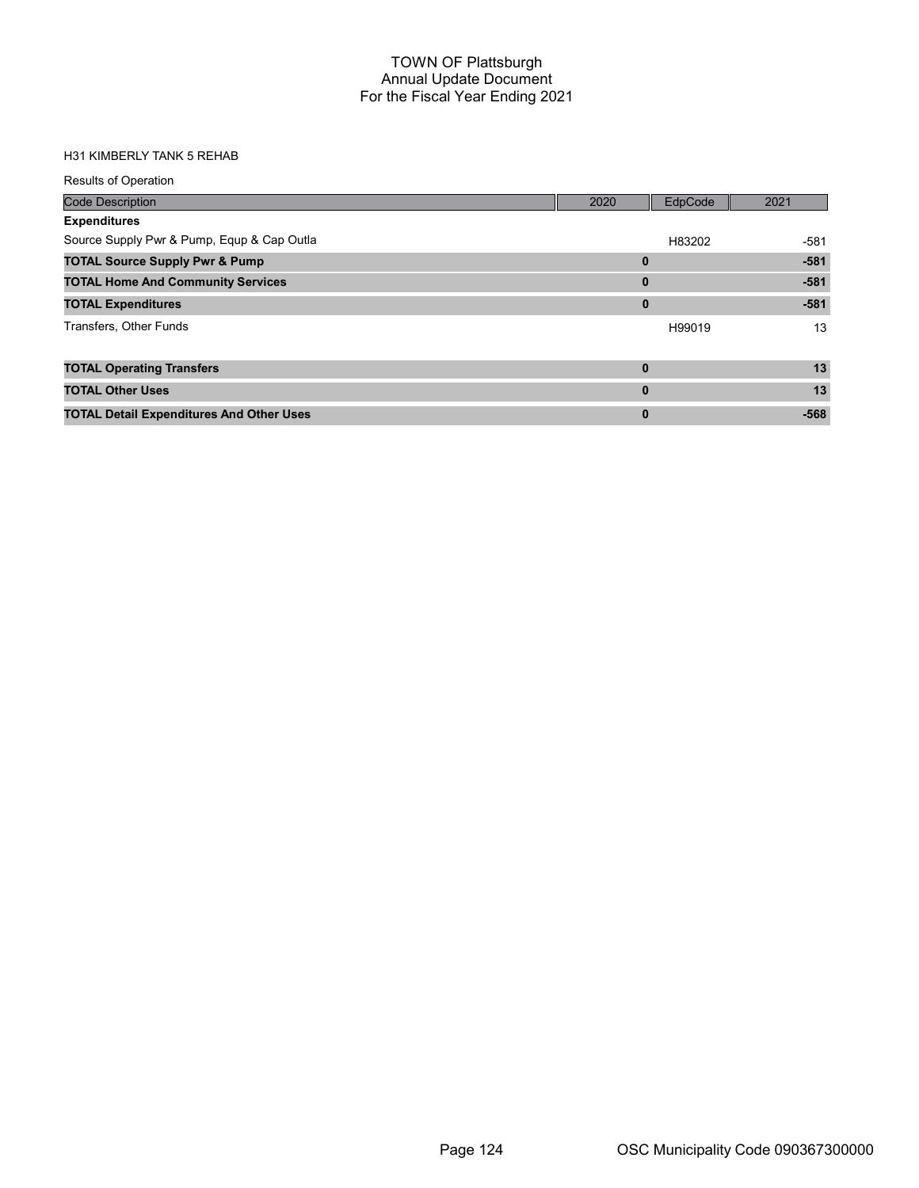# TOWN OF Plattsburgh
## Annual Update Document
## For the Fiscal Year Ending 2021

H31 KIMBERLY TANK 5 REHAB

Results of Operation

| Code Description | 2020 | EdpCode | 2021 |
|---|---|---|---|
| **Expenditures** | | | |
| Source Supply Pwr & Pump, Equp & Cap Outla | | H83202 | -581 |
| **TOTAL Source Supply Pwr & Pump** | **0** | | **-581** |
| **TOTAL Home And Community Services** | **0** | | **-581** |
| **TOTAL Expenditures** | **0** | | **-581** |
| Transfers, Other Funds | | H99019 | 13 |
| **TOTAL Operating Transfers** | **0** | | **13** |
| **TOTAL Other Uses** | **0** | | **13** |
| **TOTAL Detail Expenditures And Other Uses** | **0** | | **-568** |

OSC Municipality Code 090367300000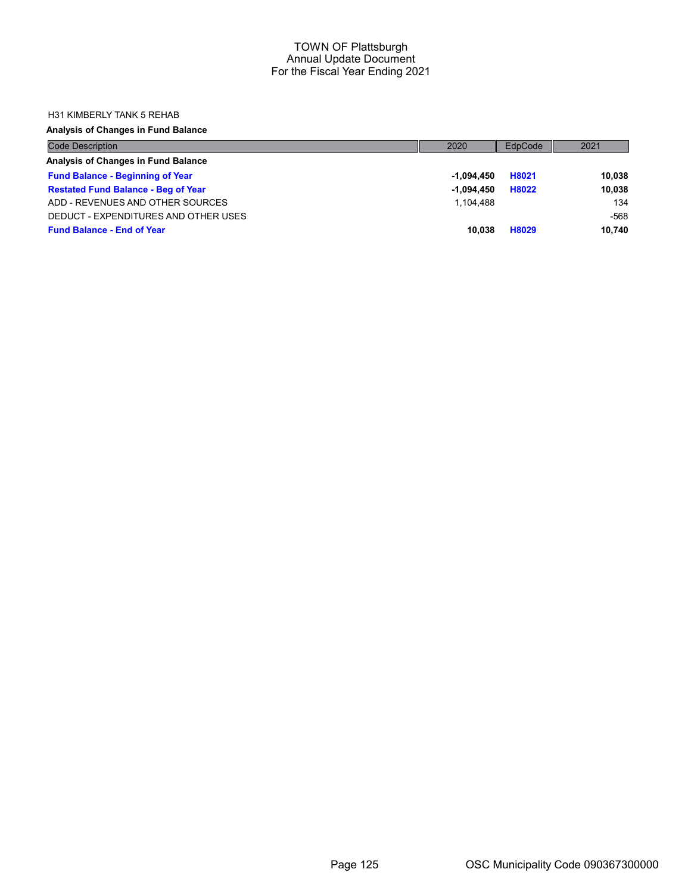# TOWN OF Plattsburgh
## Annual Update Document
### For the Fiscal Year Ending 2021

H31 KIMBERLY TANK 5 REHAB

**Analysis of Changes in Fund Balance**

| Code Description | 2020 | EdpCode | 2021 |
|---|---|---|---|
| **Analysis of Changes in Fund Balance** | | | |
| **Fund Balance - Beginning of Year** | **-1,094,450** | **H8021** | **10,038** |
| **Restated Fund Balance - Beg of Year** | **-1,094,450** | **H8022** | **10,038** |
| ADD - REVENUES AND OTHER SOURCES | 1,104,488 | | 134 |
| DEDUCT - EXPENDITURES AND OTHER USES | | | -568 |
| **Fund Balance - End of Year** | **10,038** | **H8029** | **10,740** |

OSC Municipality Code 090367300000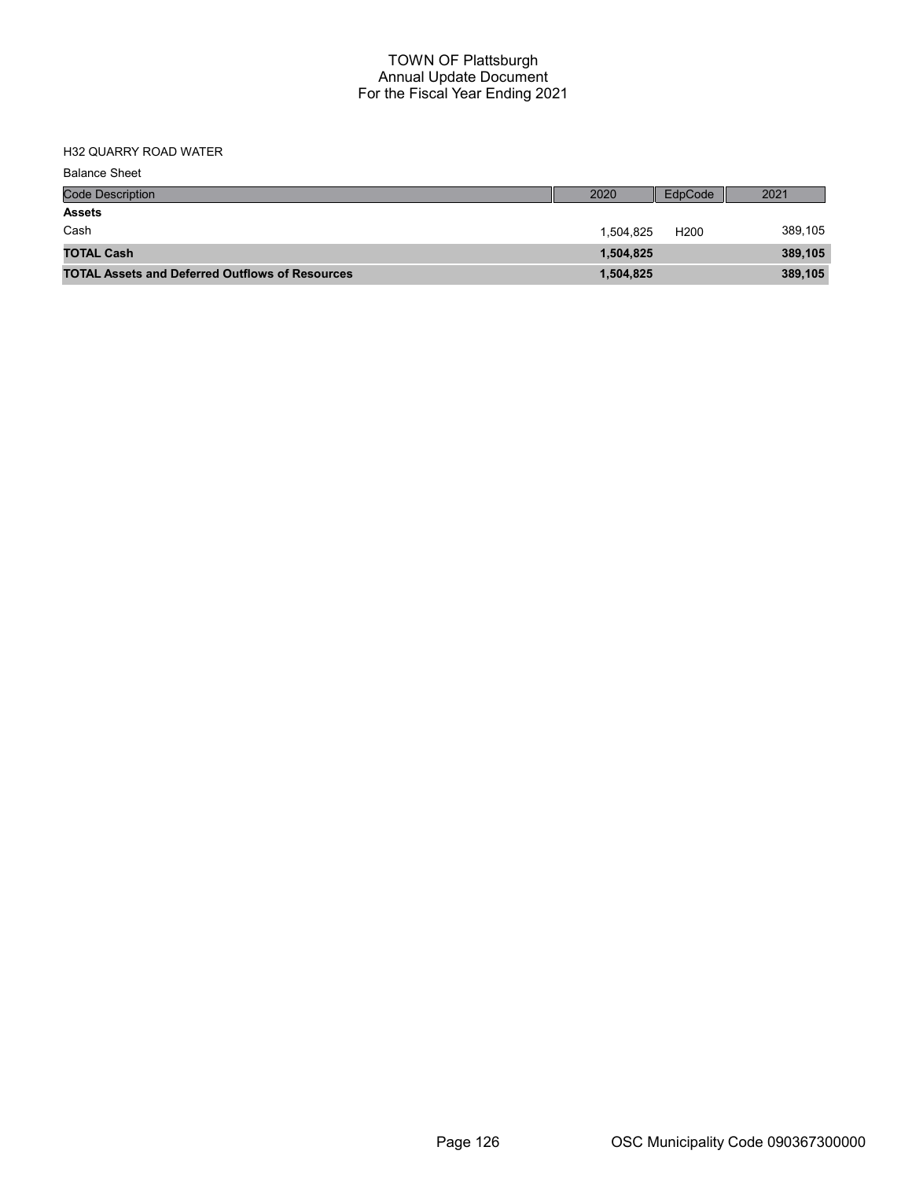# TOWN OF Plattsburgh
## Annual Update Document
## For the Fiscal Year Ending 2021

H32 QUARRY ROAD WATER

Balance Sheet

| Code Description | 2020 | EdpCode | 2021 |
|---|---|---|---|
| **Assets** | | | |
| Cash | 1,504,825 | H200 | 389,105 |
| **TOTAL Cash** | **1,504,825** | | **389,105** |
| **TOTAL Assets and Deferred Outflows of Resources** | **1,504,825** | | **389,105** |

OSC Municipality Code 090367300000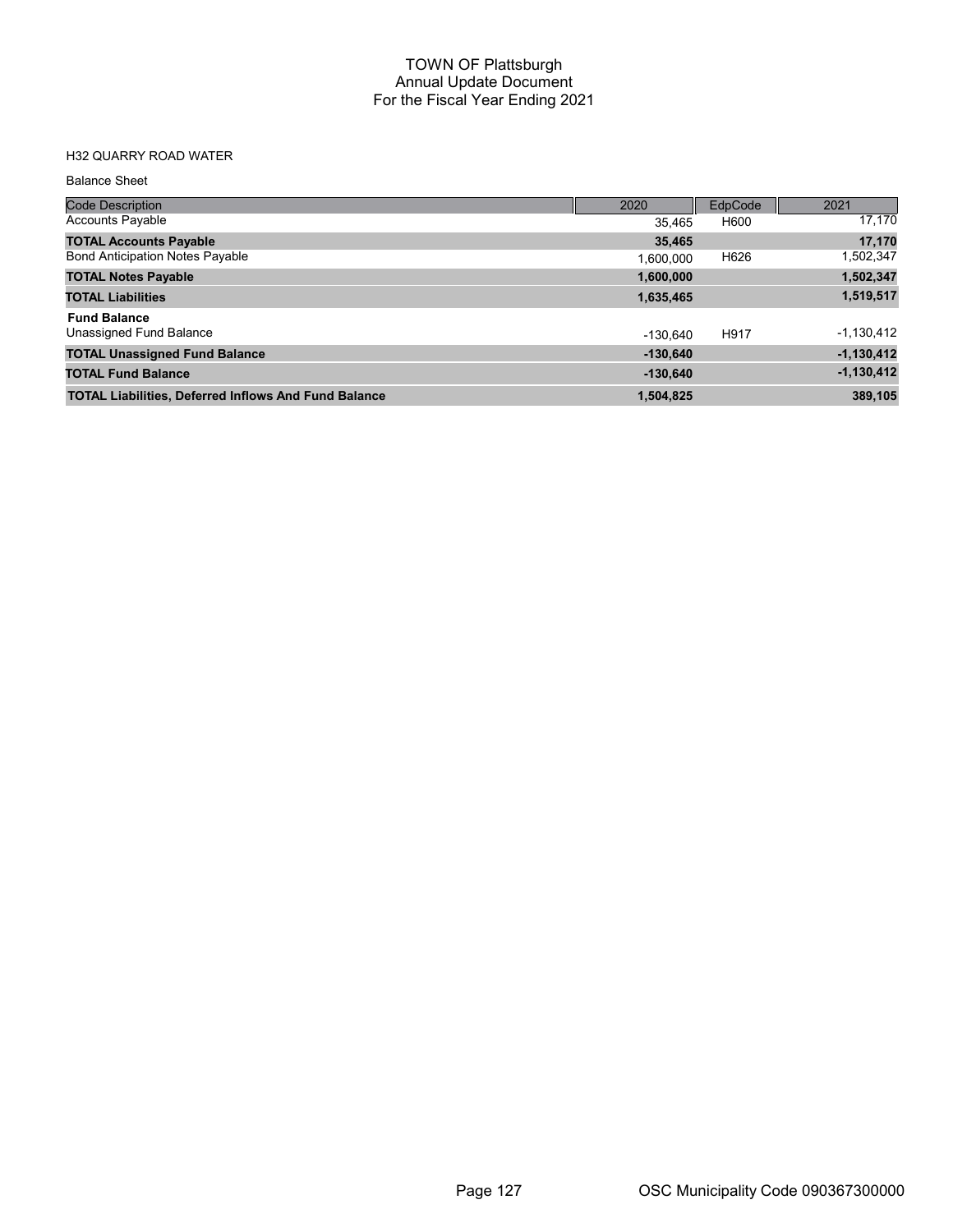# TOWN OF Plattsburgh
## Annual Update Document
## For the Fiscal Year Ending 2021

H32 QUARRY ROAD WATER

Balance Sheet

| Code Description | 2020 | EdpCode | 2021 |
|---|---|---|---|
| Accounts Payable | 35,465 | H600 | 17,170 |
| **TOTAL Accounts Payable** | **35,465** | | **17,170** |
| Bond Anticipation Notes Payable | 1,600,000 | H626 | 1,502,347 |
| **TOTAL Notes Payable** | **1,600,000** | | **1,502,347** |
| **TOTAL Liabilities** | **1,635,465** | | **1,519,517** |
| **Fund Balance** | | | |
| Unassigned Fund Balance | -130,640 | H917 | -1,130,412 |
| **TOTAL Unassigned Fund Balance** | **-130,640** | | **-1,130,412** |
| **TOTAL Fund Balance** | **-130,640** | | **-1,130,412** |
| **TOTAL Liabilities, Deferred Inflows And Fund Balance** | **1,504,825** | | **389,105** |

OSC Municipality Code 090367300000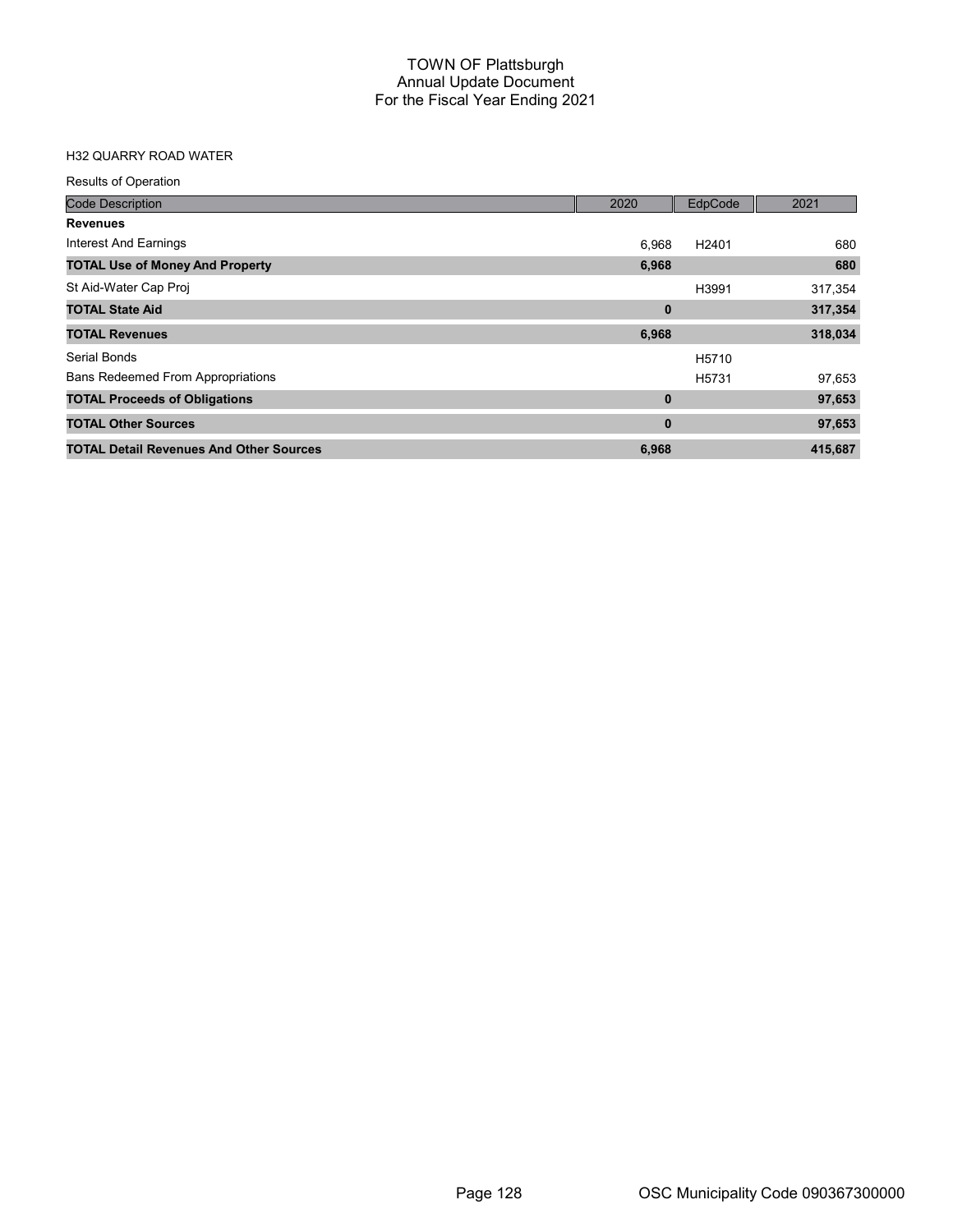# TOWN OF Plattsburgh
## Annual Update Document
## For the Fiscal Year Ending 2021

H32 QUARRY ROAD WATER

Results of Operation

| Code Description | 2020 | EdpCode | 2021 |
|---|---|---|---|
| **Revenues** | | | |
| Interest And Earnings | 6,968 | H2401 | 680 |
| **TOTAL Use of Money And Property** | **6,968** | | **680** |
| St Aid-Water Cap Proj | | H3991 | 317,354 |
| **TOTAL State Aid** | **0** | | **317,354** |
| **TOTAL Revenues** | **6,968** | | **318,034** |
| Serial Bonds | | H5710 | |
| Bans Redeemed From Appropriations | | H5731 | 97,653 |
| **TOTAL Proceeds of Obligations** | **0** | | **97,653** |
| **TOTAL Other Sources** | **0** | | **97,653** |
| **TOTAL Detail Revenues And Other Sources** | **6,968** | | **415,687** |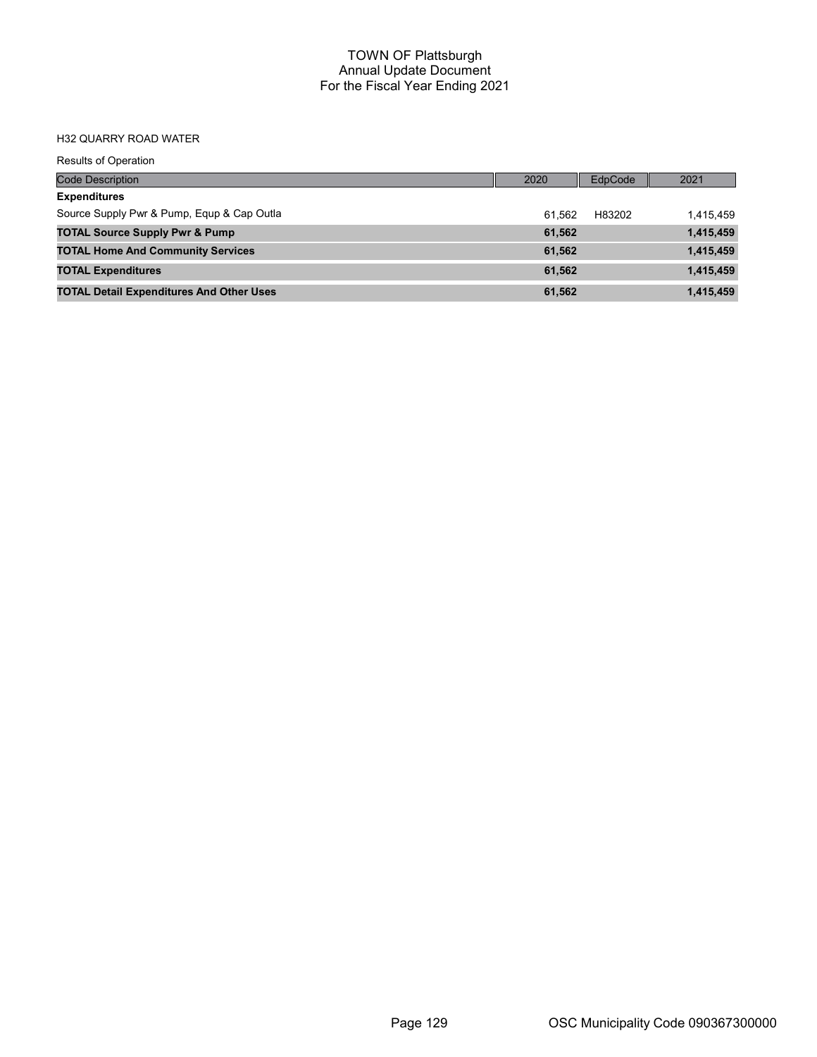# TOWN OF Plattsburgh
## Annual Update Document
## For the Fiscal Year Ending 2021

H32 QUARRY ROAD WATER

Results of Operation

| Code Description | 2020 | EdpCode | 2021 |
|---|---|---|---|
| **Expenditures** | | | |
| Source Supply Pwr & Pump, Equp & Cap Outla | 61,562 | H83202 | 1,415,459 |
| **TOTAL Source Supply Pwr & Pump** | **61,562** | | **1,415,459** |
| **TOTAL Home And Community Services** | **61,562** | | **1,415,459** |
| **TOTAL Expenditures** | **61,562** | | **1,415,459** |
| **TOTAL Detail Expenditures And Other Uses** | **61,562** | | **1,415,459** |

OSC Municipality Code 090367300000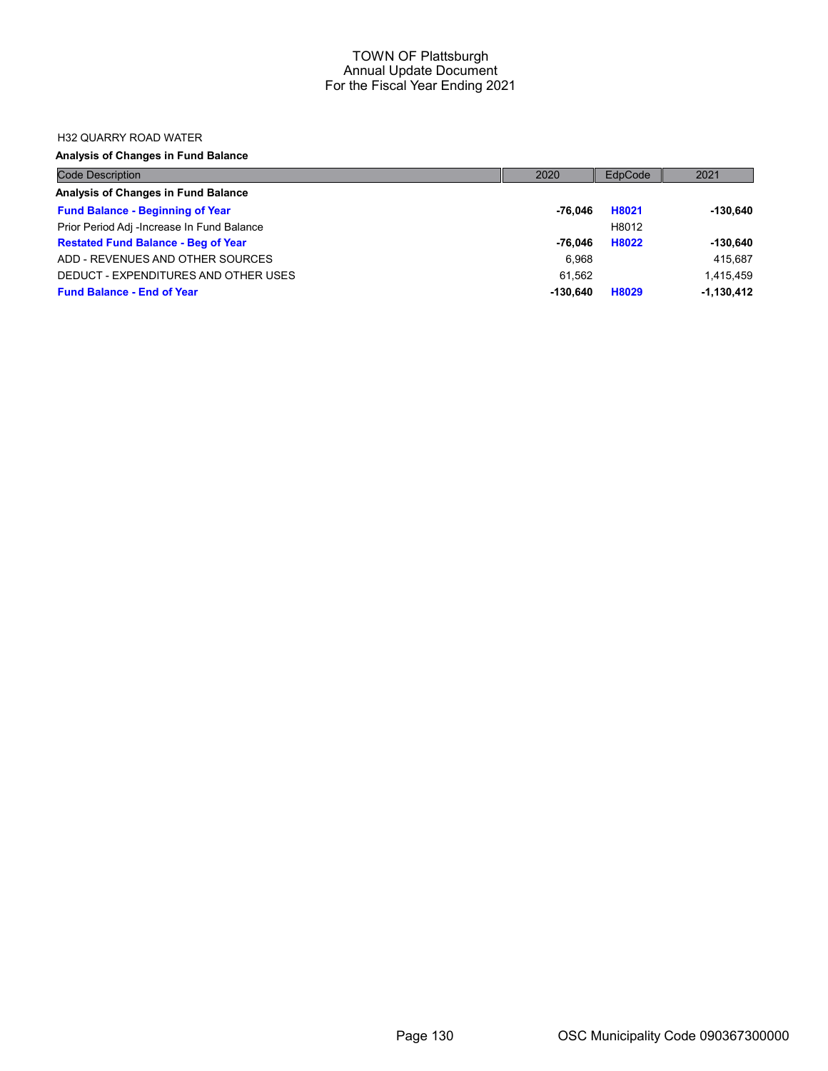TOWN OF Plattsburgh
Annual Update Document
For the Fiscal Year Ending 2021

H32 QUARRY ROAD WATER

**Analysis of Changes in Fund Balance**

| Code Description | 2020 | EdpCode | 2021 |
|---|---|---|---|
| **Analysis of Changes in Fund Balance** | | | |
| **Fund Balance - Beginning of Year** | **-76,046** | **H8021** | **-130,640** |
| Prior Period Adj -Increase In Fund Balance | | H8012 | |
| **Restated Fund Balance - Beg of Year** | **-76,046** | **H8022** | **-130,640** |
| ADD - REVENUES AND OTHER SOURCES | 6,968 | | 415,687 |
| DEDUCT - EXPENDITURES AND OTHER USES | 61,562 | | 1,415,459 |
| **Fund Balance - End of Year** | **-130,640** | **H8029** | **-1,130,412** |

OSC Municipality Code 090367300000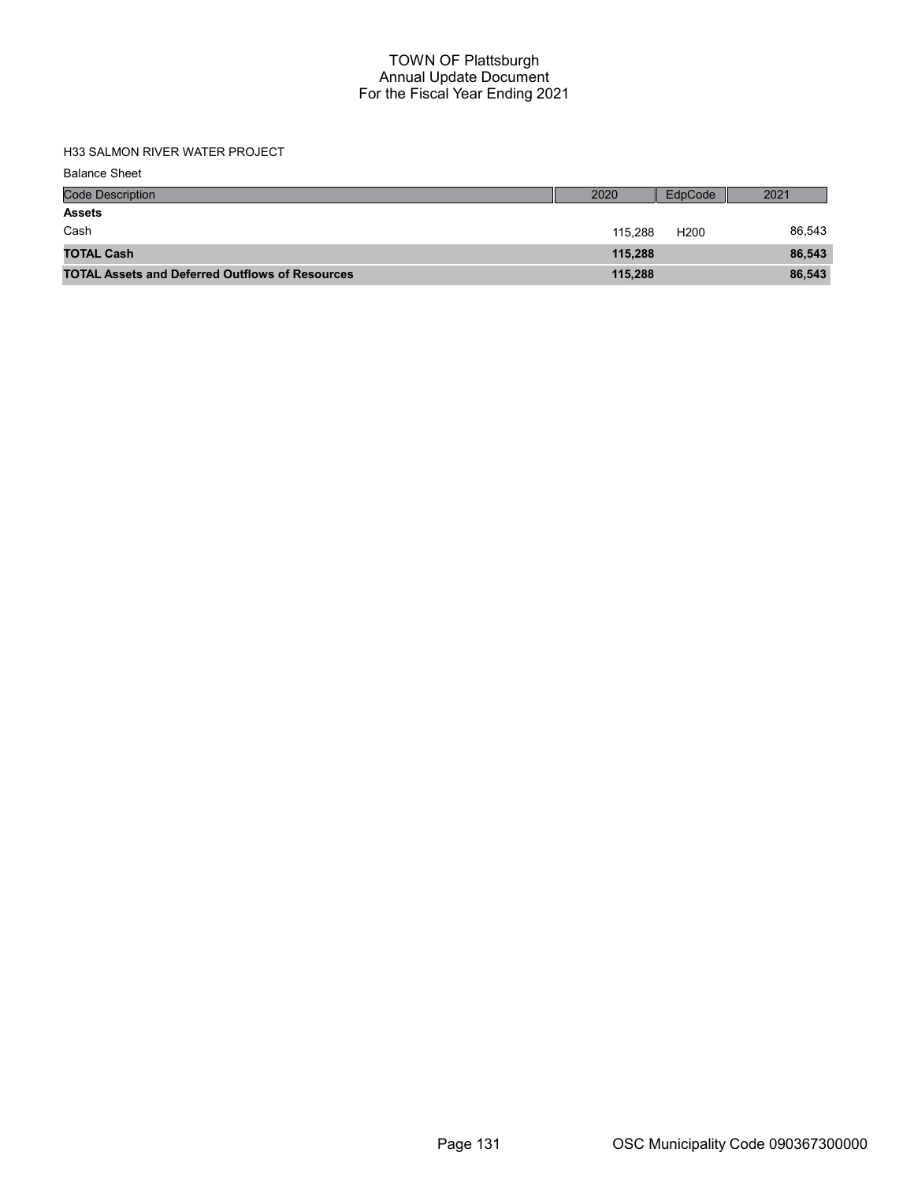# TOWN OF Plattsburgh
## Annual Update Document
## For the Fiscal Year Ending 2021

H33 SALMON RIVER WATER PROJECT

Balance Sheet

| Code Description | 2020 | EdpCode | 2021 |
|---|---|---|---|
| **Assets** | | | |
| Cash | 115,288 | H200 | 86,543 |
| **TOTAL Cash** | **115,288** | | **86,543** |
| **TOTAL Assets and Deferred Outflows of Resources** | **115,288** | | **86,543** |

OSC Municipality Code 090367300000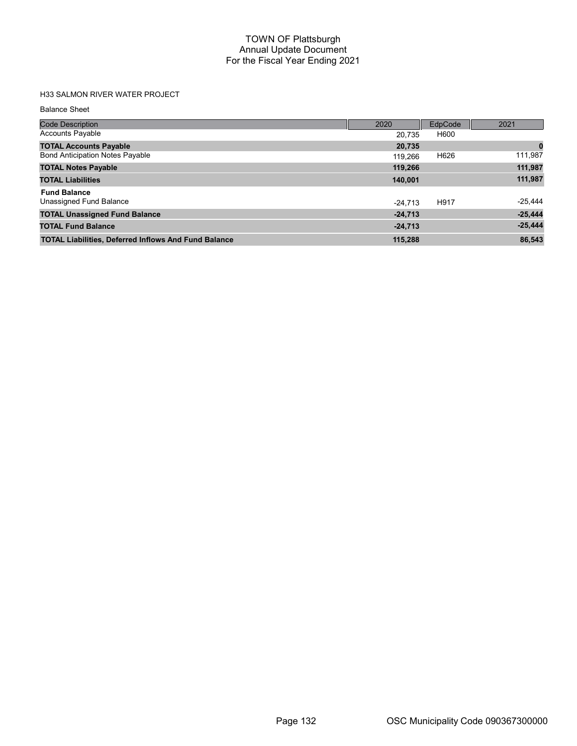# TOWN OF Plattsburgh
## Annual Update Document
## For the Fiscal Year Ending 2021

H33 SALMON RIVER WATER PROJECT

Balance Sheet

| Code Description | 2020 | EdpCode | 2021 |
|---|---|---|---|
| Accounts Payable | 20,735 | H600 | |
| **TOTAL Accounts Payable** | **20,735** | | **0** |
| Bond Anticipation Notes Payable | 119,266 | H626 | 111,987 |
| **TOTAL Notes Payable** | **119,266** | | **111,987** |
| **TOTAL Liabilities** | **140,001** | | **111,987** |
| **Fund Balance** | | | |
| Unassigned Fund Balance | -24,713 | H917 | -25,444 |
| **TOTAL Unassigned Fund Balance** | **-24,713** | | **-25,444** |
| **TOTAL Fund Balance** | **-24,713** | | **-25,444** |
| **TOTAL Liabilities, Deferred Inflows And Fund Balance** | **115,288** | | **86,543** |

OSC Municipality Code 090367300000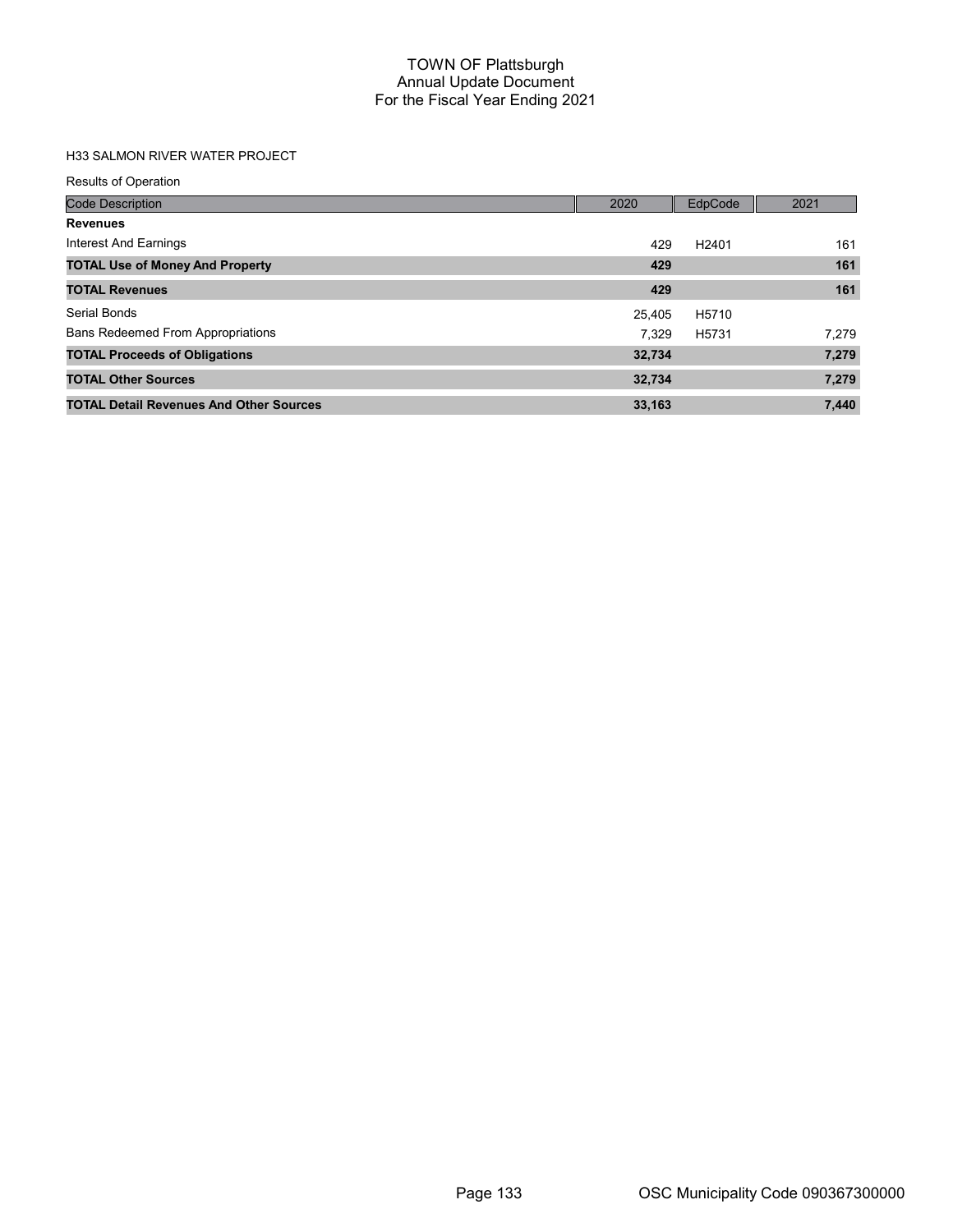# TOWN OF Plattsburgh
## Annual Update Document
## For the Fiscal Year Ending 2021

### H33 SALMON RIVER WATER PROJECT

Results of Operation

| Code Description | 2020 | EdpCode | 2021 |
|---|---|---|---|
| **Revenues** | | | |
| Interest And Earnings | 429 | H2401 | 161 |
| **TOTAL Use of Money And Property** | **429** | | **161** |
| **TOTAL Revenues** | **429** | | **161** |
| Serial Bonds | 25,405 | H5710 | |
| Bans Redeemed From Appropriations | 7,329 | H5731 | 7,279 |
| **TOTAL Proceeds of Obligations** | **32,734** | | **7,279** |
| **TOTAL Other Sources** | **32,734** | | **7,279** |
| **TOTAL Detail Revenues And Other Sources** | **33,163** | | **7,440** |

OSC Municipality Code 090367300000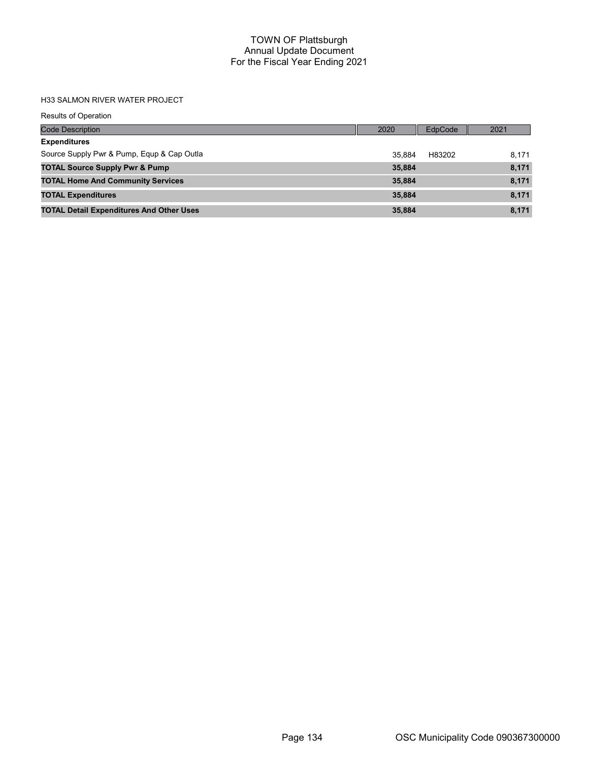# TOWN OF Plattsburgh
## Annual Update Document
## For the Fiscal Year Ending 2021

H33 SALMON RIVER WATER PROJECT

Results of Operation

| Code Description | 2020 | EdpCode | 2021 |
|---|---|---|---|
| **Expenditures** | | | |
| Source Supply Pwr & Pump, Equp & Cap Outla | 35,884 | H83202 | 8,171 |
| **TOTAL Source Supply Pwr & Pump** | **35,884** | | **8,171** |
| **TOTAL Home And Community Services** | **35,884** | | **8,171** |
| **TOTAL Expenditures** | **35,884** | | **8,171** |
| **TOTAL Detail Expenditures And Other Uses** | **35,884** | | **8,171** |

OSC Municipality Code 090367300000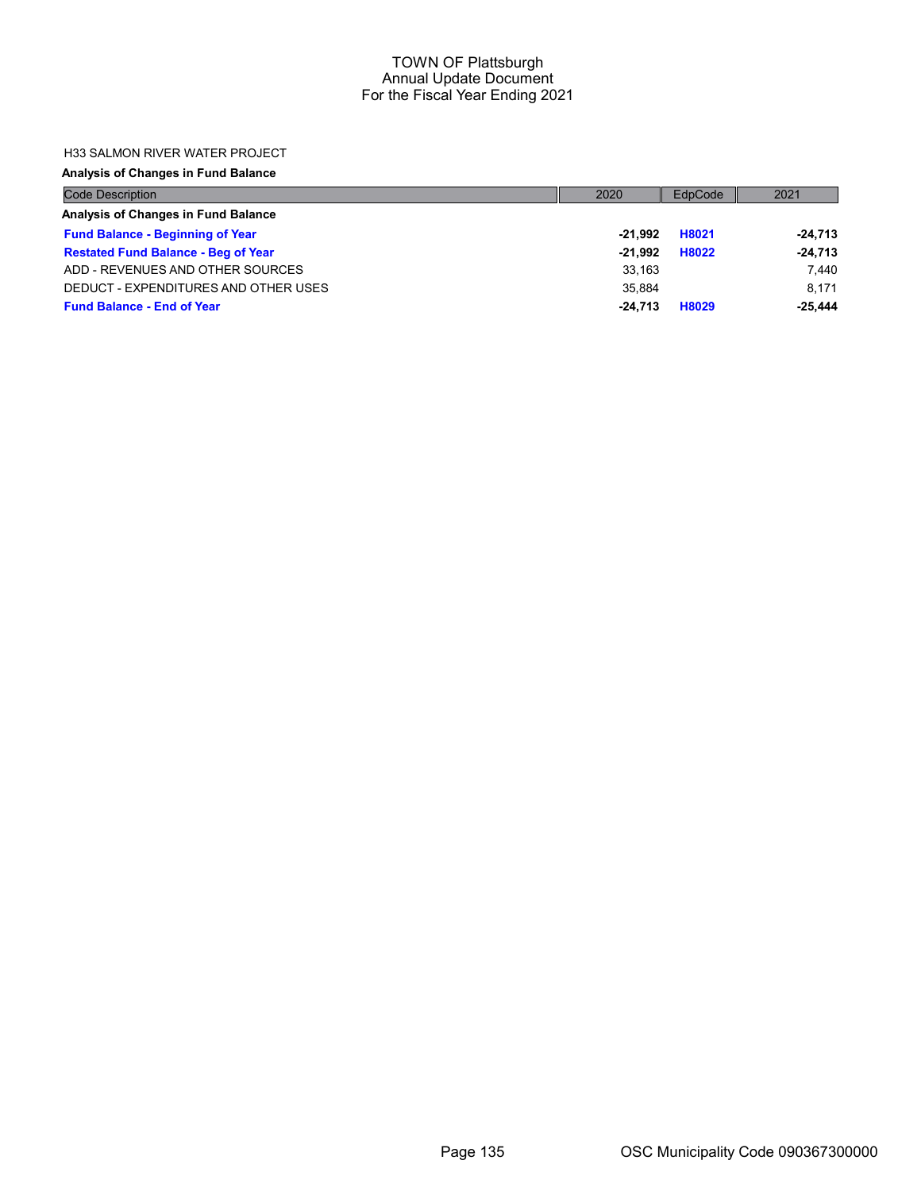# TOWN OF Plattsburgh
## Annual Update Document
## For the Fiscal Year Ending 2021

H33 SALMON RIVER WATER PROJECT

**Analysis of Changes in Fund Balance**

| Code Description | 2020 | EdpCode | 2021 |
|---|---|---|---|
| **Analysis of Changes in Fund Balance** | | | |
| **Fund Balance - Beginning of Year** | **-21,992** | **H8021** | **-24,713** |
| **Restated Fund Balance - Beg of Year** | **-21,992** | **H8022** | **-24,713** |
| ADD - REVENUES AND OTHER SOURCES | 33,163 | | 7,440 |
| DEDUCT - EXPENDITURES AND OTHER USES | 35,884 | | 8,171 |
| **Fund Balance - End of Year** | **-24,713** | **H8029** | **-25,444** |

OSC Municipality Code 090367300000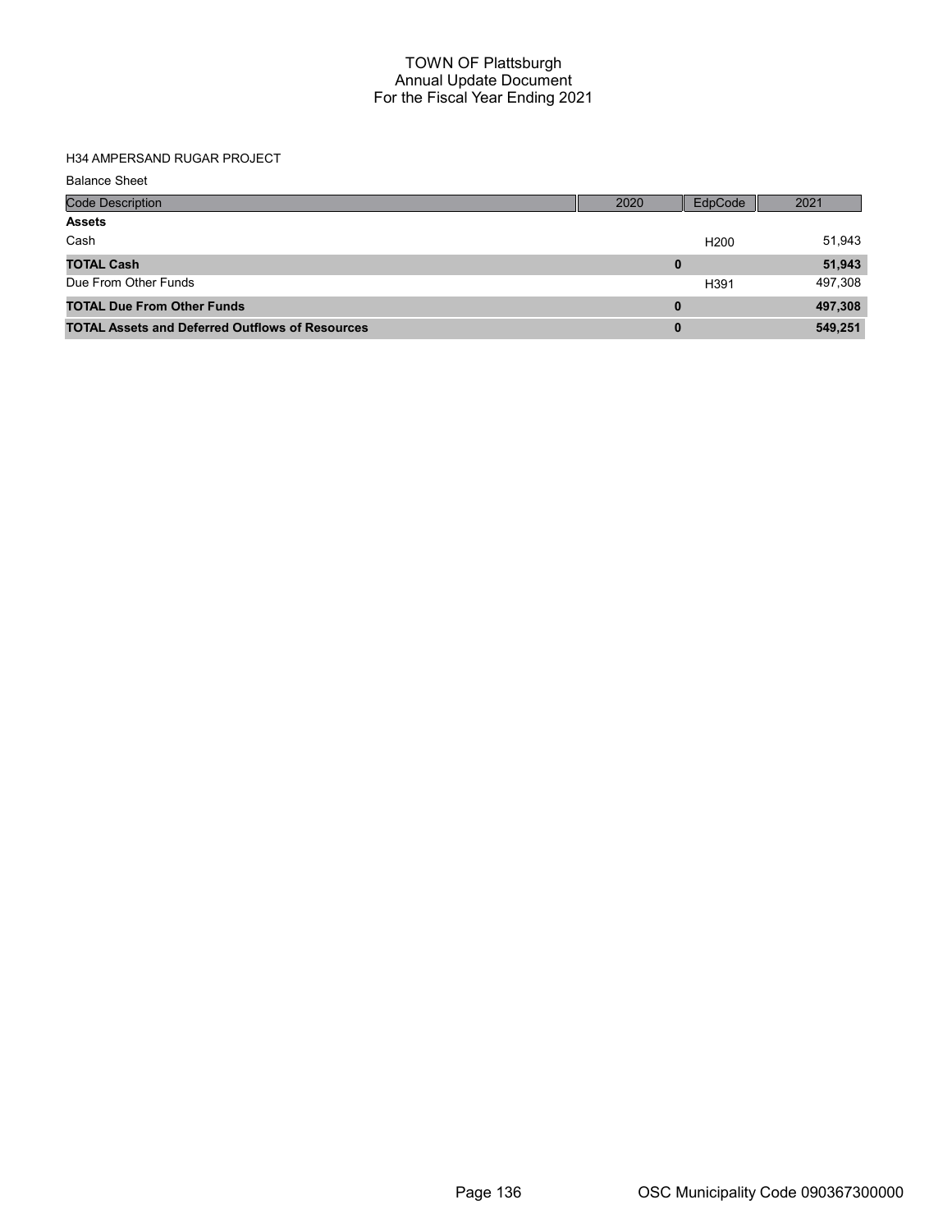# TOWN OF Plattsburgh
## Annual Update Document
## For the Fiscal Year Ending 2021

H34 AMPERSAND RUGAR PROJECT

Balance Sheet

| Code Description | 2020 | EdpCode | 2021 |
|---|---|---|---|
| **Assets** | | | |
| Cash | | H200 | 51,943 |
| **TOTAL Cash** | **0** | | **51,943** |
| Due From Other Funds | | H391 | 497,308 |
| **TOTAL Due From Other Funds** | **0** | | **497,308** |
| **TOTAL Assets and Deferred Outflows of Resources** | **0** | | **549,251** |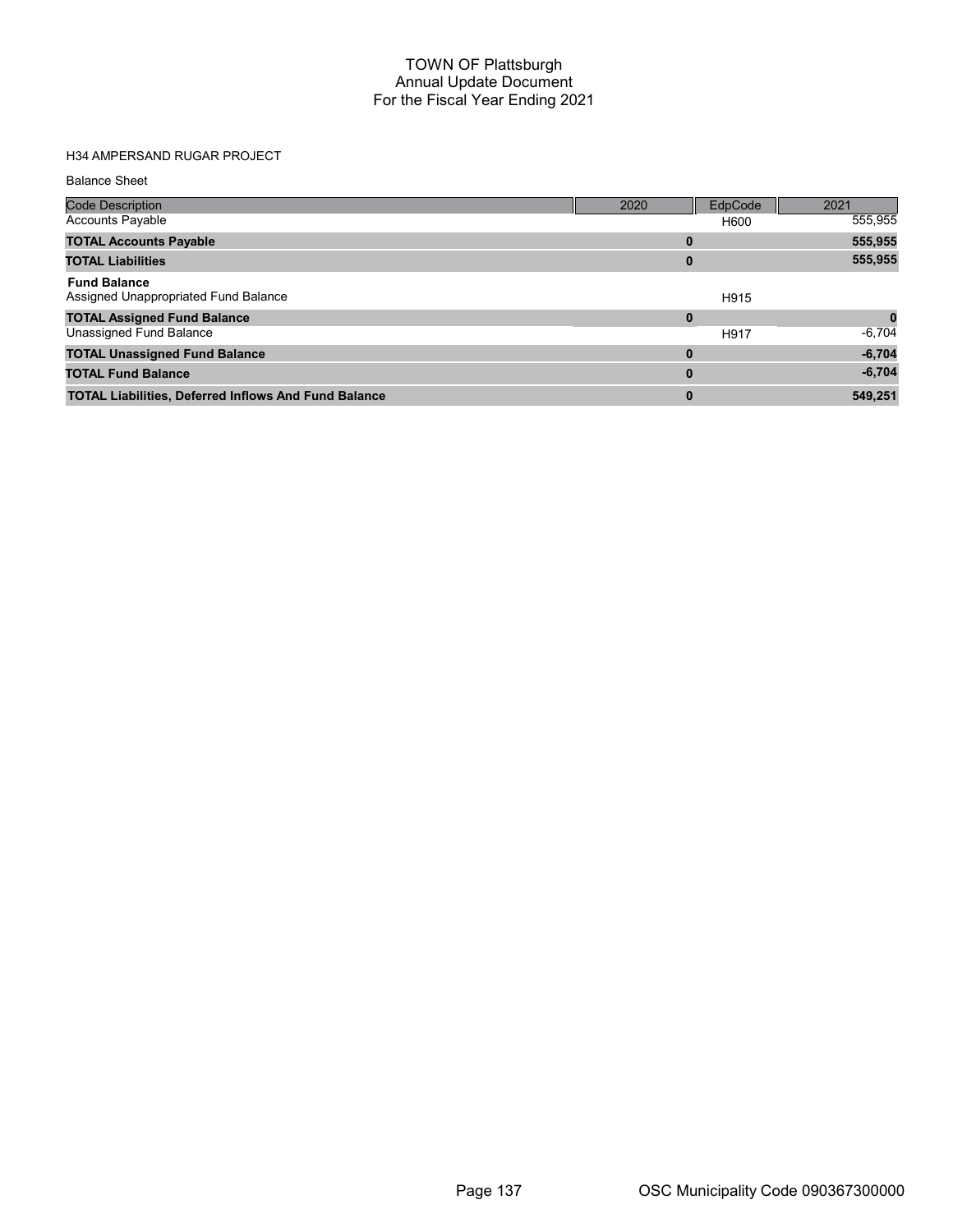# TOWN OF Plattsburgh
## Annual Update Document
## For the Fiscal Year Ending 2021

H34 AMPERSAND RUGAR PROJECT

Balance Sheet

| Code Description | 2020 | EdpCode | 2021 |
|---|---|---|---|
| Accounts Payable | | H600 | 555,955 |
| **TOTAL Accounts Payable** | **0** | | **555,955** |
| **TOTAL Liabilities** | **0** | | **555,955** |
| **Fund Balance** | | | |
| Assigned Unappropriated Fund Balance | | H915 | |
| **TOTAL Assigned Fund Balance** | **0** | | **0** |
| Unassigned Fund Balance | | H917 | -6,704 |
| **TOTAL Unassigned Fund Balance** | **0** | | **-6,704** |
| **TOTAL Fund Balance** | **0** | | **-6,704** |
| **TOTAL Liabilities, Deferred Inflows And Fund Balance** | **0** | | **549,251** |

OSC Municipality Code 090367300000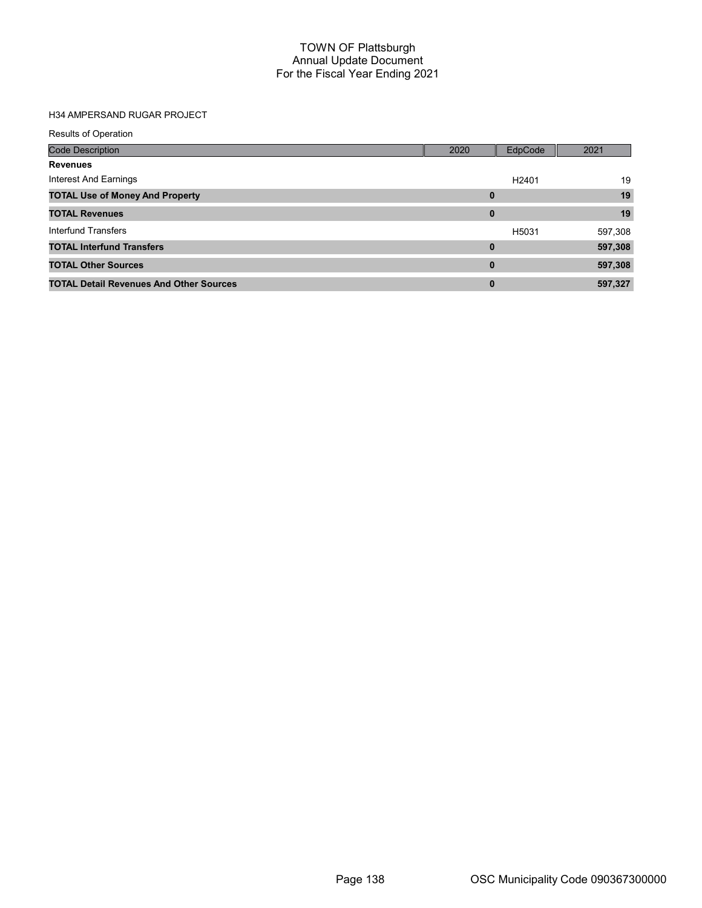# TOWN OF Plattsburgh
## Annual Update Document
## For the Fiscal Year Ending 2021

H34 AMPERSAND RUGAR PROJECT

Results of Operation

| Code Description | 2020 | EdpCode | 2021 |
|---|---|---|---|
| **Revenues** | | | |
| Interest And Earnings | | H2401 | 19 |
| **TOTAL Use of Money And Property** | **0** | | **19** |
| **TOTAL Revenues** | **0** | | **19** |
| Interfund Transfers | | H5031 | 597,308 |
| **TOTAL Interfund Transfers** | **0** | | **597,308** |
| **TOTAL Other Sources** | **0** | | **597,308** |
| **TOTAL Detail Revenues And Other Sources** | **0** | | **597,327** |

OSC Municipality Code 090367300000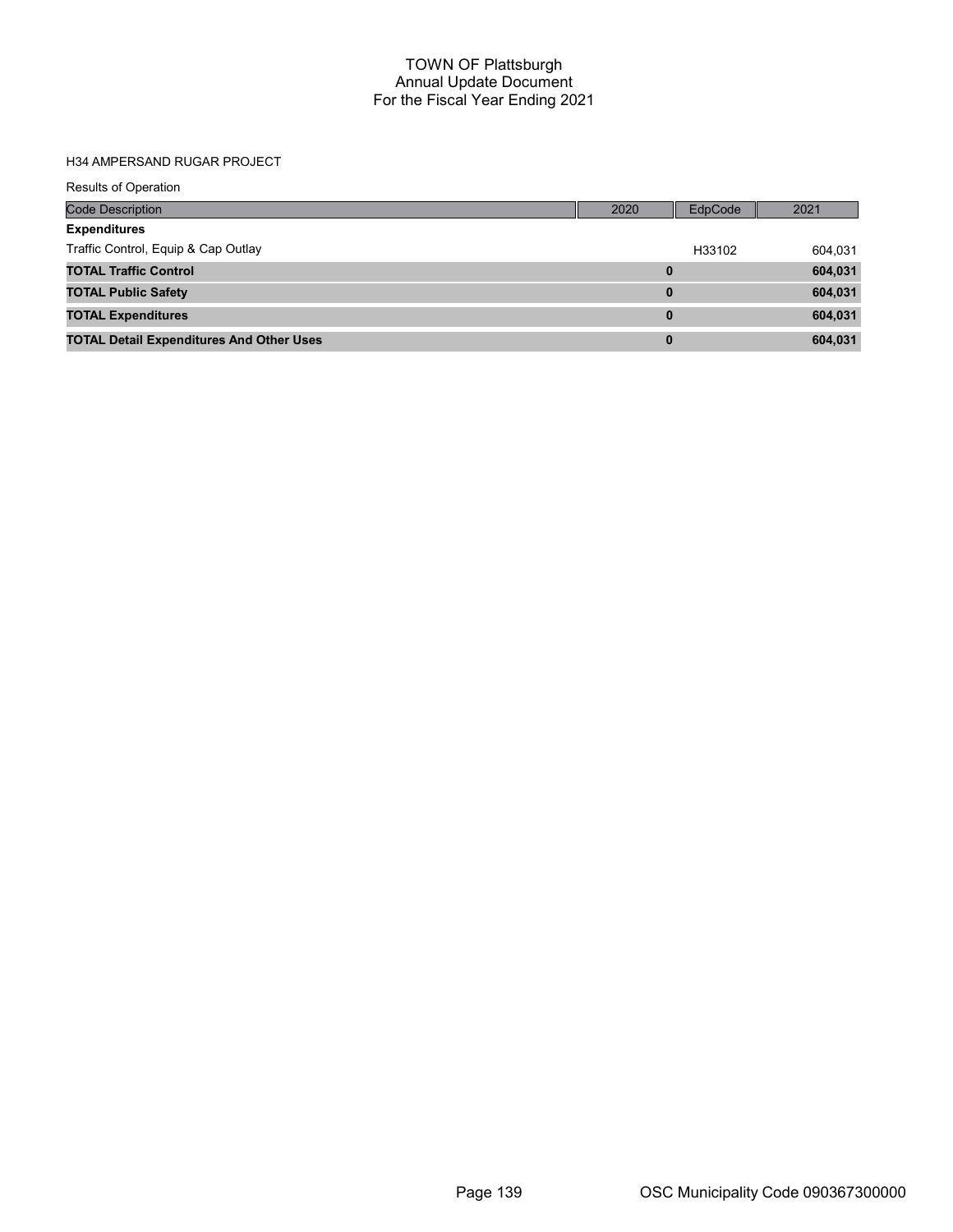# TOWN OF Plattsburgh
## Annual Update Document
## For the Fiscal Year Ending 2021

H34 AMPERSAND RUGAR PROJECT

Results of Operation

| Code Description | 2020 | EdpCode | 2021 |
|---|---|---|---|
| **Expenditures** | | | |
| Traffic Control, Equip & Cap Outlay | | H33102 | 604,031 |
| **TOTAL Traffic Control** | **0** | | **604,031** |
| **TOTAL Public Safety** | **0** | | **604,031** |
| **TOTAL Expenditures** | **0** | | **604,031** |
| **TOTAL Detail Expenditures And Other Uses** | **0** | | **604,031** |

OSC Municipality Code 090367300000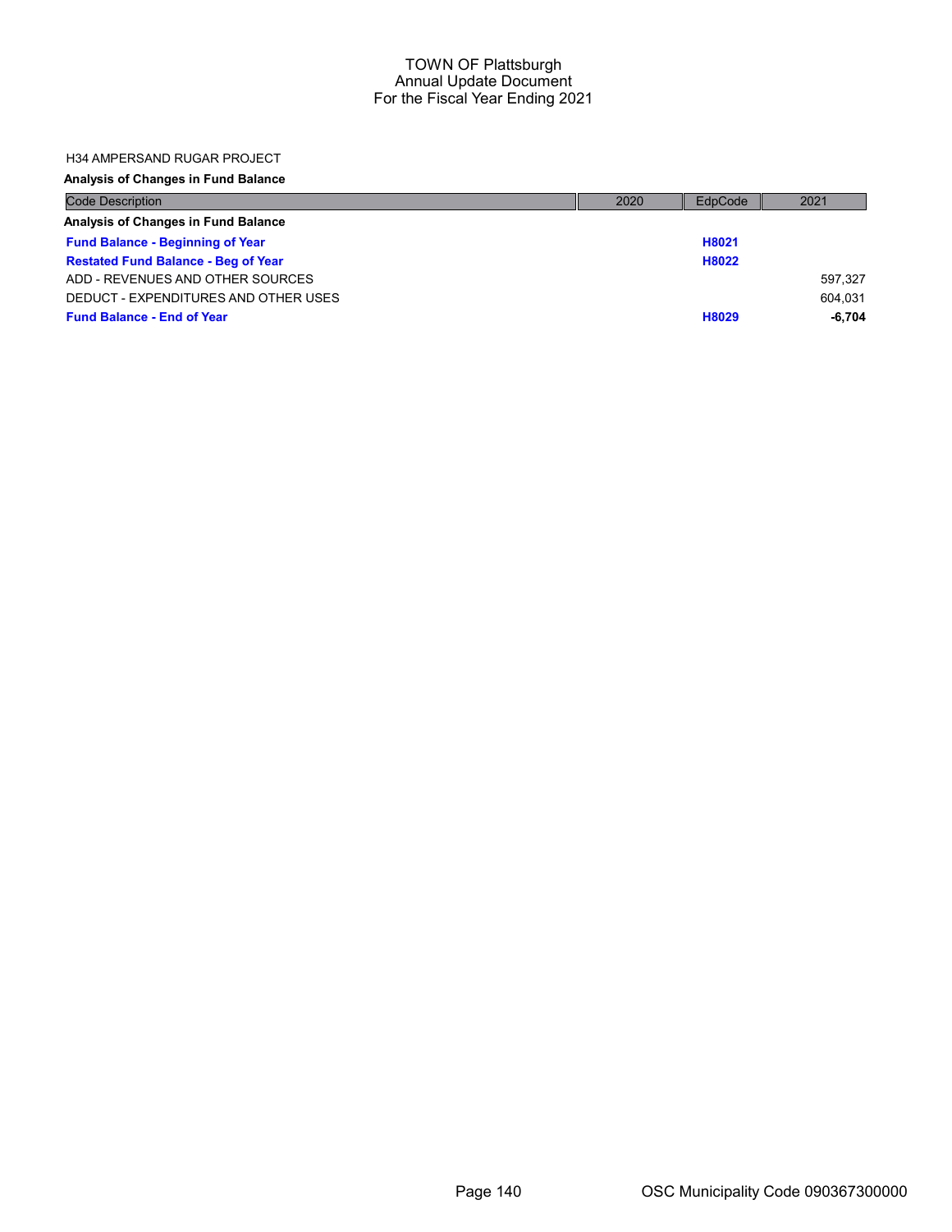# TOWN OF Plattsburgh
## Annual Update Document
## For the Fiscal Year Ending 2021

H34 AMPERSAND RUGAR PROJECT

**Analysis of Changes in Fund Balance**

| Code Description | 2020 | EdpCode | 2021 |
|---|---|---|---|
| **Analysis of Changes in Fund Balance** | | | |
| **Fund Balance - Beginning of Year** | | **H8021** | |
| **Restated Fund Balance - Beg of Year** | | **H8022** | |
| ADD - REVENUES AND OTHER SOURCES | | | 597,327 |
| DEDUCT - EXPENDITURES AND OTHER USES | | | 604,031 |
| **Fund Balance - End of Year** | | **H8029** | **-6,704** |

OSC Municipality Code 090367300000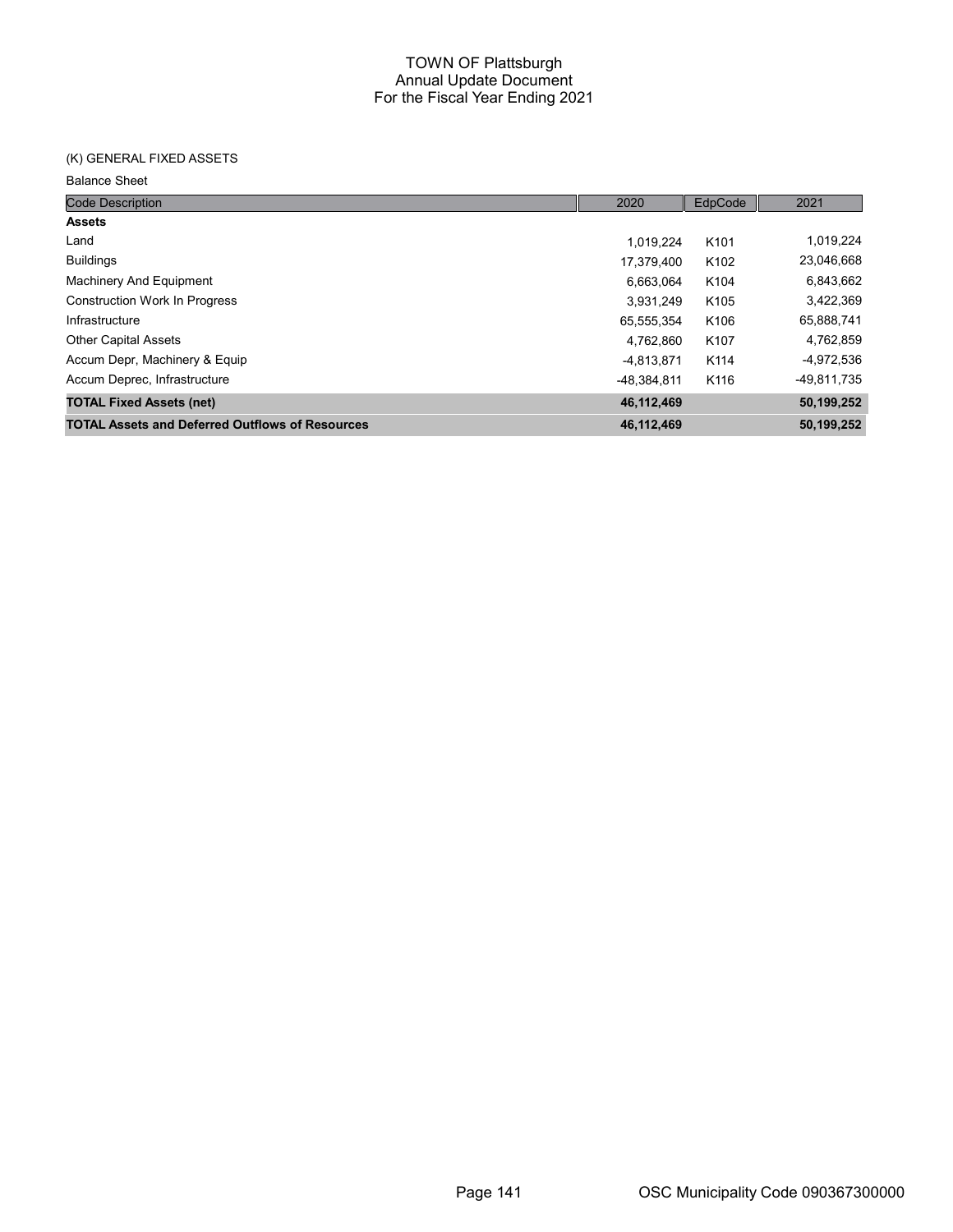# TOWN OF Plattsburgh
## Annual Update Document
## For the Fiscal Year Ending 2021

(K) GENERAL FIXED ASSETS

Balance Sheet

| Code Description | 2020 | EdpCode | 2021 |
|---|---|---|---|
| **Assets** | | | |
| Land | 1,019,224 | K101 | 1,019,224 |
| Buildings | 17,379,400 | K102 | 23,046,668 |
| Machinery And Equipment | 6,663,064 | K104 | 6,843,662 |
| Construction Work In Progress | 3,931,249 | K105 | 3,422,369 |
| Infrastructure | 65,555,354 | K106 | 65,888,741 |
| Other Capital Assets | 4,762,860 | K107 | 4,762,859 |
| Accum Depr, Machinery & Equip | -4,813,871 | K114 | -4,972,536 |
| Accum Deprec, Infrastructure | -48,384,811 | K116 | -49,811,735 |
| **TOTAL Fixed Assets (net)** | **46,112,469** | | **50,199,252** |
| **TOTAL Assets and Deferred Outflows of Resources** | **46,112,469** | | **50,199,252** |

OSC Municipality Code 090367300000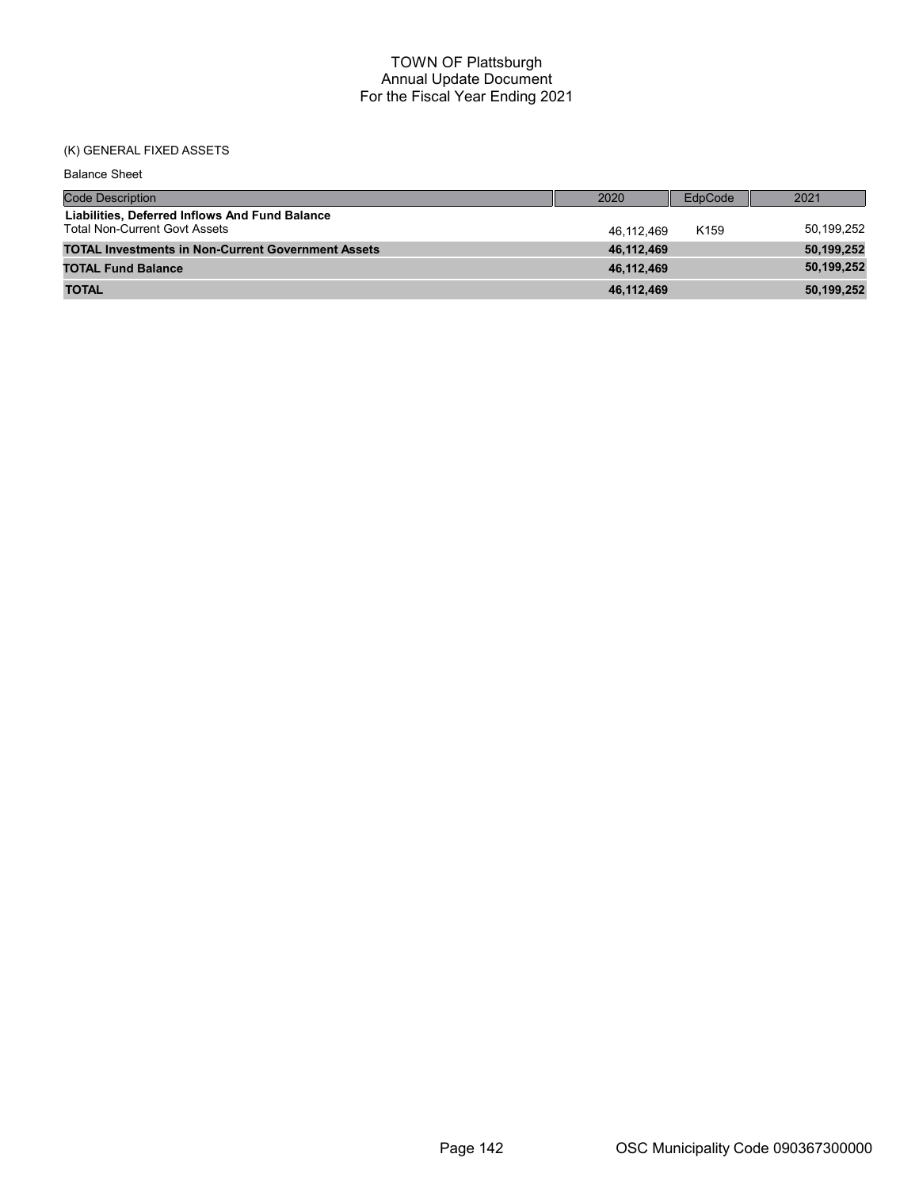# TOWN OF Plattsburgh
## Annual Update Document
## For the Fiscal Year Ending 2021

(K) GENERAL FIXED ASSETS

Balance Sheet

| Code Description | 2020 | EdpCode | 2021 |
|---|---|---|---|
| **Liabilities, Deferred Inflows And Fund Balance** | | | |
| Total Non-Current Govt Assets | 46,112,469 | K159 | 50,199,252 |
| **TOTAL Investments in Non-Current Government Assets** | **46,112,469** | | **50,199,252** |
| **TOTAL Fund Balance** | **46,112,469** | | **50,199,252** |
| **TOTAL** | **46,112,469** | | **50,199,252** |

OSC Municipality Code 090367300000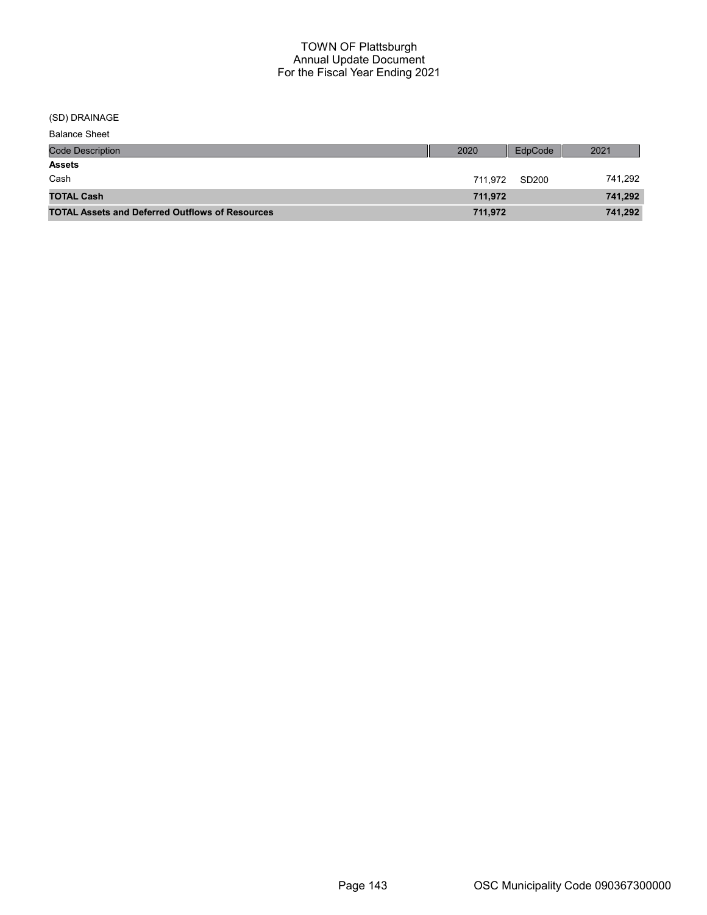# TOWN OF Plattsburgh
## Annual Update Document
## For the Fiscal Year Ending 2021

(SD) DRAINAGE

Balance Sheet

| Code Description | 2020 | EdpCode | 2021 |
|---|---|---|---|
| **Assets** | | | |
| Cash | 711,972 | SD200 | 741,292 |
| **TOTAL Cash** | **711,972** | | **741,292** |
| **TOTAL Assets and Deferred Outflows of Resources** | **711,972** | | **741,292** |

OSC Municipality Code 090367300000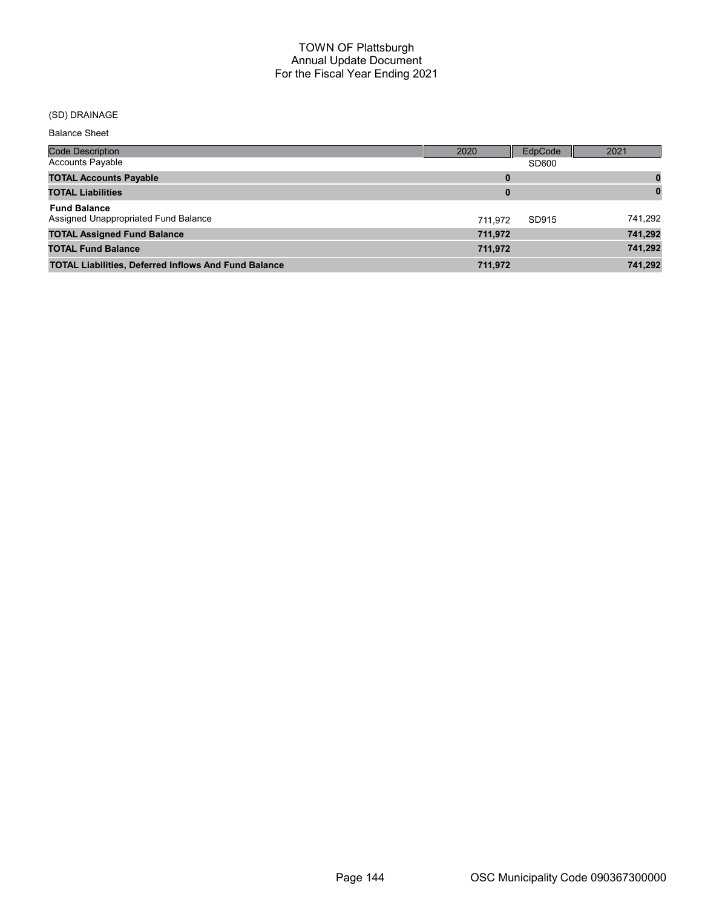# TOWN OF Plattsburgh
## Annual Update Document
## For the Fiscal Year Ending 2021

(SD) DRAINAGE

Balance Sheet

| Code Description | 2020 | EdpCode | 2021 |
|---|---|---|---|
| Accounts Payable | | SD600 | |
| **TOTAL Accounts Payable** | **0** | | **0** |
| **TOTAL Liabilities** | **0** | | **0** |
| **Fund Balance** | | | |
| Assigned Unappropriated Fund Balance | 711,972 | SD915 | 741,292 |
| **TOTAL Assigned Fund Balance** | **711,972** | | **741,292** |
| **TOTAL Fund Balance** | **711,972** | | **741,292** |
| **TOTAL Liabilities, Deferred Inflows And Fund Balance** | **711,972** | | **741,292** |

OSC Municipality Code 090367300000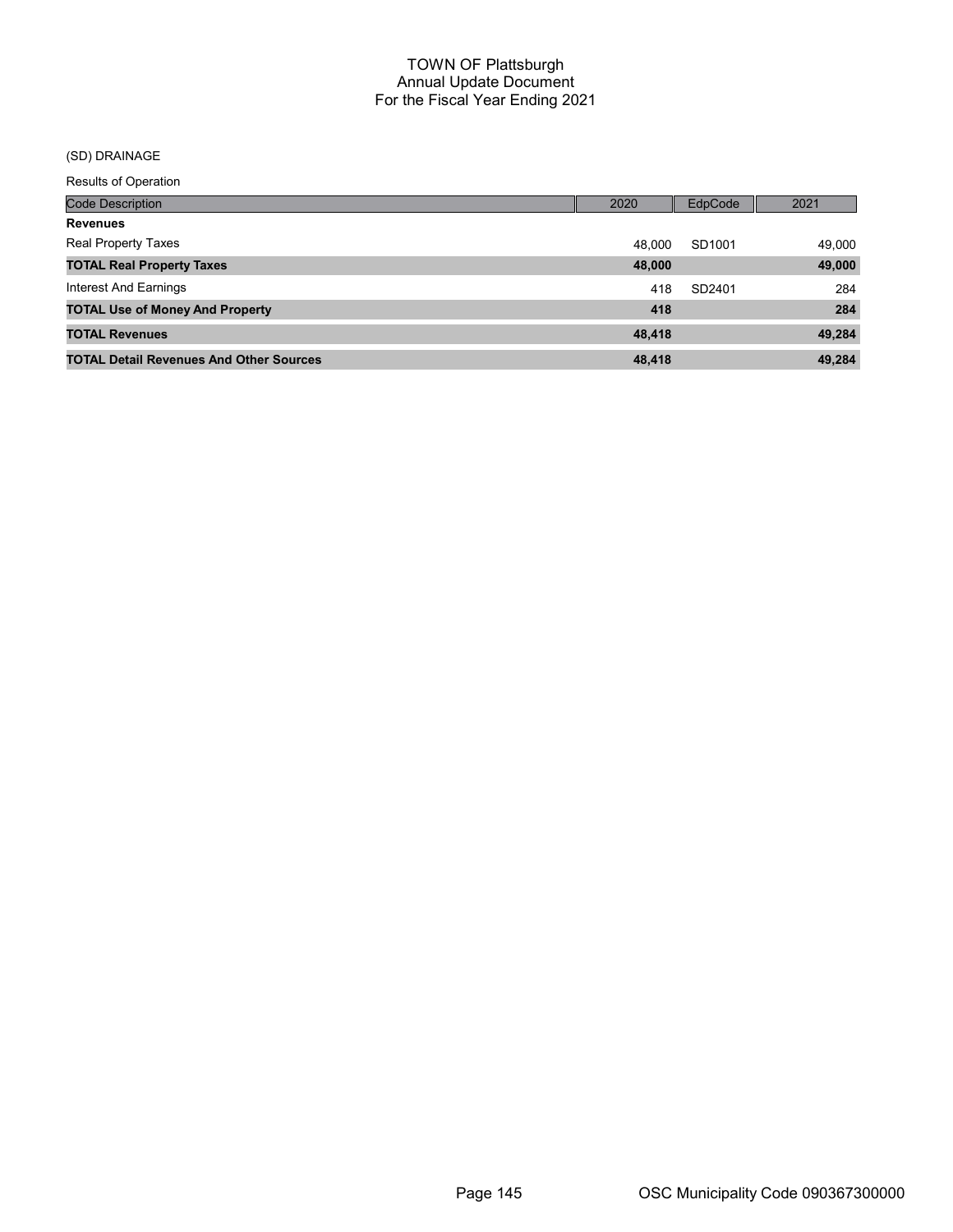# TOWN OF Plattsburgh
## Annual Update Document
## For the Fiscal Year Ending 2021

(SD) DRAINAGE

Results of Operation

| Code Description | 2020 | EdpCode | 2021 |
|---|---|---|---|
| **Revenues** | | | |
| Real Property Taxes | 48,000 | SD1001 | 49,000 |
| **TOTAL Real Property Taxes** | **48,000** | | **49,000** |
| Interest And Earnings | 418 | SD2401 | 284 |
| **TOTAL Use of Money And Property** | **418** | | **284** |
| **TOTAL Revenues** | **48,418** | | **49,284** |
| **TOTAL Detail Revenues And Other Sources** | **48,418** | | **49,284** |

OSC Municipality Code 090367300000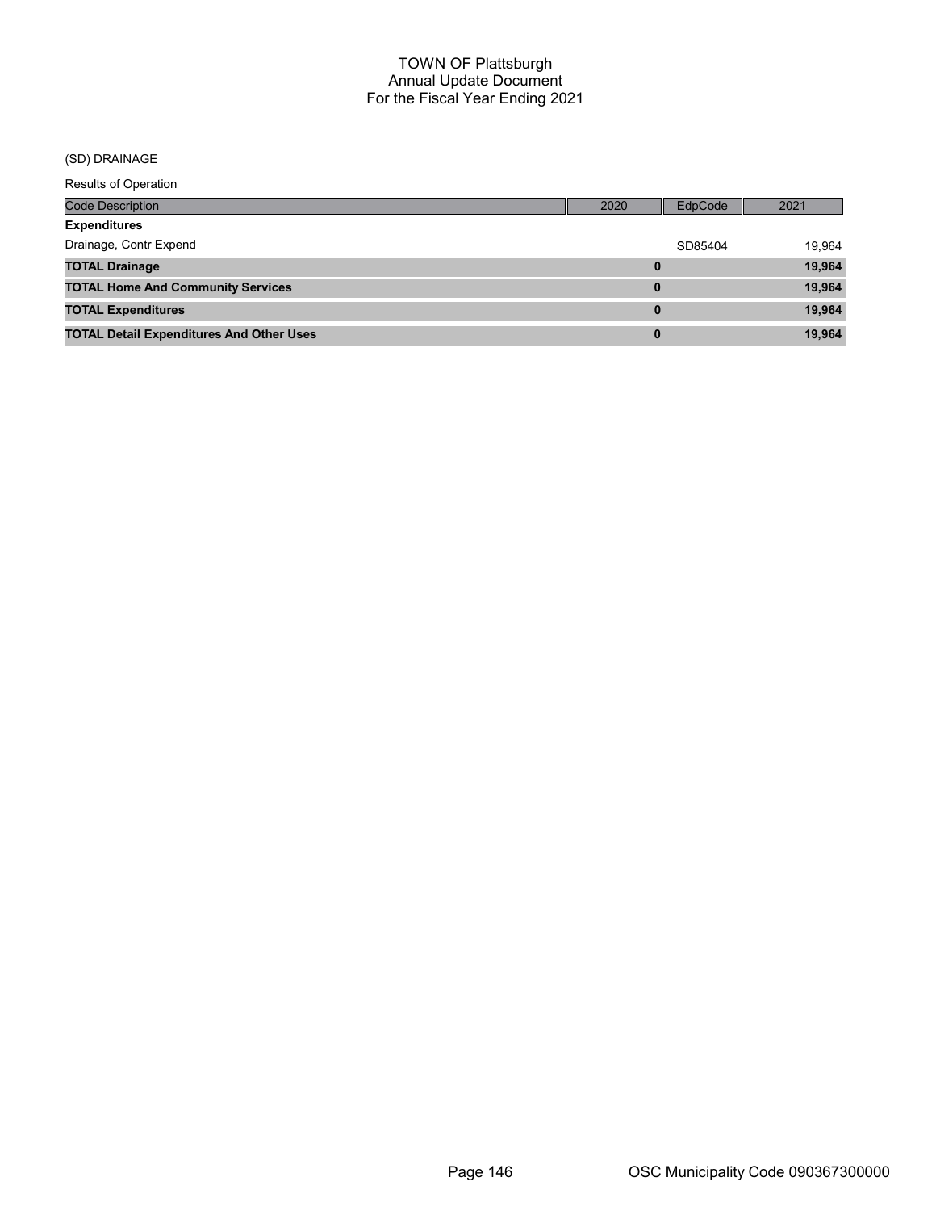# TOWN OF Plattsburgh
## Annual Update Document
## For the Fiscal Year Ending 2021

(SD) DRAINAGE

Results of Operation

| Code Description | 2020 | EdpCode | 2021 |
|---|---|---|---|
| **Expenditures** | | | |
| Drainage, Contr Expend | | SD85404 | 19,964 |
| **TOTAL Drainage** | **0** | | **19,964** |
| **TOTAL Home And Community Services** | **0** | | **19,964** |
| **TOTAL Expenditures** | **0** | | **19,964** |
| **TOTAL Detail Expenditures And Other Uses** | **0** | | **19,964** |

OSC Municipality Code 090367300000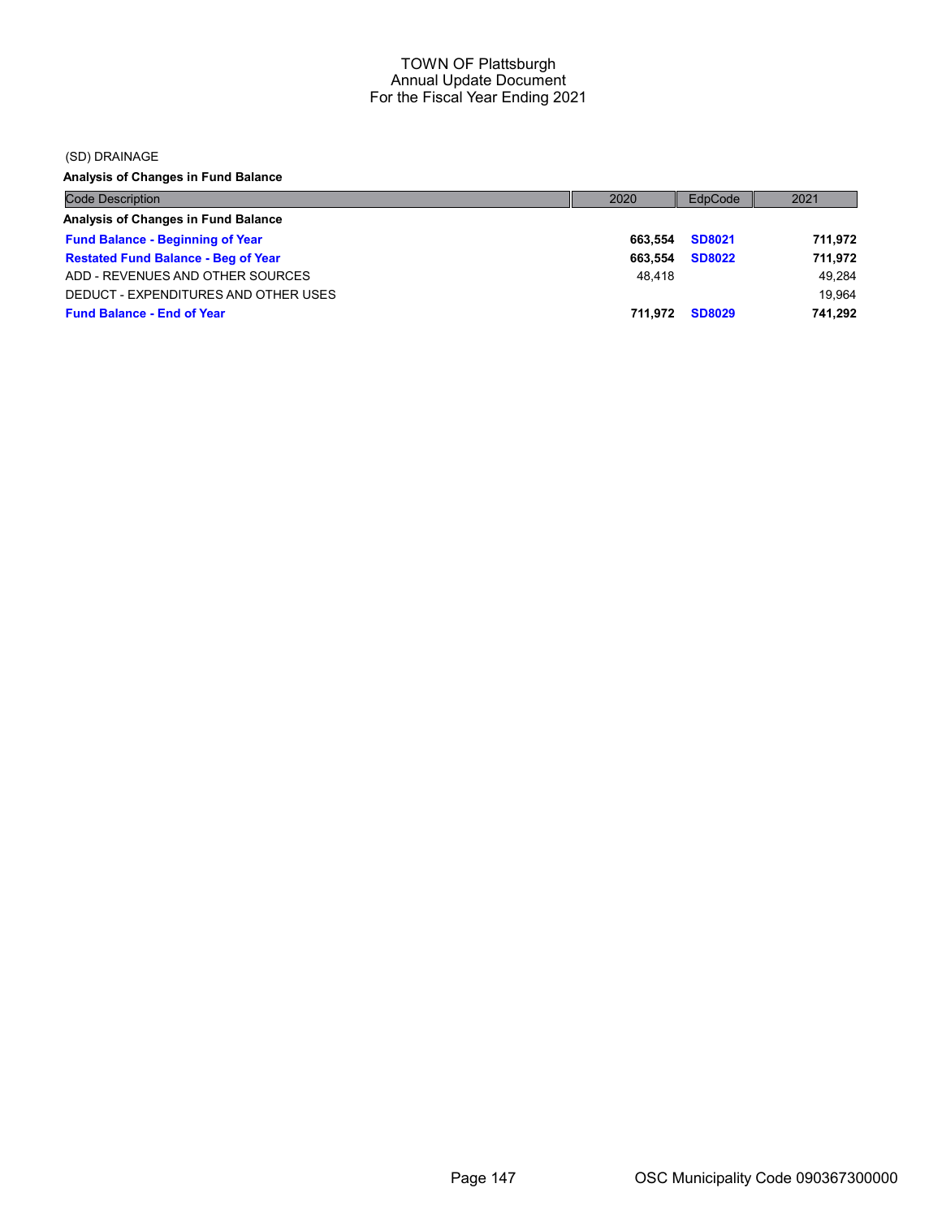(SD) DRAINAGE

**Analysis of Changes in Fund Balance**

| Code Description | 2020 | EdpCode | 2021 |
|---|---|---|---|
| **Analysis of Changes in Fund Balance** | | | |
| **Fund Balance - Beginning of Year** | **663,554** | **SD8021** | **711,972** |
| **Restated Fund Balance - Beg of Year** | **663,554** | **SD8022** | **711,972** |
| ADD - REVENUES AND OTHER SOURCES | 48,418 | | 49,284 |
| DEDUCT - EXPENDITURES AND OTHER USES | | | 19,964 |
| **Fund Balance - End of Year** | **711,972** | **SD8029** | **741,292** |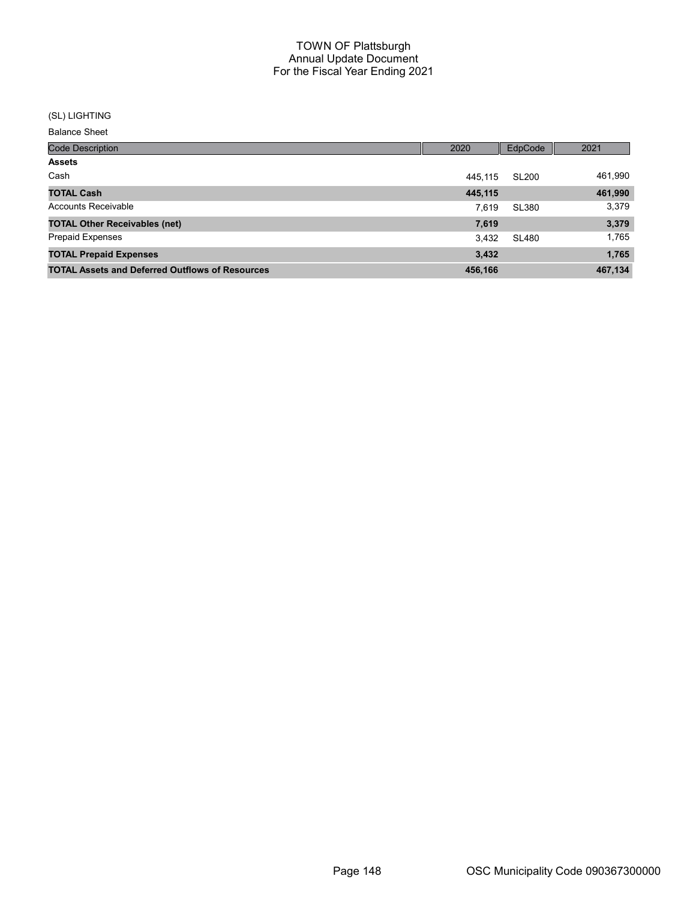# TOWN OF Plattsburgh
## Annual Update Document
## For the Fiscal Year Ending 2021

(SL) LIGHTING

Balance Sheet

| Code Description | 2020 | EdpCode | 2021 |
|---|---|---|---|
| **Assets** | | | |
| Cash | 445,115 | SL200 | 461,990 |
| **TOTAL Cash** | **445,115** | | **461,990** |
| Accounts Receivable | 7,619 | SL380 | 3,379 |
| **TOTAL Other Receivables (net)** | **7,619** | | **3,379** |
| Prepaid Expenses | 3,432 | SL480 | 1,765 |
| **TOTAL Prepaid Expenses** | **3,432** | | **1,765** |
| **TOTAL Assets and Deferred Outflows of Resources** | **456,166** | | **467,134** |

OSC Municipality Code 090367300000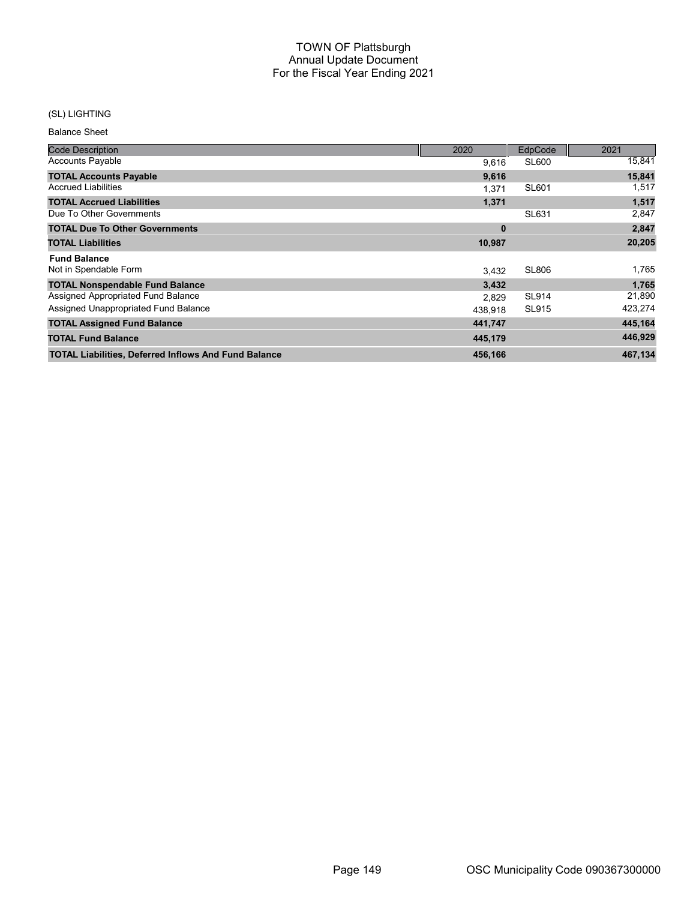# TOWN OF Plattsburgh
## Annual Update Document
## For the Fiscal Year Ending 2021

(SL) LIGHTING

Balance Sheet

| Code Description | 2020 | EdpCode | 2021 |
|---|---|---|---|
| Accounts Payable | 9,616 | SL600 | 15,841 |
| **TOTAL Accounts Payable** | **9,616** | | **15,841** |
| Accrued Liabilities | 1,371 | SL601 | 1,517 |
| **TOTAL Accrued Liabilities** | **1,371** | | **1,517** |
| Due To Other Governments | | SL631 | 2,847 |
| **TOTAL Due To Other Governments** | **0** | | **2,847** |
| **TOTAL Liabilities** | **10,987** | | **20,205** |
| **Fund Balance** | | | |
| Not in Spendable Form | 3,432 | SL806 | 1,765 |
| **TOTAL Nonspendable Fund Balance** | **3,432** | | **1,765** |
| Assigned Appropriated Fund Balance | 2,829 | SL914 | 21,890 |
| Assigned Unappropriated Fund Balance | 438,918 | SL915 | 423,274 |
| **TOTAL Assigned Fund Balance** | **441,747** | | **445,164** |
| **TOTAL Fund Balance** | **445,179** | | **446,929** |
| **TOTAL Liabilities, Deferred Inflows And Fund Balance** | **456,166** | | **467,134** |

OSC Municipality Code 090367300000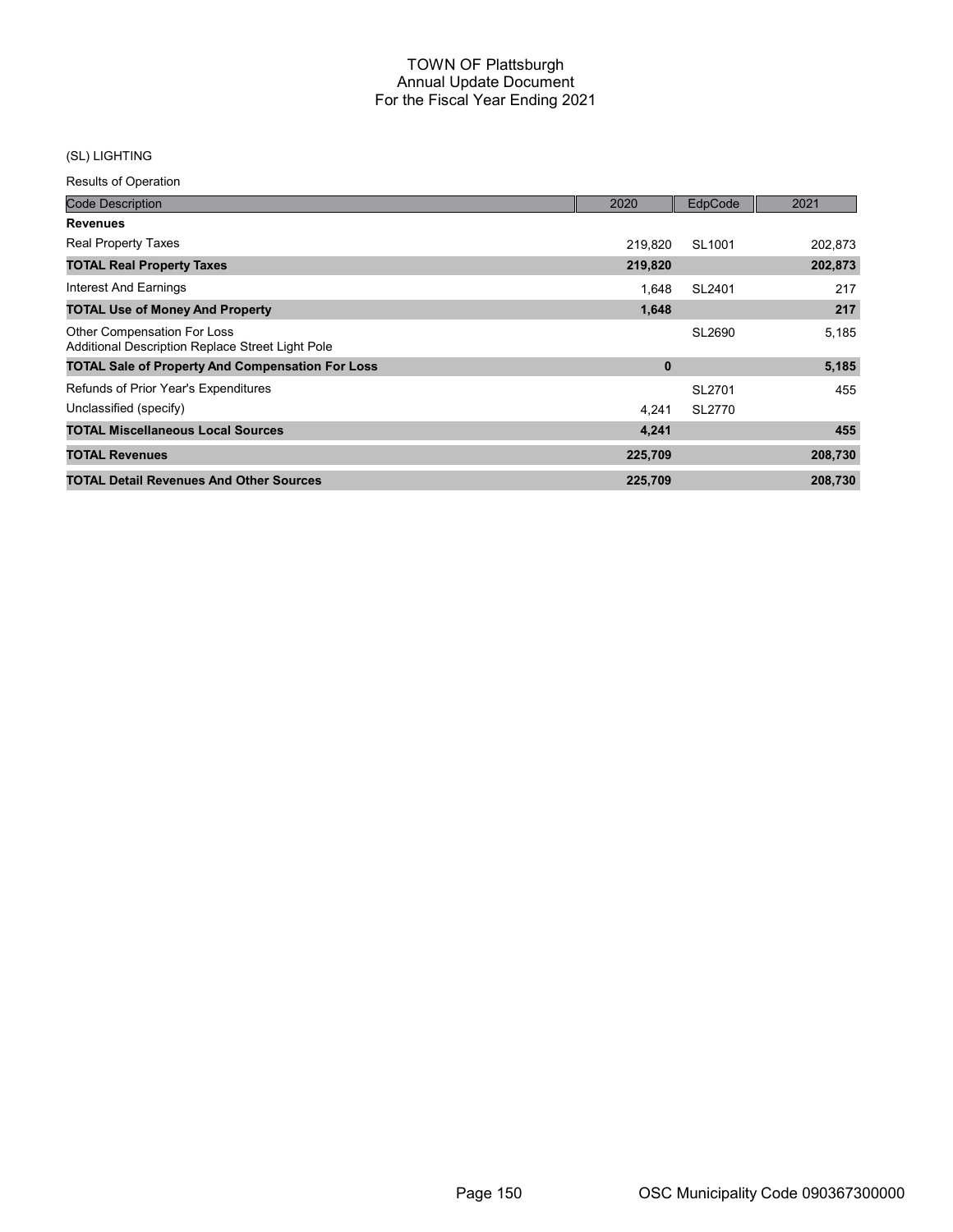# TOWN OF Plattsburgh
## Annual Update Document
## For the Fiscal Year Ending 2021

(SL) LIGHTING

Results of Operation

| Code Description | 2020 | EdpCode | 2021 |
|---|---|---|---|
| **Revenues** | | | |
| Real Property Taxes | 219,820 | SL1001 | 202,873 |
| **TOTAL Real Property Taxes** | **219,820** | | **202,873** |
| Interest And Earnings | 1,648 | SL2401 | 217 |
| **TOTAL Use of Money And Property** | **1,648** | | **217** |
| Other Compensation For Loss<br>Additional Description Replace Street Light Pole | | SL2690 | 5,185 |
| **TOTAL Sale of Property And Compensation For Loss** | **0** | | **5,185** |
| Refunds of Prior Year's Expenditures | | SL2701 | 455 |
| Unclassified (specify) | 4,241 | SL2770 | |
| **TOTAL Miscellaneous Local Sources** | **4,241** | | **455** |
| **TOTAL Revenues** | **225,709** | | **208,730** |
| **TOTAL Detail Revenues And Other Sources** | **225,709** | | **208,730** |

OSC Municipality Code 090367300000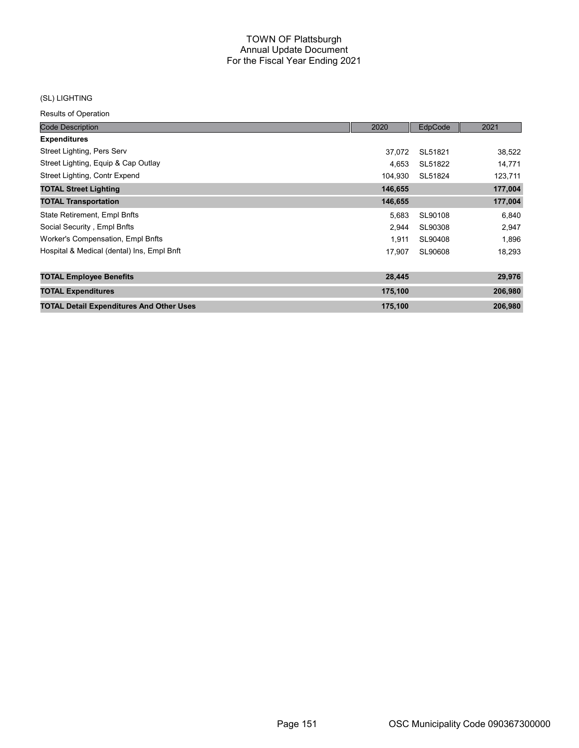# TOWN OF Plattsburgh
## Annual Update Document
## For the Fiscal Year Ending 2021

(SL) LIGHTING

Results of Operation

| Code Description | 2020 | EdpCode | 2021 |
|---|---|---|---|
| **Expenditures** | | | |
| Street Lighting, Pers Serv | 37,072 | SL51821 | 38,522 |
| Street Lighting, Equip & Cap Outlay | 4,653 | SL51822 | 14,771 |
| Street Lighting, Contr Expend | 104,930 | SL51824 | 123,711 |
| **TOTAL Street Lighting** | **146,655** | | **177,004** |
| **TOTAL Transportation** | **146,655** | | **177,004** |
| State Retirement, Empl Bnfts | 5,683 | SL90108 | 6,840 |
| Social Security , Empl Bnfts | 2,944 | SL90308 | 2,947 |
| Worker's Compensation, Empl Bnfts | 1,911 | SL90408 | 1,896 |
| Hospital & Medical (dental) Ins, Empl Bnft | 17,907 | SL90608 | 18,293 |
| **TOTAL Employee Benefits** | **28,445** | | **29,976** |
| **TOTAL Expenditures** | **175,100** | | **206,980** |
| **TOTAL Detail Expenditures And Other Uses** | **175,100** | | **206,980** |

OSC Municipality Code 090367300000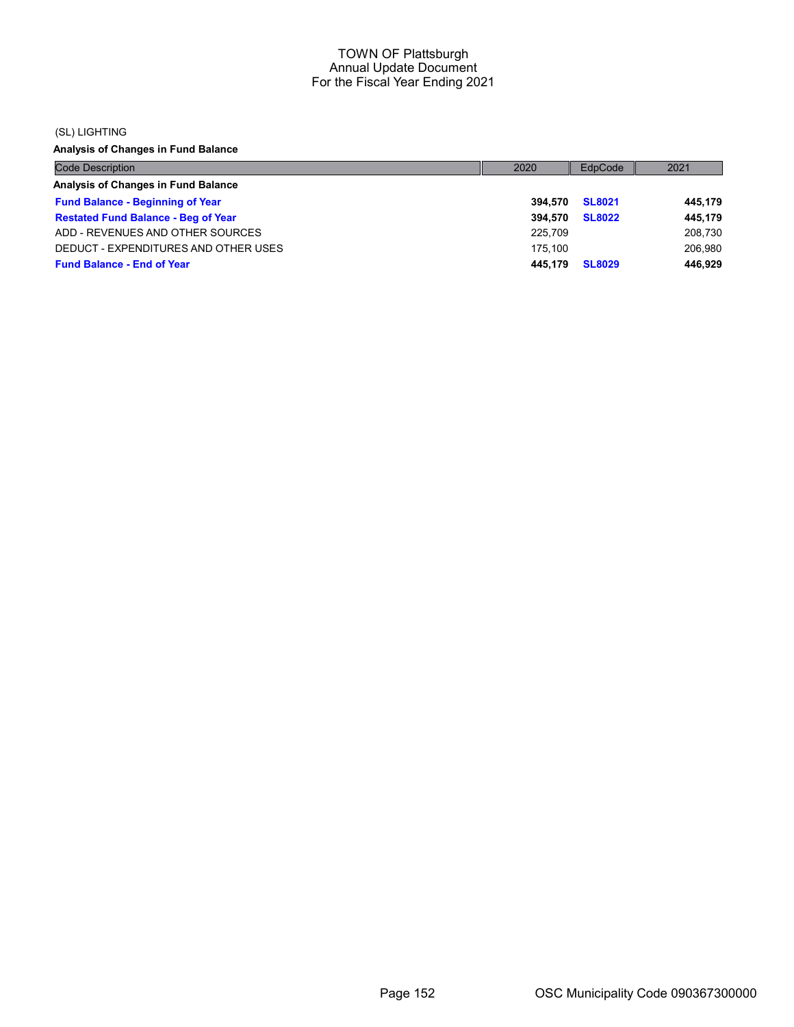# TOWN OF Plattsburgh
## Annual Update Document
## For the Fiscal Year Ending 2021

(SL) LIGHTING

**Analysis of Changes in Fund Balance**

| Code Description | 2020 | EdpCode | 2021 |
|---|---|---|---|
| **Analysis of Changes in Fund Balance** | | | |
| **Fund Balance - Beginning of Year** | **394,570** | **SL8021** | **445,179** |
| **Restated Fund Balance - Beg of Year** | **394,570** | **SL8022** | **445,179** |
| ADD - REVENUES AND OTHER SOURCES | 225,709 | | 208,730 |
| DEDUCT - EXPENDITURES AND OTHER USES | 175,100 | | 206,980 |
| **Fund Balance - End of Year** | **445,179** | **SL8029** | **446,929** |

OSC Municipality Code 090367300000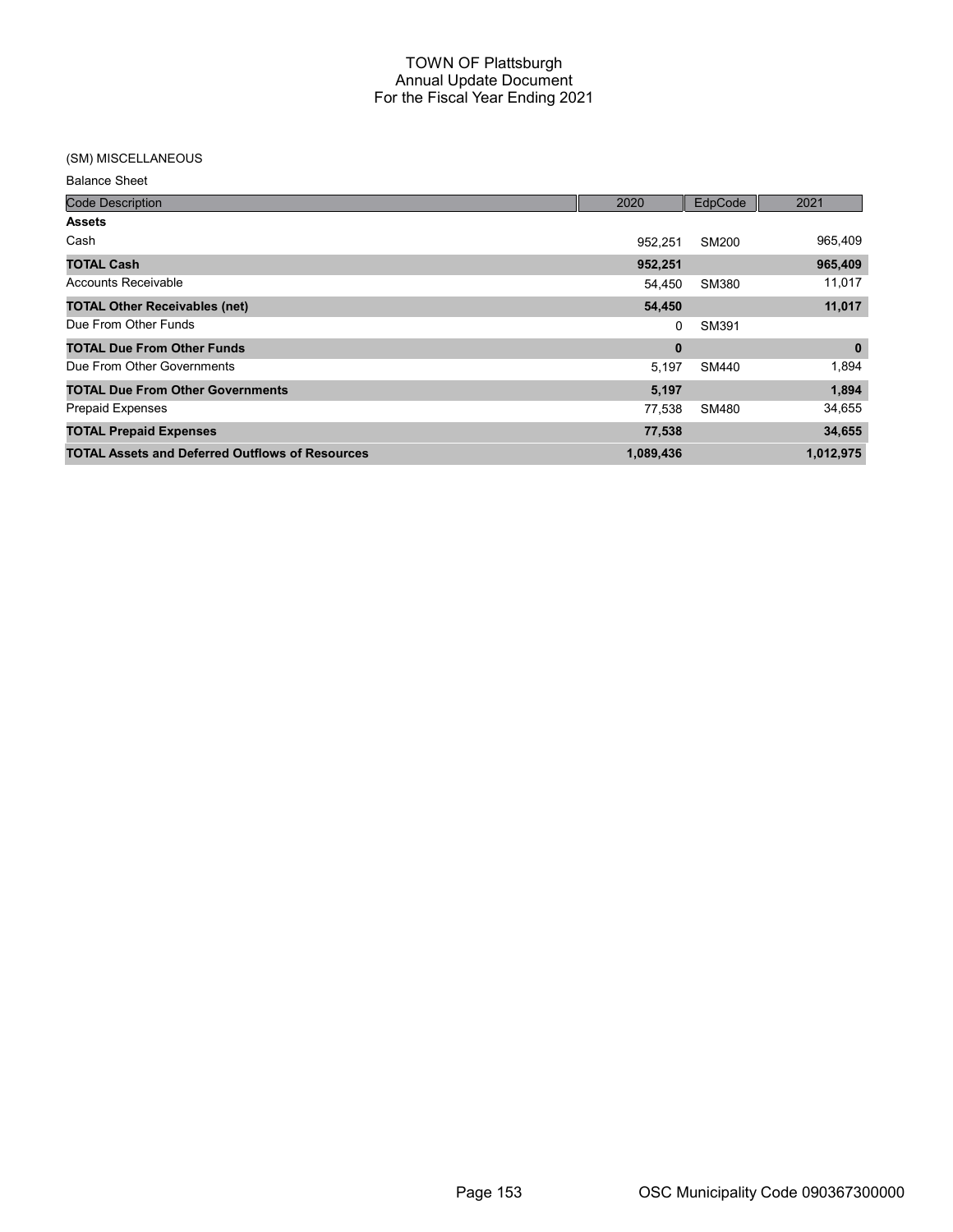# TOWN OF Plattsburgh
## Annual Update Document
## For the Fiscal Year Ending 2021

(SM) MISCELLANEOUS

Balance Sheet

| Code Description | 2020 | EdpCode | 2021 |
|---|---|---|---|
| **Assets** | | | |
| Cash | 952,251 | SM200 | 965,409 |
| **TOTAL Cash** | **952,251** | | **965,409** |
| Accounts Receivable | 54,450 | SM380 | 11,017 |
| **TOTAL Other Receivables (net)** | **54,450** | | **11,017** |
| Due From Other Funds | 0 | SM391 | |
| **TOTAL Due From Other Funds** | **0** | | **0** |
| Due From Other Governments | 5,197 | SM440 | 1,894 |
| **TOTAL Due From Other Governments** | **5,197** | | **1,894** |
| Prepaid Expenses | 77,538 | SM480 | 34,655 |
| **TOTAL Prepaid Expenses** | **77,538** | | **34,655** |
| **TOTAL Assets and Deferred Outflows of Resources** | **1,089,436** | | **1,012,975** |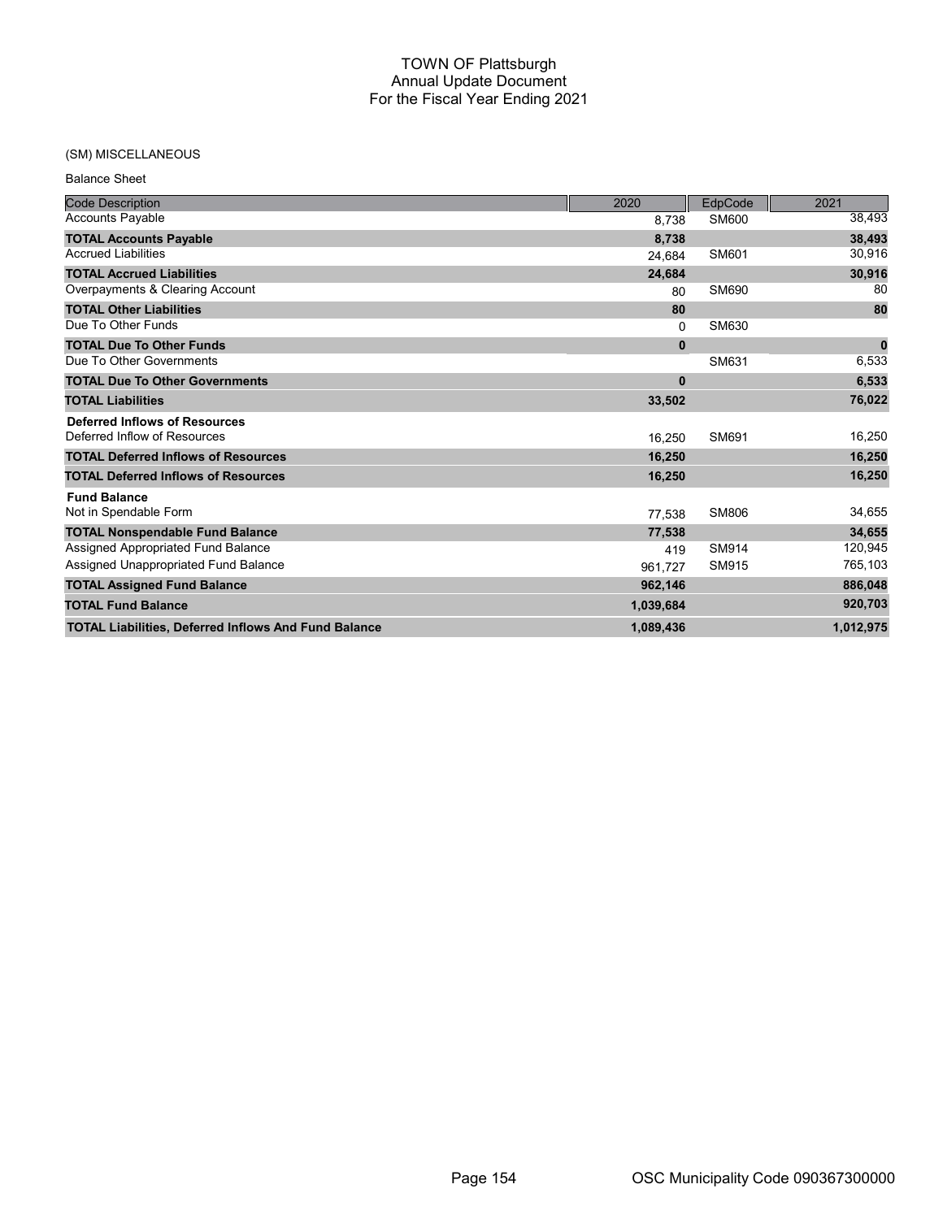# TOWN OF Plattsburgh
## Annual Update Document
## For the Fiscal Year Ending 2021

(SM) MISCELLANEOUS

Balance Sheet

| Code Description | 2020 | EdpCode | 2021 |
|---|---|---|---|
| Accounts Payable | 8,738 | SM600 | 38,493 |
| **TOTAL Accounts Payable** | **8,738** | | **38,493** |
| Accrued Liabilities | 24,684 | SM601 | 30,916 |
| **TOTAL Accrued Liabilities** | **24,684** | | **30,916** |
| Overpayments & Clearing Account | 80 | SM690 | 80 |
| **TOTAL Other Liabilities** | **80** | | **80** |
| Due To Other Funds | 0 | SM630 | |
| **TOTAL Due To Other Funds** | **0** | | **0** |
| Due To Other Governments | | SM631 | 6,533 |
| **TOTAL Due To Other Governments** | **0** | | **6,533** |
| **TOTAL Liabilities** | **33,502** | | **76,022** |
| **Deferred Inflows of Resources** | | | |
| Deferred Inflow of Resources | 16,250 | SM691 | 16,250 |
| **TOTAL Deferred Inflows of Resources** | **16,250** | | **16,250** |
| **TOTAL Deferred Inflows of Resources** | **16,250** | | **16,250** |
| **Fund Balance** | | | |
| Not in Spendable Form | 77,538 | SM806 | 34,655 |
| **TOTAL Nonspendable Fund Balance** | **77,538** | | **34,655** |
| Assigned Appropriated Fund Balance | 419 | SM914 | 120,945 |
| Assigned Unappropriated Fund Balance | 961,727 | SM915 | 765,103 |
| **TOTAL Assigned Fund Balance** | **962,146** | | **886,048** |
| **TOTAL Fund Balance** | **1,039,684** | | **920,703** |
| **TOTAL Liabilities, Deferred Inflows And Fund Balance** | **1,089,436** | | **1,012,975** |

OSC Municipality Code 090367300000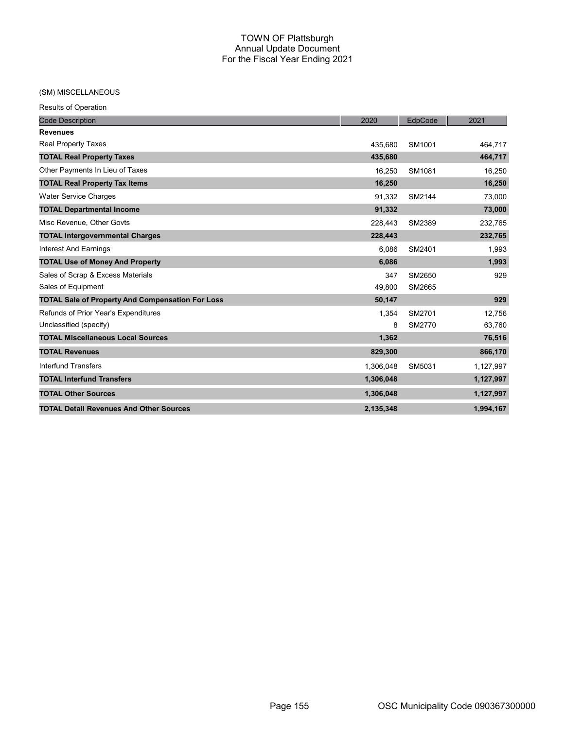# TOWN OF Plattsburgh
## Annual Update Document
## For the Fiscal Year Ending 2021

(SM) MISCELLANEOUS

Results of Operation

| Code Description | 2020 | EdpCode | 2021 |
|---|---|---|---|
| **Revenues** | | | |
| Real Property Taxes | 435,680 | SM1001 | 464,717 |
| **TOTAL Real Property Taxes** | **435,680** | | **464,717** |
| Other Payments In Lieu of Taxes | 16,250 | SM1081 | 16,250 |
| **TOTAL Real Property Tax Items** | **16,250** | | **16,250** |
| Water Service Charges | 91,332 | SM2144 | 73,000 |
| **TOTAL Departmental Income** | **91,332** | | **73,000** |
| Misc Revenue, Other Govts | 228,443 | SM2389 | 232,765 |
| **TOTAL Intergovernmental Charges** | **228,443** | | **232,765** |
| Interest And Earnings | 6,086 | SM2401 | 1,993 |
| **TOTAL Use of Money And Property** | **6,086** | | **1,993** |
| Sales of Scrap & Excess Materials | 347 | SM2650 | 929 |
| Sales of Equipment | 49,800 | SM2665 | |
| **TOTAL Sale of Property And Compensation For Loss** | **50,147** | | **929** |
| Refunds of Prior Year's Expenditures | 1,354 | SM2701 | 12,756 |
| Unclassified (specify) | 8 | SM2770 | 63,760 |
| **TOTAL Miscellaneous Local Sources** | **1,362** | | **76,516** |
| **TOTAL Revenues** | **829,300** | | **866,170** |
| Interfund Transfers | 1,306,048 | SM5031 | 1,127,997 |
| **TOTAL Interfund Transfers** | **1,306,048** | | **1,127,997** |
| **TOTAL Other Sources** | **1,306,048** | | **1,127,997** |
| **TOTAL Detail Revenues And Other Sources** | **2,135,348** | | **1,994,167** |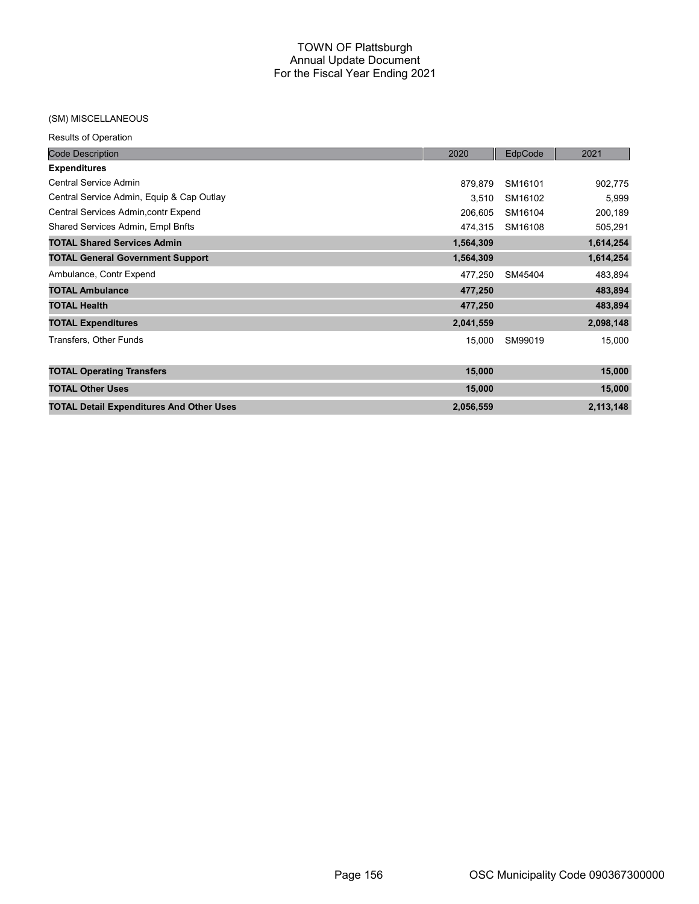# TOWN OF Plattsburgh
## Annual Update Document
## For the Fiscal Year Ending 2021

(SM) MISCELLANEOUS

Results of Operation

| Code Description | 2020 | EdpCode | 2021 |
|---|---|---|---|
| **Expenditures** | | | |
| Central Service Admin | 879,879 | SM16101 | 902,775 |
| Central Service Admin, Equip & Cap Outlay | 3,510 | SM16102 | 5,999 |
| Central Services Admin,contr Expend | 206,605 | SM16104 | 200,189 |
| Shared Services Admin, Empl Bnfts | 474,315 | SM16108 | 505,291 |
| **TOTAL Shared Services Admin** | **1,564,309** | | **1,614,254** |
| **TOTAL General Government Support** | **1,564,309** | | **1,614,254** |
| Ambulance, Contr Expend | 477,250 | SM45404 | 483,894 |
| **TOTAL Ambulance** | **477,250** | | **483,894** |
| **TOTAL Health** | **477,250** | | **483,894** |
| **TOTAL Expenditures** | **2,041,559** | | **2,098,148** |
| Transfers, Other Funds | 15,000 | SM99019 | 15,000 |
| **TOTAL Operating Transfers** | **15,000** | | **15,000** |
| **TOTAL Other Uses** | **15,000** | | **15,000** |
| **TOTAL Detail Expenditures And Other Uses** | **2,056,559** | | **2,113,148** |

OSC Municipality Code 090367300000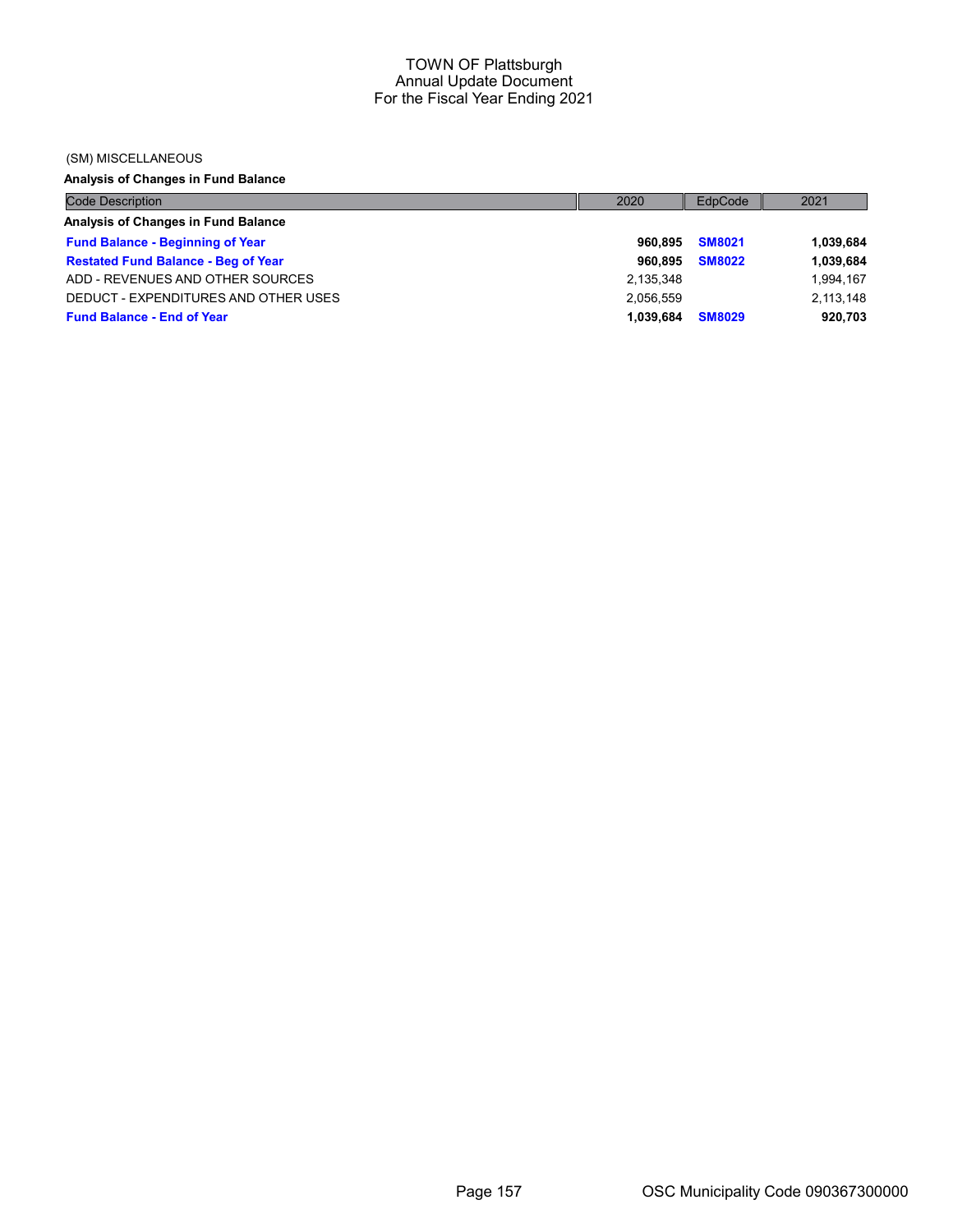# TOWN OF Plattsburgh
## Annual Update Document
## For the Fiscal Year Ending 2021

(SM) MISCELLANEOUS

**Analysis of Changes in Fund Balance**

| Code Description | 2020 | EdpCode | 2021 |
|---|---|---|---|
| **Analysis of Changes in Fund Balance** | | | |
| **Fund Balance - Beginning of Year** | **960,895** | **SM8021** | **1,039,684** |
| **Restated Fund Balance - Beg of Year** | **960,895** | **SM8022** | **1,039,684** |
| ADD - REVENUES AND OTHER SOURCES | 2,135,348 | | 1,994,167 |
| DEDUCT - EXPENDITURES AND OTHER USES | 2,056,559 | | 2,113,148 |
| **Fund Balance - End of Year** | **1,039,684** | **SM8029** | **920,703** |

OSC Municipality Code 090367300000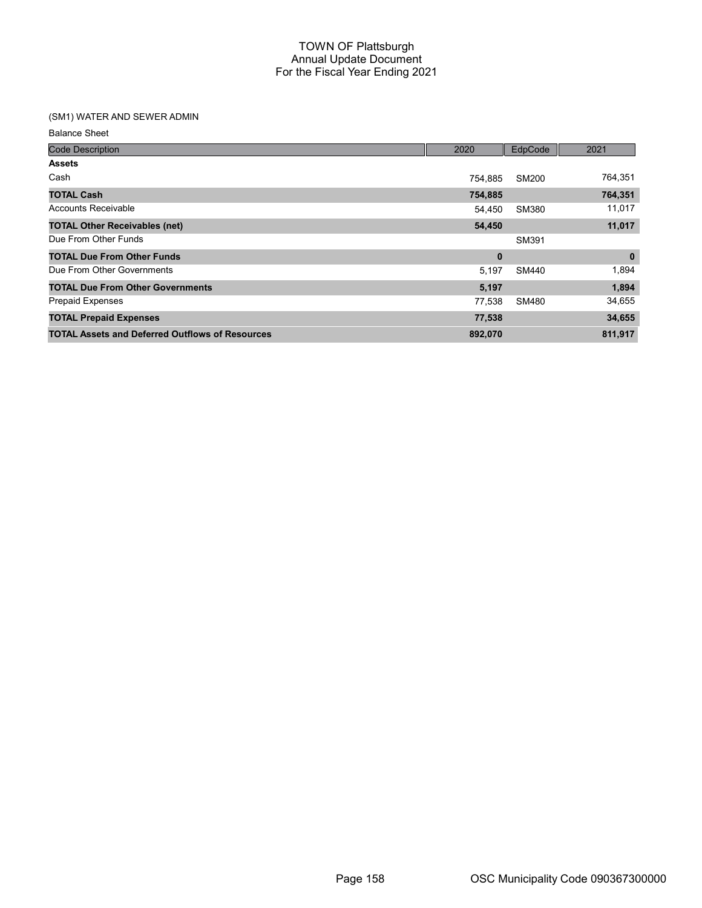# TOWN OF Plattsburgh
## Annual Update Document
## For the Fiscal Year Ending 2021

(SM1) WATER AND SEWER ADMIN

Balance Sheet

| Code Description | 2020 | EdpCode | 2021 |
|---|---|---|---|
| **Assets** | | | |
| Cash | 754,885 | SM200 | 764,351 |
| **TOTAL Cash** | **754,885** | | **764,351** |
| Accounts Receivable | 54,450 | SM380 | 11,017 |
| **TOTAL Other Receivables (net)** | **54,450** | | **11,017** |
| Due From Other Funds | | SM391 | |
| **TOTAL Due From Other Funds** | **0** | | **0** |
| Due From Other Governments | 5,197 | SM440 | 1,894 |
| **TOTAL Due From Other Governments** | **5,197** | | **1,894** |
| Prepaid Expenses | 77,538 | SM480 | 34,655 |
| **TOTAL Prepaid Expenses** | **77,538** | | **34,655** |
| **TOTAL Assets and Deferred Outflows of Resources** | **892,070** | | **811,917** |

OSC Municipality Code 090367300000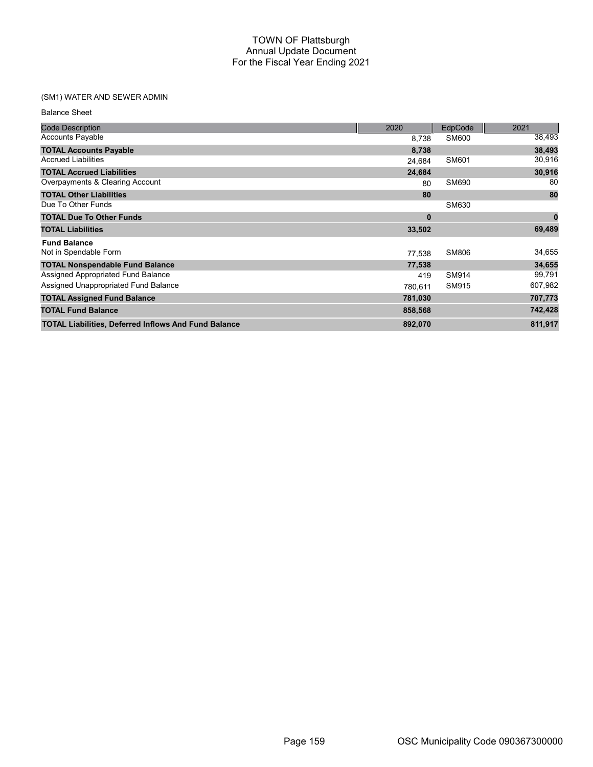# TOWN OF Plattsburgh
## Annual Update Document
## For the Fiscal Year Ending 2021

(SM1) WATER AND SEWER ADMIN

Balance Sheet

| Code Description | 2020 | EdpCode | 2021 |
|---|---|---|---|
| Accounts Payable | 8,738 | SM600 | 38,493 |
| **TOTAL Accounts Payable** | **8,738** | | **38,493** |
| Accrued Liabilities | 24,684 | SM601 | 30,916 |
| **TOTAL Accrued Liabilities** | **24,684** | | **30,916** |
| Overpayments & Clearing Account | 80 | SM690 | 80 |
| **TOTAL Other Liabilities** | **80** | | **80** |
| Due To Other Funds | | SM630 | |
| **TOTAL Due To Other Funds** | **0** | | **0** |
| **TOTAL Liabilities** | **33,502** | | **69,489** |
| **Fund Balance** | | | |
| Not in Spendable Form | 77,538 | SM806 | 34,655 |
| **TOTAL Nonspendable Fund Balance** | **77,538** | | **34,655** |
| Assigned Appropriated Fund Balance | 419 | SM914 | 99,791 |
| Assigned Unappropriated Fund Balance | 780,611 | SM915 | 607,982 |
| **TOTAL Assigned Fund Balance** | **781,030** | | **707,773** |
| **TOTAL Fund Balance** | **858,568** | | **742,428** |
| **TOTAL Liabilities, Deferred Inflows And Fund Balance** | **892,070** | | **811,917** |

OSC Municipality Code 090367300000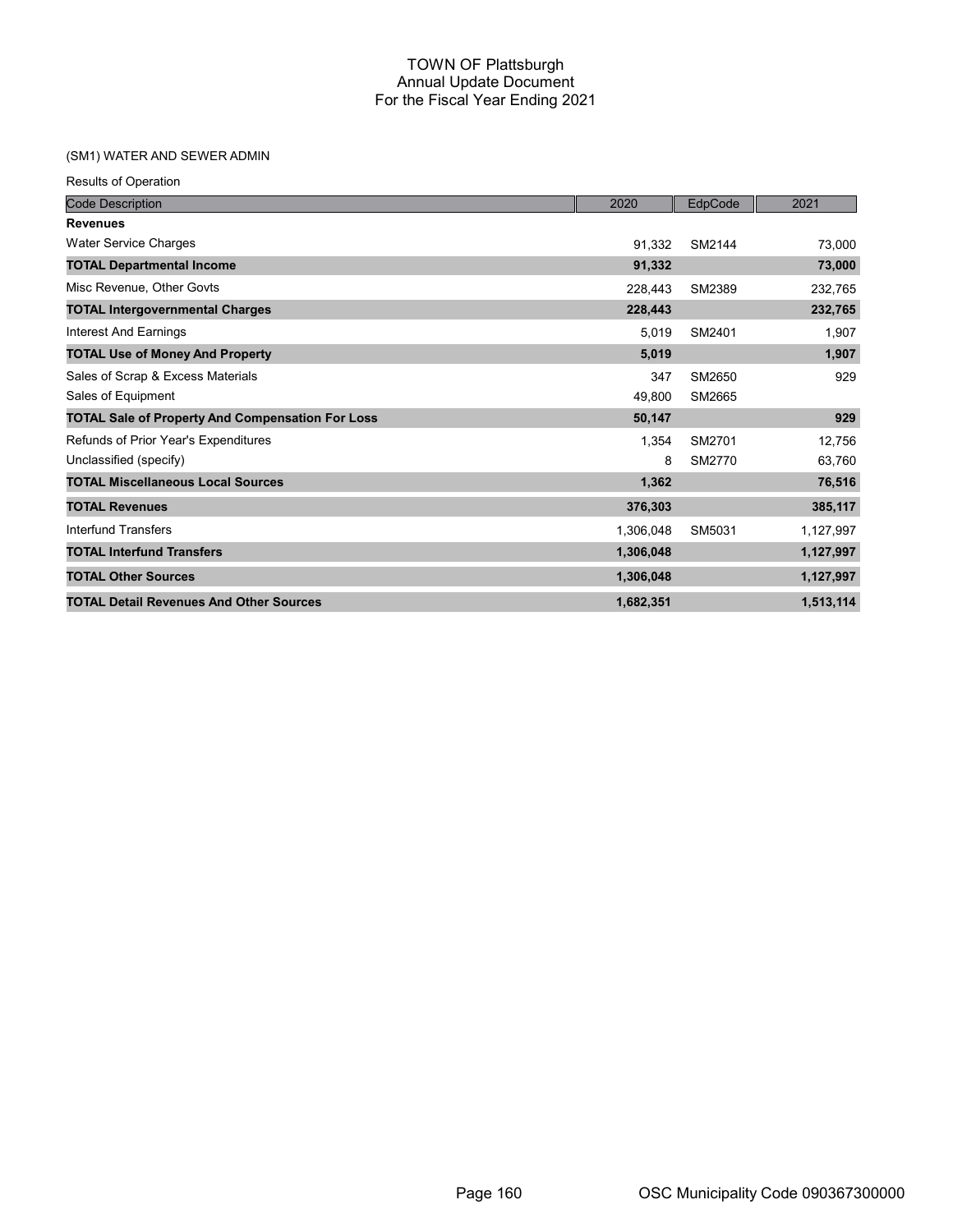# TOWN OF Plattsburgh
## Annual Update Document
## For the Fiscal Year Ending 2021

### (SM1) WATER AND SEWER ADMIN

Results of Operation

| Code Description | 2020 | EdpCode | 2021 |
|---|---|---|---|
| **Revenues** | | | |
| Water Service Charges | 91,332 | SM2144 | 73,000 |
| **TOTAL Departmental Income** | **91,332** | | **73,000** |
| Misc Revenue, Other Govts | 228,443 | SM2389 | 232,765 |
| **TOTAL Intergovernmental Charges** | **228,443** | | **232,765** |
| Interest And Earnings | 5,019 | SM2401 | 1,907 |
| **TOTAL Use of Money And Property** | **5,019** | | **1,907** |
| Sales of Scrap & Excess Materials | 347 | SM2650 | 929 |
| Sales of Equipment | 49,800 | SM2665 | |
| **TOTAL Sale of Property And Compensation For Loss** | **50,147** | | **929** |
| Refunds of Prior Year's Expenditures | 1,354 | SM2701 | 12,756 |
| Unclassified (specify) | 8 | SM2770 | 63,760 |
| **TOTAL Miscellaneous Local Sources** | **1,362** | | **76,516** |
| **TOTAL Revenues** | **376,303** | | **385,117** |
| Interfund Transfers | 1,306,048 | SM5031 | 1,127,997 |
| **TOTAL Interfund Transfers** | **1,306,048** | | **1,127,997** |
| **TOTAL Other Sources** | **1,306,048** | | **1,127,997** |
| **TOTAL Detail Revenues And Other Sources** | **1,682,351** | | **1,513,114** |

OSC Municipality Code 090367300000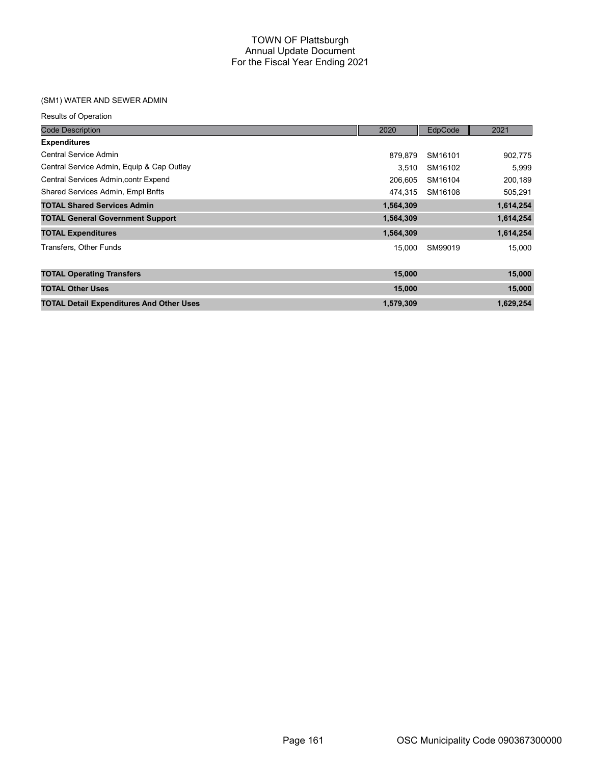# TOWN OF Plattsburgh
## Annual Update Document
## For the Fiscal Year Ending 2021

### (SM1) WATER AND SEWER ADMIN

Results of Operation

| Code Description | 2020 | EdpCode | 2021 |
|---|---|---|---|
| **Expenditures** | | | |
| Central Service Admin | 879,879 | SM16101 | 902,775 |
| Central Service Admin, Equip & Cap Outlay | 3,510 | SM16102 | 5,999 |
| Central Services Admin,contr Expend | 206,605 | SM16104 | 200,189 |
| Shared Services Admin, Empl Bnfts | 474,315 | SM16108 | 505,291 |
| **TOTAL Shared Services Admin** | **1,564,309** | | **1,614,254** |
| **TOTAL General Government Support** | **1,564,309** | | **1,614,254** |
| **TOTAL Expenditures** | **1,564,309** | | **1,614,254** |
| Transfers, Other Funds | 15,000 | SM99019 | 15,000 |
| **TOTAL Operating Transfers** | **15,000** | | **15,000** |
| **TOTAL Other Uses** | **15,000** | | **15,000** |
| **TOTAL Detail Expenditures And Other Uses** | **1,579,309** | | **1,629,254** |

OSC Municipality Code 090367300000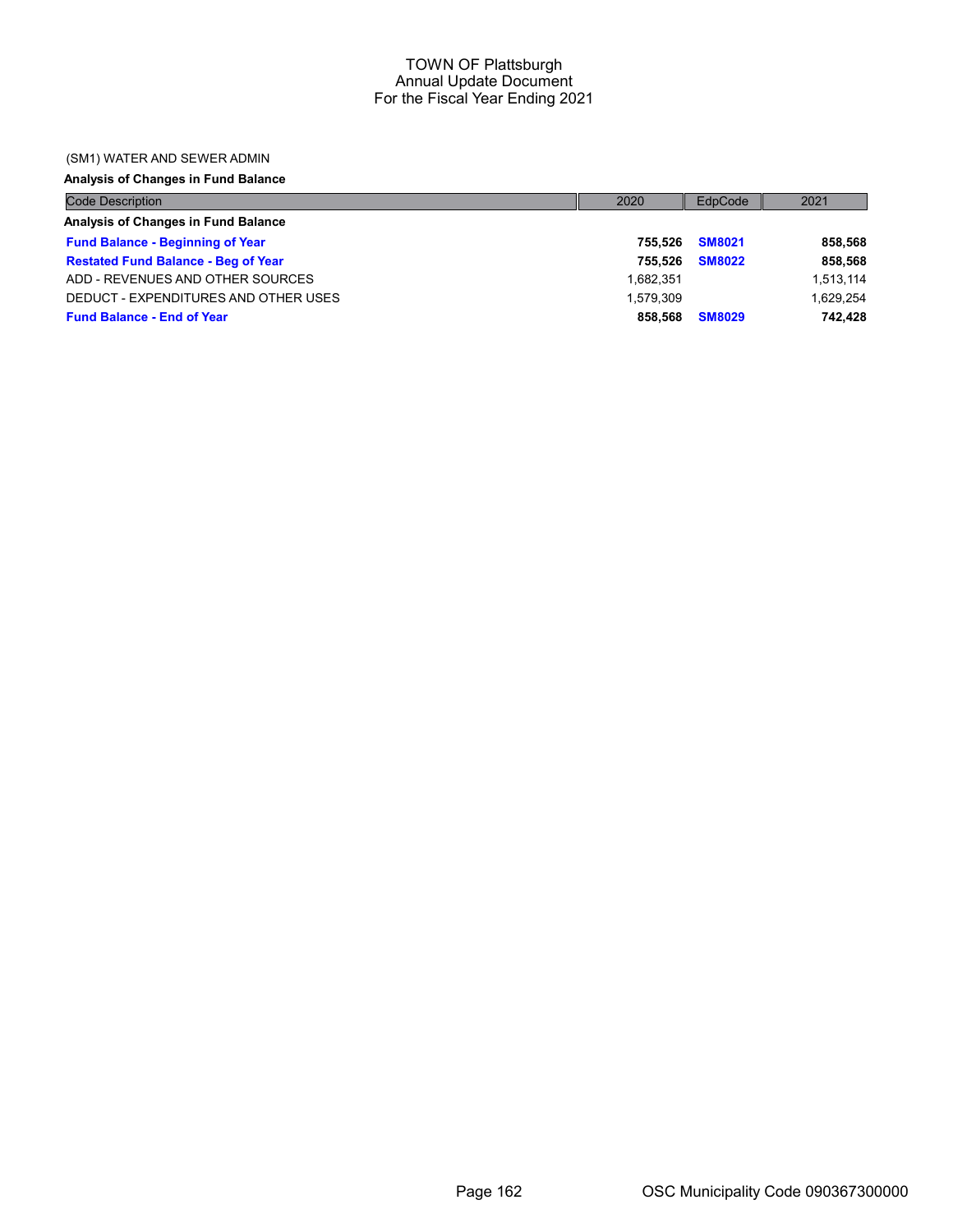TOWN OF Plattsburgh
Annual Update Document
For the Fiscal Year Ending 2021

(SM1) WATER AND SEWER ADMIN

**Analysis of Changes in Fund Balance**

| Code Description | 2020 | EdpCode | 2021 |
|---|---|---|---|
| **Analysis of Changes in Fund Balance** | | | |
| **Fund Balance - Beginning of Year** | **755,526** | **SM8021** | **858,568** |
| **Restated Fund Balance - Beg of Year** | **755,526** | **SM8022** | **858,568** |
| ADD - REVENUES AND OTHER SOURCES | 1,682,351 | | 1,513,114 |
| DEDUCT - EXPENDITURES AND OTHER USES | 1,579,309 | | 1,629,254 |
| **Fund Balance - End of Year** | **858,568** | **SM8029** | **742,428** |

OSC Municipality Code 090367300000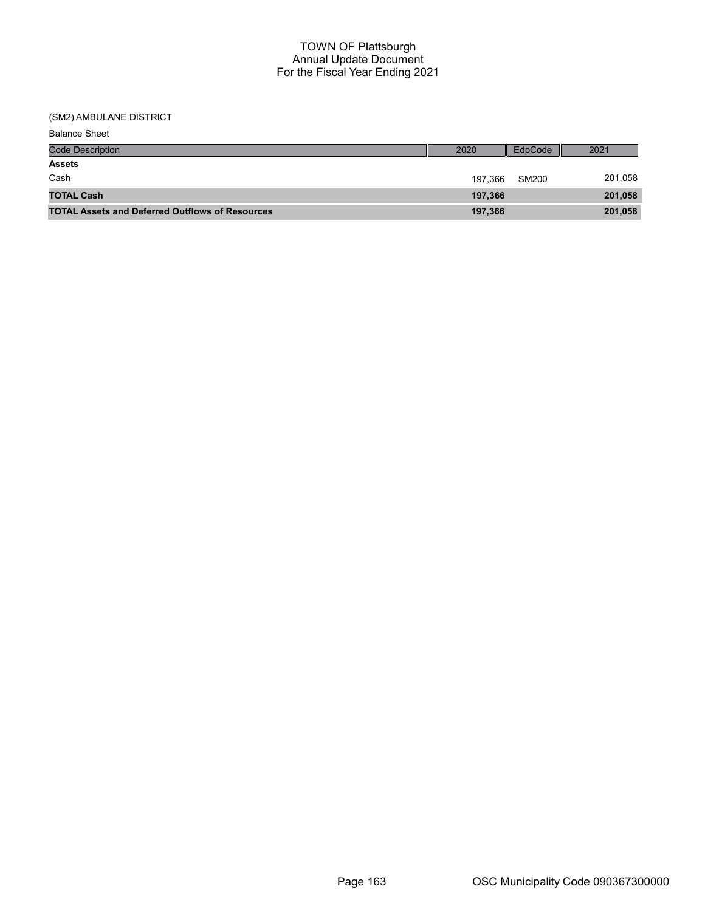# TOWN OF Plattsburgh
## Annual Update Document
## For the Fiscal Year Ending 2021

(SM2) AMBULANE DISTRICT

Balance Sheet

| Code Description | 2020 | EdpCode | 2021 |
|---|---|---|---|
| **Assets** | | | |
| Cash | 197,366 | SM200 | 201,058 |
| **TOTAL Cash** | **197,366** | | **201,058** |
| **TOTAL Assets and Deferred Outflows of Resources** | **197,366** | | **201,058** |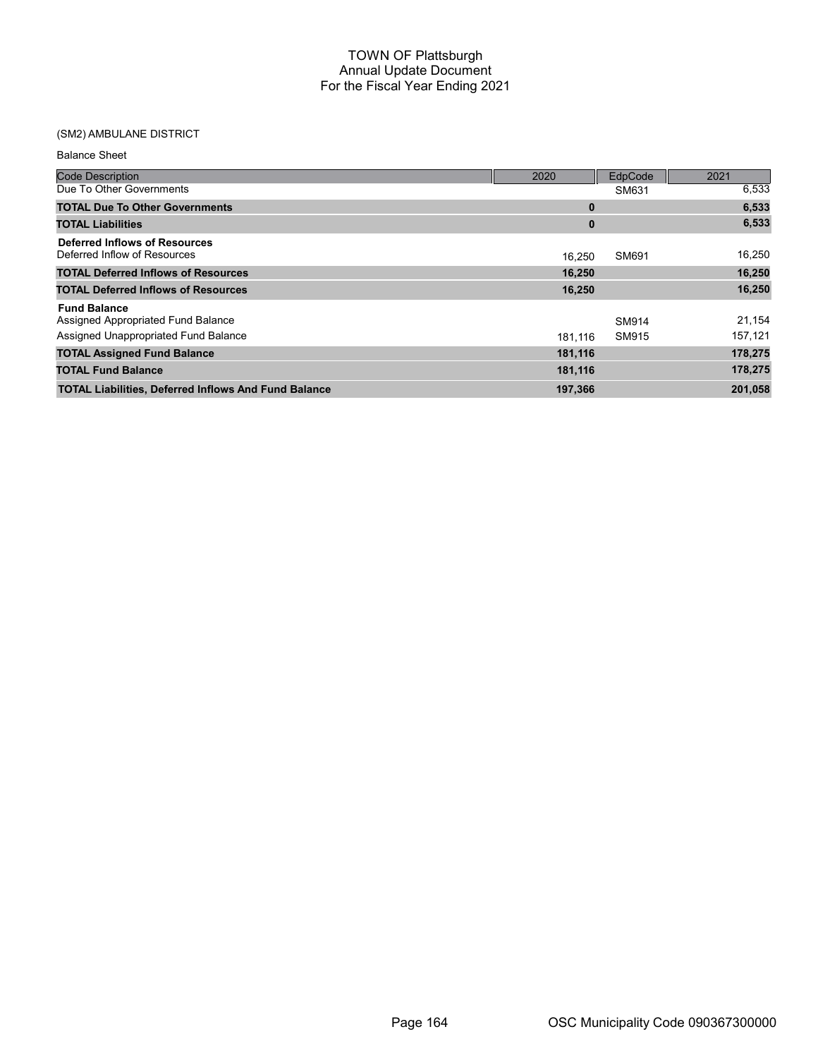# TOWN OF Plattsburgh
## Annual Update Document
## For the Fiscal Year Ending 2021

(SM2) AMBULANE DISTRICT

Balance Sheet

| Code Description | 2020 | EdpCode | 2021 |
|---|---|---|---|
| Due To Other Governments | | SM631 | 6,533 |
| **TOTAL Due To Other Governments** | **0** | | **6,533** |
| **TOTAL Liabilities** | **0** | | **6,533** |
| **Deferred Inflows of Resources** | | | |
| Deferred Inflow of Resources | 16,250 | SM691 | 16,250 |
| **TOTAL Deferred Inflows of Resources** | **16,250** | | **16,250** |
| **TOTAL Deferred Inflows of Resources** | **16,250** | | **16,250** |
| **Fund Balance** | | | |
| Assigned Appropriated Fund Balance | | SM914 | 21,154 |
| Assigned Unappropriated Fund Balance | 181,116 | SM915 | 157,121 |
| **TOTAL Assigned Fund Balance** | **181,116** | | **178,275** |
| **TOTAL Fund Balance** | **181,116** | | **178,275** |
| **TOTAL Liabilities, Deferred Inflows And Fund Balance** | **197,366** | | **201,058** |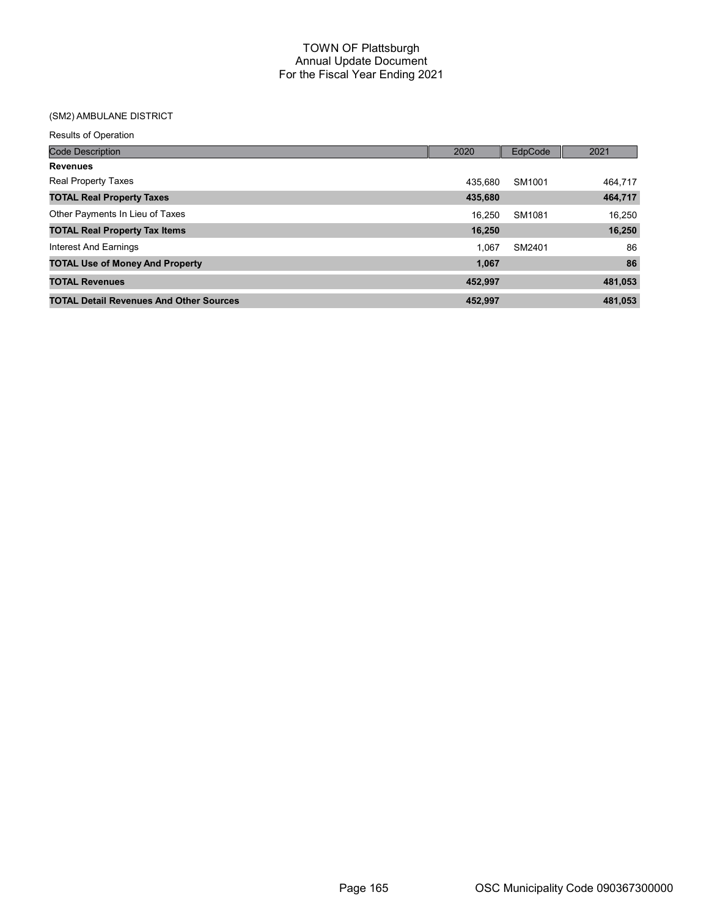# TOWN OF Plattsburgh
## Annual Update Document
## For the Fiscal Year Ending 2021

(SM2) AMBULANE DISTRICT

Results of Operation

| Code Description | 2020 | EdpCode | 2021 |
|---|---|---|---|
| **Revenues** | | | |
| Real Property Taxes | 435,680 | SM1001 | 464,717 |
| **TOTAL Real Property Taxes** | **435,680** | | **464,717** |
| Other Payments In Lieu of Taxes | 16,250 | SM1081 | 16,250 |
| **TOTAL Real Property Tax Items** | **16,250** | | **16,250** |
| Interest And Earnings | 1,067 | SM2401 | 86 |
| **TOTAL Use of Money And Property** | **1,067** | | **86** |
| **TOTAL Revenues** | **452,997** | | **481,053** |
| **TOTAL Detail Revenues And Other Sources** | **452,997** | | **481,053** |

OSC Municipality Code 090367300000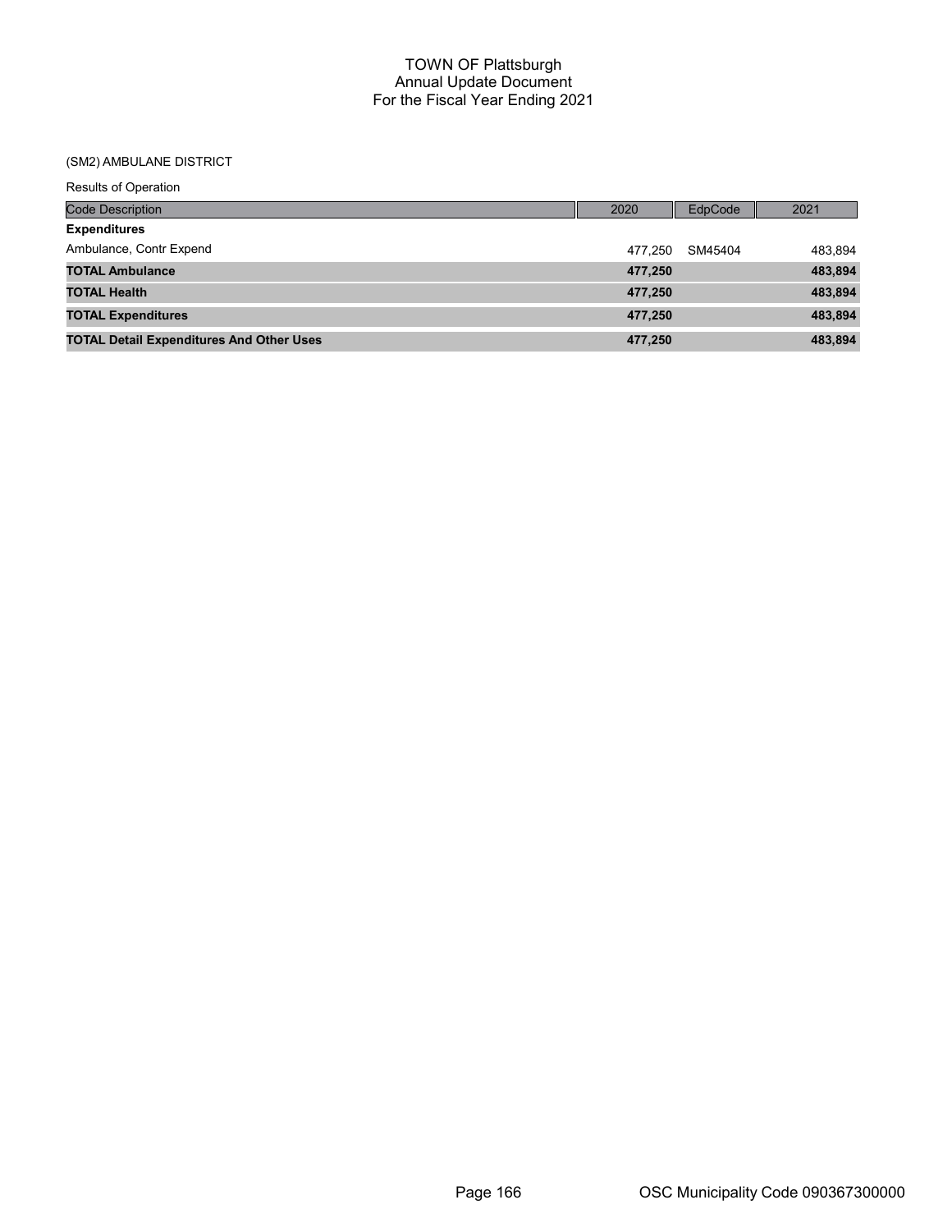# TOWN OF Plattsburgh
## Annual Update Document
## For the Fiscal Year Ending 2021

(SM2) AMBULANE DISTRICT

Results of Operation

| Code Description | 2020 | EdpCode | 2021 |
|---|---|---|---|
| **Expenditures** | | | |
| Ambulance, Contr Expend | 477,250 | SM45404 | 483,894 |
| **TOTAL Ambulance** | **477,250** | | **483,894** |
| **TOTAL Health** | **477,250** | | **483,894** |
| **TOTAL Expenditures** | **477,250** | | **483,894** |
| **TOTAL Detail Expenditures And Other Uses** | **477,250** | | **483,894** |

OSC Municipality Code 090367300000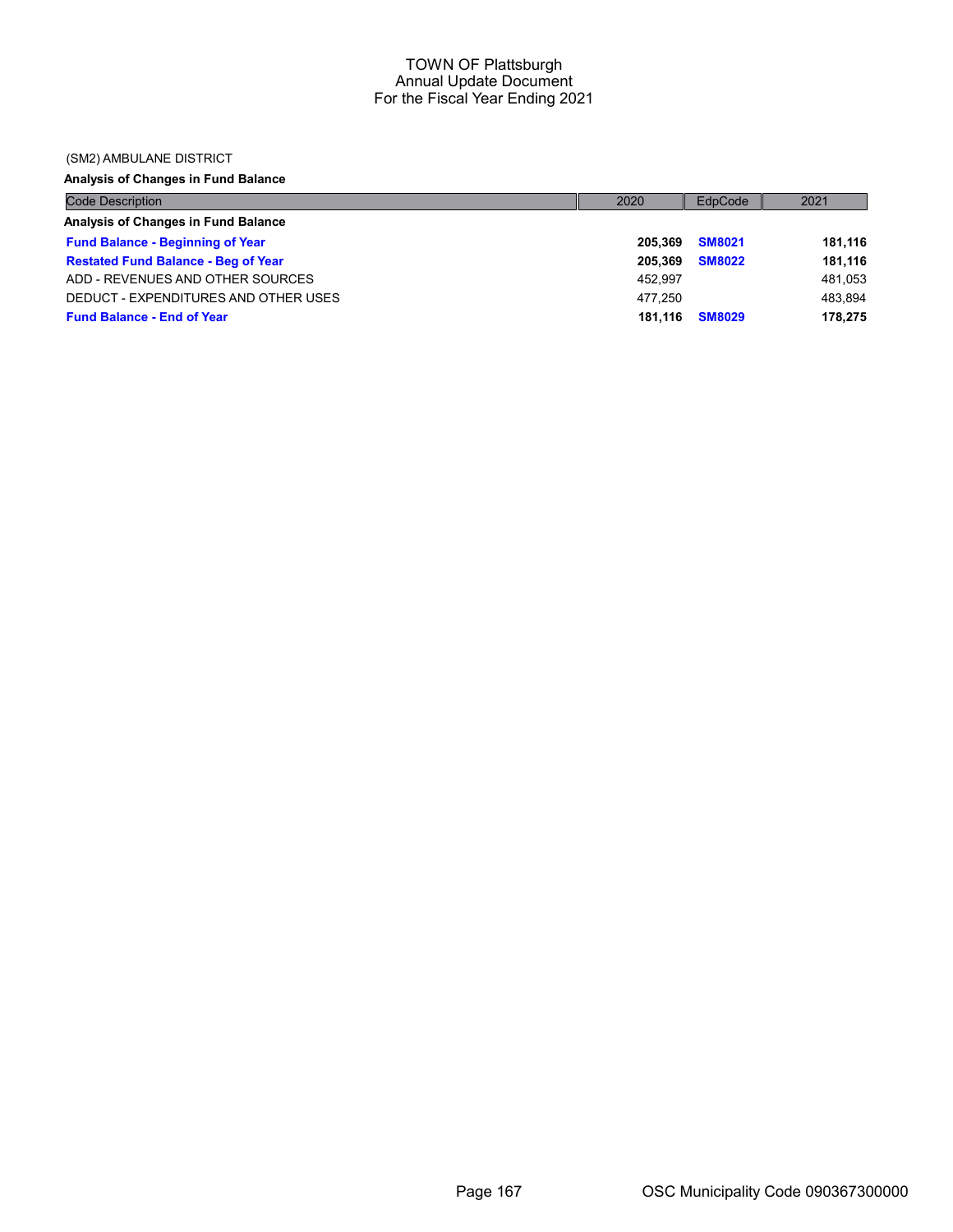TOWN OF Plattsburgh
Annual Update Document
For the Fiscal Year Ending 2021

(SM2) AMBULANE DISTRICT

**Analysis of Changes in Fund Balance**

| Code Description | 2020 | EdpCode | 2021 |
|---|---|---|---|
| **Analysis of Changes in Fund Balance** | | | |
| **Fund Balance - Beginning of Year** | **205,369** | **SM8021** | **181,116** |
| **Restated Fund Balance - Beg of Year** | **205,369** | **SM8022** | **181,116** |
| ADD - REVENUES AND OTHER SOURCES | 452,997 | | 481,053 |
| DEDUCT - EXPENDITURES AND OTHER USES | 477,250 | | 483,894 |
| **Fund Balance - End of Year** | **181,116** | **SM8029** | **178,275** |

OSC Municipality Code 090367300000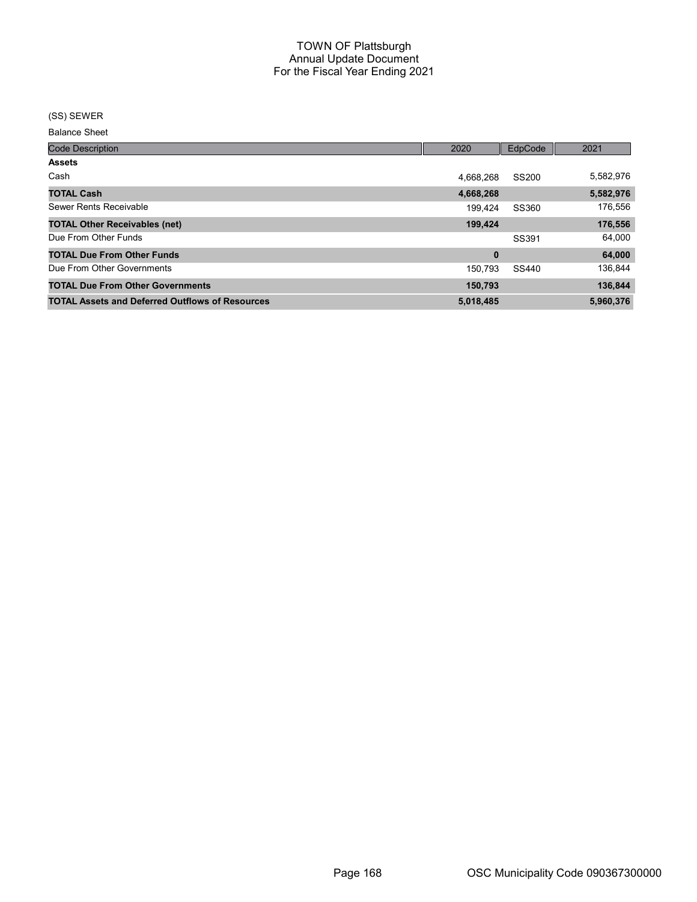# TOWN OF Plattsburgh
## Annual Update Document
## For the Fiscal Year Ending 2021

(SS) SEWER

Balance Sheet

| Code Description | 2020 | EdpCode | 2021 |
|---|---|---|---|
| **Assets** | | | |
| Cash | 4,668,268 | SS200 | 5,582,976 |
| **TOTAL Cash** | **4,668,268** | | **5,582,976** |
| Sewer Rents Receivable | 199,424 | SS360 | 176,556 |
| **TOTAL Other Receivables (net)** | **199,424** | | **176,556** |
| Due From Other Funds | | SS391 | 64,000 |
| **TOTAL Due From Other Funds** | **0** | | **64,000** |
| Due From Other Governments | 150,793 | SS440 | 136,844 |
| **TOTAL Due From Other Governments** | **150,793** | | **136,844** |
| **TOTAL Assets and Deferred Outflows of Resources** | **5,018,485** | | **5,960,376** |

OSC Municipality Code 090367300000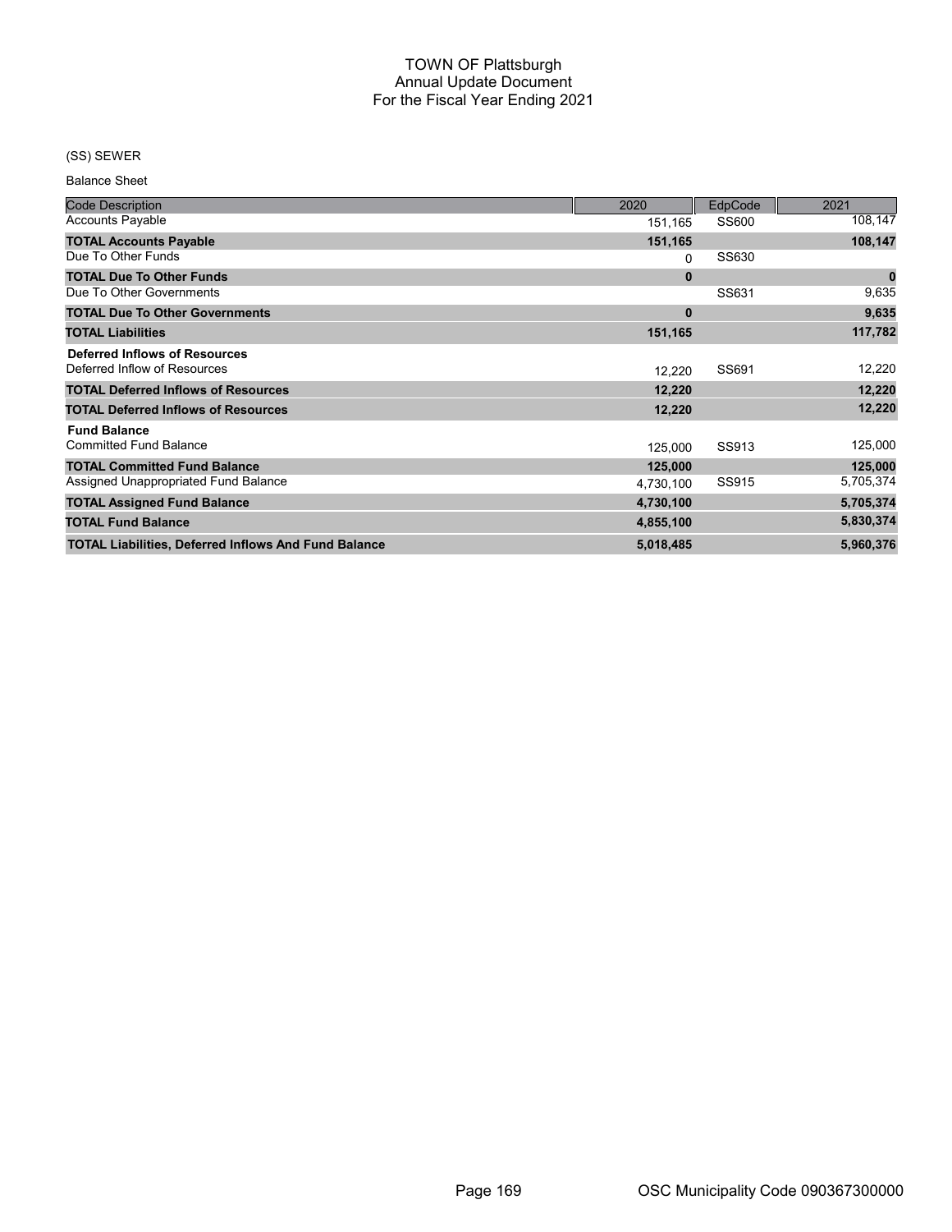# TOWN OF Plattsburgh
## Annual Update Document
## For the Fiscal Year Ending 2021

(SS) SEWER

Balance Sheet

| Code Description | 2020 | EdpCode | 2021 |
|---|---|---|---|
| Accounts Payable | 151,165 | SS600 | 108,147 |
| **TOTAL Accounts Payable** | **151,165** | | **108,147** |
| Due To Other Funds | 0 | SS630 | |
| **TOTAL Due To Other Funds** | **0** | | **0** |
| Due To Other Governments | | SS631 | 9,635 |
| **TOTAL Due To Other Governments** | **0** | | **9,635** |
| **TOTAL Liabilities** | **151,165** | | **117,782** |
| **Deferred Inflows of Resources** | | | |
| Deferred Inflow of Resources | 12,220 | SS691 | 12,220 |
| **TOTAL Deferred Inflows of Resources** | **12,220** | | **12,220** |
| **TOTAL Deferred Inflows of Resources** | **12,220** | | **12,220** |
| **Fund Balance** | | | |
| Committed Fund Balance | 125,000 | SS913 | 125,000 |
| **TOTAL Committed Fund Balance** | **125,000** | | **125,000** |
| Assigned Unappropriated Fund Balance | 4,730,100 | SS915 | 5,705,374 |
| **TOTAL Assigned Fund Balance** | **4,730,100** | | **5,705,374** |
| **TOTAL Fund Balance** | **4,855,100** | | **5,830,374** |
| **TOTAL Liabilities, Deferred Inflows And Fund Balance** | **5,018,485** | | **5,960,376** |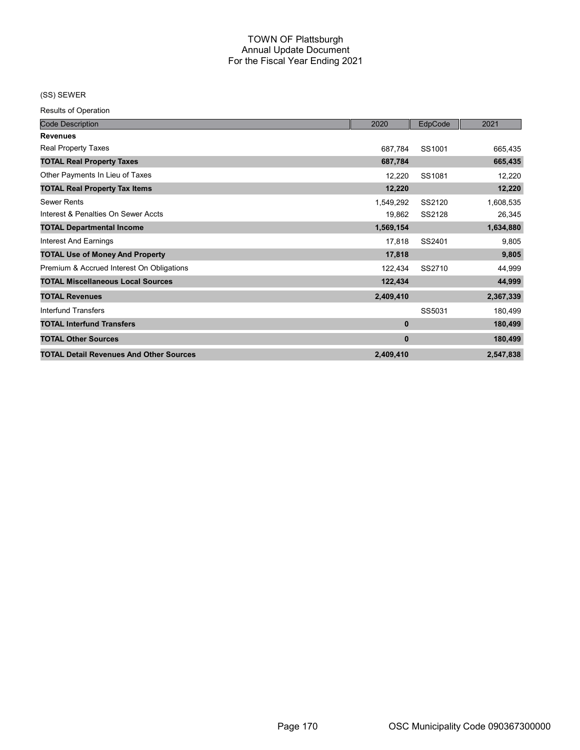# TOWN OF Plattsburgh
## Annual Update Document
## For the Fiscal Year Ending 2021

(SS) SEWER

Results of Operation

| Code Description | 2020 | EdpCode | 2021 |
|---|---|---|---|
| **Revenues** | | | |
| Real Property Taxes | 687,784 | SS1001 | 665,435 |
| **TOTAL Real Property Taxes** | **687,784** | | **665,435** |
| Other Payments In Lieu of Taxes | 12,220 | SS1081 | 12,220 |
| **TOTAL Real Property Tax Items** | **12,220** | | **12,220** |
| Sewer Rents | 1,549,292 | SS2120 | 1,608,535 |
| Interest & Penalties On Sewer Accts | 19,862 | SS2128 | 26,345 |
| **TOTAL Departmental Income** | **1,569,154** | | **1,634,880** |
| Interest And Earnings | 17,818 | SS2401 | 9,805 |
| **TOTAL Use of Money And Property** | **17,818** | | **9,805** |
| Premium & Accrued Interest On Obligations | 122,434 | SS2710 | 44,999 |
| **TOTAL Miscellaneous Local Sources** | **122,434** | | **44,999** |
| **TOTAL Revenues** | **2,409,410** | | **2,367,339** |
| Interfund Transfers | | SS5031 | 180,499 |
| **TOTAL Interfund Transfers** | **0** | | **180,499** |
| **TOTAL Other Sources** | **0** | | **180,499** |
| **TOTAL Detail Revenues And Other Sources** | **2,409,410** | | **2,547,838** |

OSC Municipality Code 090367300000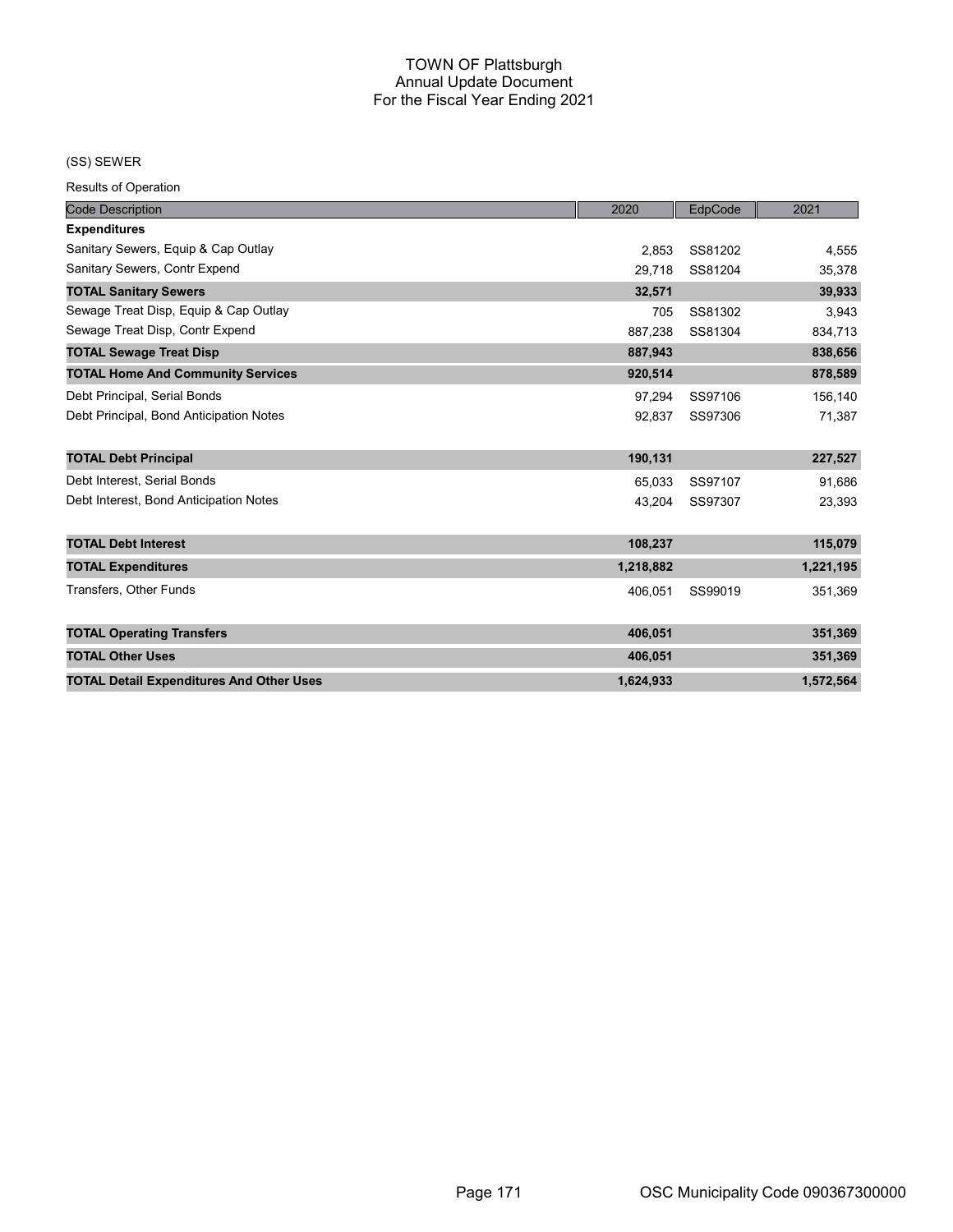# TOWN OF Plattsburgh
## Annual Update Document
## For the Fiscal Year Ending 2021

(SS) SEWER

Results of Operation

| Code Description | 2020 | EdpCode | 2021 |
|---|---|---|---|
| **Expenditures** | | | |
| Sanitary Sewers, Equip & Cap Outlay | 2,853 | SS81202 | 4,555 |
| Sanitary Sewers, Contr Expend | 29,718 | SS81204 | 35,378 |
| **TOTAL Sanitary Sewers** | **32,571** | | **39,933** |
| Sewage Treat Disp, Equip & Cap Outlay | 705 | SS81302 | 3,943 |
| Sewage Treat Disp, Contr Expend | 887,238 | SS81304 | 834,713 |
| **TOTAL Sewage Treat Disp** | **887,943** | | **838,656** |
| **TOTAL Home And Community Services** | **920,514** | | **878,589** |
| Debt Principal, Serial Bonds | 97,294 | SS97106 | 156,140 |
| Debt Principal, Bond Anticipation Notes | 92,837 | SS97306 | 71,387 |
| **TOTAL Debt Principal** | **190,131** | | **227,527** |
| Debt Interest, Serial Bonds | 65,033 | SS97107 | 91,686 |
| Debt Interest, Bond Anticipation Notes | 43,204 | SS97307 | 23,393 |
| **TOTAL Debt Interest** | **108,237** | | **115,079** |
| **TOTAL Expenditures** | **1,218,882** | | **1,221,195** |
| Transfers, Other Funds | 406,051 | SS99019 | 351,369 |
| **TOTAL Operating Transfers** | **406,051** | | **351,369** |
| **TOTAL Other Uses** | **406,051** | | **351,369** |
| **TOTAL Detail Expenditures And Other Uses** | **1,624,933** | | **1,572,564** |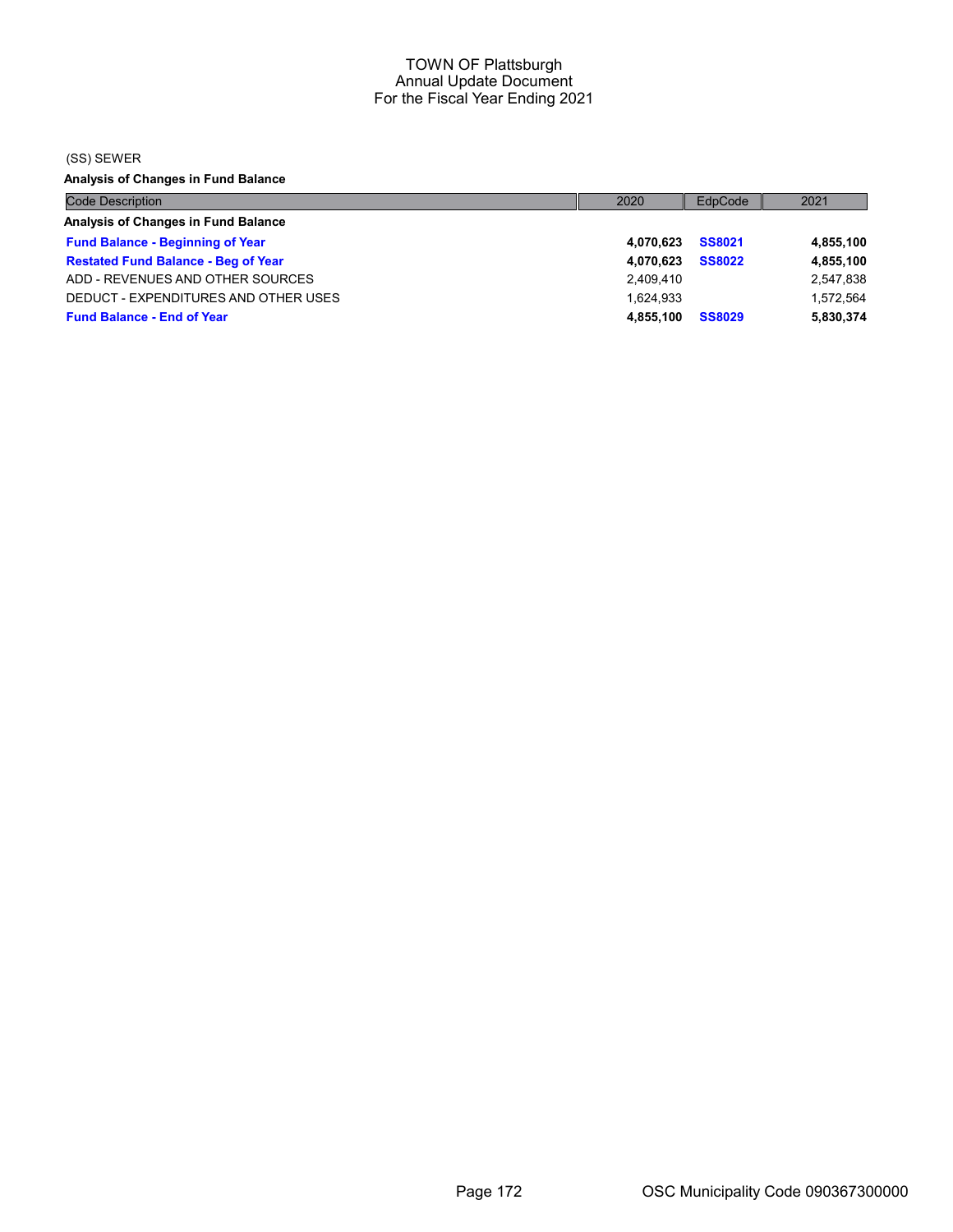# TOWN OF Plattsburgh
## Annual Update Document
## For the Fiscal Year Ending 2021

(SS) SEWER

**Analysis of Changes in Fund Balance**

| Code Description | 2020 | EdpCode | 2021 |
|---|---|---|---|
| **Analysis of Changes in Fund Balance** | | | |
| **Fund Balance - Beginning of Year** | **4,070,623** | **SS8021** | **4,855,100** |
| **Restated Fund Balance - Beg of Year** | **4,070,623** | **SS8022** | **4,855,100** |
| ADD - REVENUES AND OTHER SOURCES | 2,409,410 | | 2,547,838 |
| DEDUCT - EXPENDITURES AND OTHER USES | 1,624,933 | | 1,572,564 |
| **Fund Balance - End of Year** | **4,855,100** | **SS8029** | **5,830,374** |

OSC Municipality Code 090367300000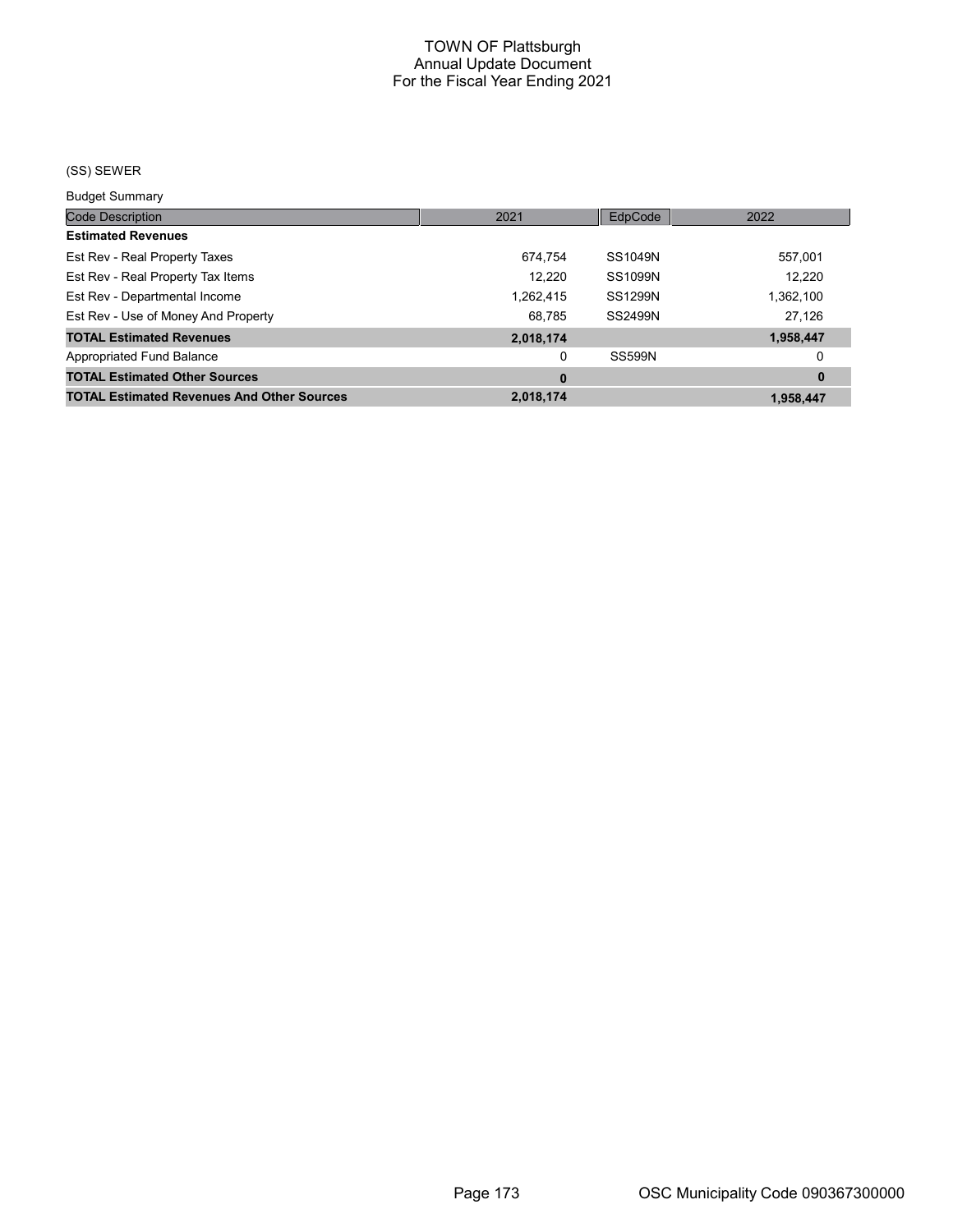# TOWN OF Plattsburgh
## Annual Update Document
## For the Fiscal Year Ending 2021

(SS) SEWER

Budget Summary

| Code Description | 2021 | EdpCode | 2022 |
|---|---|---|---|
| **Estimated Revenues** | | | |
| Est Rev - Real Property Taxes | 674,754 | SS1049N | 557,001 |
| Est Rev - Real Property Tax Items | 12,220 | SS1099N | 12,220 |
| Est Rev - Departmental Income | 1,262,415 | SS1299N | 1,362,100 |
| Est Rev - Use of Money And Property | 68,785 | SS2499N | 27,126 |
| **TOTAL Estimated Revenues** | **2,018,174** | | **1,958,447** |
| Appropriated Fund Balance | 0 | SS599N | 0 |
| **TOTAL Estimated Other Sources** | **0** | | **0** |
| **TOTAL Estimated Revenues And Other Sources** | **2,018,174** | | **1,958,447** |

OSC Municipality Code 090367300000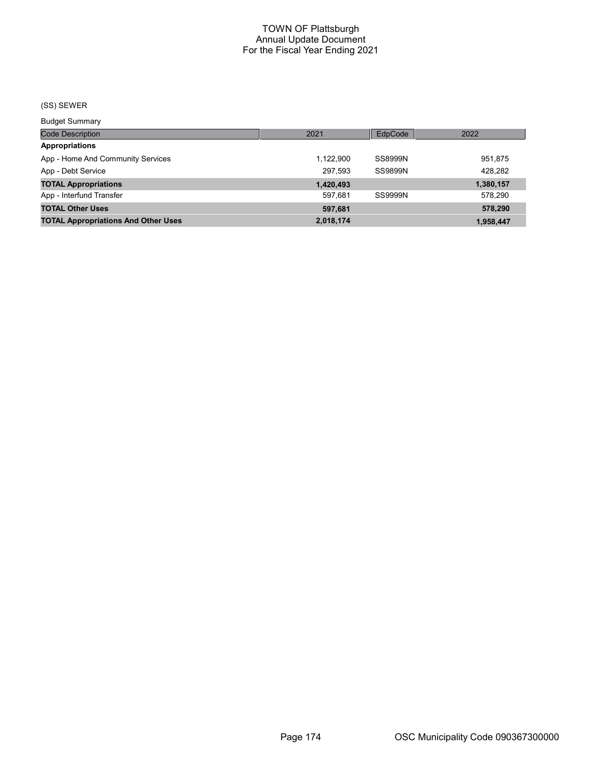# TOWN OF Plattsburgh
## Annual Update Document
## For the Fiscal Year Ending 2021

(SS) SEWER

Budget Summary

| Code Description | 2021 | EdpCode | 2022 |
|---|---|---|---|
| **Appropriations** | | | |
| App - Home And Community Services | 1,122,900 | SS8999N | 951,875 |
| App - Debt Service | 297,593 | SS9899N | 428,282 |
| **TOTAL Appropriations** | **1,420,493** | | **1,380,157** |
| App - Interfund Transfer | 597,681 | SS9999N | 578,290 |
| **TOTAL Other Uses** | **597,681** | | **578,290** |
| **TOTAL Appropriations And Other Uses** | **2,018,174** | | **1,958,447** |

OSC Municipality Code 090367300000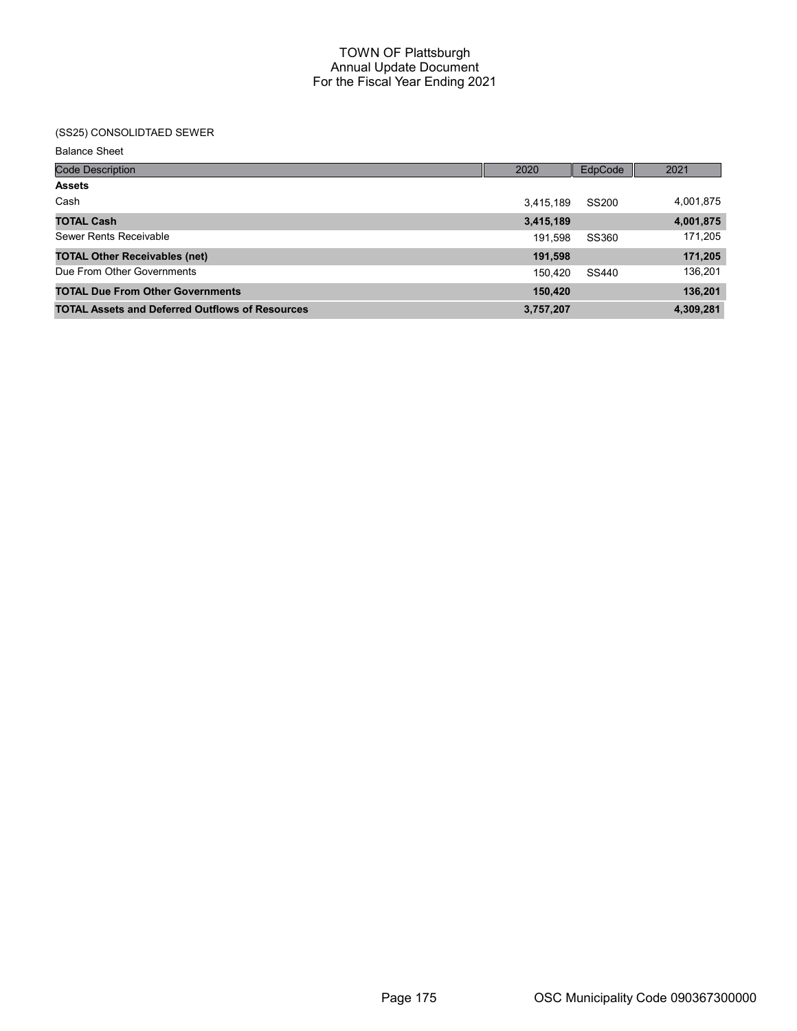# TOWN OF Plattsburgh
## Annual Update Document
## For the Fiscal Year Ending 2021

(SS25) CONSOLIDTAED SEWER

Balance Sheet

| Code Description | 2020 | EdpCode | 2021 |
|---|---|---|---|
| **Assets** | | | |
| Cash | 3,415,189 | SS200 | 4,001,875 |
| **TOTAL Cash** | **3,415,189** | | **4,001,875** |
| Sewer Rents Receivable | 191,598 | SS360 | 171,205 |
| **TOTAL Other Receivables (net)** | **191,598** | | **171,205** |
| Due From Other Governments | 150,420 | SS440 | 136,201 |
| **TOTAL Due From Other Governments** | **150,420** | | **136,201** |
| **TOTAL Assets and Deferred Outflows of Resources** | **3,757,207** | | **4,309,281** |

OSC Municipality Code 090367300000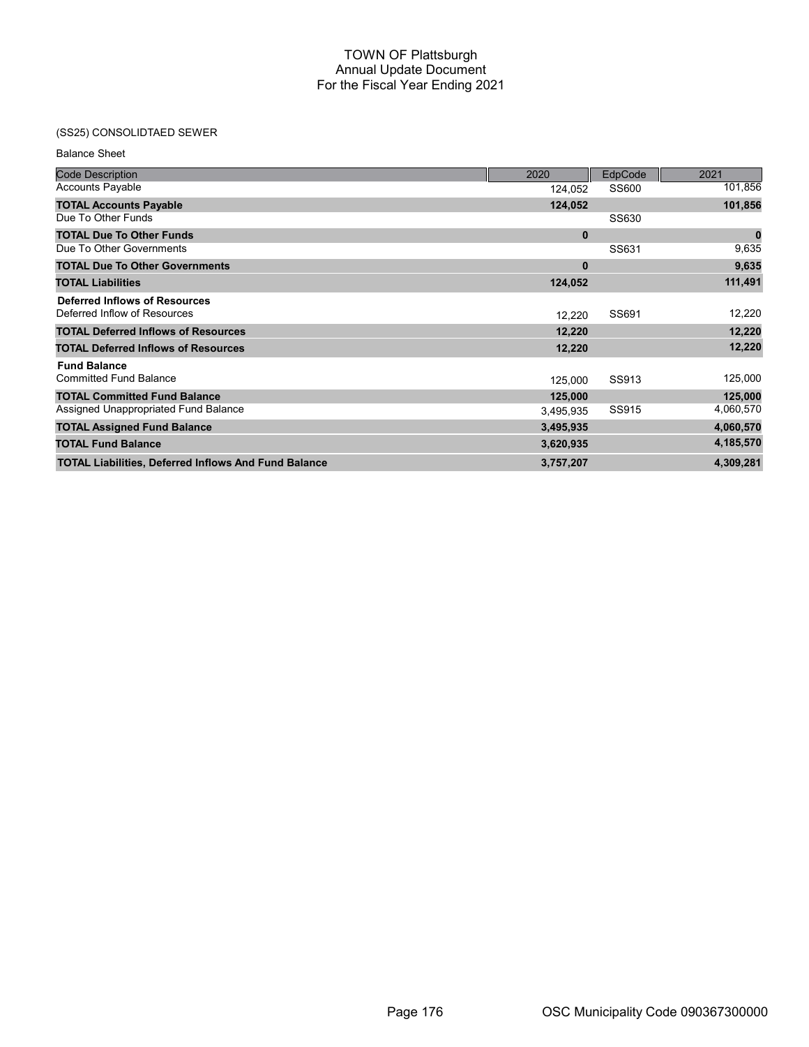# TOWN OF Plattsburgh
## Annual Update Document
## For the Fiscal Year Ending 2021

(SS25) CONSOLIDTAED SEWER

Balance Sheet

| Code Description | 2020 | EdpCode | 2021 |
|---|---|---|---|
| Accounts Payable | 124,052 | SS600 | 101,856 |
| **TOTAL Accounts Payable** | **124,052** | | **101,856** |
| Due To Other Funds | | SS630 | |
| **TOTAL Due To Other Funds** | **0** | | **0** |
| Due To Other Governments | | SS631 | 9,635 |
| **TOTAL Due To Other Governments** | **0** | | **9,635** |
| **TOTAL Liabilities** | **124,052** | | **111,491** |
| **Deferred Inflows of Resources** | | | |
| Deferred Inflow of Resources | 12,220 | SS691 | 12,220 |
| **TOTAL Deferred Inflows of Resources** | **12,220** | | **12,220** |
| **TOTAL Deferred Inflows of Resources** | **12,220** | | **12,220** |
| **Fund Balance** | | | |
| Committed Fund Balance | 125,000 | SS913 | 125,000 |
| **TOTAL Committed Fund Balance** | **125,000** | | **125,000** |
| Assigned Unappropriated Fund Balance | 3,495,935 | SS915 | 4,060,570 |
| **TOTAL Assigned Fund Balance** | **3,495,935** | | **4,060,570** |
| **TOTAL Fund Balance** | **3,620,935** | | **4,185,570** |
| **TOTAL Liabilities, Deferred Inflows And Fund Balance** | **3,757,207** | | **4,309,281** |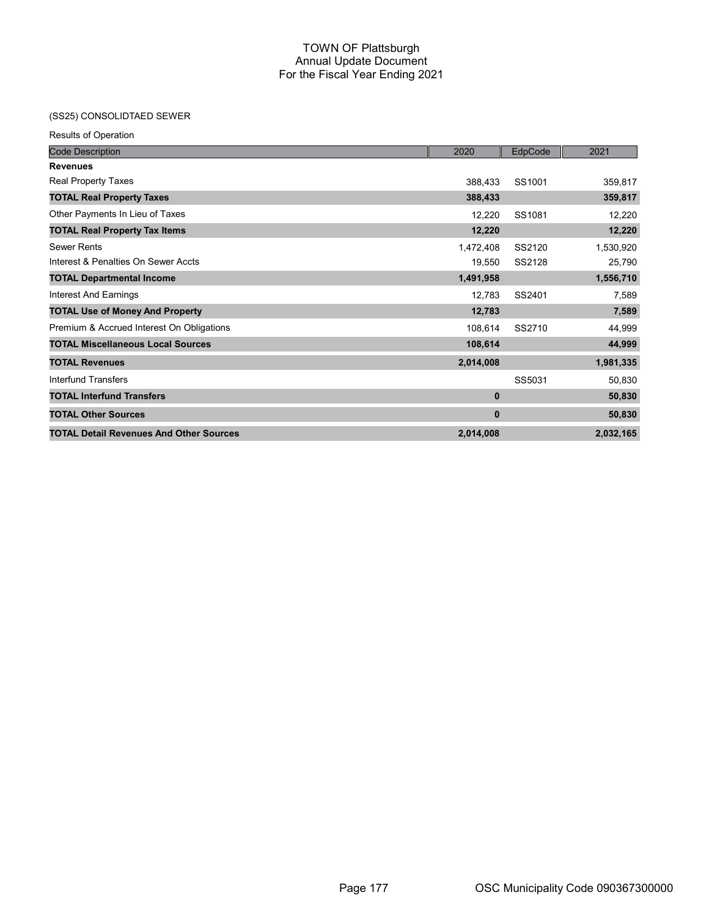# TOWN OF Plattsburgh
## Annual Update Document
## For the Fiscal Year Ending 2021

### (SS25) CONSOLIDTAED SEWER

Results of Operation

| Code Description | 2020 | EdpCode | 2021 |
|---|---|---|---|
| **Revenues** | | | |
| Real Property Taxes | 388,433 | SS1001 | 359,817 |
| **TOTAL Real Property Taxes** | **388,433** | | **359,817** |
| Other Payments In Lieu of Taxes | 12,220 | SS1081 | 12,220 |
| **TOTAL Real Property Tax Items** | **12,220** | | **12,220** |
| Sewer Rents | 1,472,408 | SS2120 | 1,530,920 |
| Interest & Penalties On Sewer Accts | 19,550 | SS2128 | 25,790 |
| **TOTAL Departmental Income** | **1,491,958** | | **1,556,710** |
| Interest And Earnings | 12,783 | SS2401 | 7,589 |
| **TOTAL Use of Money And Property** | **12,783** | | **7,589** |
| Premium & Accrued Interest On Obligations | 108,614 | SS2710 | 44,999 |
| **TOTAL Miscellaneous Local Sources** | **108,614** | | **44,999** |
| **TOTAL Revenues** | **2,014,008** | | **1,981,335** |
| Interfund Transfers | | SS5031 | 50,830 |
| **TOTAL Interfund Transfers** | **0** | | **50,830** |
| **TOTAL Other Sources** | **0** | | **50,830** |
| **TOTAL Detail Revenues And Other Sources** | **2,014,008** | | **2,032,165** |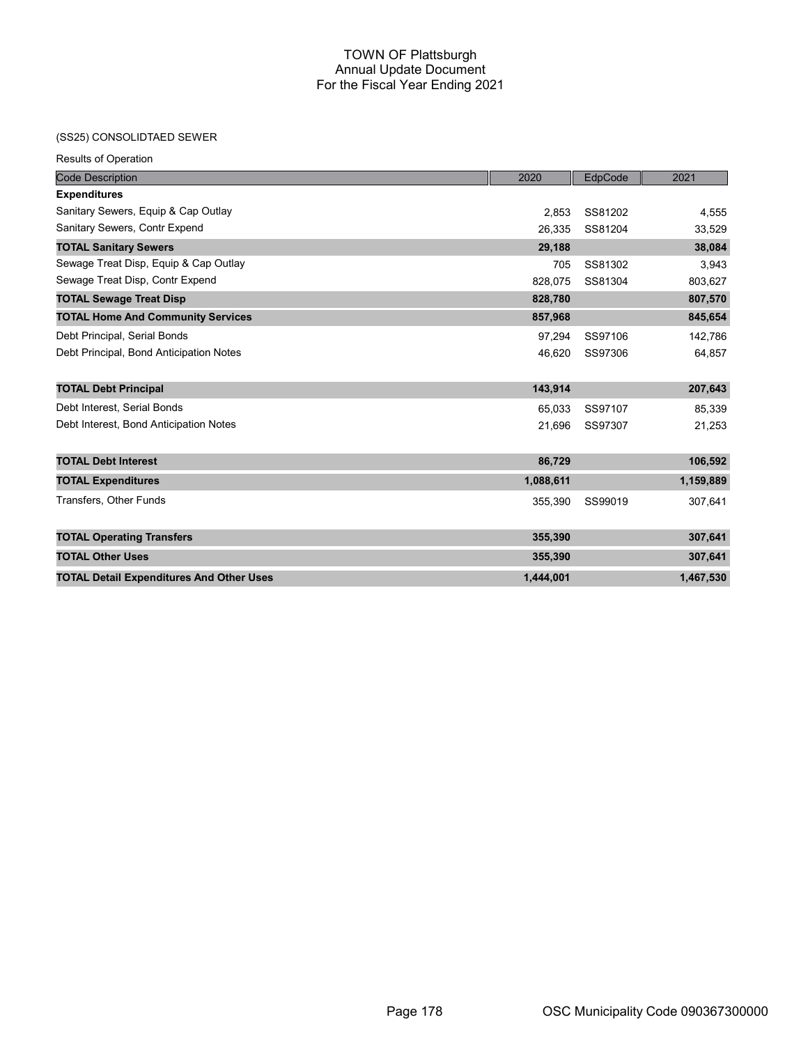# TOWN OF Plattsburgh
## Annual Update Document
## For the Fiscal Year Ending 2021

### (SS25) CONSOLIDTAED SEWER

Results of Operation

| Code Description | 2020 | EdpCode | 2021 |
|---|---|---|---|
| **Expenditures** | | | |
| Sanitary Sewers, Equip & Cap Outlay | 2,853 | SS81202 | 4,555 |
| Sanitary Sewers, Contr Expend | 26,335 | SS81204 | 33,529 |
| **TOTAL Sanitary Sewers** | **29,188** | | **38,084** |
| Sewage Treat Disp, Equip & Cap Outlay | 705 | SS81302 | 3,943 |
| Sewage Treat Disp, Contr Expend | 828,075 | SS81304 | 803,627 |
| **TOTAL Sewage Treat Disp** | **828,780** | | **807,570** |
| **TOTAL Home And Community Services** | **857,968** | | **845,654** |
| Debt Principal, Serial Bonds | 97,294 | SS97106 | 142,786 |
| Debt Principal, Bond Anticipation Notes | 46,620 | SS97306 | 64,857 |
| **TOTAL Debt Principal** | **143,914** | | **207,643** |
| Debt Interest, Serial Bonds | 65,033 | SS97107 | 85,339 |
| Debt Interest, Bond Anticipation Notes | 21,696 | SS97307 | 21,253 |
| **TOTAL Debt Interest** | **86,729** | | **106,592** |
| **TOTAL Expenditures** | **1,088,611** | | **1,159,889** |
| Transfers, Other Funds | 355,390 | SS99019 | 307,641 |
| **TOTAL Operating Transfers** | **355,390** | | **307,641** |
| **TOTAL Other Uses** | **355,390** | | **307,641** |
| **TOTAL Detail Expenditures And Other Uses** | **1,444,001** | | **1,467,530** |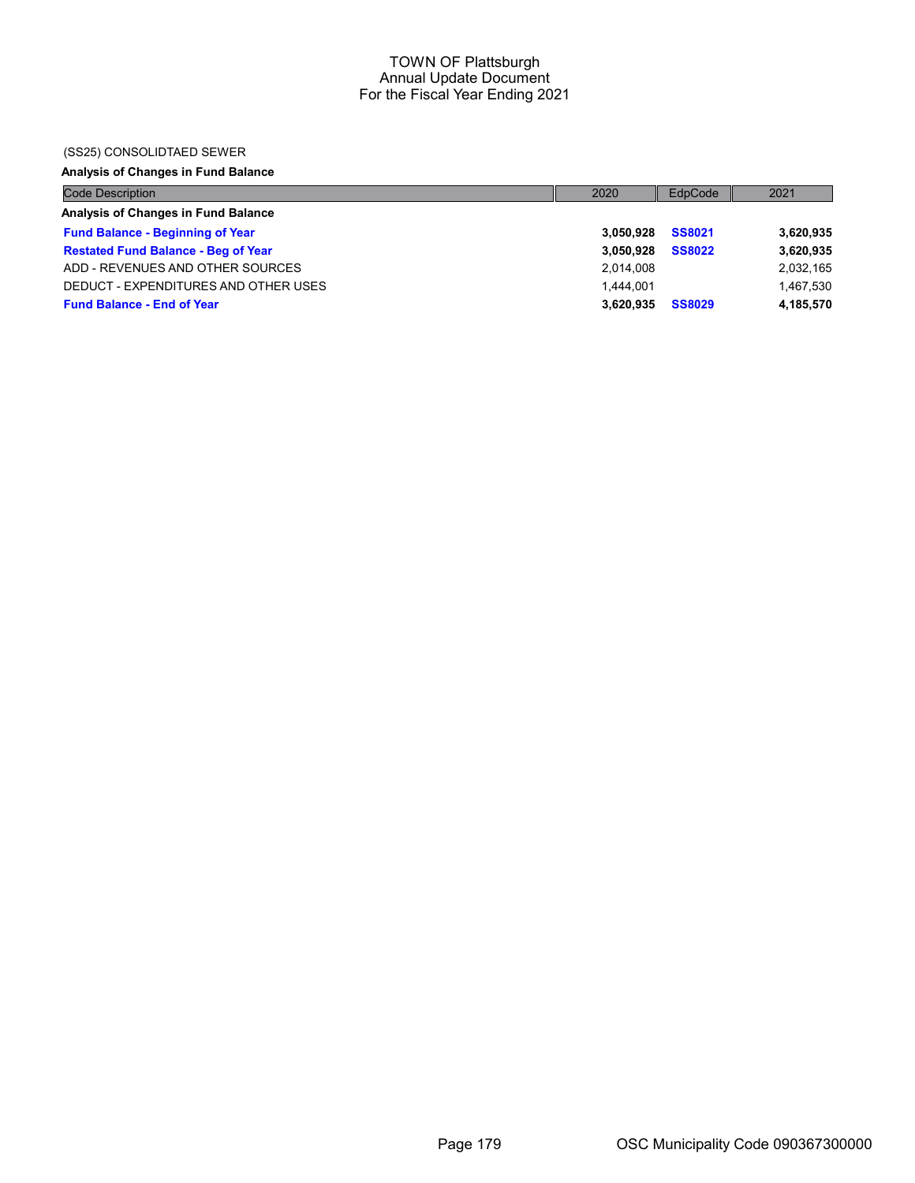# TOWN OF Plattsburgh
## Annual Update Document
### For the Fiscal Year Ending 2021

(SS25) CONSOLIDTAED SEWER

**Analysis of Changes in Fund Balance**

| Code Description | 2020 | EdpCode | 2021 |
|---|---|---|---|
| **Analysis of Changes in Fund Balance** | | | |
| **Fund Balance - Beginning of Year** | **3,050,928** | **SS8021** | **3,620,935** |
| **Restated Fund Balance - Beg of Year** | **3,050,928** | **SS8022** | **3,620,935** |
| ADD - REVENUES AND OTHER SOURCES | 2,014,008 | | 2,032,165 |
| DEDUCT - EXPENDITURES AND OTHER USES | 1,444,001 | | 1,467,530 |
| **Fund Balance - End of Year** | **3,620,935** | **SS8029** | **4,185,570** |

OSC Municipality Code 090367300000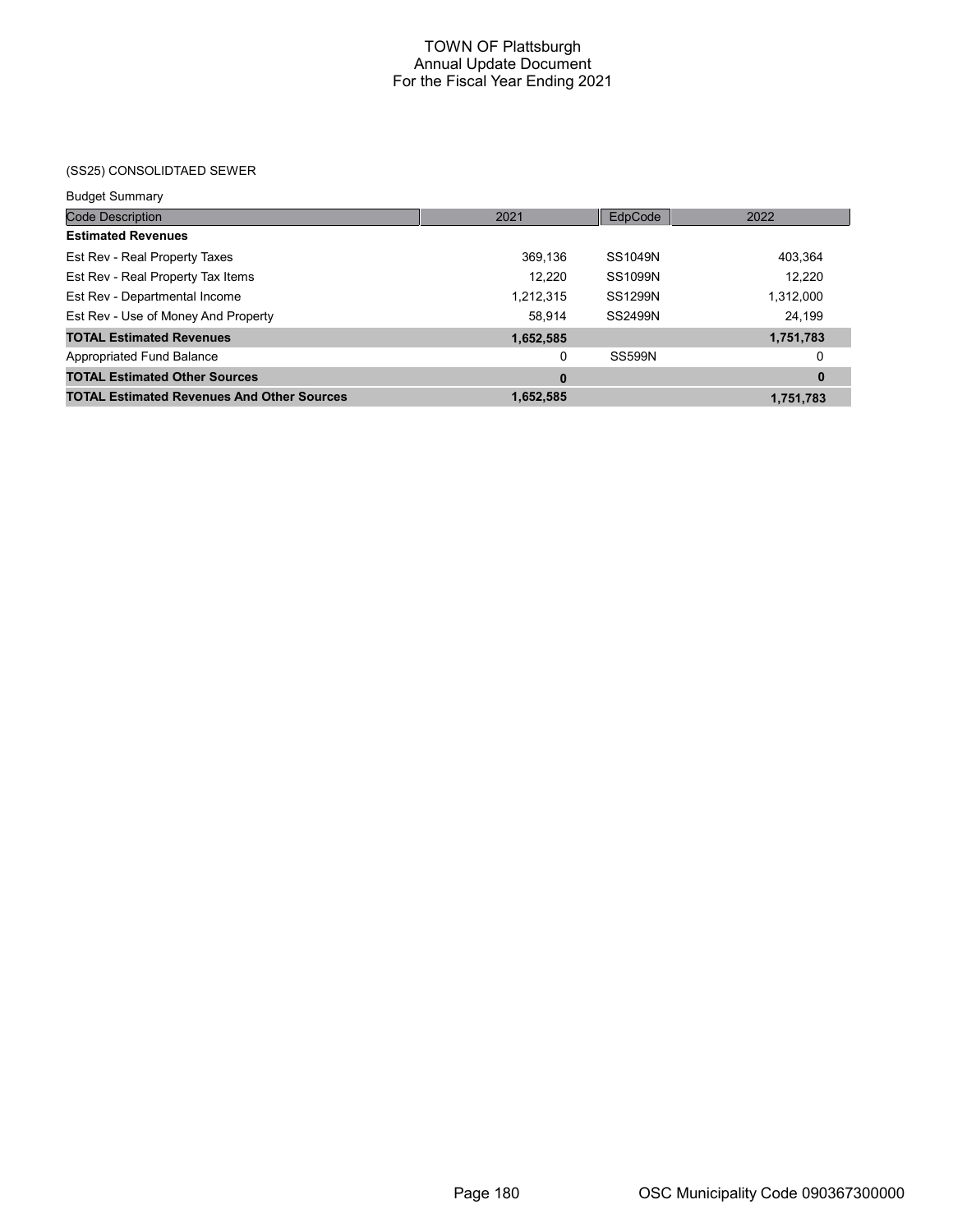# TOWN OF Plattsburgh
## Annual Update Document
## For the Fiscal Year Ending 2021

(SS25) CONSOLIDTAED SEWER

Budget Summary

| Code Description | 2021 | EdpCode | 2022 |
|---|---|---|---|
| **Estimated Revenues** | | | |
| Est Rev - Real Property Taxes | 369,136 | SS1049N | 403,364 |
| Est Rev - Real Property Tax Items | 12,220 | SS1099N | 12,220 |
| Est Rev - Departmental Income | 1,212,315 | SS1299N | 1,312,000 |
| Est Rev - Use of Money And Property | 58,914 | SS2499N | 24,199 |
| **TOTAL Estimated Revenues** | **1,652,585** | | **1,751,783** |
| Appropriated Fund Balance | 0 | SS599N | 0 |
| **TOTAL Estimated Other Sources** | **0** | | **0** |
| **TOTAL Estimated Revenues And Other Sources** | **1,652,585** | | **1,751,783** |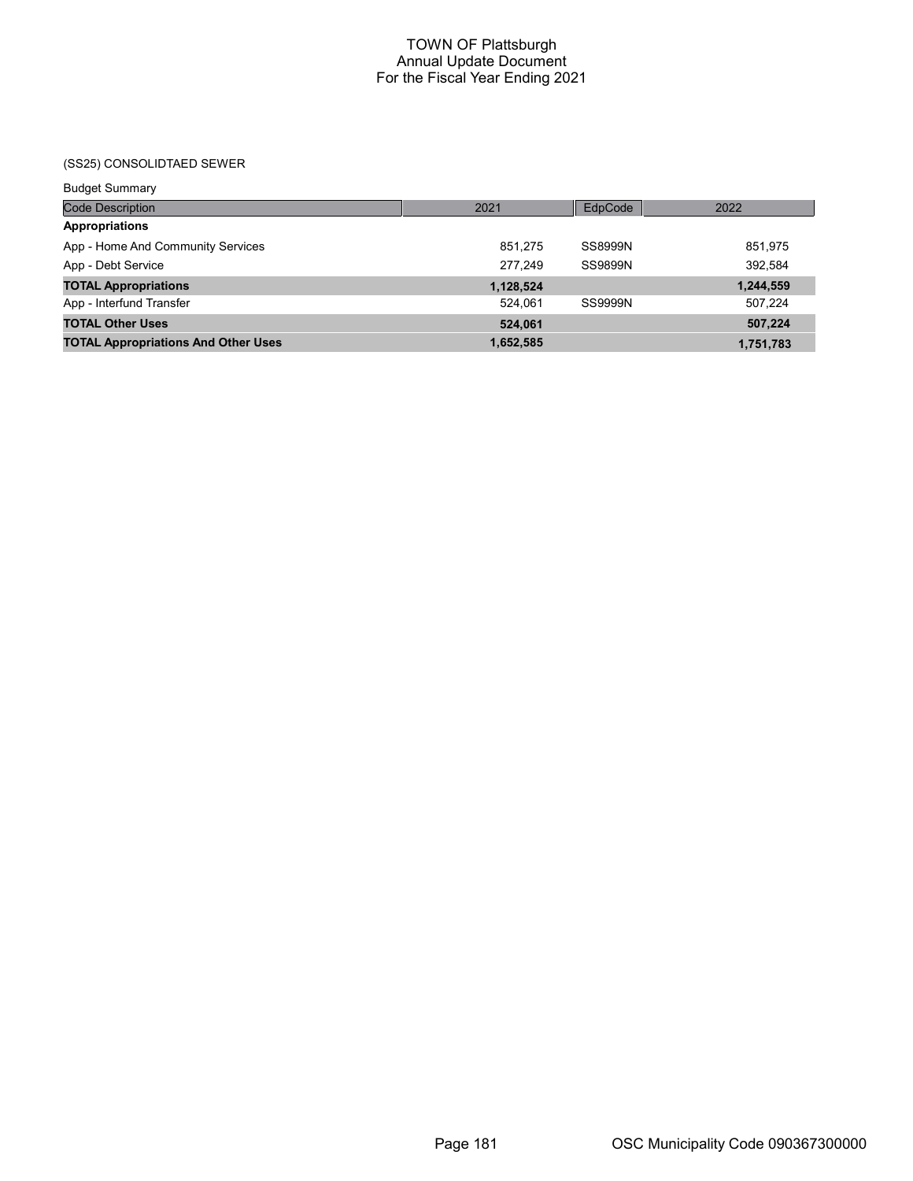# TOWN OF Plattsburgh
## Annual Update Document
## For the Fiscal Year Ending 2021

(SS25) CONSOLIDTAED SEWER

Budget Summary

| Code Description | 2021 | EdpCode | 2022 |
|---|---|---|---|
| **Appropriations** | | | |
| App - Home And Community Services | 851,275 | SS8999N | 851,975 |
| App - Debt Service | 277,249 | SS9899N | 392,584 |
| **TOTAL Appropriations** | **1,128,524** | | **1,244,559** |
| App - Interfund Transfer | 524,061 | SS9999N | 507,224 |
| **TOTAL Other Uses** | **524,061** | | **507,224** |
| **TOTAL Appropriations And Other Uses** | **1,652,585** | | **1,751,783** |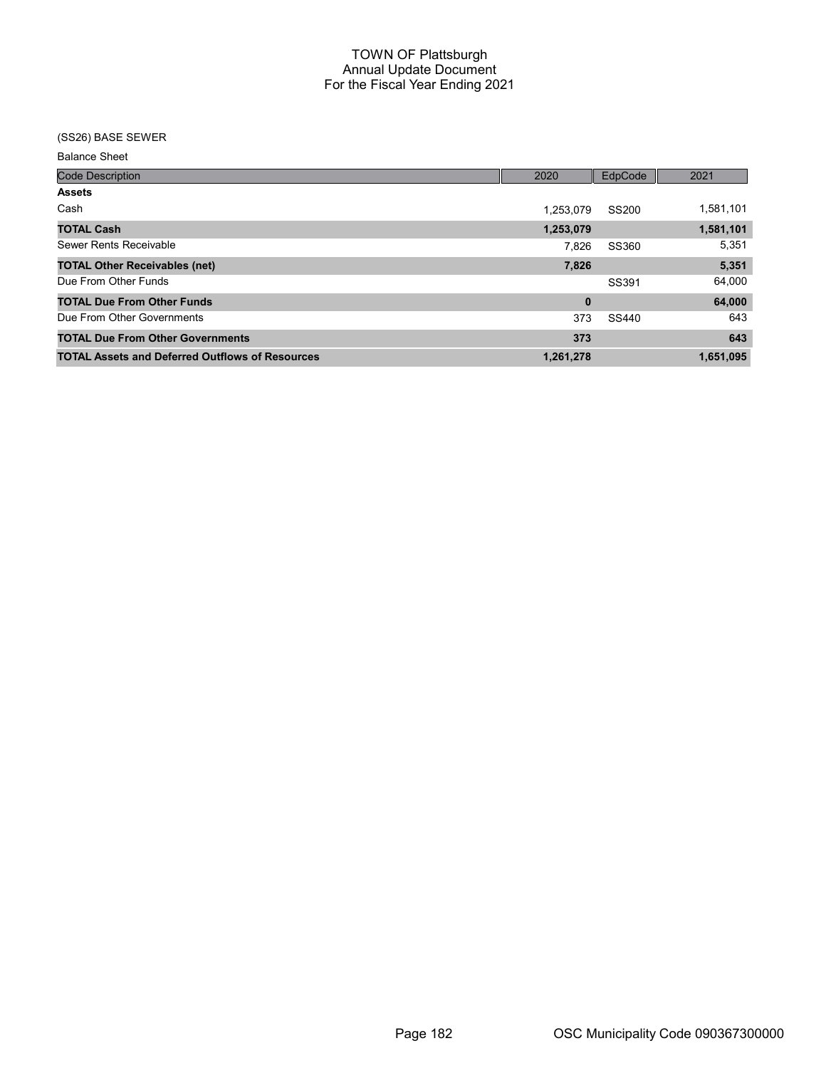# TOWN OF Plattsburgh
## Annual Update Document
## For the Fiscal Year Ending 2021

(SS26) BASE SEWER

Balance Sheet

| Code Description | 2020 | EdpCode | 2021 |
|---|---|---|---|
| **Assets** | | | |
| Cash | 1,253,079 | SS200 | 1,581,101 |
| **TOTAL Cash** | **1,253,079** | | **1,581,101** |
| Sewer Rents Receivable | 7,826 | SS360 | 5,351 |
| **TOTAL Other Receivables (net)** | **7,826** | | **5,351** |
| Due From Other Funds | | SS391 | 64,000 |
| **TOTAL Due From Other Funds** | **0** | | **64,000** |
| Due From Other Governments | 373 | SS440 | 643 |
| **TOTAL Due From Other Governments** | **373** | | **643** |
| **TOTAL Assets and Deferred Outflows of Resources** | **1,261,278** | | **1,651,095** |

OSC Municipality Code 090367300000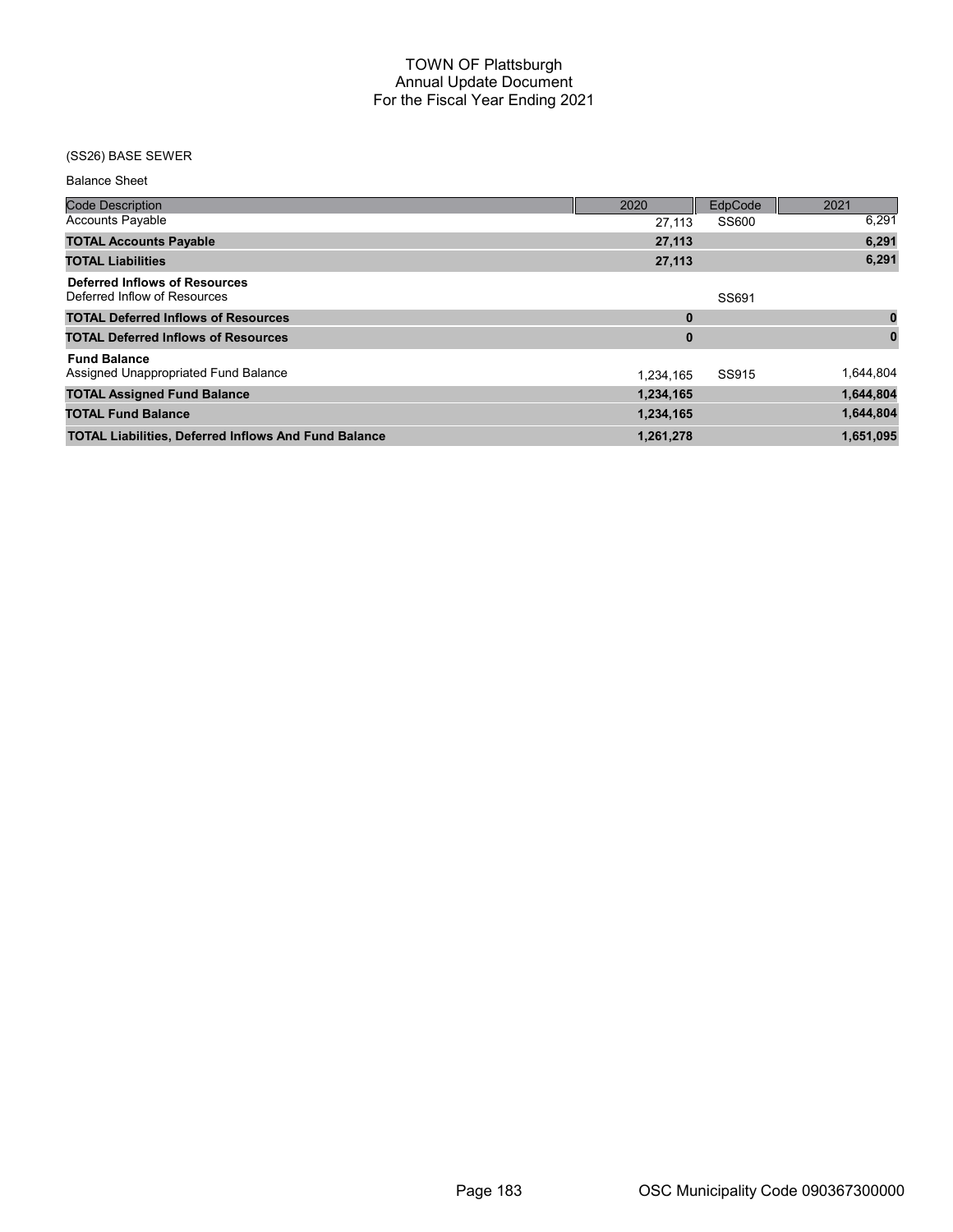# TOWN OF Plattsburgh
## Annual Update Document
## For the Fiscal Year Ending 2021

(SS26) BASE SEWER

Balance Sheet

| Code Description | 2020 | EdpCode | 2021 |
|---|---|---|---|
| Accounts Payable | 27,113 | SS600 | 6,291 |
| **TOTAL Accounts Payable** | **27,113** | | **6,291** |
| **TOTAL Liabilities** | **27,113** | | **6,291** |
| **Deferred Inflows of Resources** | | | |
| Deferred Inflow of Resources | | SS691 | |
| **TOTAL Deferred Inflows of Resources** | **0** | | **0** |
| **TOTAL Deferred Inflows of Resources** | **0** | | **0** |
| **Fund Balance** | | | |
| Assigned Unappropriated Fund Balance | 1,234,165 | SS915 | 1,644,804 |
| **TOTAL Assigned Fund Balance** | **1,234,165** | | **1,644,804** |
| **TOTAL Fund Balance** | **1,234,165** | | **1,644,804** |
| **TOTAL Liabilities, Deferred Inflows And Fund Balance** | **1,261,278** | | **1,651,095** |

OSC Municipality Code 090367300000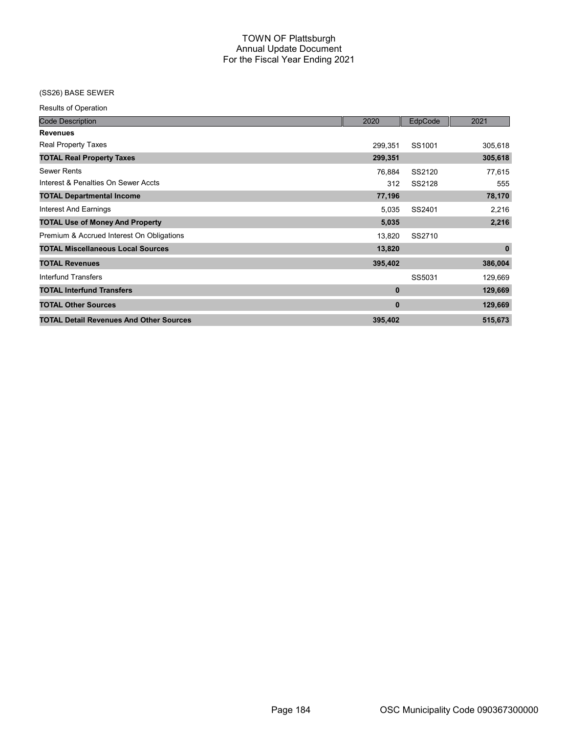# TOWN OF Plattsburgh
## Annual Update Document
## For the Fiscal Year Ending 2021

(SS26) BASE SEWER

Results of Operation

| Code Description | 2020 | EdpCode | 2021 |
|---|---|---|---|
| **Revenues** | | | |
| Real Property Taxes | 299,351 | SS1001 | 305,618 |
| **TOTAL Real Property Taxes** | **299,351** | | **305,618** |
| Sewer Rents | 76,884 | SS2120 | 77,615 |
| Interest & Penalties On Sewer Accts | 312 | SS2128 | 555 |
| **TOTAL Departmental Income** | **77,196** | | **78,170** |
| Interest And Earnings | 5,035 | SS2401 | 2,216 |
| **TOTAL Use of Money And Property** | **5,035** | | **2,216** |
| Premium & Accrued Interest On Obligations | 13,820 | SS2710 | |
| **TOTAL Miscellaneous Local Sources** | **13,820** | | **0** |
| **TOTAL Revenues** | **395,402** | | **386,004** |
| Interfund Transfers | | SS5031 | 129,669 |
| **TOTAL Interfund Transfers** | **0** | | **129,669** |
| **TOTAL Other Sources** | **0** | | **129,669** |
| **TOTAL Detail Revenues And Other Sources** | **395,402** | | **515,673** |

OSC Municipality Code 090367300000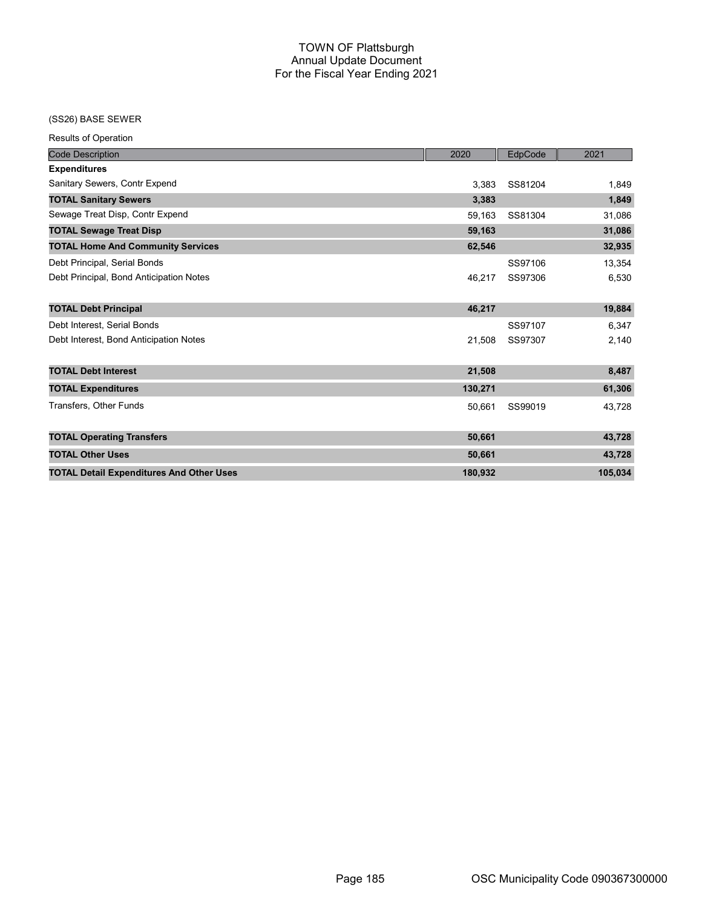# TOWN OF Plattsburgh
## Annual Update Document
## For the Fiscal Year Ending 2021

(SS26) BASE SEWER

Results of Operation

| Code Description | 2020 | EdpCode | 2021 |
|---|---|---|---|
| **Expenditures** | | | |
| Sanitary Sewers, Contr Expend | 3,383 | SS81204 | 1,849 |
| **TOTAL Sanitary Sewers** | **3,383** | | **1,849** |
| Sewage Treat Disp, Contr Expend | 59,163 | SS81304 | 31,086 |
| **TOTAL Sewage Treat Disp** | **59,163** | | **31,086** |
| **TOTAL Home And Community Services** | **62,546** | | **32,935** |
| Debt Principal, Serial Bonds | | SS97106 | 13,354 |
| Debt Principal, Bond Anticipation Notes | 46,217 | SS97306 | 6,530 |
| **TOTAL Debt Principal** | **46,217** | | **19,884** |
| Debt Interest, Serial Bonds | | SS97107 | 6,347 |
| Debt Interest, Bond Anticipation Notes | 21,508 | SS97307 | 2,140 |
| **TOTAL Debt Interest** | **21,508** | | **8,487** |
| **TOTAL Expenditures** | **130,271** | | **61,306** |
| Transfers, Other Funds | 50,661 | SS99019 | 43,728 |
| **TOTAL Operating Transfers** | **50,661** | | **43,728** |
| **TOTAL Other Uses** | **50,661** | | **43,728** |
| **TOTAL Detail Expenditures And Other Uses** | **180,932** | | **105,034** |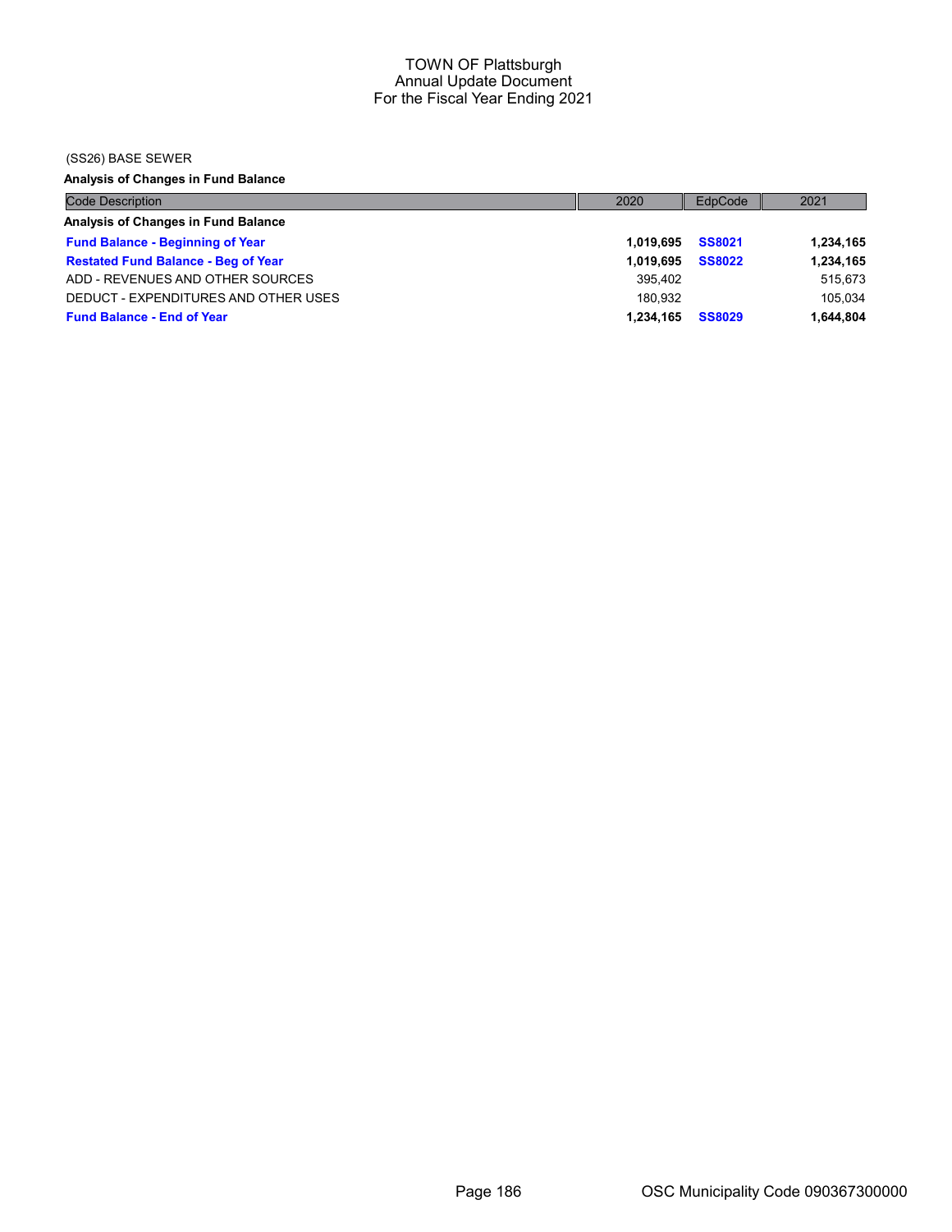TOWN OF Plattsburgh
Annual Update Document
For the Fiscal Year Ending 2021

(SS26) BASE SEWER

**Analysis of Changes in Fund Balance**

| Code Description | 2020 | EdpCode | 2021 |
|---|---|---|---|
| **Analysis of Changes in Fund Balance** | | | |
| **Fund Balance - Beginning of Year** | **1,019,695** | **SS8021** | **1,234,165** |
| **Restated Fund Balance - Beg of Year** | **1,019,695** | **SS8022** | **1,234,165** |
| ADD - REVENUES AND OTHER SOURCES | 395,402 | | 515,673 |
| DEDUCT - EXPENDITURES AND OTHER USES | 180,932 | | 105,034 |
| **Fund Balance - End of Year** | **1,234,165** | **SS8029** | **1,644,804** |

OSC Municipality Code 090367300000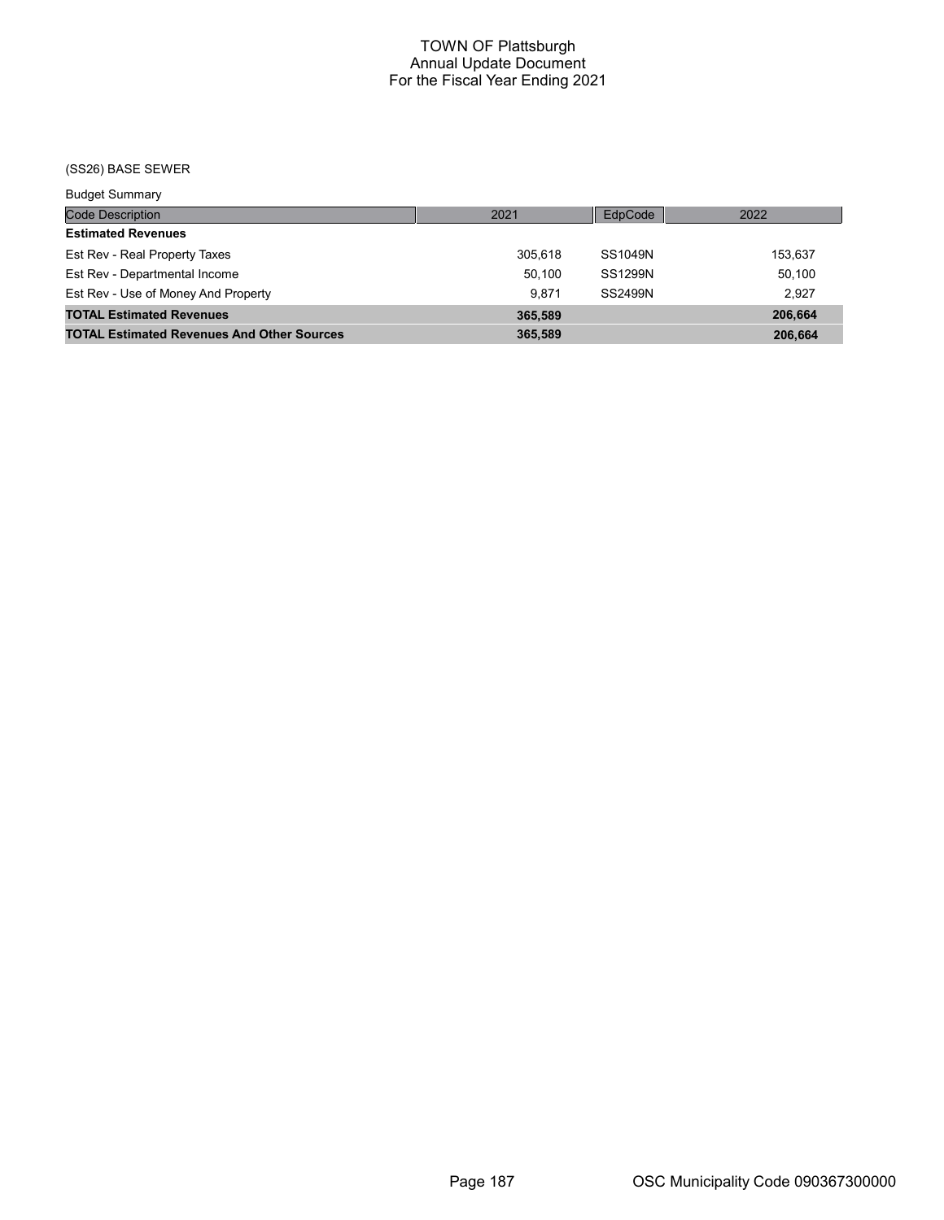# TOWN OF Plattsburgh
## Annual Update Document
## For the Fiscal Year Ending 2021

(SS26) BASE SEWER

Budget Summary

| Code Description | 2021 | EdpCode | 2022 |
|---|---|---|---|
| **Estimated Revenues** | | | |
| Est Rev - Real Property Taxes | 305,618 | SS1049N | 153,637 |
| Est Rev - Departmental Income | 50,100 | SS1299N | 50,100 |
| Est Rev - Use of Money And Property | 9,871 | SS2499N | 2,927 |
| **TOTAL Estimated Revenues** | **365,589** | | **206,664** |
| **TOTAL Estimated Revenues And Other Sources** | **365,589** | | **206,664** |

OSC Municipality Code 090367300000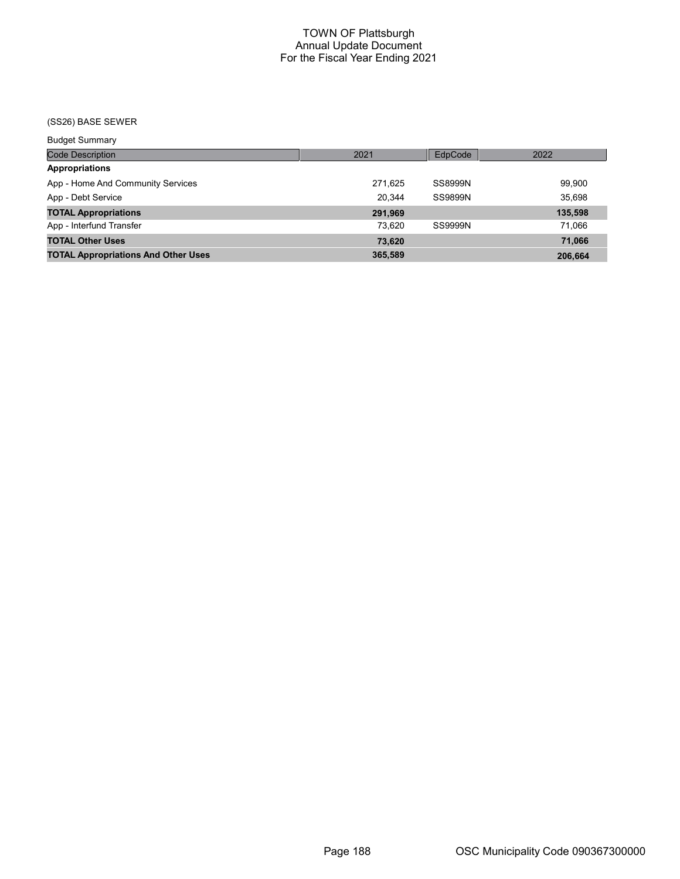# TOWN OF Plattsburgh
## Annual Update Document
## For the Fiscal Year Ending 2021

(SS26) BASE SEWER

Budget Summary

| Code Description | 2021 | EdpCode | 2022 |
|---|---|---|---|
| **Appropriations** | | | |
| App - Home And Community Services | 271,625 | SS8999N | 99,900 |
| App - Debt Service | 20,344 | SS9899N | 35,698 |
| **TOTAL Appropriations** | **291,969** | | **135,598** |
| App - Interfund Transfer | 73,620 | SS9999N | 71,066 |
| **TOTAL Other Uses** | **73,620** | | **71,066** |
| **TOTAL Appropriations And Other Uses** | **365,589** | | **206,664** |

OSC Municipality Code 090367300000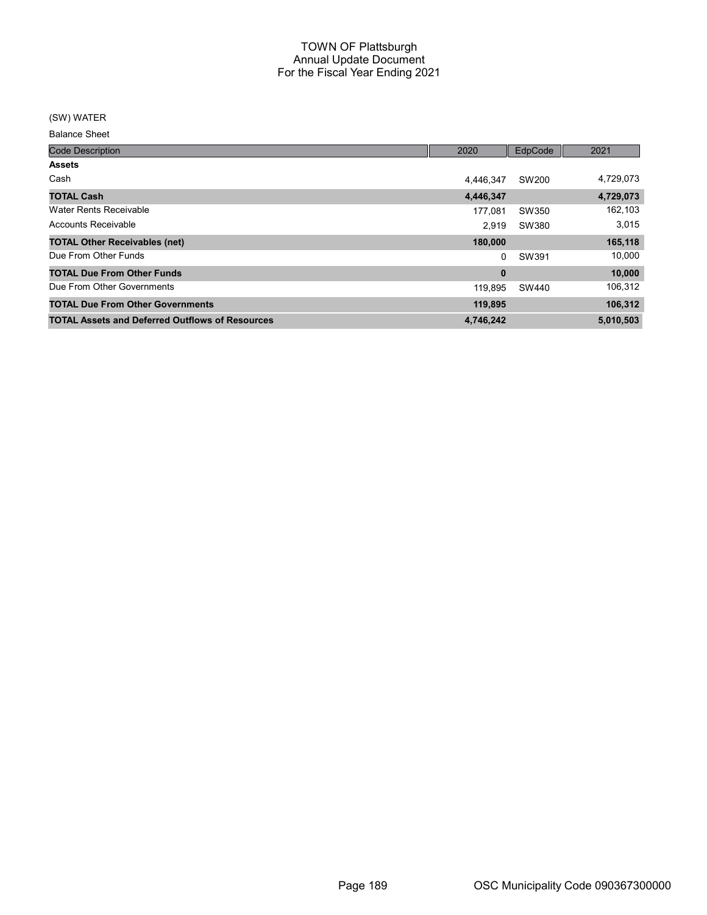# TOWN OF Plattsburgh
## Annual Update Document
## For the Fiscal Year Ending 2021

(SW) WATER

Balance Sheet

| Code Description | 2020 | EdpCode | 2021 |
|---|---|---|---|
| **Assets** | | | |
| Cash | 4,446,347 | SW200 | 4,729,073 |
| **TOTAL Cash** | **4,446,347** | | **4,729,073** |
| Water Rents Receivable | 177,081 | SW350 | 162,103 |
| Accounts Receivable | 2,919 | SW380 | 3,015 |
| **TOTAL Other Receivables (net)** | **180,000** | | **165,118** |
| Due From Other Funds | 0 | SW391 | 10,000 |
| **TOTAL Due From Other Funds** | **0** | | **10,000** |
| Due From Other Governments | 119,895 | SW440 | 106,312 |
| **TOTAL Due From Other Governments** | **119,895** | | **106,312** |
| **TOTAL Assets and Deferred Outflows of Resources** | **4,746,242** | | **5,010,503** |

OSC Municipality Code 090367300000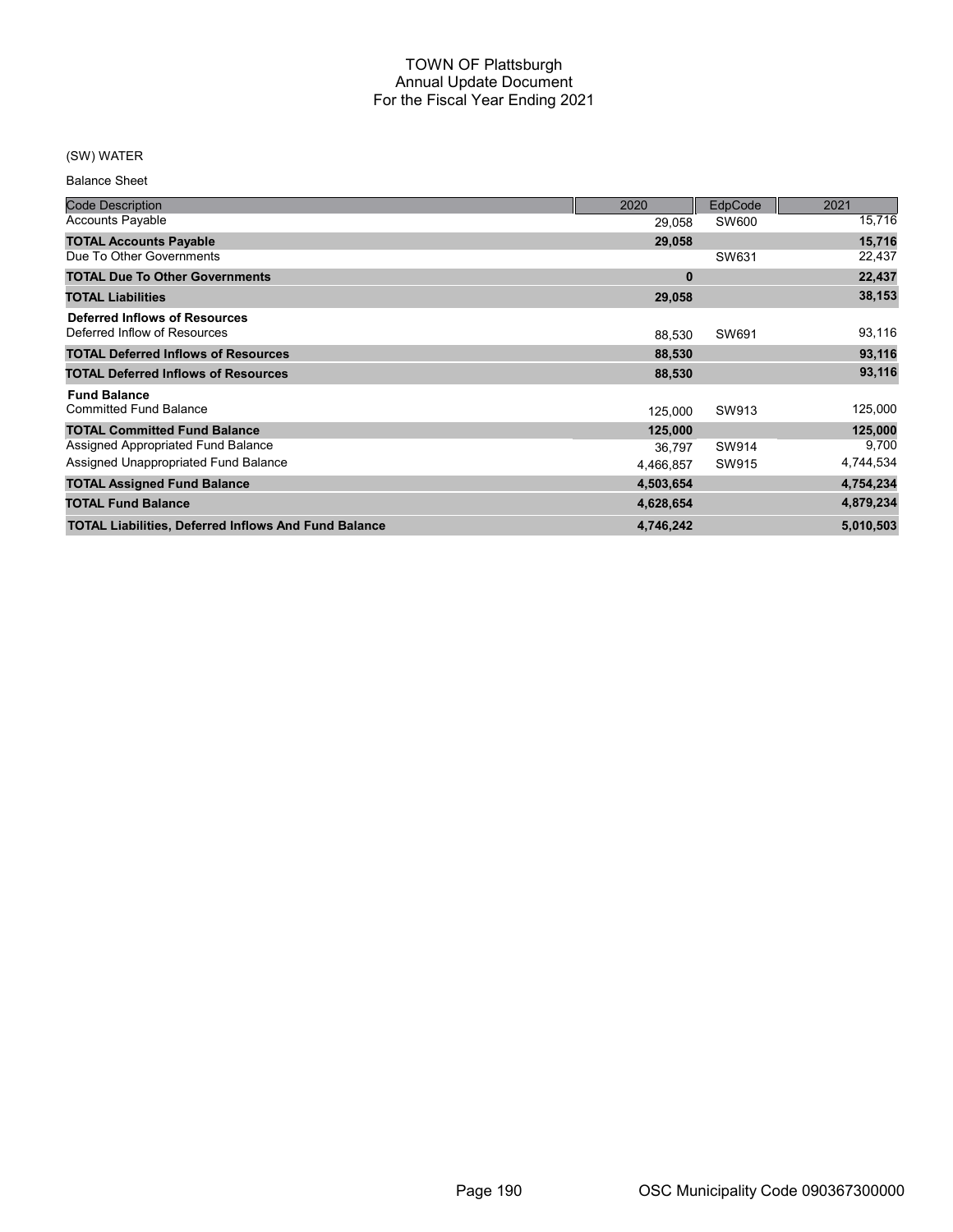# TOWN OF Plattsburgh
## Annual Update Document
## For the Fiscal Year Ending 2021

(SW) WATER

Balance Sheet

| Code Description | 2020 | EdpCode | 2021 |
|---|---|---|---|
| Accounts Payable | 29,058 | SW600 | 15,716 |
| **TOTAL Accounts Payable** | **29,058** | | **15,716** |
| Due To Other Governments | | SW631 | 22,437 |
| **TOTAL Due To Other Governments** | **0** | | **22,437** |
| **TOTAL Liabilities** | **29,058** | | **38,153** |
| **Deferred Inflows of Resources** | | | |
| Deferred Inflow of Resources | 88,530 | SW691 | 93,116 |
| **TOTAL Deferred Inflows of Resources** | **88,530** | | **93,116** |
| **TOTAL Deferred Inflows of Resources** | **88,530** | | **93,116** |
| **Fund Balance** | | | |
| Committed Fund Balance | 125,000 | SW913 | 125,000 |
| **TOTAL Committed Fund Balance** | **125,000** | | **125,000** |
| Assigned Appropriated Fund Balance | 36,797 | SW914 | 9,700 |
| Assigned Unappropriated Fund Balance | 4,466,857 | SW915 | 4,744,534 |
| **TOTAL Assigned Fund Balance** | **4,503,654** | | **4,754,234** |
| **TOTAL Fund Balance** | **4,628,654** | | **4,879,234** |
| **TOTAL Liabilities, Deferred Inflows And Fund Balance** | **4,746,242** | | **5,010,503** |

OSC Municipality Code 090367300000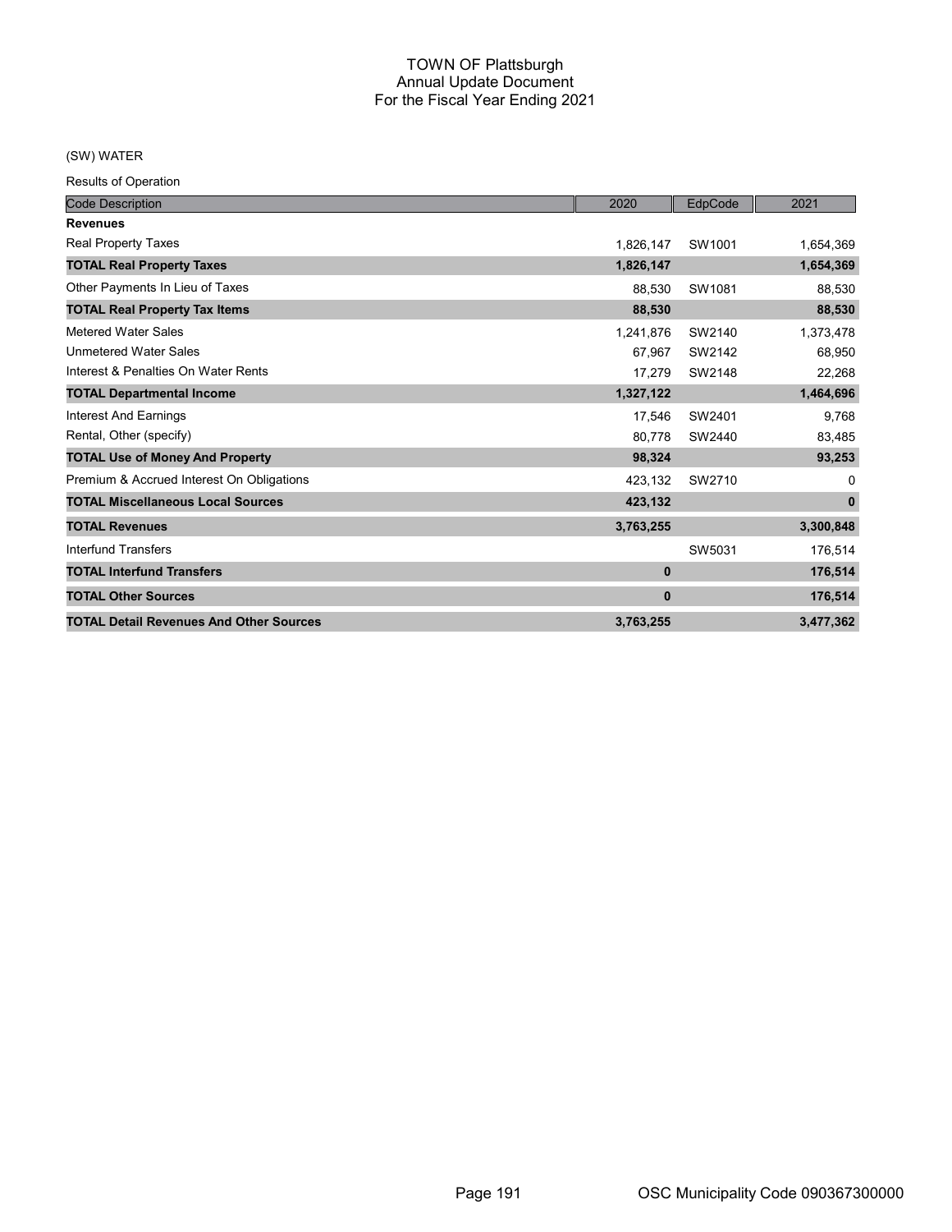# TOWN OF Plattsburgh
## Annual Update Document
## For the Fiscal Year Ending 2021

(SW) WATER

Results of Operation

| Code Description | 2020 | EdpCode | 2021 |
|---|---|---|---|
| **Revenues** | | | |
| Real Property Taxes | 1,826,147 | SW1001 | 1,654,369 |
| **TOTAL Real Property Taxes** | **1,826,147** | | **1,654,369** |
| Other Payments In Lieu of Taxes | 88,530 | SW1081 | 88,530 |
| **TOTAL Real Property Tax Items** | **88,530** | | **88,530** |
| Metered Water Sales | 1,241,876 | SW2140 | 1,373,478 |
| Unmetered Water Sales | 67,967 | SW2142 | 68,950 |
| Interest & Penalties On Water Rents | 17,279 | SW2148 | 22,268 |
| **TOTAL Departmental Income** | **1,327,122** | | **1,464,696** |
| Interest And Earnings | 17,546 | SW2401 | 9,768 |
| Rental, Other (specify) | 80,778 | SW2440 | 83,485 |
| **TOTAL Use of Money And Property** | **98,324** | | **93,253** |
| Premium & Accrued Interest On Obligations | 423,132 | SW2710 | 0 |
| **TOTAL Miscellaneous Local Sources** | **423,132** | | **0** |
| **TOTAL Revenues** | **3,763,255** | | **3,300,848** |
| Interfund Transfers | | SW5031 | 176,514 |
| **TOTAL Interfund Transfers** | **0** | | **176,514** |
| **TOTAL Other Sources** | **0** | | **176,514** |
| **TOTAL Detail Revenues And Other Sources** | **3,763,255** | | **3,477,362** |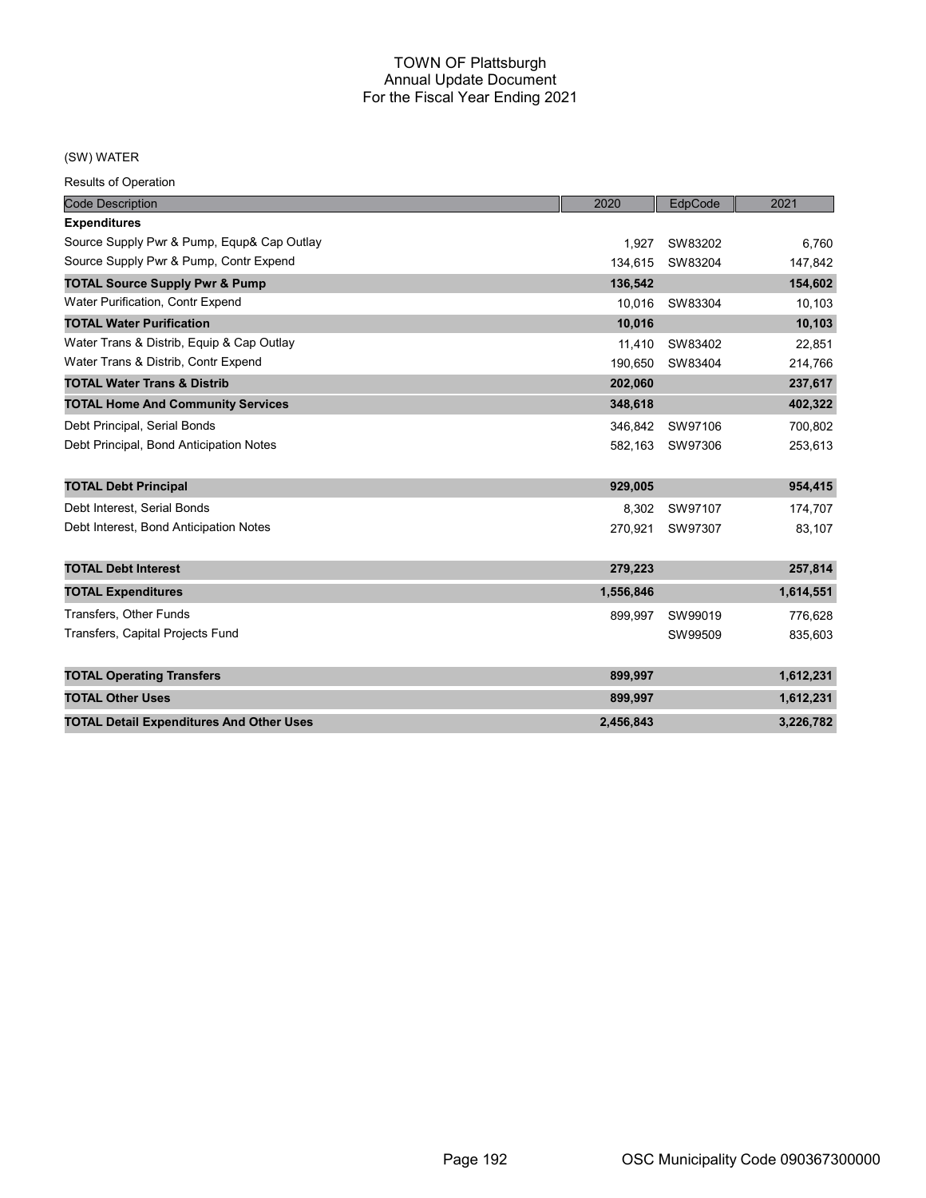# TOWN OF Plattsburgh
## Annual Update Document
## For the Fiscal Year Ending 2021

(SW) WATER

Results of Operation

| Code Description | 2020 | EdpCode | 2021 |
|---|---|---|---|
| **Expenditures** | | | |
| Source Supply Pwr & Pump, Equp& Cap Outlay | 1,927 | SW83202 | 6,760 |
| Source Supply Pwr & Pump, Contr Expend | 134,615 | SW83204 | 147,842 |
| **TOTAL Source Supply Pwr & Pump** | **136,542** | | **154,602** |
| Water Purification, Contr Expend | 10,016 | SW83304 | 10,103 |
| **TOTAL Water Purification** | **10,016** | | **10,103** |
| Water Trans & Distrib, Equip & Cap Outlay | 11,410 | SW83402 | 22,851 |
| Water Trans & Distrib, Contr Expend | 190,650 | SW83404 | 214,766 |
| **TOTAL Water Trans & Distrib** | **202,060** | | **237,617** |
| **TOTAL Home And Community Services** | **348,618** | | **402,322** |
| Debt Principal, Serial Bonds | 346,842 | SW97106 | 700,802 |
| Debt Principal, Bond Anticipation Notes | 582,163 | SW97306 | 253,613 |
| **TOTAL Debt Principal** | **929,005** | | **954,415** |
| Debt Interest, Serial Bonds | 8,302 | SW97107 | 174,707 |
| Debt Interest, Bond Anticipation Notes | 270,921 | SW97307 | 83,107 |
| **TOTAL Debt Interest** | **279,223** | | **257,814** |
| **TOTAL Expenditures** | **1,556,846** | | **1,614,551** |
| Transfers, Other Funds | 899,997 | SW99019 | 776,628 |
| Transfers, Capital Projects Fund | | SW99509 | 835,603 |
| **TOTAL Operating Transfers** | **899,997** | | **1,612,231** |
| **TOTAL Other Uses** | **899,997** | | **1,612,231** |
| **TOTAL Detail Expenditures And Other Uses** | **2,456,843** | | **3,226,782** |

OSC Municipality Code 090367300000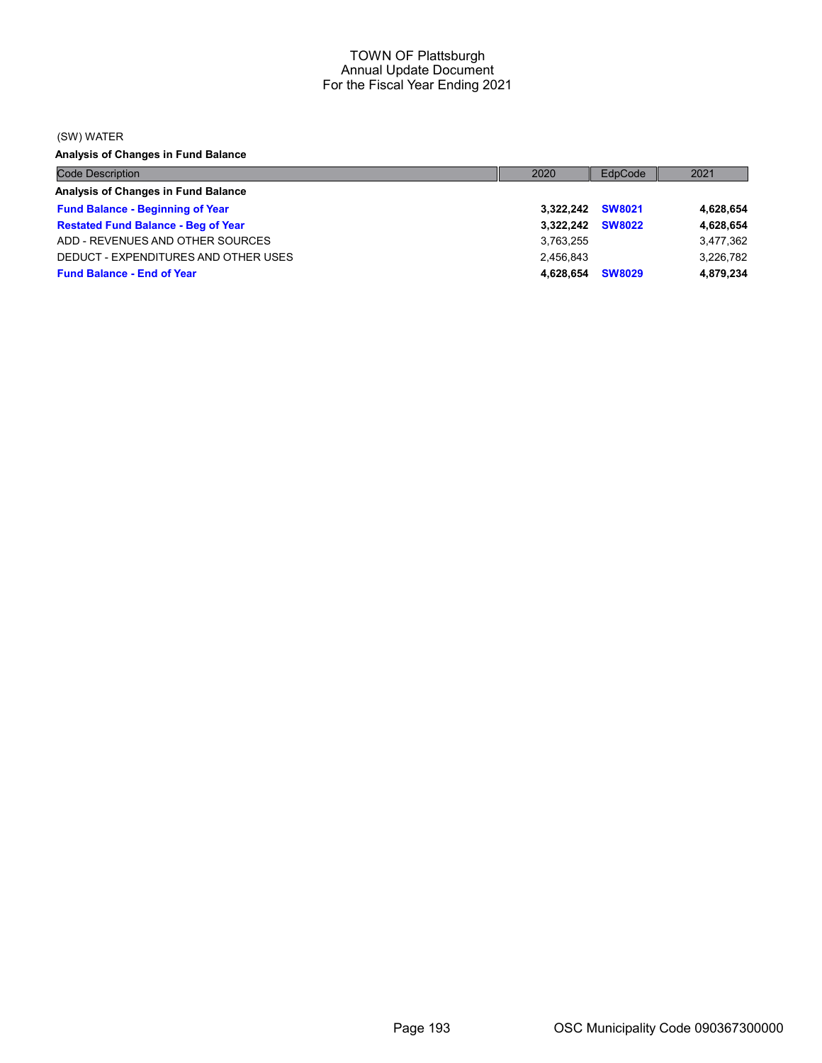TOWN OF Plattsburgh
Annual Update Document
For the Fiscal Year Ending 2021

(SW) WATER

**Analysis of Changes in Fund Balance**

| Code Description | 2020 | EdpCode | 2021 |
|---|---|---|---|
| **Analysis of Changes in Fund Balance** | | | |
| **Fund Balance - Beginning of Year** | **3,322,242** | **SW8021** | **4,628,654** |
| **Restated Fund Balance - Beg of Year** | **3,322,242** | **SW8022** | **4,628,654** |
| ADD - REVENUES AND OTHER SOURCES | 3,763,255 | | 3,477,362 |
| DEDUCT - EXPENDITURES AND OTHER USES | 2,456,843 | | 3,226,782 |
| **Fund Balance - End of Year** | **4,628,654** | **SW8029** | **4,879,234** |

OSC Municipality Code 090367300000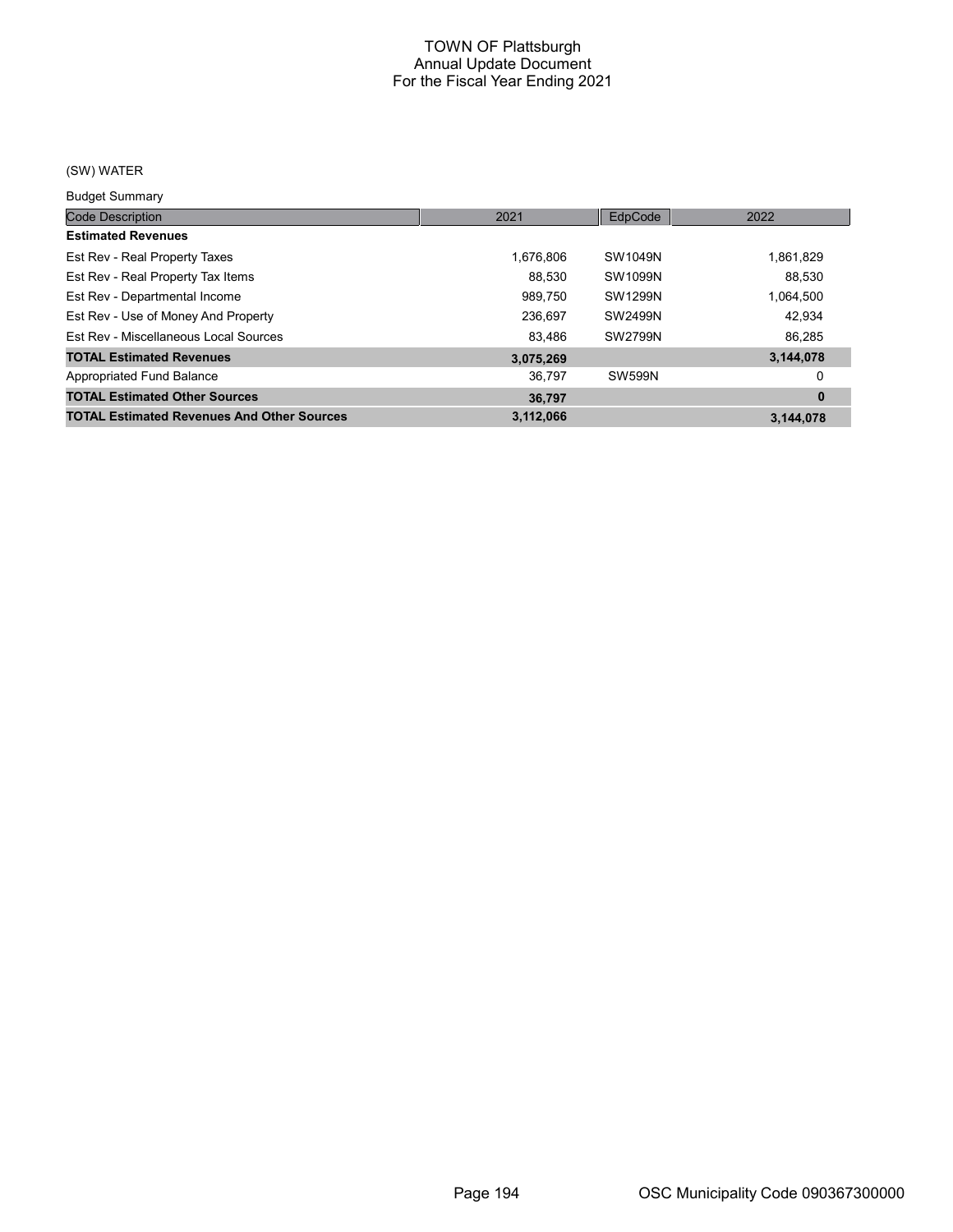# TOWN OF Plattsburgh
## Annual Update Document
## For the Fiscal Year Ending 2021

(SW) WATER

Budget Summary

| Code Description | 2021 | EdpCode | 2022 |
|---|---|---|---|
| **Estimated Revenues** | | | |
| Est Rev - Real Property Taxes | 1,676,806 | SW1049N | 1,861,829 |
| Est Rev - Real Property Tax Items | 88,530 | SW1099N | 88,530 |
| Est Rev - Departmental Income | 989,750 | SW1299N | 1,064,500 |
| Est Rev - Use of Money And Property | 236,697 | SW2499N | 42,934 |
| Est Rev - Miscellaneous Local Sources | 83,486 | SW2799N | 86,285 |
| **TOTAL Estimated Revenues** | **3,075,269** | | **3,144,078** |
| Appropriated Fund Balance | 36,797 | SW599N | 0 |
| **TOTAL Estimated Other Sources** | **36,797** | | **0** |
| **TOTAL Estimated Revenues And Other Sources** | **3,112,066** | | **3,144,078** |

OSC Municipality Code 090367300000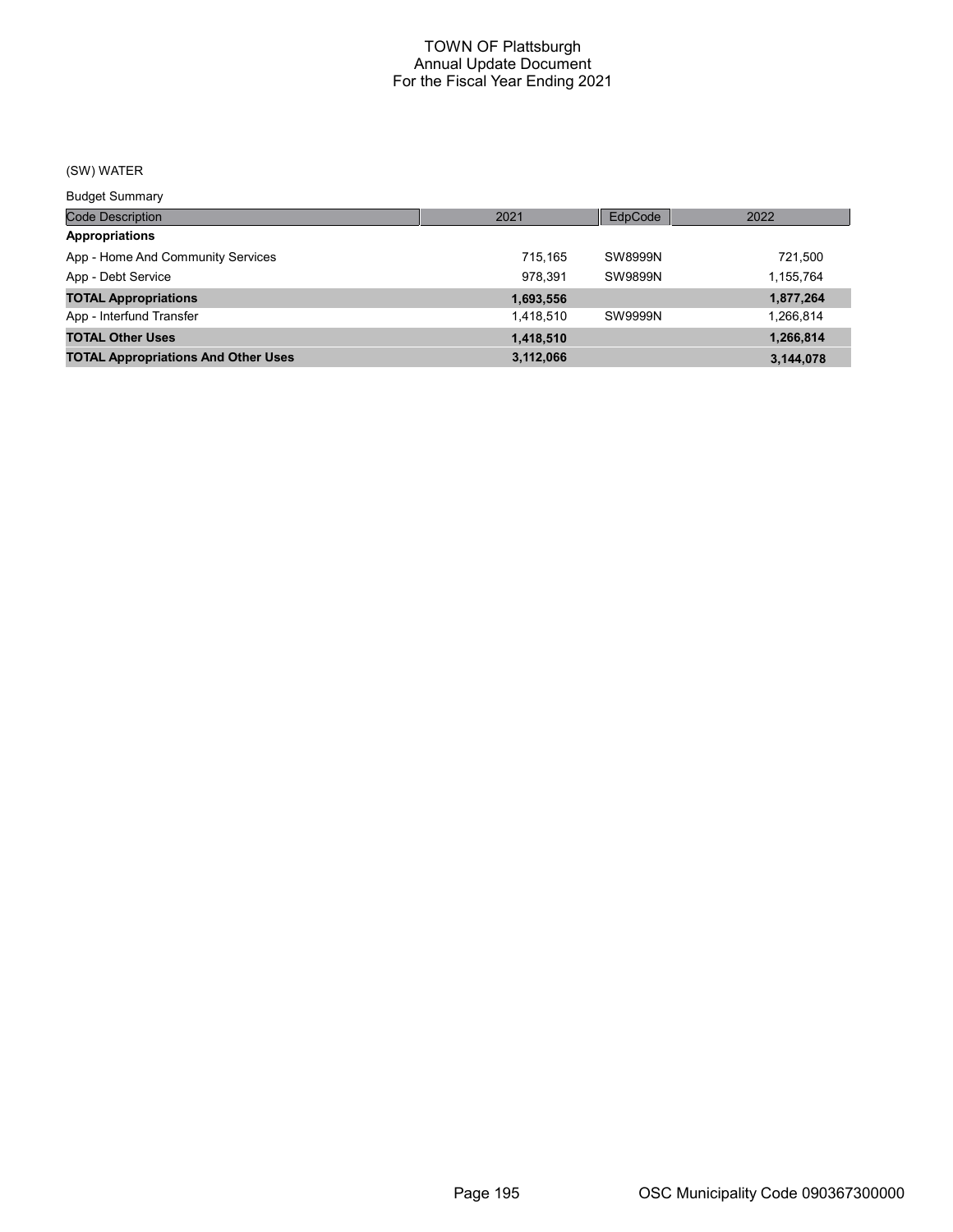# TOWN OF Plattsburgh
## Annual Update Document
## For the Fiscal Year Ending 2021

(SW) WATER

Budget Summary

| Code Description | 2021 | EdpCode | 2022 |
|---|---|---|---|
| **Appropriations** | | | |
| App - Home And Community Services | 715,165 | SW8999N | 721,500 |
| App - Debt Service | 978,391 | SW9899N | 1,155,764 |
| **TOTAL Appropriations** | **1,693,556** | | **1,877,264** |
| App - Interfund Transfer | 1,418,510 | SW9999N | 1,266,814 |
| **TOTAL Other Uses** | **1,418,510** | | **1,266,814** |
| **TOTAL Appropriations And Other Uses** | **3,112,066** | | **3,144,078** |

OSC Municipality Code 090367300000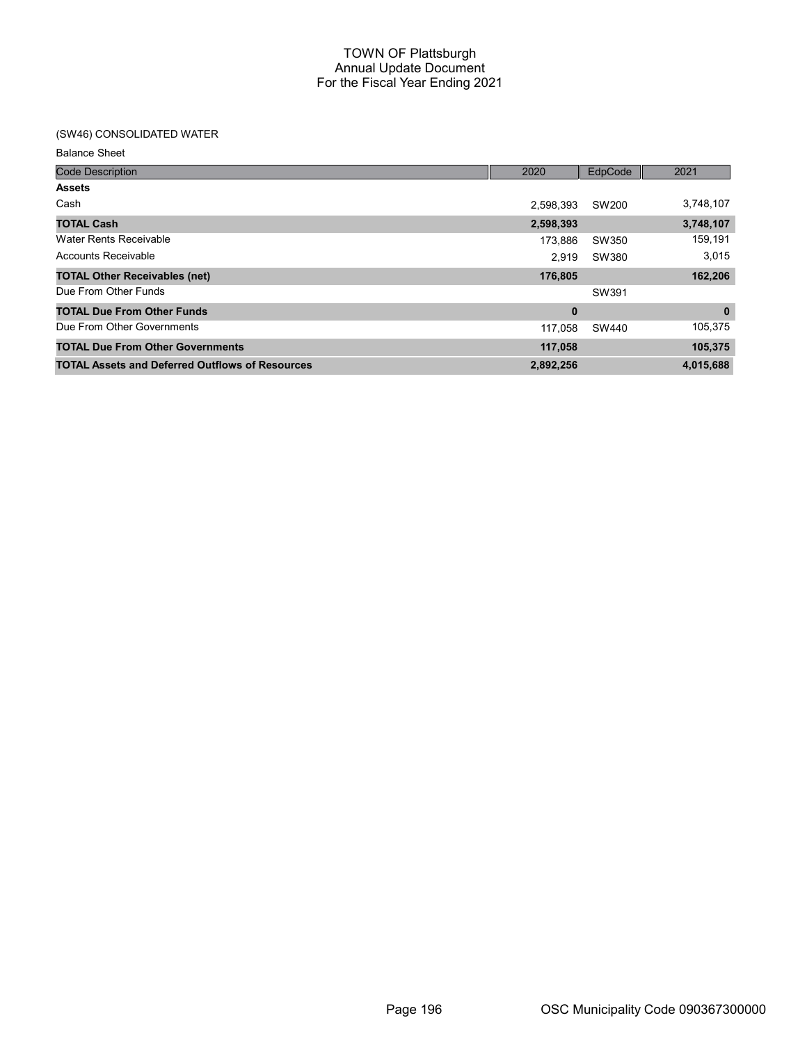# TOWN OF Plattsburgh
## Annual Update Document
## For the Fiscal Year Ending 2021

### (SW46) CONSOLIDATED WATER

Balance Sheet

| Code Description | 2020 | EdpCode | 2021 |
|---|---|---|---|
| **Assets** | | | |
| Cash | 2,598,393 | SW200 | 3,748,107 |
| **TOTAL Cash** | **2,598,393** | | **3,748,107** |
| Water Rents Receivable | 173,886 | SW350 | 159,191 |
| Accounts Receivable | 2,919 | SW380 | 3,015 |
| **TOTAL Other Receivables (net)** | **176,805** | | **162,206** |
| Due From Other Funds | | SW391 | |
| **TOTAL Due From Other Funds** | **0** | | **0** |
| Due From Other Governments | 117,058 | SW440 | 105,375 |
| **TOTAL Due From Other Governments** | **117,058** | | **105,375** |
| **TOTAL Assets and Deferred Outflows of Resources** | **2,892,256** | | **4,015,688** |

OSC Municipality Code 090367300000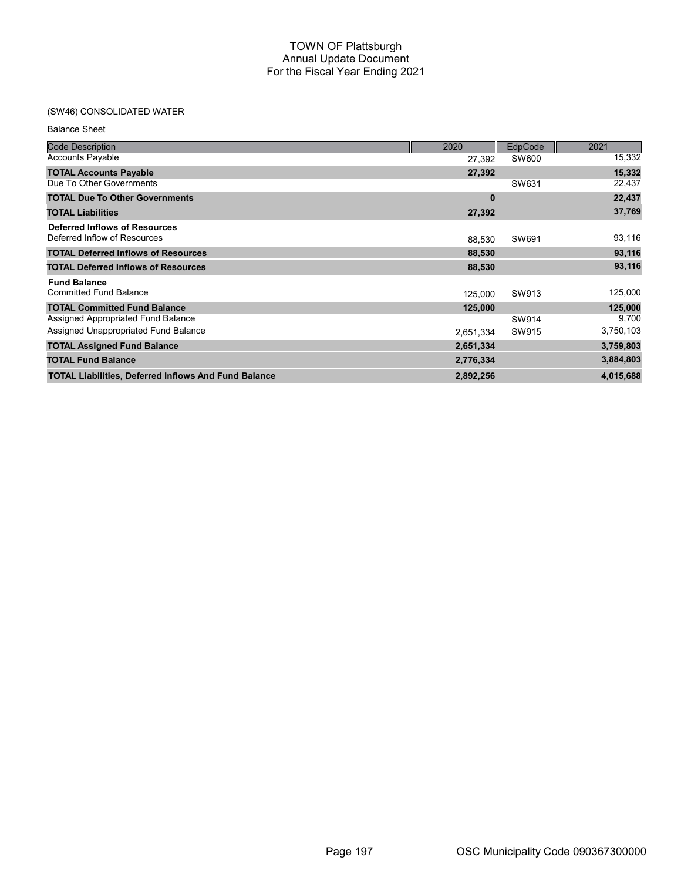# TOWN OF Plattsburgh
## Annual Update Document
## For the Fiscal Year Ending 2021

(SW46) CONSOLIDATED WATER

Balance Sheet

| Code Description | 2020 | EdpCode | 2021 |
|---|---|---|---|
| Accounts Payable | 27,392 | SW600 | 15,332 |
| **TOTAL Accounts Payable** | **27,392** | | **15,332** |
| Due To Other Governments | | SW631 | 22,437 |
| **TOTAL Due To Other Governments** | **0** | | **22,437** |
| **TOTAL Liabilities** | **27,392** | | **37,769** |
| **Deferred Inflows of Resources** | | | |
| Deferred Inflow of Resources | 88,530 | SW691 | 93,116 |
| **TOTAL Deferred Inflows of Resources** | **88,530** | | **93,116** |
| **TOTAL Deferred Inflows of Resources** | **88,530** | | **93,116** |
| **Fund Balance** | | | |
| Committed Fund Balance | 125,000 | SW913 | 125,000 |
| **TOTAL Committed Fund Balance** | **125,000** | | **125,000** |
| Assigned Appropriated Fund Balance | | SW914 | 9,700 |
| Assigned Unappropriated Fund Balance | 2,651,334 | SW915 | 3,750,103 |
| **TOTAL Assigned Fund Balance** | **2,651,334** | | **3,759,803** |
| **TOTAL Fund Balance** | **2,776,334** | | **3,884,803** |
| **TOTAL Liabilities, Deferred Inflows And Fund Balance** | **2,892,256** | | **4,015,688** |

OSC Municipality Code 090367300000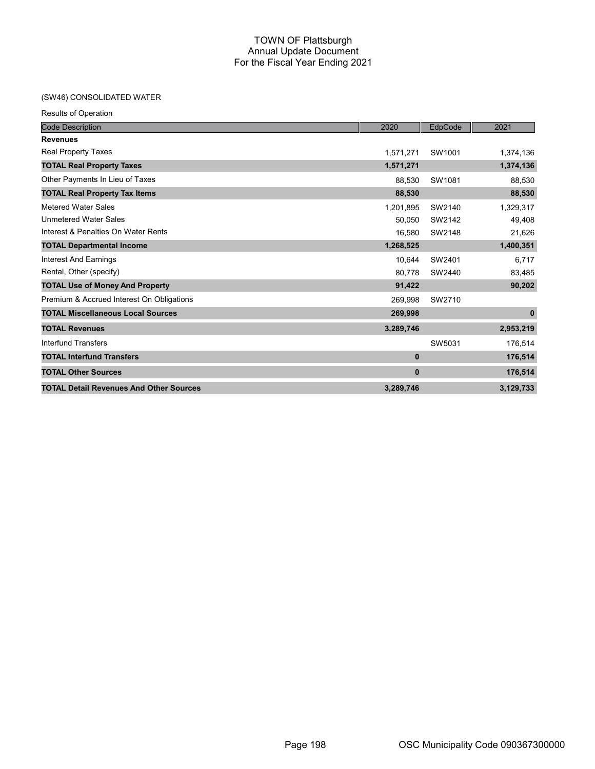# TOWN OF Plattsburgh
## Annual Update Document
## For the Fiscal Year Ending 2021

(SW46) CONSOLIDATED WATER

Results of Operation

| Code Description | 2020 | EdpCode | 2021 |
|---|---|---|---|
| **Revenues** | | | |
| Real Property Taxes | 1,571,271 | SW1001 | 1,374,136 |
| **TOTAL Real Property Taxes** | **1,571,271** | | **1,374,136** |
| Other Payments In Lieu of Taxes | 88,530 | SW1081 | 88,530 |
| **TOTAL Real Property Tax Items** | **88,530** | | **88,530** |
| Metered Water Sales | 1,201,895 | SW2140 | 1,329,317 |
| Unmetered Water Sales | 50,050 | SW2142 | 49,408 |
| Interest & Penalties On Water Rents | 16,580 | SW2148 | 21,626 |
| **TOTAL Departmental Income** | **1,268,525** | | **1,400,351** |
| Interest And Earnings | 10,644 | SW2401 | 6,717 |
| Rental, Other (specify) | 80,778 | SW2440 | 83,485 |
| **TOTAL Use of Money And Property** | **91,422** | | **90,202** |
| Premium & Accrued Interest On Obligations | 269,998 | SW2710 | |
| **TOTAL Miscellaneous Local Sources** | **269,998** | | **0** |
| **TOTAL Revenues** | **3,289,746** | | **2,953,219** |
| Interfund Transfers | | SW5031 | 176,514 |
| **TOTAL Interfund Transfers** | **0** | | **176,514** |
| **TOTAL Other Sources** | **0** | | **176,514** |
| **TOTAL Detail Revenues And Other Sources** | **3,289,746** | | **3,129,733** |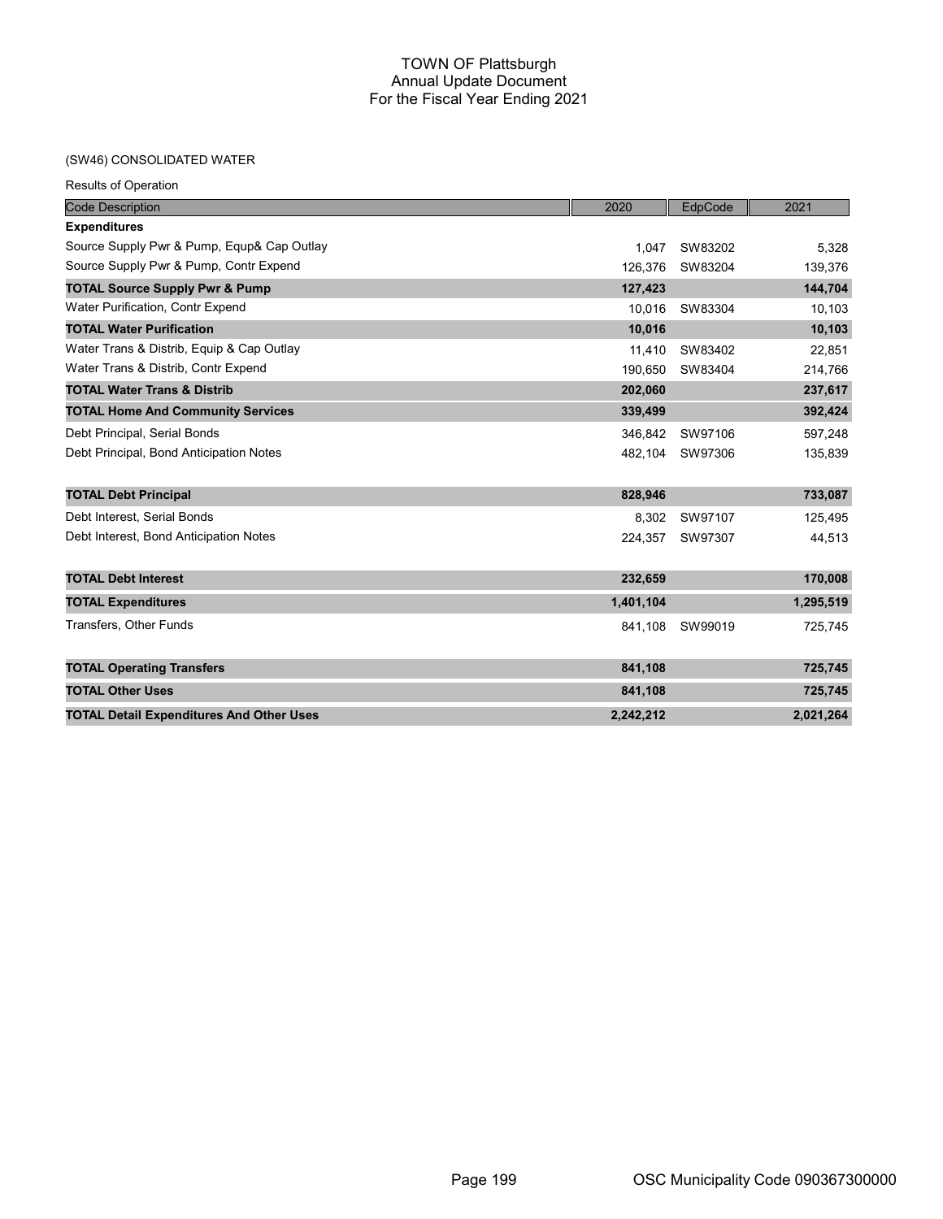# TOWN OF Plattsburgh
## Annual Update Document
## For the Fiscal Year Ending 2021

(SW46) CONSOLIDATED WATER

Results of Operation

| Code Description | 2020 | EdpCode | 2021 |
|---|---|---|---|
| **Expenditures** | | | |
| Source Supply Pwr & Pump, Equp& Cap Outlay | 1,047 | SW83202 | 5,328 |
| Source Supply Pwr & Pump, Contr Expend | 126,376 | SW83204 | 139,376 |
| **TOTAL Source Supply Pwr & Pump** | **127,423** | | **144,704** |
| Water Purification, Contr Expend | 10,016 | SW83304 | 10,103 |
| **TOTAL Water Purification** | **10,016** | | **10,103** |
| Water Trans & Distrib, Equip & Cap Outlay | 11,410 | SW83402 | 22,851 |
| Water Trans & Distrib, Contr Expend | 190,650 | SW83404 | 214,766 |
| **TOTAL Water Trans & Distrib** | **202,060** | | **237,617** |
| **TOTAL Home And Community Services** | **339,499** | | **392,424** |
| Debt Principal, Serial Bonds | 346,842 | SW97106 | 597,248 |
| Debt Principal, Bond Anticipation Notes | 482,104 | SW97306 | 135,839 |
| **TOTAL Debt Principal** | **828,946** | | **733,087** |
| Debt Interest, Serial Bonds | 8,302 | SW97107 | 125,495 |
| Debt Interest, Bond Anticipation Notes | 224,357 | SW97307 | 44,513 |
| **TOTAL Debt Interest** | **232,659** | | **170,008** |
| **TOTAL Expenditures** | **1,401,104** | | **1,295,519** |
| Transfers, Other Funds | 841,108 | SW99019 | 725,745 |
| **TOTAL Operating Transfers** | **841,108** | | **725,745** |
| **TOTAL Other Uses** | **841,108** | | **725,745** |
| **TOTAL Detail Expenditures And Other Uses** | **2,242,212** | | **2,021,264** |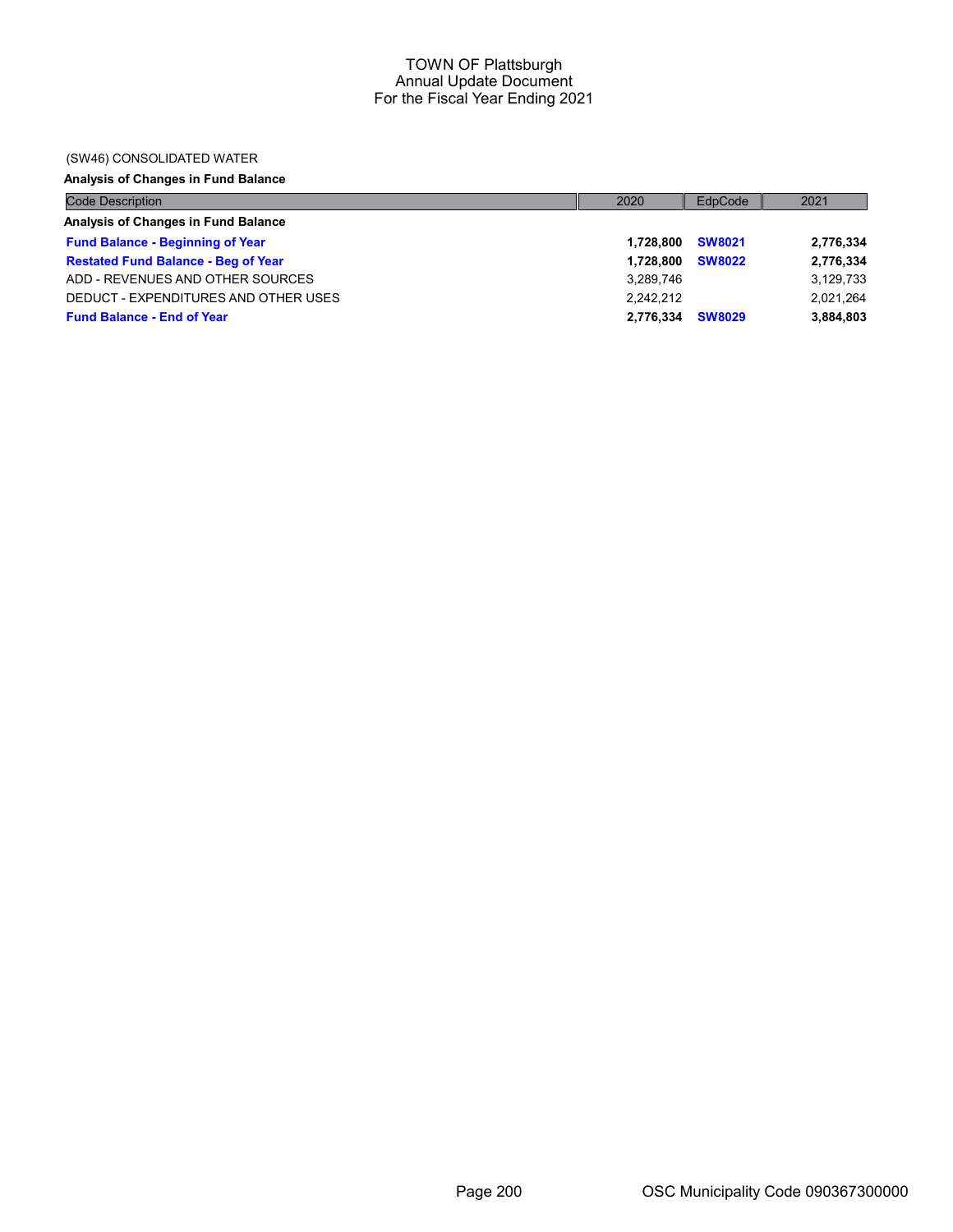TOWN OF Plattsburgh
Annual Update Document
For the Fiscal Year Ending 2021

(SW46) CONSOLIDATED WATER

**Analysis of Changes in Fund Balance**

| Code Description | 2020 | EdpCode | 2021 |
|---|---|---|---|
| **Analysis of Changes in Fund Balance** | | | |
| **Fund Balance - Beginning of Year** | **1,728,800** | **SW8021** | **2,776,334** |
| **Restated Fund Balance - Beg of Year** | **1,728,800** | **SW8022** | **2,776,334** |
| ADD - REVENUES AND OTHER SOURCES | 3,289,746 | | 3,129,733 |
| DEDUCT - EXPENDITURES AND OTHER USES | 2,242,212 | | 2,021,264 |
| **Fund Balance - End of Year** | **2,776,334** | **SW8029** | **3,884,803** |

OSC Municipality Code 090367300000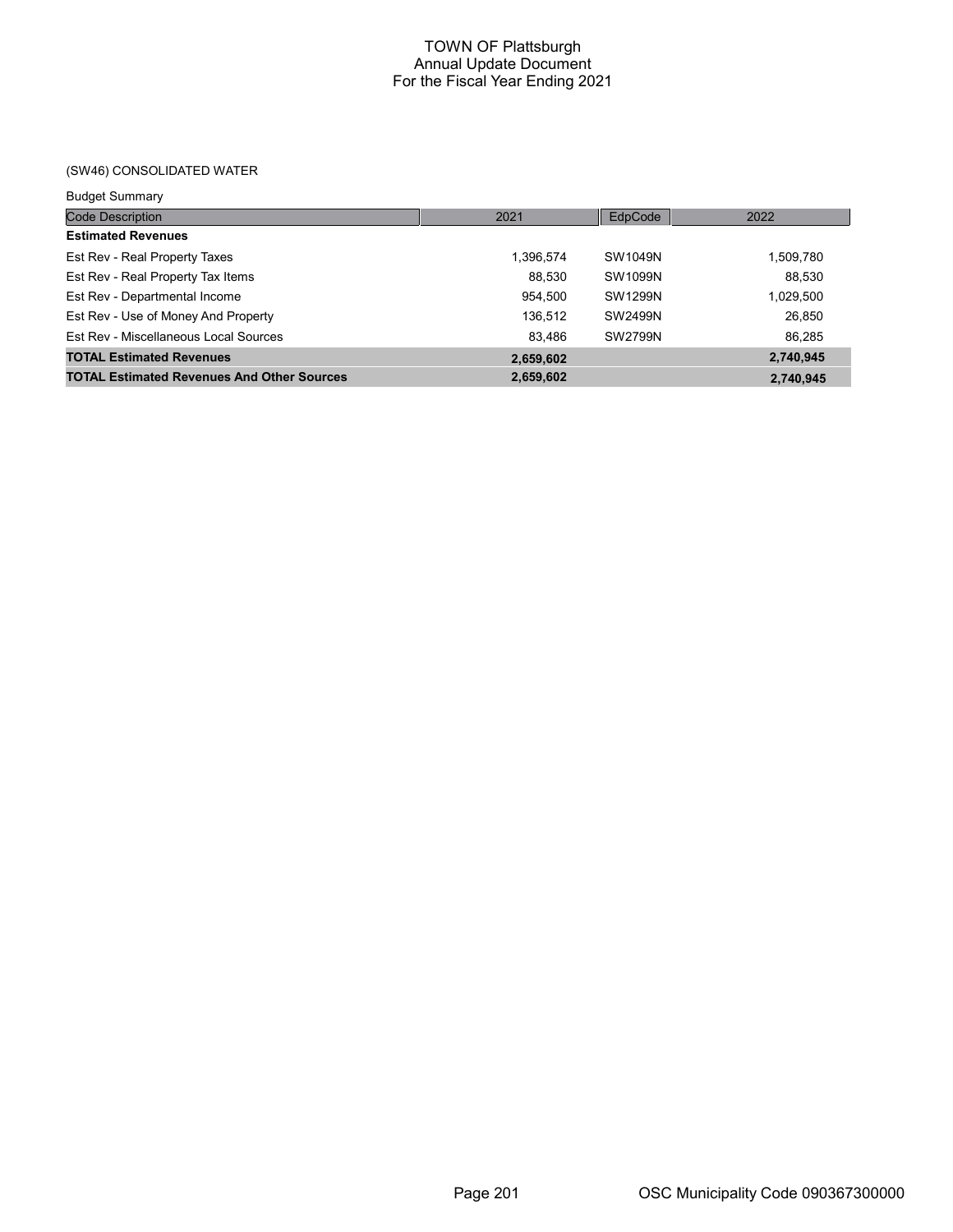TOWN OF Plattsburgh
Annual Update Document
For the Fiscal Year Ending 2021

(SW46) CONSOLIDATED WATER

Budget Summary

| Code Description | 2021 | EdpCode | 2022 |
|---|---|---|---|
| **Estimated Revenues** | | | |
| Est Rev - Real Property Taxes | 1,396,574 | SW1049N | 1,509,780 |
| Est Rev - Real Property Tax Items | 88,530 | SW1099N | 88,530 |
| Est Rev - Departmental Income | 954,500 | SW1299N | 1,029,500 |
| Est Rev - Use of Money And Property | 136,512 | SW2499N | 26,850 |
| Est Rev - Miscellaneous Local Sources | 83,486 | SW2799N | 86,285 |
| **TOTAL Estimated Revenues** | **2,659,602** | | **2,740,945** |
| **TOTAL Estimated Revenues And Other Sources** | **2,659,602** | | **2,740,945** |

OSC Municipality Code 090367300000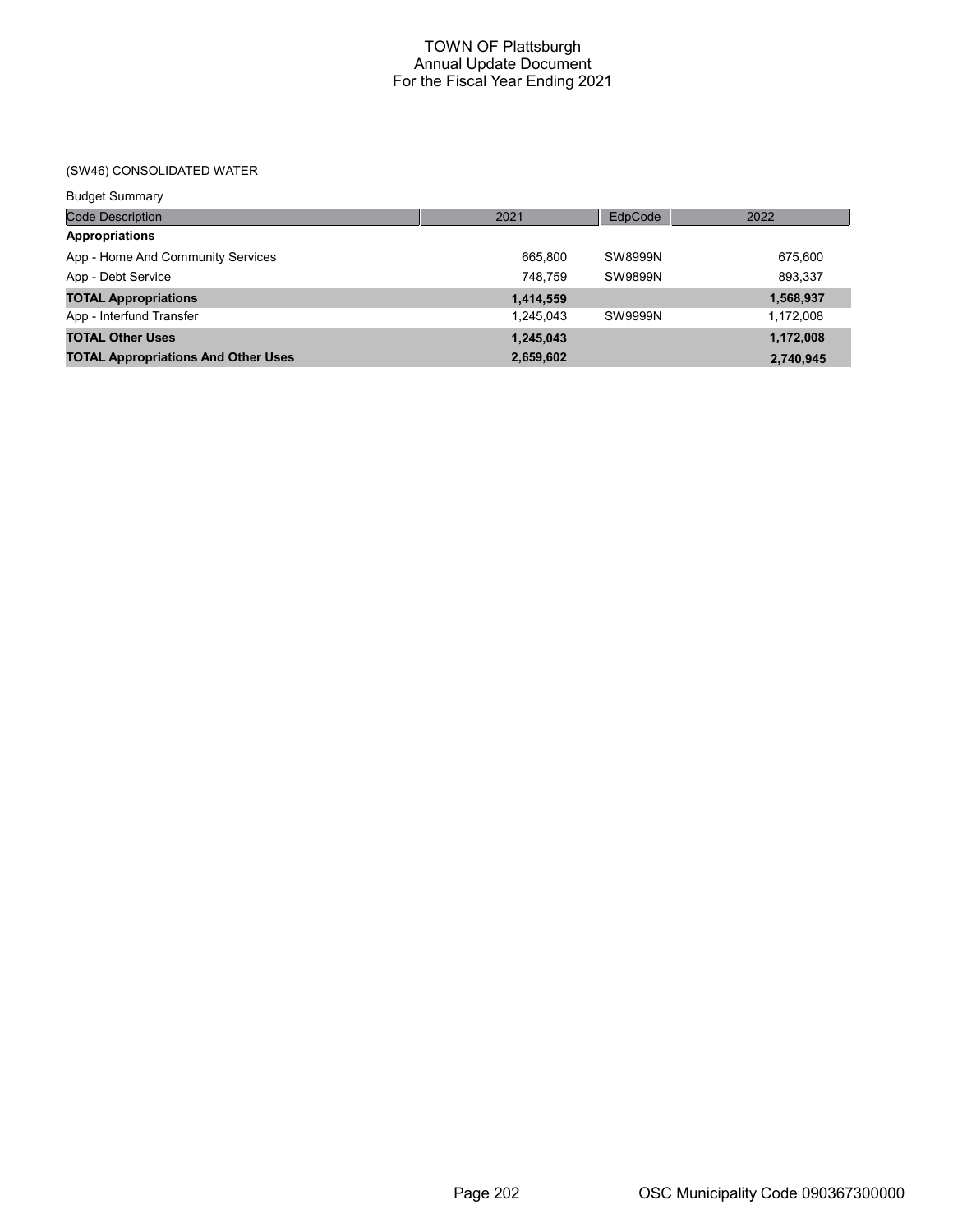# TOWN OF Plattsburgh
## Annual Update Document
## For the Fiscal Year Ending 2021

(SW46) CONSOLIDATED WATER

Budget Summary

| Code Description | 2021 | EdpCode | 2022 |
|---|---|---|---|
| **Appropriations** | | | |
| App - Home And Community Services | 665,800 | SW8999N | 675,600 |
| App - Debt Service | 748,759 | SW9899N | 893,337 |
| **TOTAL Appropriations** | **1,414,559** | | **1,568,937** |
| App - Interfund Transfer | 1,245,043 | SW9999N | 1,172,008 |
| **TOTAL Other Uses** | **1,245,043** | | **1,172,008** |
| **TOTAL Appropriations And Other Uses** | **2,659,602** | | **2,740,945** |

OSC Municipality Code 090367300000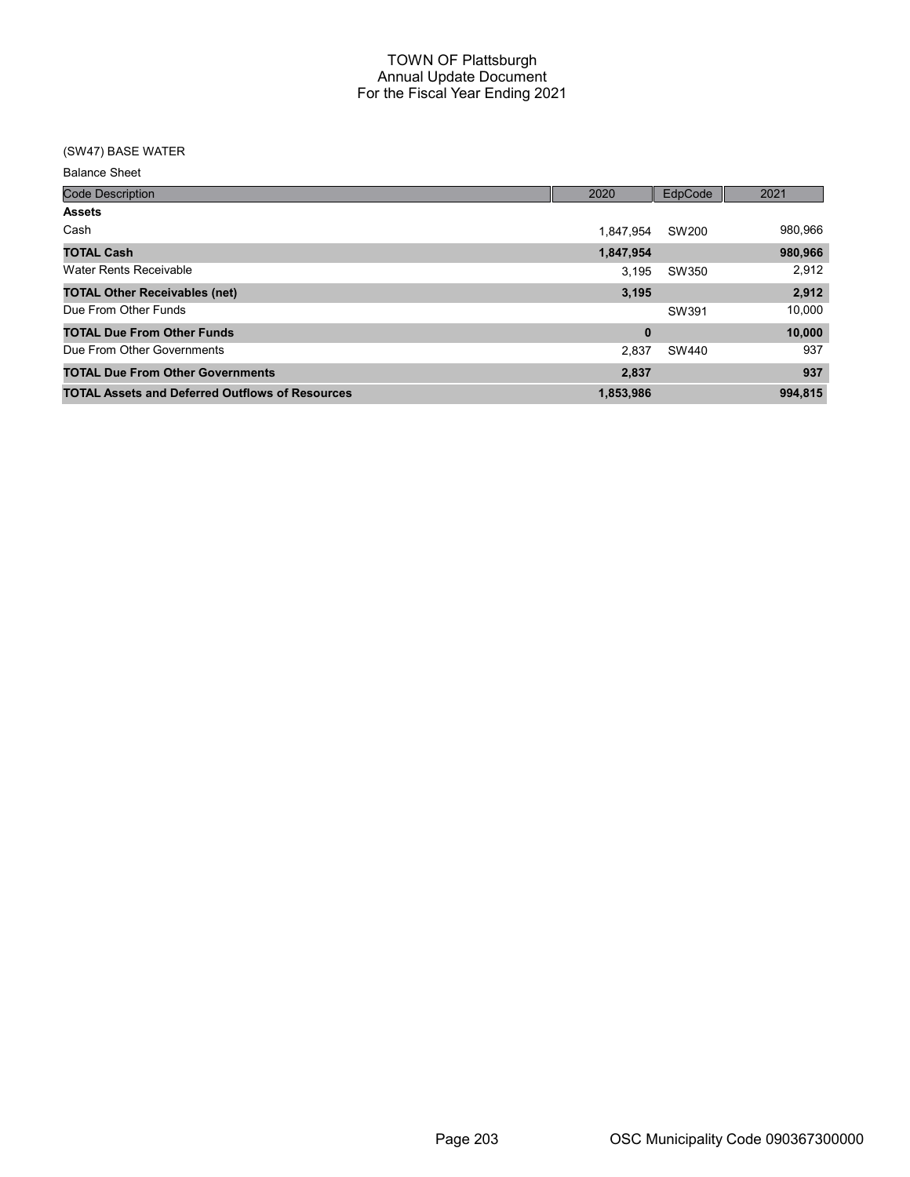# TOWN OF Plattsburgh
## Annual Update Document
## For the Fiscal Year Ending 2021

(SW47) BASE WATER

Balance Sheet

| Code Description | 2020 | EdpCode | 2021 |
|---|---|---|---|
| **Assets** | | | |
| Cash | 1,847,954 | SW200 | 980,966 |
| **TOTAL Cash** | **1,847,954** | | **980,966** |
| Water Rents Receivable | 3,195 | SW350 | 2,912 |
| **TOTAL Other Receivables (net)** | **3,195** | | **2,912** |
| Due From Other Funds | | SW391 | 10,000 |
| **TOTAL Due From Other Funds** | **0** | | **10,000** |
| Due From Other Governments | 2,837 | SW440 | 937 |
| **TOTAL Due From Other Governments** | **2,837** | | **937** |
| **TOTAL Assets and Deferred Outflows of Resources** | **1,853,986** | | **994,815** |

OSC Municipality Code 090367300000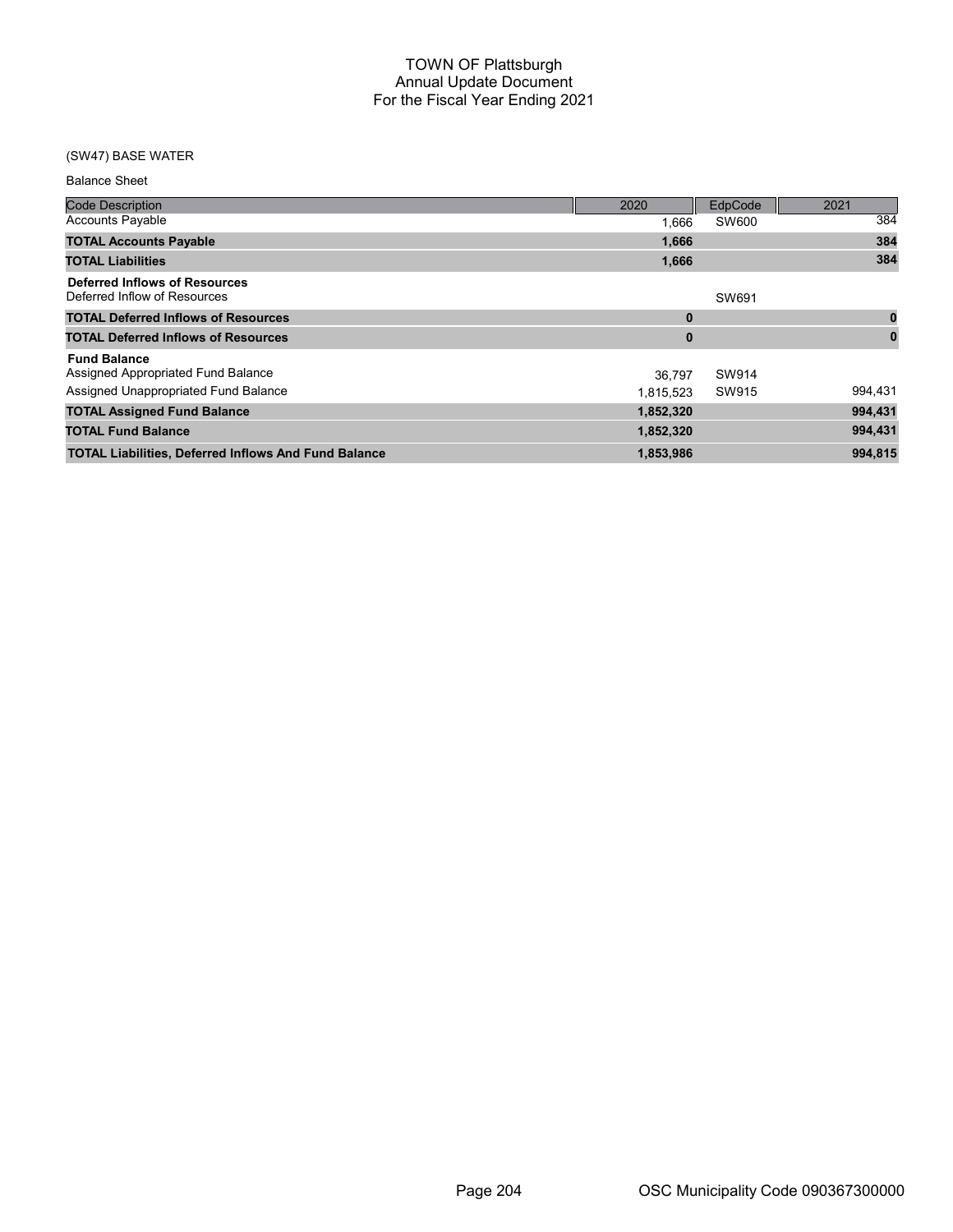# TOWN OF Plattsburgh
## Annual Update Document
## For the Fiscal Year Ending 2021

(SW47) BASE WATER

Balance Sheet

| Code Description | 2020 | EdpCode | 2021 |
|---|---|---|---|
| Accounts Payable | 1,666 | SW600 | 384 |
| **TOTAL Accounts Payable** | **1,666** | | **384** |
| **TOTAL Liabilities** | **1,666** | | **384** |
| **Deferred Inflows of Resources** | | | |
| Deferred Inflow of Resources | | SW691 | |
| **TOTAL Deferred Inflows of Resources** | **0** | | **0** |
| **TOTAL Deferred Inflows of Resources** | **0** | | **0** |
| **Fund Balance** | | | |
| Assigned Appropriated Fund Balance | 36,797 | SW914 | |
| Assigned Unappropriated Fund Balance | 1,815,523 | SW915 | 994,431 |
| **TOTAL Assigned Fund Balance** | **1,852,320** | | **994,431** |
| **TOTAL Fund Balance** | **1,852,320** | | **994,431** |
| **TOTAL Liabilities, Deferred Inflows And Fund Balance** | **1,853,986** | | **994,815** |

OSC Municipality Code 090367300000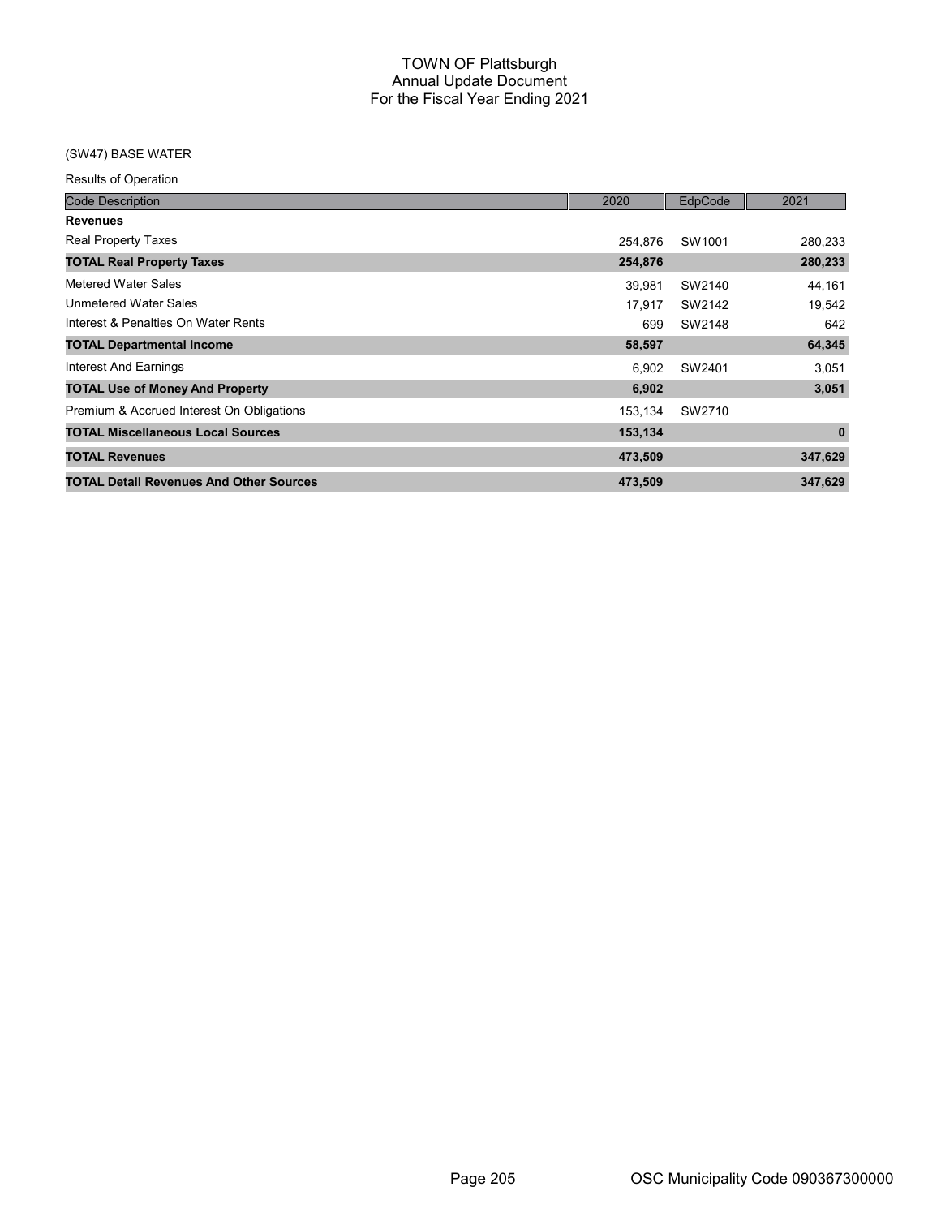# TOWN OF Plattsburgh
## Annual Update Document
## For the Fiscal Year Ending 2021

(SW47) BASE WATER

Results of Operation

| Code Description | 2020 | EdpCode | 2021 |
|---|---|---|---|
| **Revenues** | | | |
| Real Property Taxes | 254,876 | SW1001 | 280,233 |
| **TOTAL Real Property Taxes** | **254,876** | | **280,233** |
| Metered Water Sales | 39,981 | SW2140 | 44,161 |
| Unmetered Water Sales | 17,917 | SW2142 | 19,542 |
| Interest & Penalties On Water Rents | 699 | SW2148 | 642 |
| **TOTAL Departmental Income** | **58,597** | | **64,345** |
| Interest And Earnings | 6,902 | SW2401 | 3,051 |
| **TOTAL Use of Money And Property** | **6,902** | | **3,051** |
| Premium & Accrued Interest On Obligations | 153,134 | SW2710 | |
| **TOTAL Miscellaneous Local Sources** | **153,134** | | **0** |
| **TOTAL Revenues** | **473,509** | | **347,629** |
| **TOTAL Detail Revenues And Other Sources** | **473,509** | | **347,629** |

OSC Municipality Code 090367300000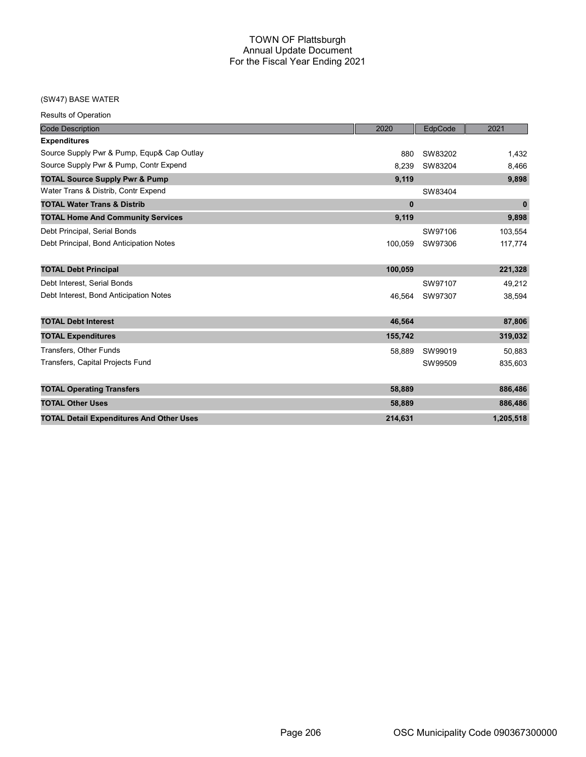# TOWN OF Plattsburgh
## Annual Update Document
## For the Fiscal Year Ending 2021

(SW47) BASE WATER

Results of Operation

| Code Description | 2020 | EdpCode | 2021 |
|---|---|---|---|
| **Expenditures** | | | |
| Source Supply Pwr & Pump, Equp& Cap Outlay | 880 | SW83202 | 1,432 |
| Source Supply Pwr & Pump, Contr Expend | 8,239 | SW83204 | 8,466 |
| **TOTAL Source Supply Pwr & Pump** | **9,119** | | **9,898** |
| Water Trans & Distrib, Contr Expend | | SW83404 | |
| **TOTAL Water Trans & Distrib** | **0** | | **0** |
| **TOTAL Home And Community Services** | **9,119** | | **9,898** |
| Debt Principal, Serial Bonds | | SW97106 | 103,554 |
| Debt Principal, Bond Anticipation Notes | 100,059 | SW97306 | 117,774 |
| **TOTAL Debt Principal** | **100,059** | | **221,328** |
| Debt Interest, Serial Bonds | | SW97107 | 49,212 |
| Debt Interest, Bond Anticipation Notes | 46,564 | SW97307 | 38,594 |
| **TOTAL Debt Interest** | **46,564** | | **87,806** |
| **TOTAL Expenditures** | **155,742** | | **319,032** |
| Transfers, Other Funds | 58,889 | SW99019 | 50,883 |
| Transfers, Capital Projects Fund | | SW99509 | 835,603 |
| **TOTAL Operating Transfers** | **58,889** | | **886,486** |
| **TOTAL Other Uses** | **58,889** | | **886,486** |
| **TOTAL Detail Expenditures And Other Uses** | **214,631** | | **1,205,518** |

OSC Municipality Code 090367300000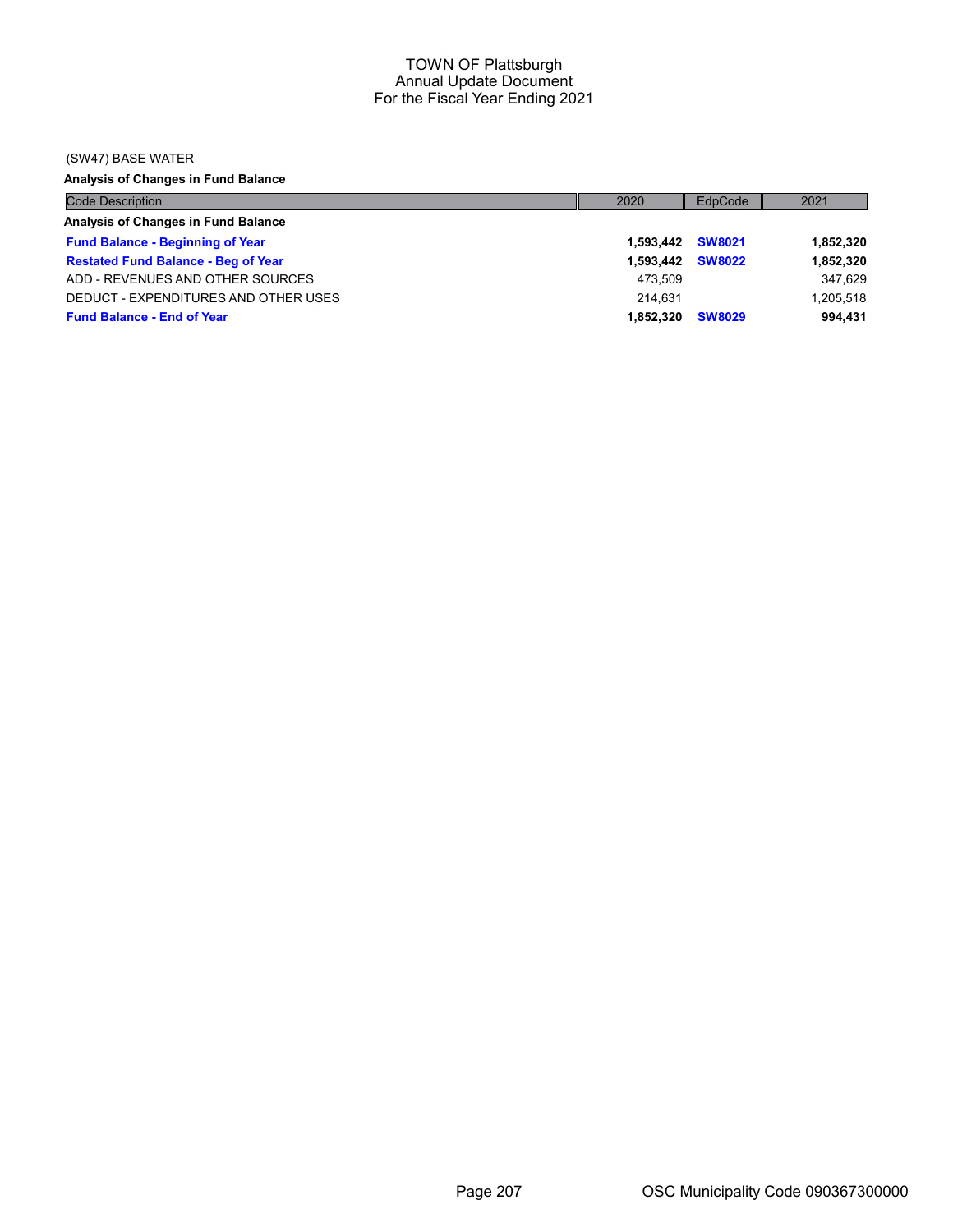# TOWN OF Plattsburgh
## Annual Update Document
## For the Fiscal Year Ending 2021

(SW47) BASE WATER

**Analysis of Changes in Fund Balance**

| Code Description | 2020 | EdpCode | 2021 |
|---|---|---|---|
| **Analysis of Changes in Fund Balance** | | | |
| **Fund Balance - Beginning of Year** | **1,593,442** | **SW8021** | **1,852,320** |
| **Restated Fund Balance - Beg of Year** | **1,593,442** | **SW8022** | **1,852,320** |
| ADD - REVENUES AND OTHER SOURCES | 473,509 | | 347,629 |
| DEDUCT - EXPENDITURES AND OTHER USES | 214,631 | | 1,205,518 |
| **Fund Balance - End of Year** | **1,852,320** | **SW8029** | **994,431** |

OSC Municipality Code 090367300000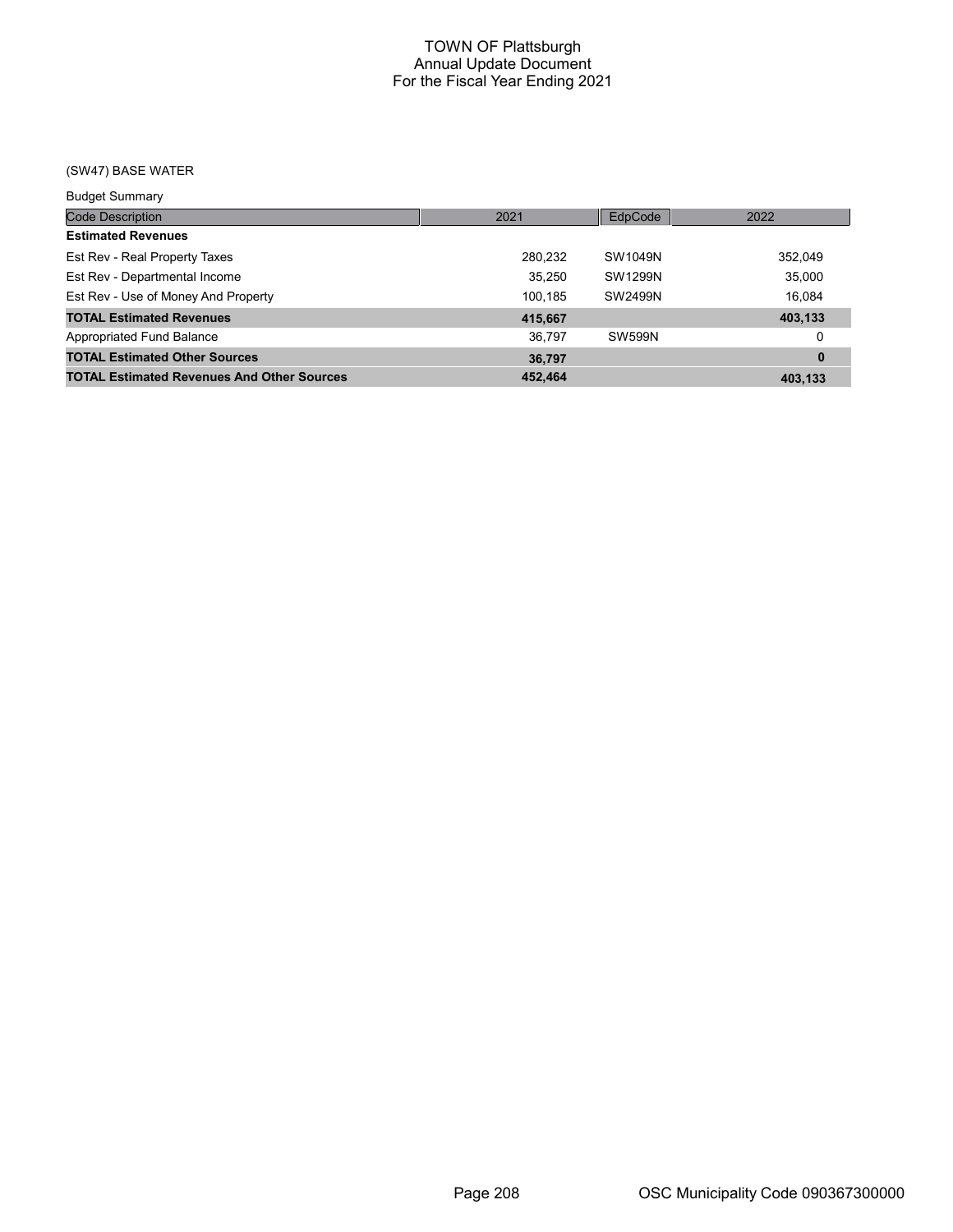# TOWN OF Plattsburgh
## Annual Update Document
## For the Fiscal Year Ending 2021

### (SW47) BASE WATER

Budget Summary

| Code Description | 2021 | EdpCode | 2022 |
|---|---|---|---|
| **Estimated Revenues** | | | |
| Est Rev - Real Property Taxes | 280,232 | SW1049N | 352,049 |
| Est Rev - Departmental Income | 35,250 | SW1299N | 35,000 |
| Est Rev - Use of Money And Property | 100,185 | SW2499N | 16,084 |
| **TOTAL Estimated Revenues** | **415,667** | | **403,133** |
| Appropriated Fund Balance | 36,797 | SW599N | 0 |
| **TOTAL Estimated Other Sources** | **36,797** | | **0** |
| **TOTAL Estimated Revenues And Other Sources** | **452,464** | | **403,133** |

OSC Municipality Code 090367300000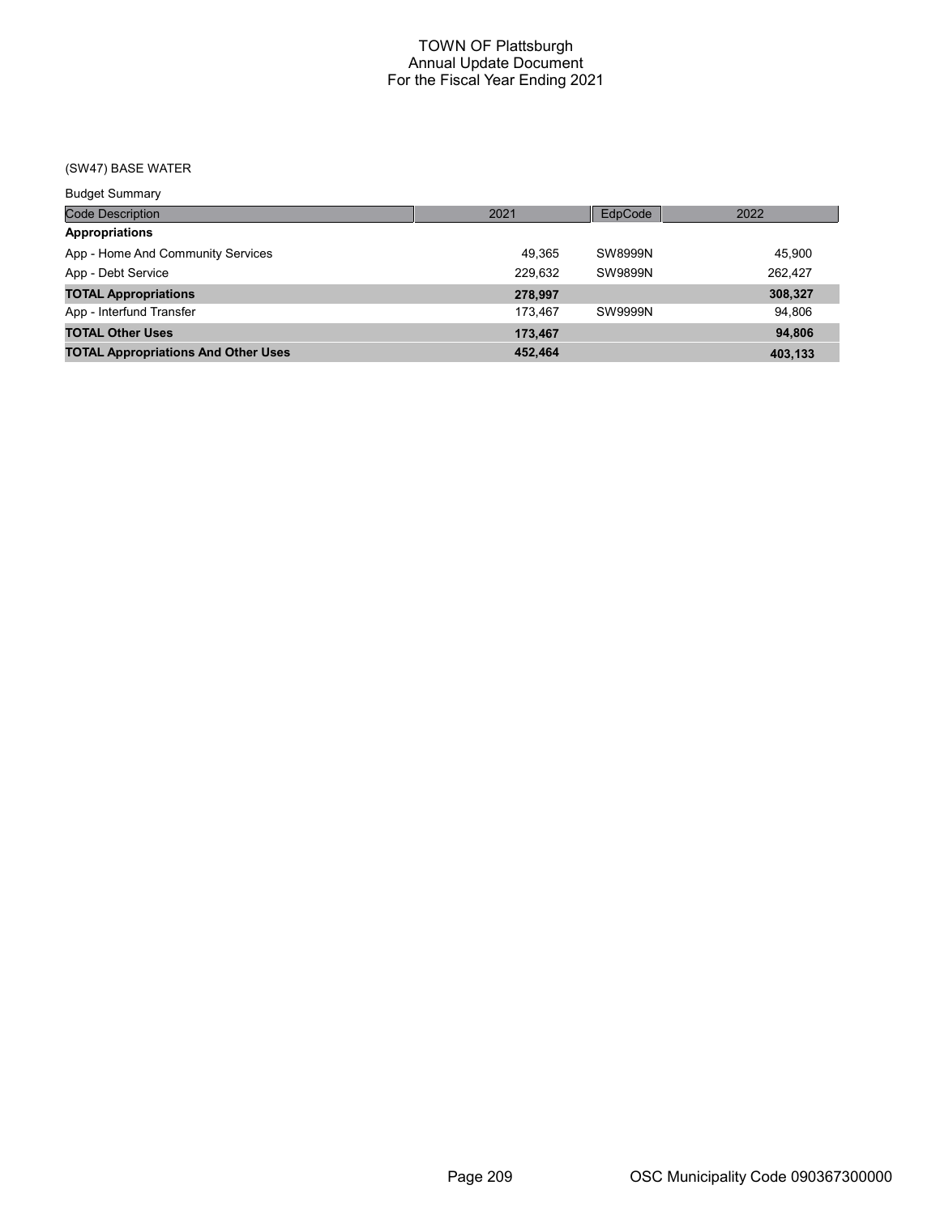# TOWN OF Plattsburgh
## Annual Update Document
## For the Fiscal Year Ending 2021

(SW47) BASE WATER

Budget Summary

| Code Description | 2021 | EdpCode | 2022 |
|---|---|---|---|
| **Appropriations** | | | |
| App - Home And Community Services | 49,365 | SW8999N | 45,900 |
| App - Debt Service | 229,632 | SW9899N | 262,427 |
| **TOTAL Appropriations** | **278,997** | | **308,327** |
| App - Interfund Transfer | 173,467 | SW9999N | 94,806 |
| **TOTAL Other Uses** | **173,467** | | **94,806** |
| **TOTAL Appropriations And Other Uses** | **452,464** | | **403,133** |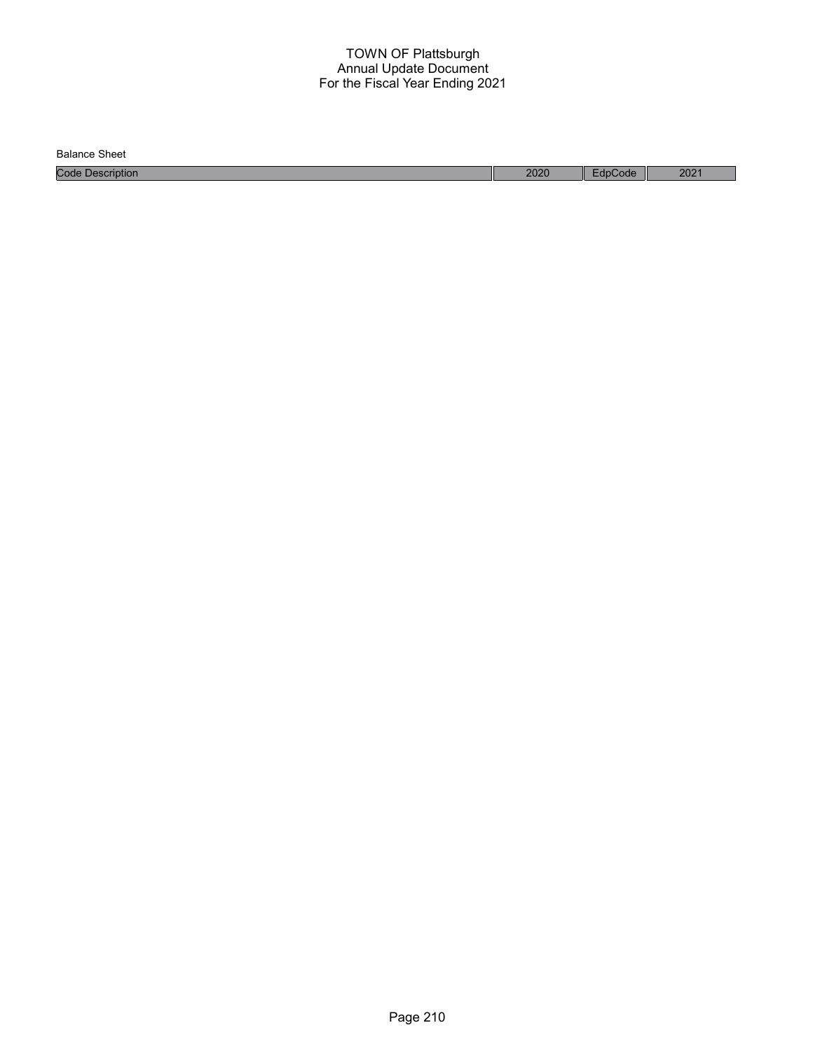# TOWN OF Plattsburgh
## Annual Update Document
## For the Fiscal Year Ending 2021

Balance Sheet

| Code Description | 2020 | EdpCode | 2021 |
| --- | --- | --- | --- |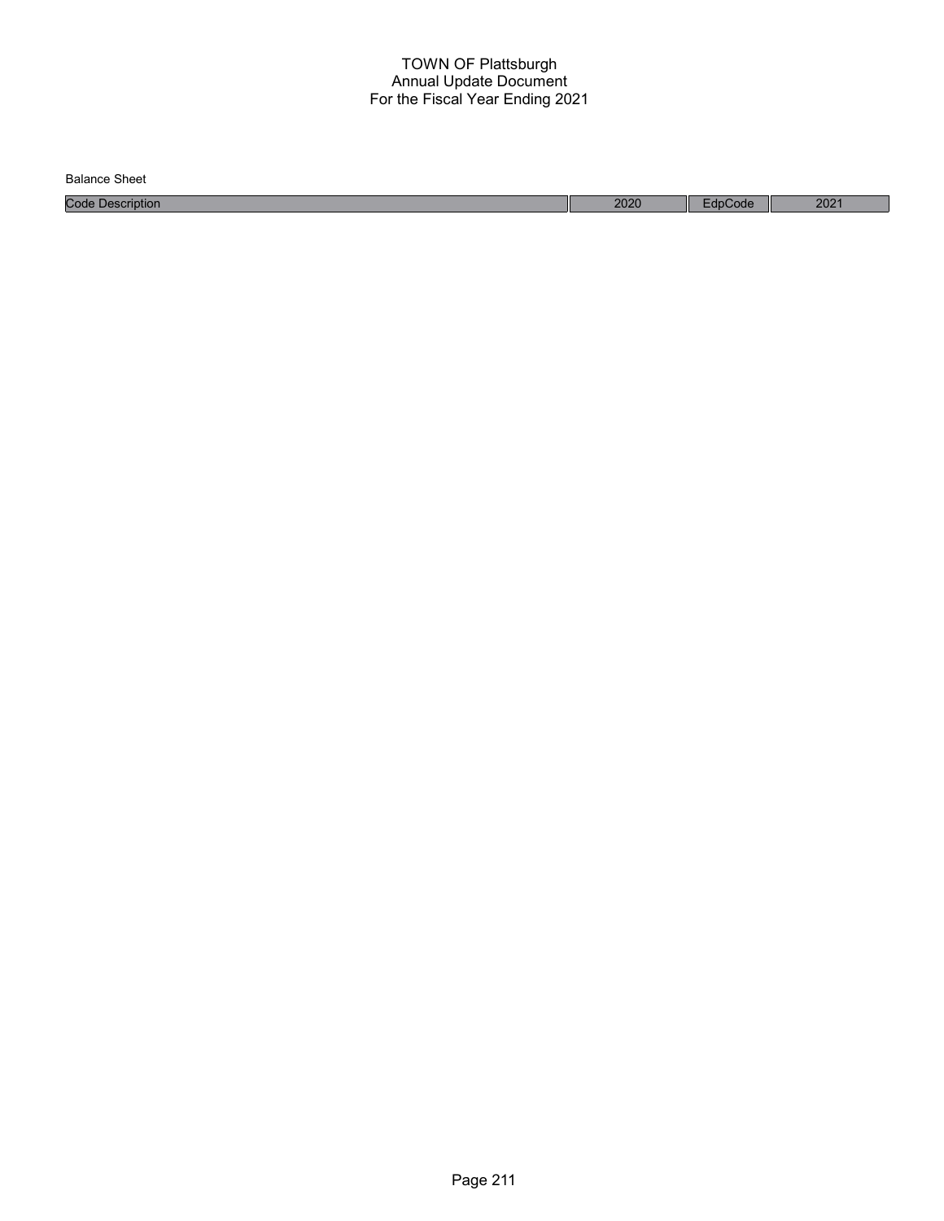TOWN OF Plattsburgh
Annual Update Document
For the Fiscal Year Ending 2021

Balance Sheet

| Code Description | 2020 | EdpCode | 2021 |
|---|---|---|---|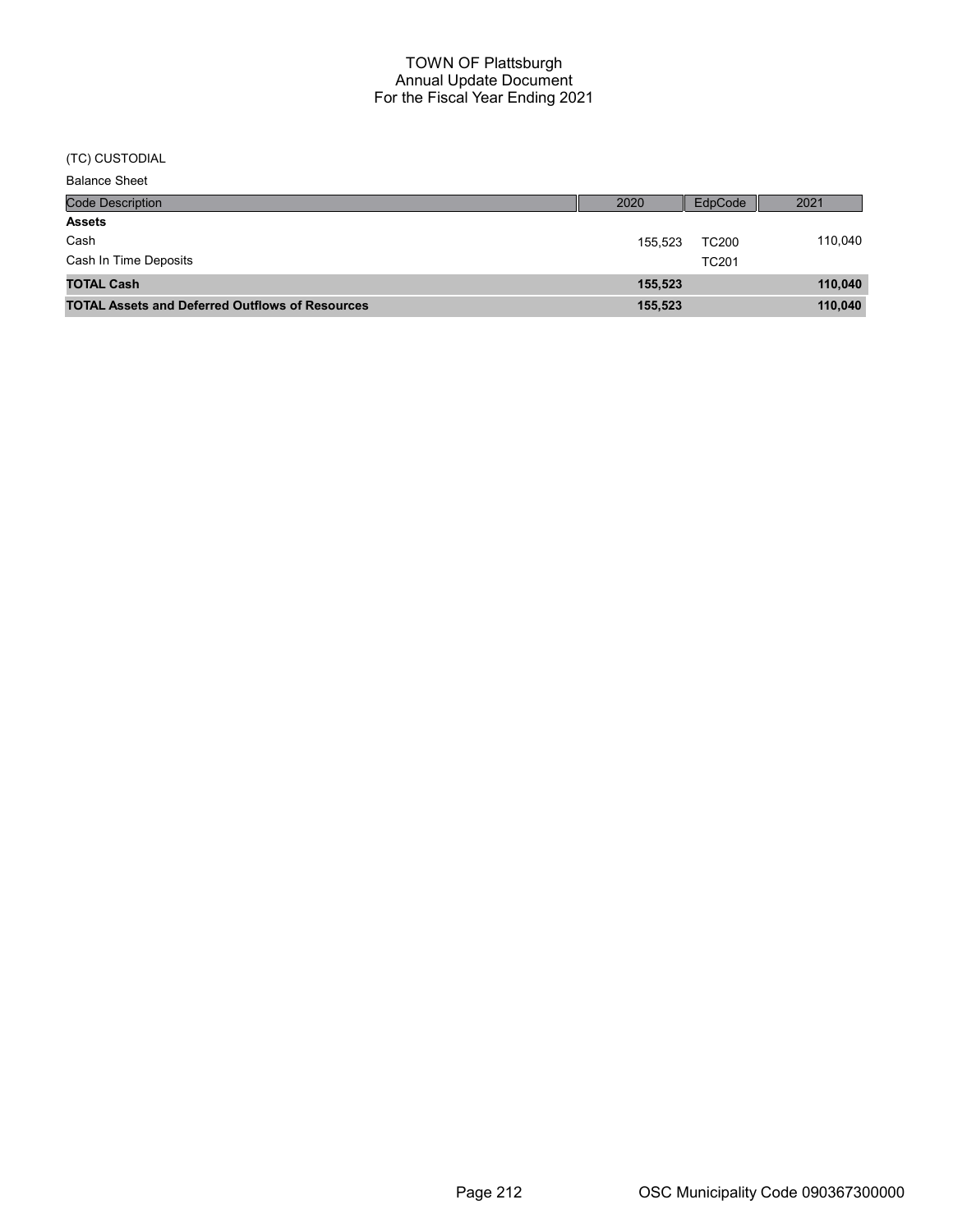# TOWN OF Plattsburgh
## Annual Update Document
## For the Fiscal Year Ending 2021

(TC) CUSTODIAL

Balance Sheet

| Code Description | 2020 | EdpCode | 2021 |
|---|---|---|---|
| **Assets** | | | |
| Cash | 155,523 | TC200 | 110,040 |
| Cash In Time Deposits | | TC201 | |
| **TOTAL Cash** | **155,523** | | **110,040** |
| **TOTAL Assets and Deferred Outflows of Resources** | **155,523** | | **110,040** |

OSC Municipality Code 090367300000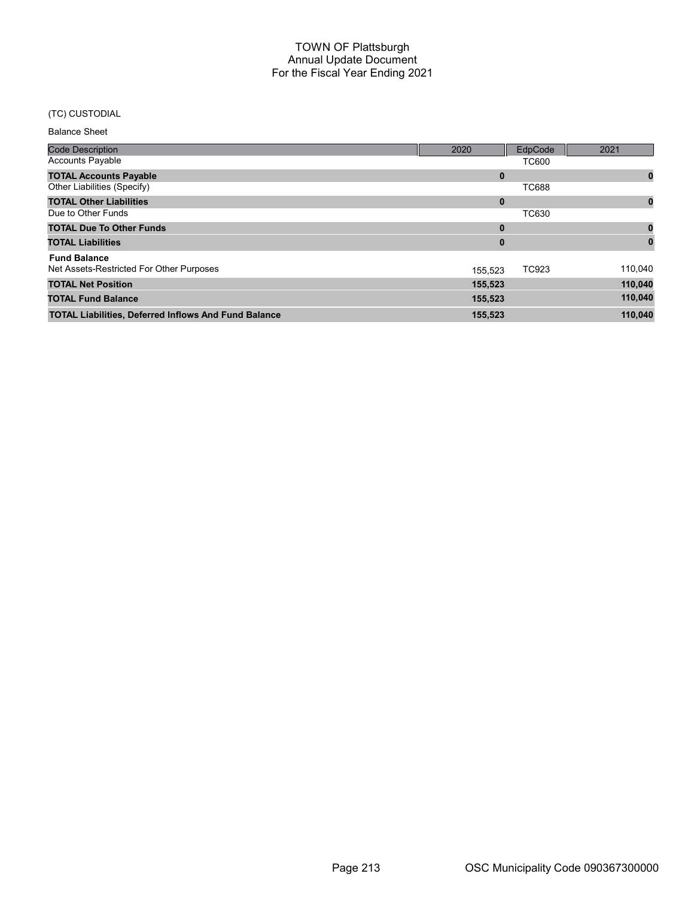# TOWN OF Plattsburgh
## Annual Update Document
## For the Fiscal Year Ending 2021

(TC) CUSTODIAL

Balance Sheet

| Code Description | 2020 | EdpCode | 2021 |
|---|---|---|---|
| Accounts Payable | | TC600 | |
| **TOTAL Accounts Payable** | **0** | | **0** |
| Other Liabilities (Specify) | | TC688 | |
| **TOTAL Other Liabilities** | **0** | | **0** |
| Due to Other Funds | | TC630 | |
| **TOTAL Due To Other Funds** | **0** | | **0** |
| **TOTAL Liabilities** | **0** | | **0** |
| **Fund Balance** | | | |
| Net Assets-Restricted For Other Purposes | 155,523 | TC923 | 110,040 |
| **TOTAL Net Position** | **155,523** | | **110,040** |
| **TOTAL Fund Balance** | **155,523** | | **110,040** |
| **TOTAL Liabilities, Deferred Inflows And Fund Balance** | **155,523** | | **110,040** |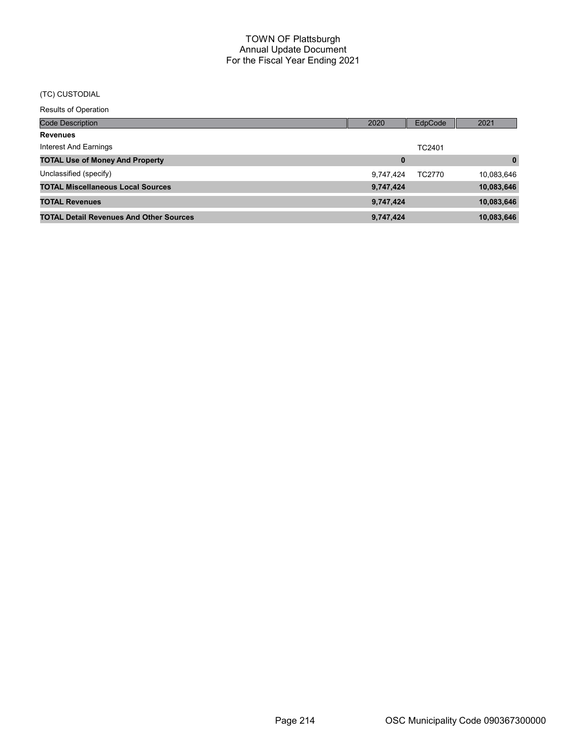# TOWN OF Plattsburgh
## Annual Update Document
## For the Fiscal Year Ending 2021

(TC) CUSTODIAL

Results of Operation

| Code Description | 2020 | EdpCode | 2021 |
|---|---|---|---|
| **Revenues** | | | |
| Interest And Earnings | | TC2401 | |
| **TOTAL Use of Money And Property** | **0** | | **0** |
| Unclassified (specify) | 9,747,424 | TC2770 | 10,083,646 |
| **TOTAL Miscellaneous Local Sources** | **9,747,424** | | **10,083,646** |
| **TOTAL Revenues** | **9,747,424** | | **10,083,646** |
| **TOTAL Detail Revenues And Other Sources** | **9,747,424** | | **10,083,646** |

OSC Municipality Code 090367300000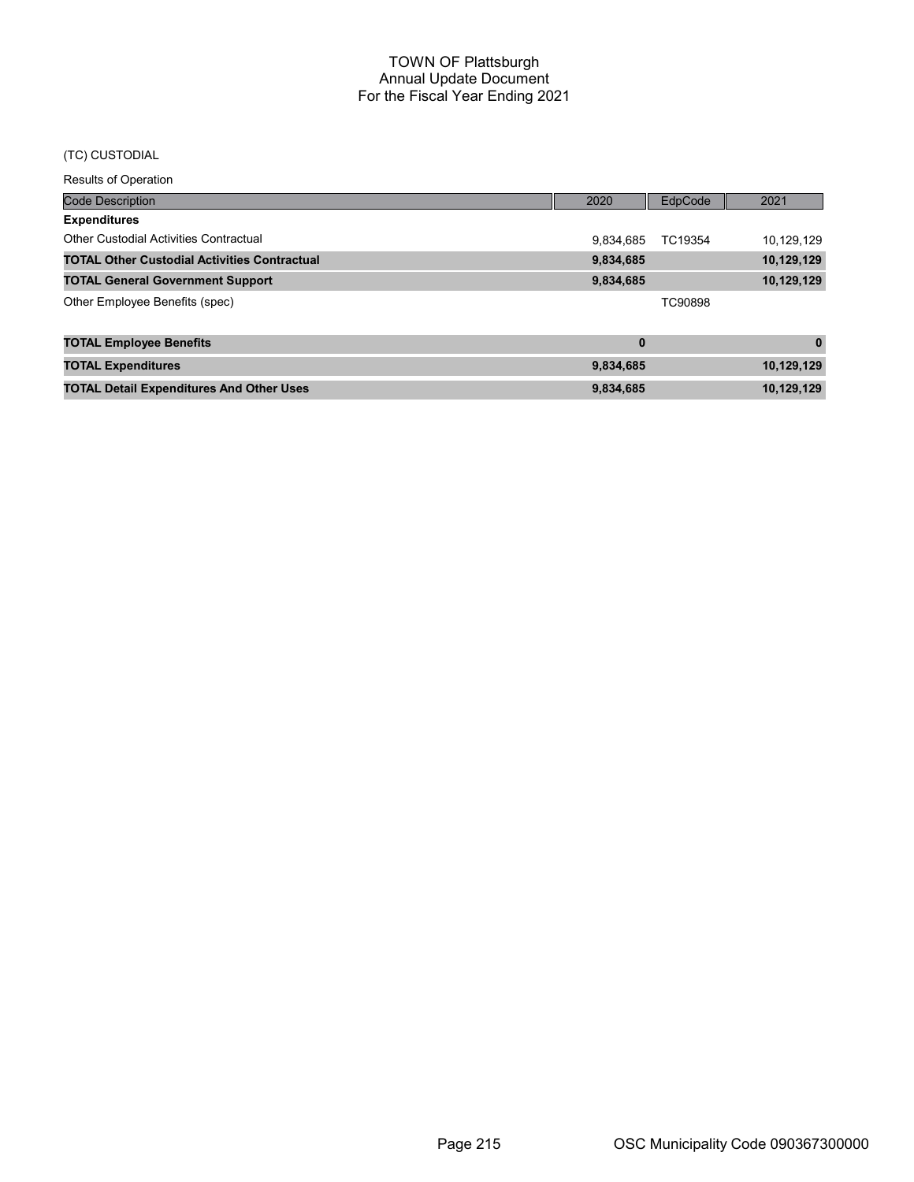# TOWN OF Plattsburgh
## Annual Update Document
## For the Fiscal Year Ending 2021

(TC) CUSTODIAL

Results of Operation

| Code Description | 2020 | EdpCode | 2021 |
|---|---|---|---|
| **Expenditures** | | | |
| Other Custodial Activities Contractual | 9,834,685 | TC19354 | 10,129,129 |
| **TOTAL Other Custodial Activities Contractual** | **9,834,685** | | **10,129,129** |
| **TOTAL General Government Support** | **9,834,685** | | **10,129,129** |
| Other Employee Benefits (spec) | | TC90898 | |
| **TOTAL Employee Benefits** | **0** | | **0** |
| **TOTAL Expenditures** | **9,834,685** | | **10,129,129** |
| **TOTAL Detail Expenditures And Other Uses** | **9,834,685** | | **10,129,129** |

OSC Municipality Code 090367300000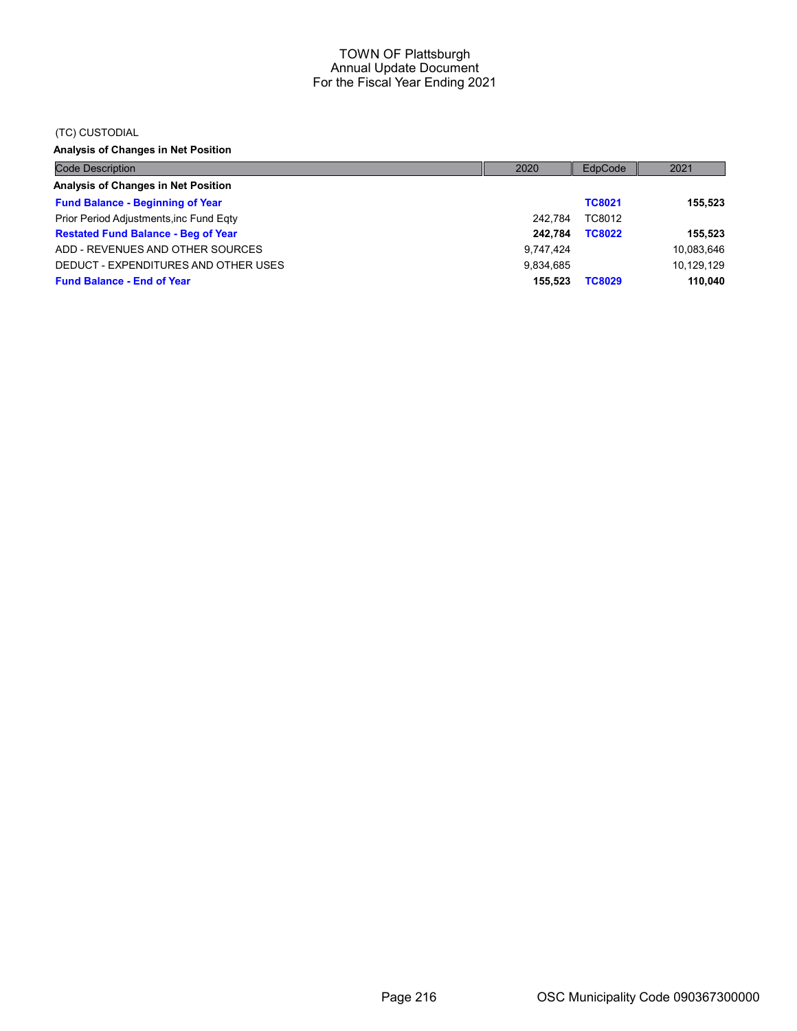# TOWN OF Plattsburgh
## Annual Update Document
## For the Fiscal Year Ending 2021

(TC) CUSTODIAL

**Analysis of Changes in Net Position**

| Code Description | 2020 | EdpCode | 2021 |
|---|---|---|---|
| **Analysis of Changes in Net Position** | | | |
| **Fund Balance - Beginning of Year** | | **TC8021** | **155,523** |
| Prior Period Adjustments,inc Fund Eqty | 242,784 | TC8012 | |
| **Restated Fund Balance - Beg of Year** | **242,784** | **TC8022** | **155,523** |
| ADD - REVENUES AND OTHER SOURCES | 9,747,424 | | 10,083,646 |
| DEDUCT - EXPENDITURES AND OTHER USES | 9,834,685 | | 10,129,129 |
| **Fund Balance - End of Year** | **155,523** | **TC8029** | **110,040** |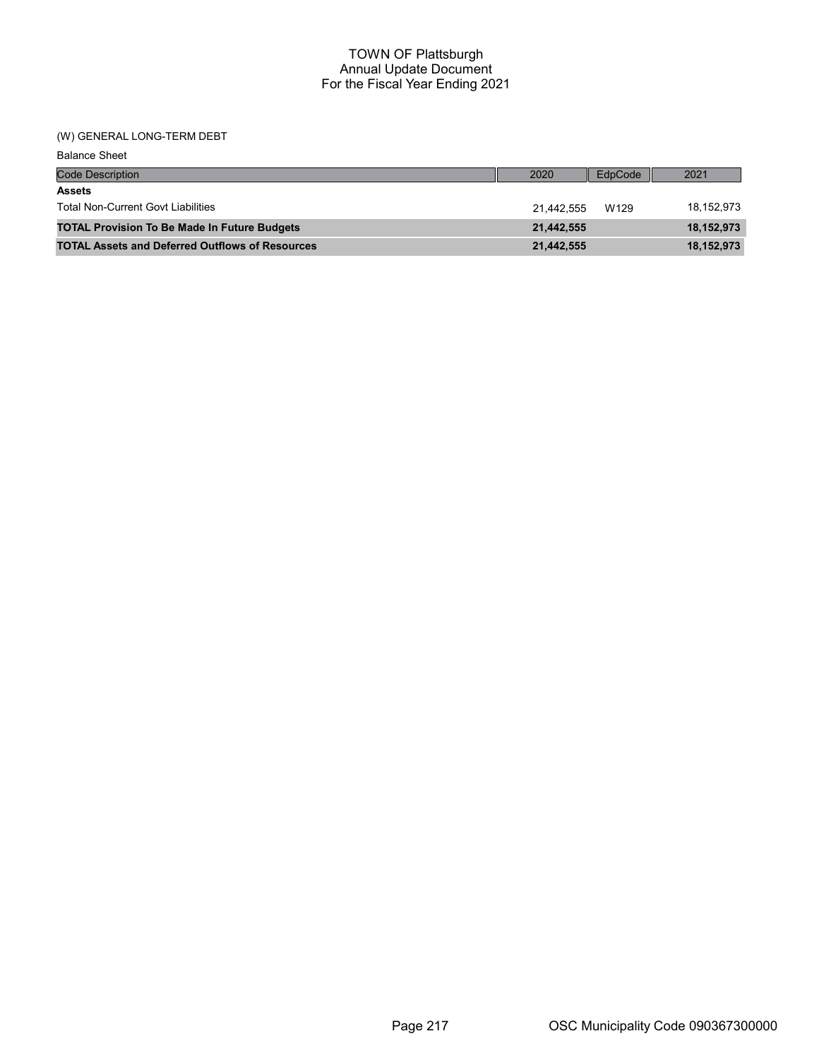# TOWN OF Plattsburgh
## Annual Update Document
## For the Fiscal Year Ending 2021

(W) GENERAL LONG-TERM DEBT

Balance Sheet

| Code Description | 2020 | EdpCode | 2021 |
|---|---|---|---|
| **Assets** | | | |
| Total Non-Current Govt Liabilities | 21,442,555 | W129 | 18,152,973 |
| **TOTAL Provision To Be Made In Future Budgets** | **21,442,555** | | **18,152,973** |
| **TOTAL Assets and Deferred Outflows of Resources** | **21,442,555** | | **18,152,973** |

OSC Municipality Code 090367300000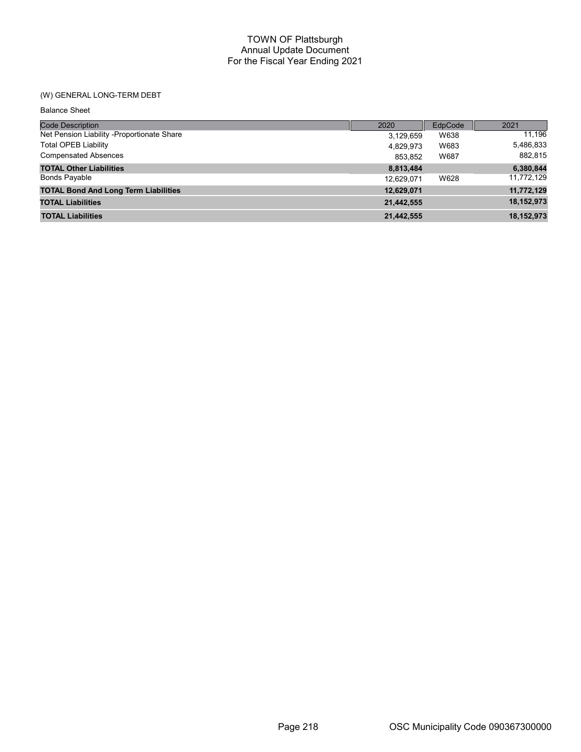# TOWN OF Plattsburgh
## Annual Update Document
## For the Fiscal Year Ending 2021

(W) GENERAL LONG-TERM DEBT

Balance Sheet

| Code Description | 2020 | EdpCode | 2021 |
|---|---|---|---|
| Net Pension Liability -Proportionate Share | 3,129,659 | W638 | 11,196 |
| Total OPEB Liability | 4,829,973 | W683 | 5,486,833 |
| Compensated Absences | 853,852 | W687 | 882,815 |
| **TOTAL Other Liabilities** | **8,813,484** | | **6,380,844** |
| Bonds Payable | 12,629,071 | W628 | 11,772,129 |
| **TOTAL Bond And Long Term Liabilities** | **12,629,071** | | **11,772,129** |
| **TOTAL Liabilities** | **21,442,555** | | **18,152,973** |
| **TOTAL Liabilities** | **21,442,555** | | **18,152,973** |

OSC Municipality Code 090367300000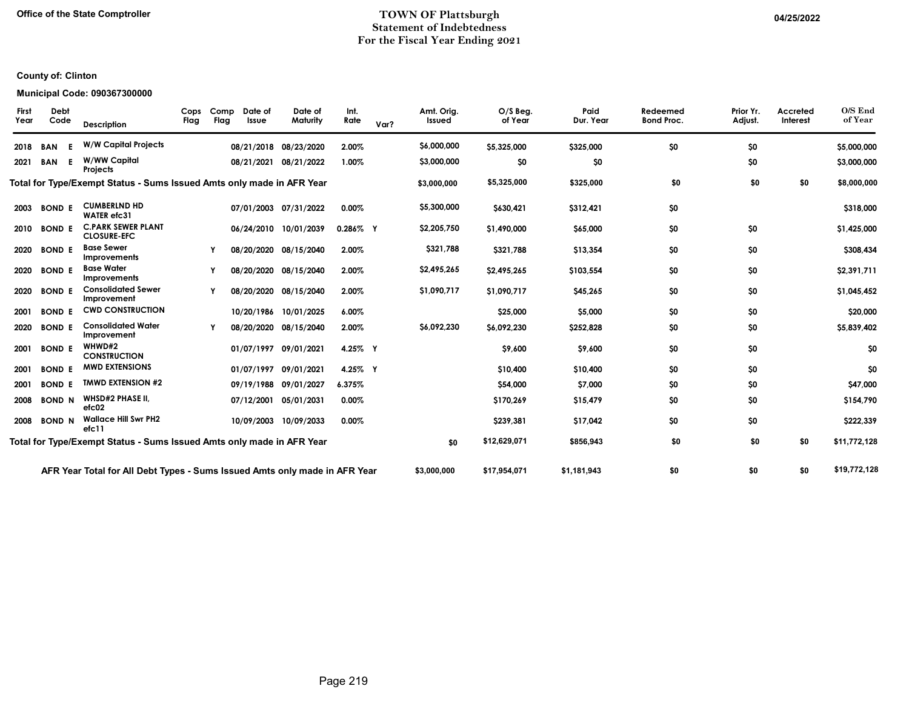Office of the State Comptroller

# TOWN OF Plattsburgh
## Statement of Indebtedness
## For the Fiscal Year Ending 2021

04/25/2022

**County of: Clinton**

**Municipal Code: 090367300000**

| First Year | Debt Code | | Description | Cops Flag | Comp Flag | Date of Issue | Date of Maturity | Int. Rate | Var? | Amt. Orig. Issued | O/S Beg. of Year | Paid Dur. Year | Redeemed Bond Proc. | Prior Yr. Adjust. | Accreted Interest | O/S End of Year |
|---|---|---|---|---|---|---|---|---|---|---|---|---|---|---|---|---|
| 2018 | BAN | E | W/W Capital Projects | | | 08/21/2018 | 08/23/2020 | 2.00% | | $6,000,000 | $5,325,000 | $325,000 | $0 | $0 | | $5,000,000 |
| 2021 | BAN | E | W/WW Capital Projects | | | 08/21/2021 | 08/21/2022 | 1.00% | | $3,000,000 | $0 | $0 | | $0 | | $3,000,000 |
| **Total for Type/Exempt Status - Sums Issued Amts only made in AFR Year** | | | | | | | | | | **$3,000,000** | **$5,325,000** | **$325,000** | **$0** | **$0** | **$0** | **$8,000,000** |
| 2003 | BOND | E | CUMBERLND HD WATER efc31 | | | 07/01/2003 | 07/31/2022 | 0.00% | | $5,300,000 | $630,421 | $312,421 | $0 | | | $318,000 |
| 2010 | BOND | E | C.PARK SEWER PLANT CLOSURE-EFC | | | 06/24/2010 | 10/01/2039 | 0.286% | Y | $2,205,750 | $1,490,000 | $65,000 | $0 | $0 | | $1,425,000 |
| 2020 | BOND | E | Base Sewer Improvements | | Y | 08/20/2020 | 08/15/2040 | 2.00% | | $321,788 | $321,788 | $13,354 | $0 | $0 | | $308,434 |
| 2020 | BOND | E | Base Water Improvements | | Y | 08/20/2020 | 08/15/2040 | 2.00% | | $2,495,265 | $2,495,265 | $103,554 | $0 | $0 | | $2,391,711 |
| 2020 | BOND | E | Consolidated Sewer Improvement | | Y | 08/20/2020 | 08/15/2040 | 2.00% | | $1,090,717 | $1,090,717 | $45,265 | $0 | $0 | | $1,045,452 |
| 2001 | BOND | E | CWD CONSTRUCTION | | | 10/20/1986 | 10/01/2025 | 6.00% | | | $25,000 | $5,000 | $0 | $0 | | $20,000 |
| 2020 | BOND | E | Consolidated Water Improvement | | Y | 08/20/2020 | 08/15/2040 | 2.00% | | $6,092,230 | $6,092,230 | $252,828 | $0 | $0 | | $5,839,402 |
| 2001 | BOND | E | WHWD#2 CONSTRUCTION | | | 01/07/1997 | 09/01/2021 | 4.25% | Y | | $9,600 | $9,600 | $0 | $0 | | $0 |
| 2001 | BOND | E | MWD EXTENSIONS | | | 01/07/1997 | 09/01/2021 | 4.25% | Y | | $10,400 | $10,400 | $0 | $0 | | $0 |
| 2001 | BOND | E | TMWD EXTENSION #2 | | | 09/19/1988 | 09/01/2027 | 6.375% | | | $54,000 | $7,000 | $0 | $0 | | $47,000 |
| 2008 | BOND | N | WHSD#2 PHASE II, efc02 | | | 07/12/2001 | 05/01/2031 | 0.00% | | | $170,269 | $15,479 | $0 | $0 | | $154,790 |
| 2008 | BOND | N | Wallace Hill Swr PH2 efc11 | | | 10/09/2003 | 10/09/2033 | 0.00% | | | $239,381 | $17,042 | $0 | $0 | | $222,339 |
| **Total for Type/Exempt Status - Sums Issued Amts only made in AFR Year** | | | | | | | | | | **$0** | **$12,629,071** | **$856,943** | **$0** | **$0** | **$0** | **$11,772,128** |
| **AFR Year Total for All Debt Types - Sums Issued Amts only made in AFR Year** | | | | | | | | | | **$3,000,000** | **$17,954,071** | **$1,181,943** | **$0** | **$0** | **$0** | **$19,772,128** |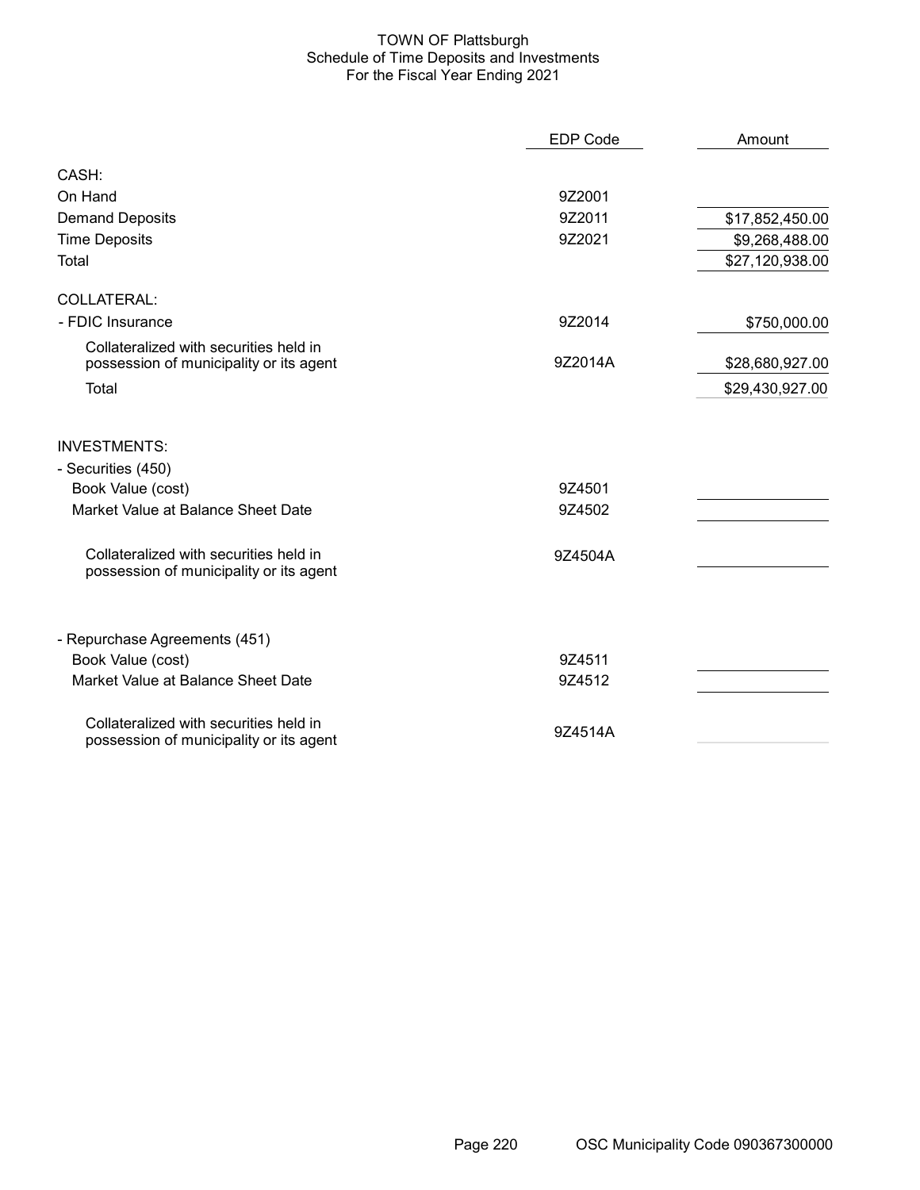# TOWN OF Plattsburgh
## Schedule of Time Deposits and Investments
### For the Fiscal Year Ending 2021

| | EDP Code | Amount |
|---|---|---|
| CASH: | | |
| On Hand | 9Z2001 | |
| Demand Deposits | 9Z2011 | $17,852,450.00 |
| Time Deposits | 9Z2021 | $9,268,488.00 |
| Total | | $27,120,938.00 |
| COLLATERAL: | | |
| - FDIC Insurance | 9Z2014 | $750,000.00 |
| Collateralized with securities held in possession of municipality or its agent | 9Z2014A | $28,680,927.00 |
| Total | | $29,430,927.00 |
| INVESTMENTS: | | |
| - Securities (450) | | |
| Book Value (cost) | 9Z4501 | |
| Market Value at Balance Sheet Date | 9Z4502 | |
| Collateralized with securities held in possession of municipality or its agent | 9Z4504A | |
| - Repurchase Agreements (451) | | |
| Book Value (cost) | 9Z4511 | |
| Market Value at Balance Sheet Date | 9Z4512 | |
| Collateralized with securities held in possession of municipality or its agent | 9Z4514A | |

OSC Municipality Code 090367300000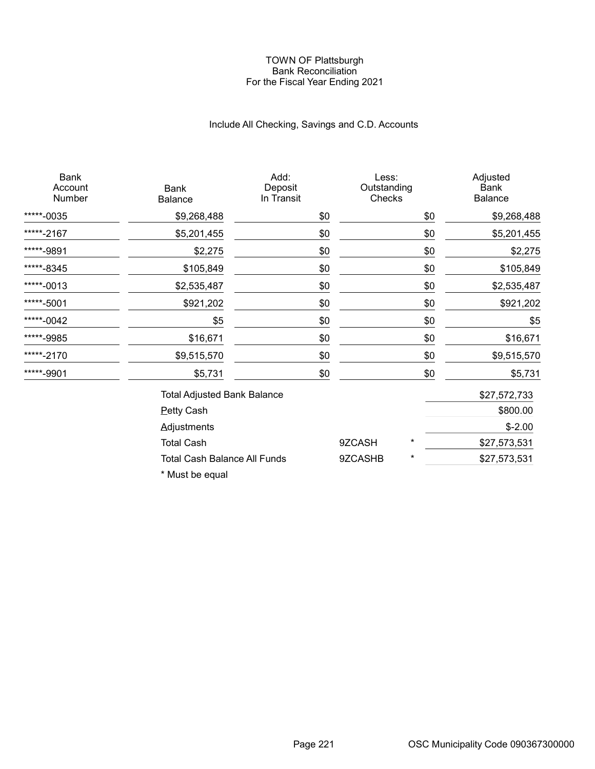# TOWN OF Plattsburgh
## Bank Reconciliation
### For the Fiscal Year Ending 2021

Include All Checking, Savings and C.D. Accounts

| Bank Account Number | Bank Balance | Add: Deposit In Transit | Less: Outstanding Checks | Adjusted Bank Balance |
|---|---|---|---|---|
| *****-0035 | $9,268,488 | $0 | $0 | $9,268,488 |
| *****-2167 | $5,201,455 | $0 | $0 | $5,201,455 |
| *****-9891 | $2,275 | $0 | $0 | $2,275 |
| *****-8345 | $105,849 | $0 | $0 | $105,849 |
| *****-0013 | $2,535,487 | $0 | $0 | $2,535,487 |
| *****-5001 | $921,202 | $0 | $0 | $921,202 |
| *****-0042 | $5 | $0 | $0 | $5 |
| *****-9985 | $16,671 | $0 | $0 | $16,671 |
| *****-2170 | $9,515,570 | $0 | $0 | $9,515,570 |
| *****-9901 | $5,731 | $0 | $0 | $5,731 |

| | | | |
|---|---|---|---|
| Total Adjusted Bank Balance | | | $27,572,733 |
| Petty Cash | | | $800.00 |
| Adjustments | | | $-2.00 |
| Total Cash | 9ZCASH | * | $27,573,531 |
| Total Cash Balance All Funds | 9ZCASHB | * | $27,573,531 |

* Must be equal

OSC Municipality Code 090367300000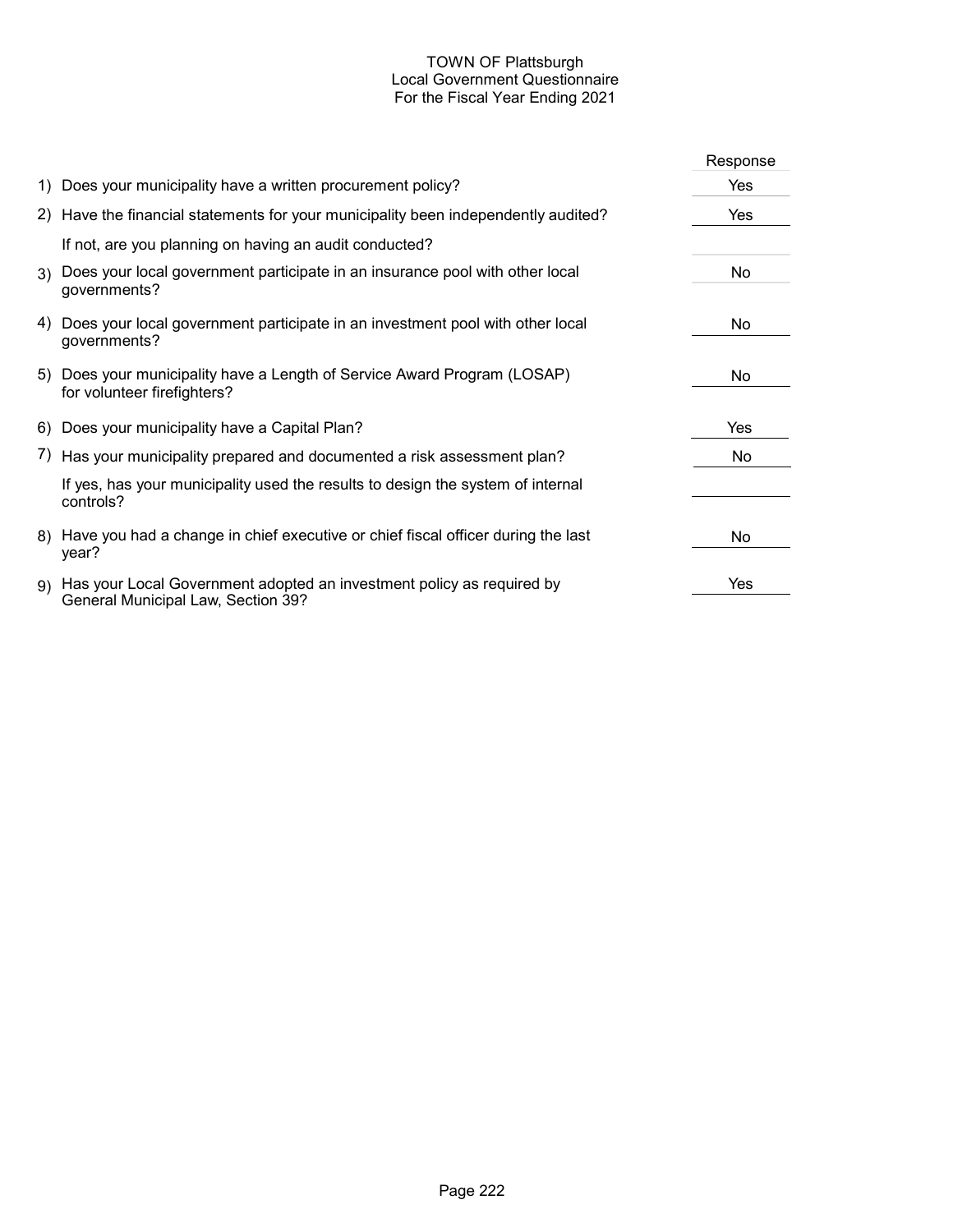# TOWN OF Plattsburgh
## Local Government Questionnaire
### For the Fiscal Year Ending 2021

| | Question | Response |
|---|---|---|
| 1) | Does your municipality have a written procurement policy? | Yes |
| 2) | Have the financial statements for your municipality been independently audited? | Yes |
| | If not, are you planning on having an audit conducted? | |
| 3) | Does your local government participate in an insurance pool with other local governments? | No |
| 4) | Does your local government participate in an investment pool with other local governments? | No |
| 5) | Does your municipality have a Length of Service Award Program (LOSAP) for volunteer firefighters? | No |
| 6) | Does your municipality have a Capital Plan? | Yes |
| 7) | Has your municipality prepared and documented a risk assessment plan? | No |
| | If yes, has your municipality used the results to design the system of internal controls? | |
| 8) | Have you had a change in chief executive or chief fiscal officer during the last year? | No |
| 9) | Has your Local Government adopted an investment policy as required by General Municipal Law, Section 39? | Yes |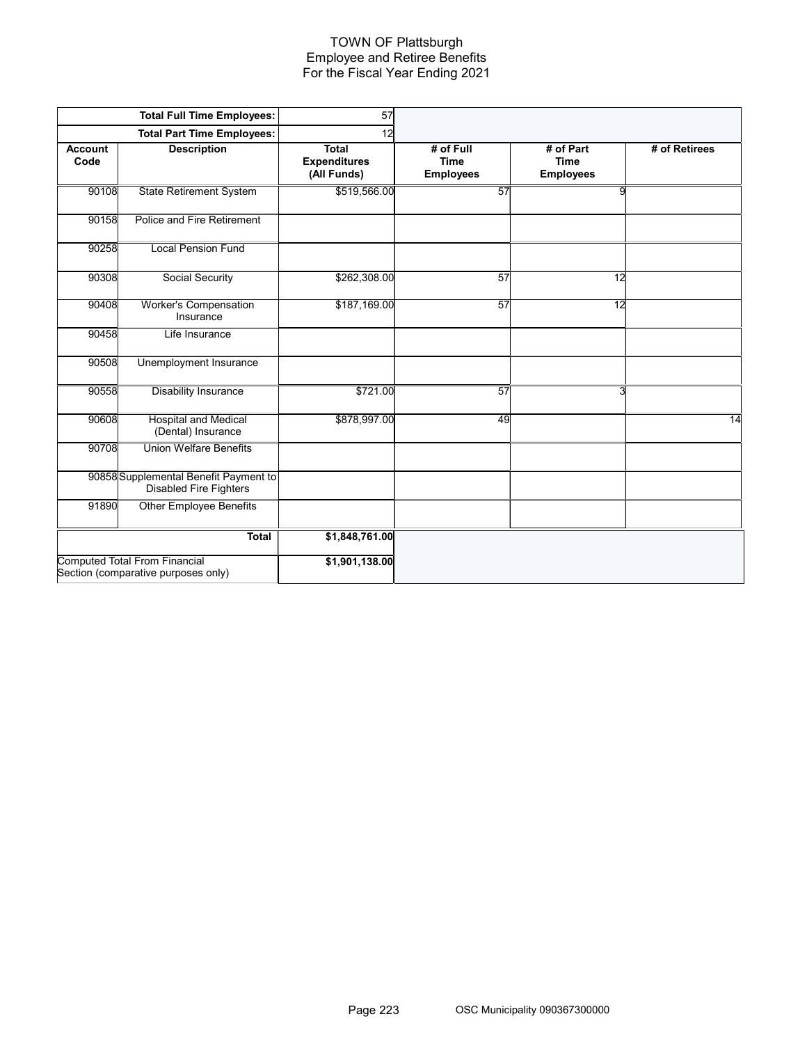# TOWN OF Plattsburgh
## Employee and Retiree Benefits
### For the Fiscal Year Ending 2021

| | Total Full Time Employees: | 57 | | | |
|---|---|---|---|---|---|
| | **Total Part Time Employees:** | 12 | | | |
| **Account Code** | **Description** | **Total Expenditures (All Funds)** | **# of Full Time Employees** | **# of Part Time Employees** | **# of Retirees** |
| 90108 | State Retirement System | $519,566.00 | 57 | 9 | |
| 90158 | Police and Fire Retirement | | | | |
| 90258 | Local Pension Fund | | | | |
| 90308 | Social Security | $262,308.00 | 57 | 12 | |
| 90408 | Worker's Compensation Insurance | $187,169.00 | 57 | 12 | |
| 90458 | Life Insurance | | | | |
| 90508 | Unemployment Insurance | | | | |
| 90558 | Disability Insurance | $721.00 | 57 | 3 | |
| 90608 | Hospital and Medical (Dental) Insurance | $878,997.00 | 49 | | 14 |
| 90708 | Union Welfare Benefits | | | | |
| 90858 | Supplemental Benefit Payment to Disabled Fire Fighters | | | | |
| 91890 | Other Employee Benefits | | | | |
| | **Total** | **$1,848,761.00** | | | |
| Computed Total From Financial Section (comparative purposes only) | | **$1,901,138.00** | | | |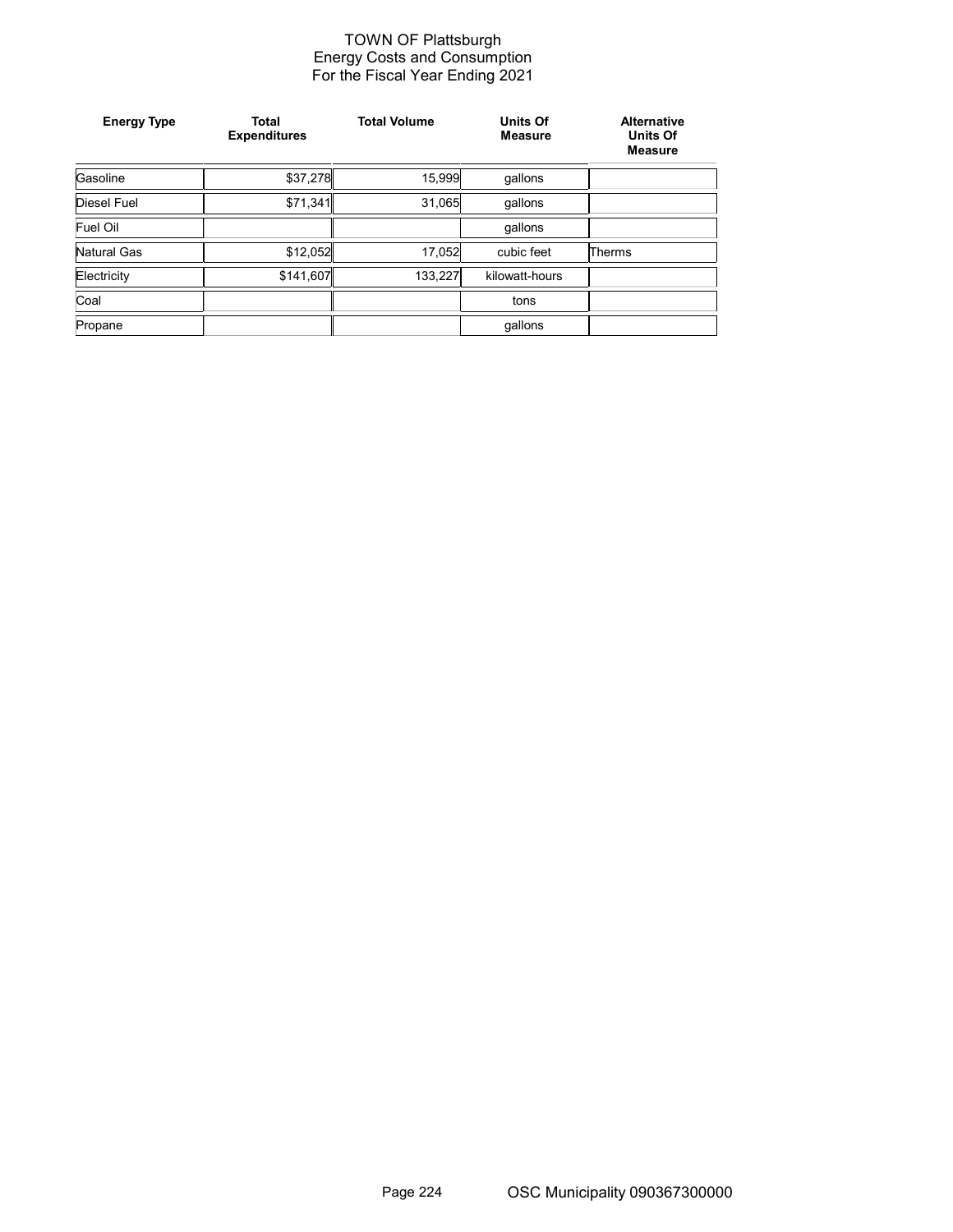# TOWN OF Plattsburgh
## Energy Costs and Consumption
## For the Fiscal Year Ending 2021

| Energy Type | Total Expenditures | Total Volume | Units Of Measure | Alternative Units Of Measure |
|---|---|---|---|---|
| Gasoline | $37,278 | 15,999 | gallons | |
| Diesel Fuel | $71,341 | 31,065 | gallons | |
| Fuel Oil | | | gallons | |
| Natural Gas | $12,052 | 17,052 | cubic feet | Therms |
| Electricity | $141,607 | 133,227 | kilowatt-hours | |
| Coal | | | tons | |
| Propane | | | gallons | |

OSC Municipality 090367300000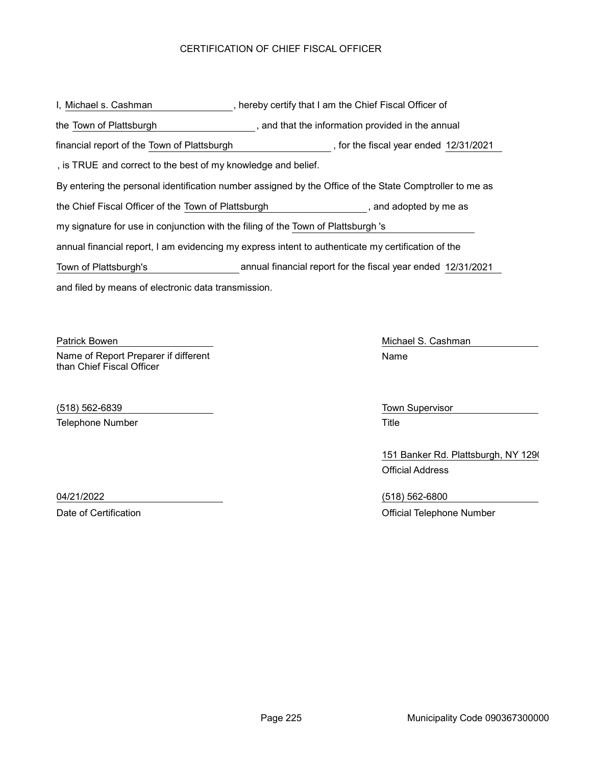# CERTIFICATION OF CHIEF FISCAL OFFICER

I, Michael s. Cashman, hereby certify that I am the Chief Fiscal Officer of the Town of Plattsburgh, and that the information provided in the annual financial report of the Town of Plattsburgh, for the fiscal year ended 12/31/2021, is TRUE and correct to the best of my knowledge and belief.

By entering the personal identification number assigned by the Office of the State Comptroller to me as the Chief Fiscal Officer of the Town of Plattsburgh, and adopted by me as my signature for use in conjunction with the filing of the Town of Plattsburgh 's annual financial report, I am evidencing my express intent to authenticate my certification of the Town of Plattsburgh's annual financial report for the fiscal year ended 12/31/2021 and filed by means of electronic data transmission.

Patrick Bowen
Name of Report Preparer if different than Chief Fiscal Officer

(518) 562-6839
Telephone Number

04/21/2022
Date of Certification

Michael S. Cashman
Name

Town Supervisor
Title

151 Banker Rd. Plattsburgh, NY 129(
Official Address

(518) 562-6800
Official Telephone Number

Municipality Code 090367300000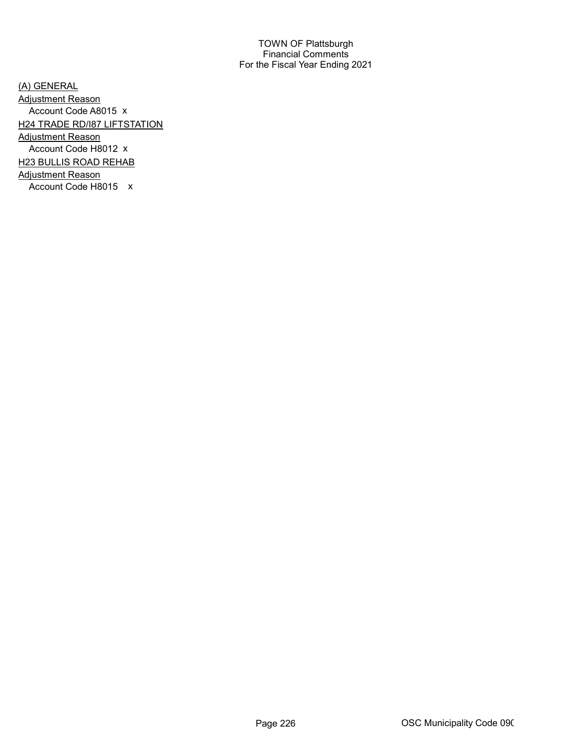TOWN OF Plattsburgh
Financial Comments
For the Fiscal Year Ending 2021

(A) GENERAL

Adjustment Reason

Account Code A8015 x

H24 TRADE RD/I87 LIFTSTATION

Adjustment Reason

Account Code H8012 x

H23 BULLIS ROAD REHAB

Adjustment Reason

Account Code H8015 x